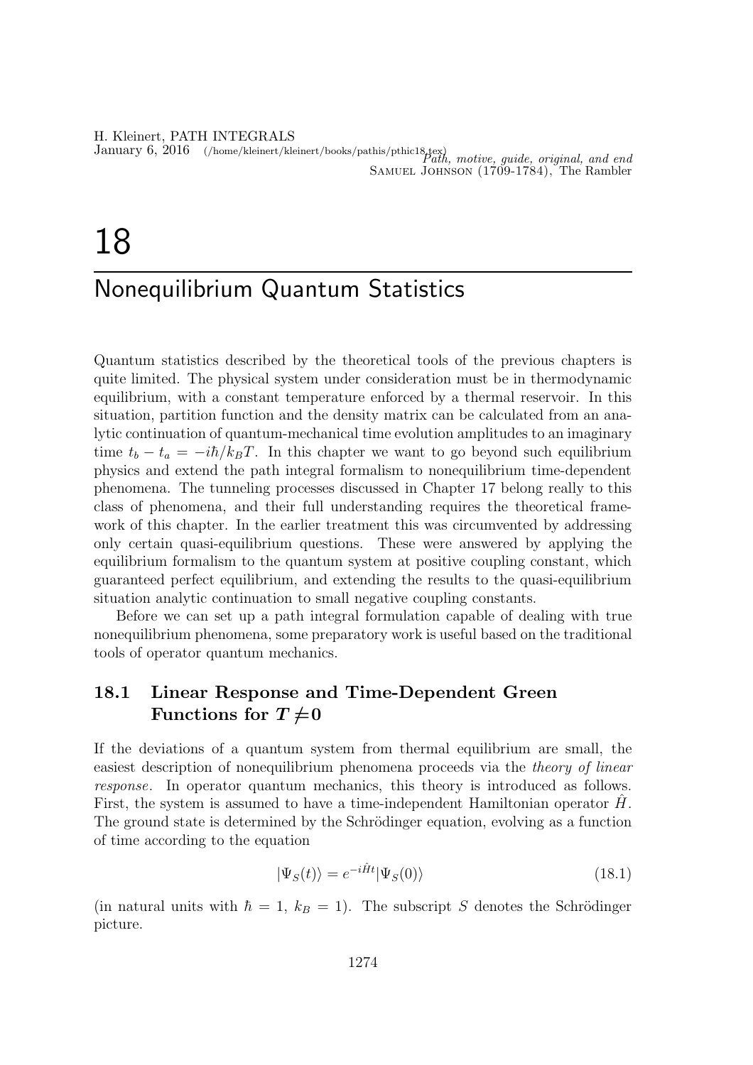*Path, motive, guide, original, and end*
Samuel Johnson (1709-1784), The Rambler

# 18 Nonequilibrium Quantum Statistics

Quantum statistics described by the theoretical tools of the previous chapters is quite limited. The physical system under consideration must be in thermodynamic equilibrium, with a constant temperature enforced by a thermal reservoir. In this situation, partition function and the density matrix can be calculated from an analytic continuation of quantum-mechanical time evolution amplitudes to an imaginary time $t_b - t_a = -i\hbar/k_BT$. In this chapter we want to go beyond such equilibrium physics and extend the path integral formalism to nonequilibrium time-dependent phenomena. The tunneling processes discussed in Chapter 17 belong really to this class of phenomena, and their full understanding requires the theoretical framework of this chapter. In the earlier treatment this was circumvented by addressing only certain quasi-equilibrium questions. These were answered by applying the equilibrium formalism to the quantum system at positive coupling constant, which guaranteed perfect equilibrium, and extending the results to the quasi-equilibrium situation analytic continuation to small negative coupling constants.

Before we can set up a path integral formulation capable of dealing with true nonequilibrium phenomena, some preparatory work is useful based on the traditional tools of operator quantum mechanics.

## 18.1 Linear Response and Time-Dependent Green Functions for $T \neq 0$

If the deviations of a quantum system from thermal equilibrium are small, the easiest description of nonequilibrium phenomena proceeds via the *theory of linear response*. In operator quantum mechanics, this theory is introduced as follows. First, the system is assumed to have a time-independent Hamiltonian operator $\hat{H}$. The ground state is determined by the Schrödinger equation, evolving as a function of time according to the equation

$$|\Psi_S(t)\rangle = e^{-i\hat{H}t}|\Psi_S(0)\rangle \tag{18.1}$$

(in natural units with $\hbar = 1$, $k_B = 1$). The subscript $S$ denotes the Schrödinger picture.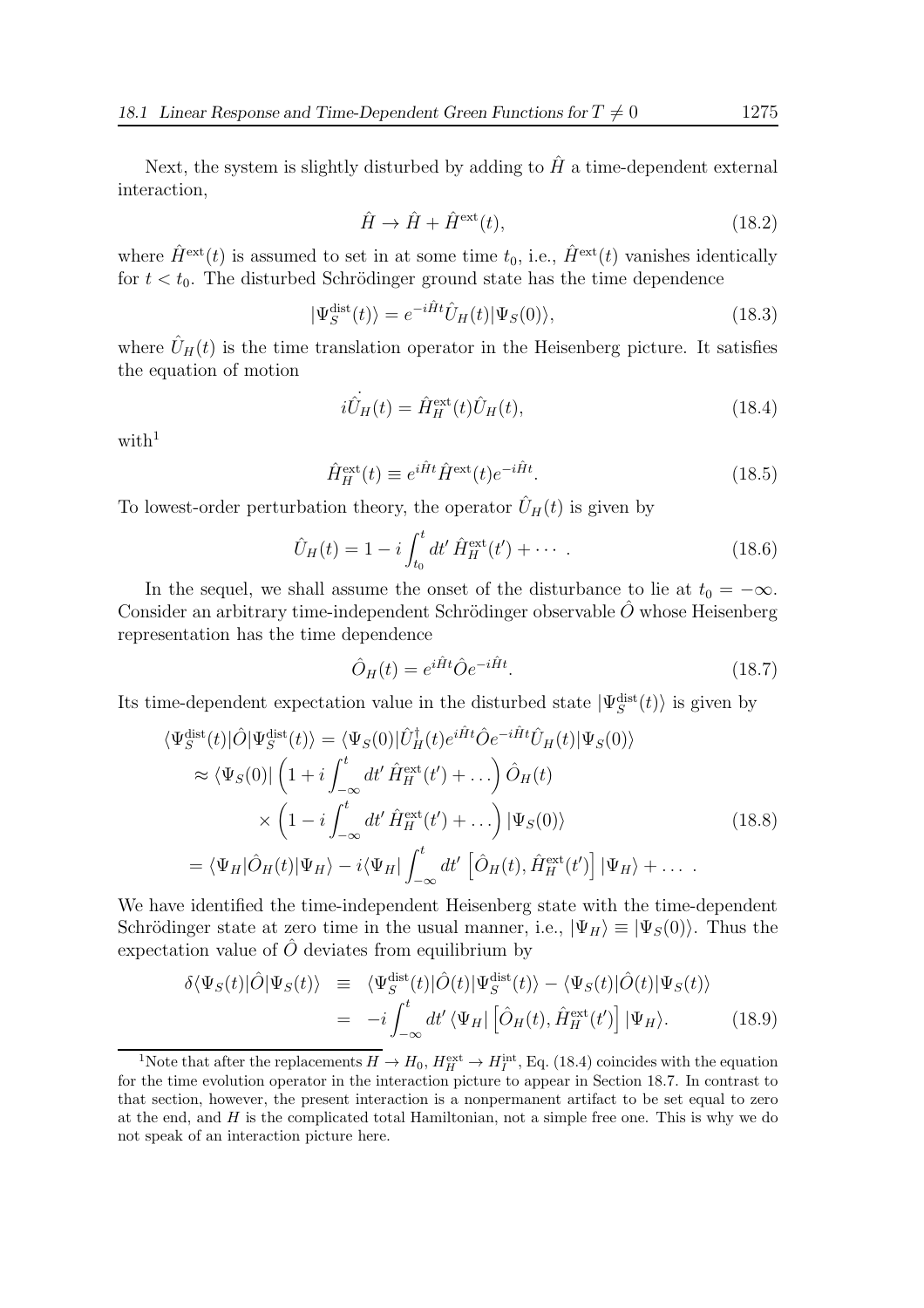Next, the system is slightly disturbed by adding to $\hat{H}$ a time-dependent external interaction,

$$\hat{H} \to \hat{H} + \hat{H}^{\rm ext}(t), \tag{18.2}$$

where $\hat{H}^{\rm ext}(t)$ is assumed to set in at some time $t_0$, i.e., $\hat{H}^{\rm ext}(t)$ vanishes identically for $t < t_0$. The disturbed Schrödinger ground state has the time dependence

$$|\Psi_S^{\rm dist}(t)\rangle = e^{-i\hat{H}t}\hat{U}_H(t)|\Psi_S(0)\rangle, \tag{18.3}$$

where $\hat{U}_H(t)$ is the time translation operator in the Heisenberg picture. It satisfies the equation of motion

$$i\dot{\hat{U}}_H(t) = \hat{H}_H^{\rm ext}(t)\hat{U}_H(t), \tag{18.4}$$

with[1]

$$\hat{H}_H^{\rm ext}(t) \equiv e^{i\hat{H}t}\hat{H}^{\rm ext}(t)e^{-i\hat{H}t}. \tag{18.5}$$

To lowest-order perturbation theory, the operator $\hat{U}_H(t)$ is given by

$$\hat{U}_H(t) = 1 - i\int_{t_0}^{t} dt'\, \hat{H}_H^{\rm ext}(t') + \cdots \,. \tag{18.6}$$

In the sequel, we shall assume the onset of the disturbance to lie at $t_0 = -\infty$. Consider an arbitrary time-independent Schrödinger observable $\hat{O}$ whose Heisenberg representation has the time dependence

$$\hat{O}_H(t) = e^{i\hat{H}t}\hat{O}e^{-i\hat{H}t}. \tag{18.7}$$

Its time-dependent expectation value in the disturbed state $|\Psi_S^{\rm dist}(t)\rangle$ is given by

$$\begin{aligned}
\langle\Psi_S^{\rm dist}(t)|\hat{O}|\Psi_S^{\rm dist}(t)\rangle &= \langle\Psi_S(0)|\hat{U}_H^\dagger(t)e^{i\hat{H}t}\hat{O}e^{-i\hat{H}t}\hat{U}_H(t)|\Psi_S(0)\rangle \\
&\approx \langle\Psi_S(0)|\left(1 + i\int_{-\infty}^{t} dt'\, \hat{H}_H^{\rm ext}(t') + \ldots\right)\hat{O}_H(t) \\
&\quad\times\left(1 - i\int_{-\infty}^{t} dt'\, \hat{H}_H^{\rm ext}(t') + \ldots\right)|\Psi_S(0)\rangle \\
&= \langle\Psi_H|\hat{O}_H(t)|\Psi_H\rangle - i\langle\Psi_H|\int_{-\infty}^{t} dt'\left[\hat{O}_H(t), \hat{H}_H^{\rm ext}(t')\right]|\Psi_H\rangle + \ldots \,.
\end{aligned} \tag{18.8}$$

We have identified the time-independent Heisenberg state with the time-dependent Schrödinger state at zero time in the usual manner, i.e., $|\Psi_H\rangle \equiv |\Psi_S(0)\rangle$. Thus the expectation value of $\hat{O}$ deviates from equilibrium by

$$\begin{aligned}
\delta\langle\Psi_S(t)|\hat{O}|\Psi_S(t)\rangle &\equiv \langle\Psi_S^{\rm dist}(t)|\hat{O}(t)|\Psi_S^{\rm dist}(t)\rangle - \langle\Psi_S(t)|\hat{O}(t)|\Psi_S(t)\rangle \\
&= -i\int_{-\infty}^{t} dt'\,\langle\Psi_H|\left[\hat{O}_H(t), \hat{H}_H^{\rm ext}(t')\right]|\Psi_H\rangle.
\end{aligned} \tag{18.9}$$

---

[1] Note that after the replacements $H \to H_0$, $H_H^{\rm ext} \to H_I^{\rm int}$, Eq. (18.4) coincides with the equation for the time evolution operator in the interaction picture to appear in Section 18.7. In contrast to that section, however, the present interaction is a nonpermanent artifact to be set equal to zero at the end, and $H$ is the complicated total Hamiltonian, not a simple free one. This is why we do not speak of an interaction picture here.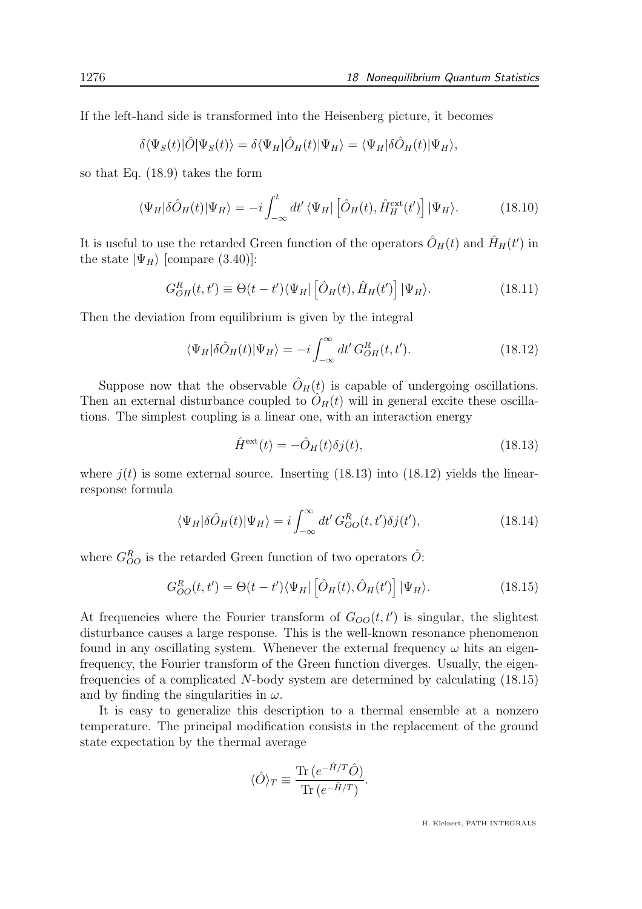If the left-hand side is transformed into the Heisenberg picture, it becomes

$$\delta\langle\Psi_S(t)|\hat{O}|\Psi_S(t)\rangle = \delta\langle\Psi_H|\hat{O}_H(t)|\Psi_H\rangle = \langle\Psi_H|\delta\hat{O}_H(t)|\Psi_H\rangle,$$

so that Eq. (18.9) takes the form

$$\langle\Psi_H|\delta\hat{O}_H(t)|\Psi_H\rangle = -i\int_{-\infty}^{t} dt' \,\langle\Psi_H|\left[\hat{O}_H(t), \hat{H}_H^{\rm ext}(t')\right]|\Psi_H\rangle. \tag{18.10}$$

It is useful to use the retarded Green function of the operators $\hat{O}_H(t)$ and $\hat{H}_H(t')$ in the state $|\Psi_H\rangle$ [compare (3.40)]:

$$G_{OH}^R(t,t') \equiv \Theta(t-t')\langle\Psi_H|\left[\hat{O}_H(t), \hat{H}_H(t')\right]|\Psi_H\rangle. \tag{18.11}$$

Then the deviation from equilibrium is given by the integral

$$\langle\Psi_H|\delta\hat{O}_H(t)|\Psi_H\rangle = -i\int_{-\infty}^{\infty} dt' \, G_{OH}^R(t,t'). \tag{18.12}$$

Suppose now that the observable $\hat{O}_H(t)$ is capable of undergoing oscillations. Then an external disturbance coupled to $\hat{O}_H(t)$ will in general excite these oscillations. The simplest coupling is a linear one, with an interaction energy

$$\hat{H}^{\rm ext}(t) = -\hat{O}_H(t)\delta j(t), \tag{18.13}$$

where $j(t)$ is some external source. Inserting (18.13) into (18.12) yields the linear-response formula

$$\langle\Psi_H|\delta\hat{O}_H(t)|\Psi_H\rangle = i\int_{-\infty}^{\infty} dt' \, G_{OO}^R(t,t')\delta j(t'), \tag{18.14}$$

where $G_{OO}^R$ is the retarded Green function of two operators $\hat{O}$:

$$G_{OO}^R(t,t') = \Theta(t-t')\langle\Psi_H|\left[\hat{O}_H(t), \hat{O}_H(t')\right]|\Psi_H\rangle. \tag{18.15}$$

At frequencies where the Fourier transform of $G_{OO}(t,t')$ is singular, the slightest disturbance causes a large response. This is the well-known resonance phenomenon found in any oscillating system. Whenever the external frequency $\omega$ hits an eigenfrequency, the Fourier transform of the Green function diverges. Usually, the eigenfrequencies of a complicated $N$-body system are determined by calculating (18.15) and by finding the singularities in $\omega$.

It is easy to generalize this description to a thermal ensemble at a nonzero temperature. The principal modification consists in the replacement of the ground state expectation by the thermal average

$$\langle\hat{O}\rangle_T \equiv \frac{{\rm Tr}\,(e^{-\hat{H}/T}\hat{O})}{{\rm Tr}\,(e^{-\hat{H}/T})}.$$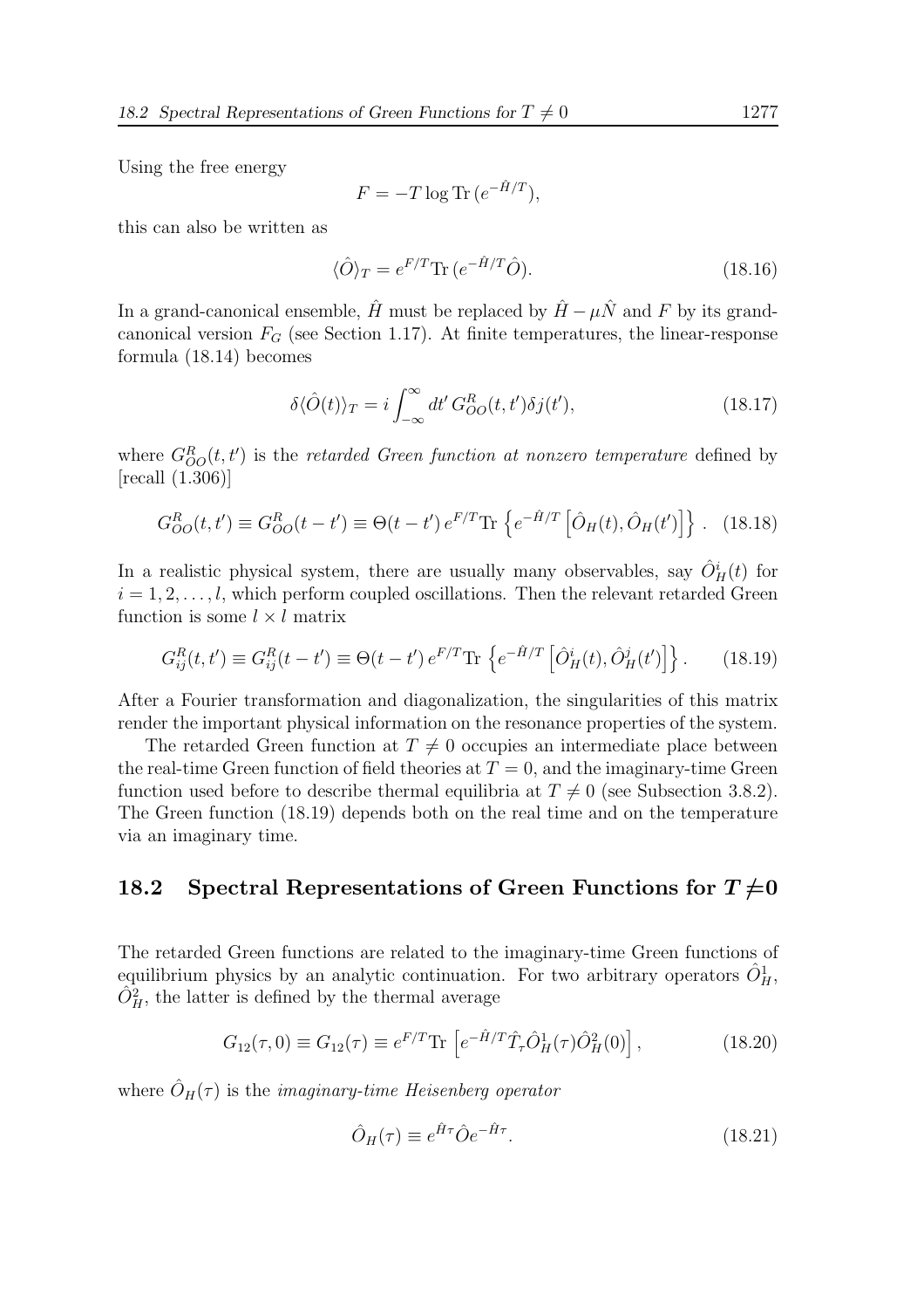Using the free energy

$$F = -T \log \mathrm{Tr}\, (e^{-\hat{H}/T}),$$

this can also be written as

$$\langle \hat{O} \rangle_T = e^{F/T} \mathrm{Tr}\, (e^{-\hat{H}/T} \hat{O}). \tag{18.16}$$

In a grand-canonical ensemble, $\hat{H}$ must be replaced by $\hat{H} - \mu \hat{N}$ and $F$ by its grand-canonical version $F_G$ (see Section 1.17). At finite temperatures, the linear-response formula (18.14) becomes

$$\delta \langle \hat{O}(t) \rangle_T = i \int_{-\infty}^{\infty} dt'\, G^R_{OO}(t, t') \delta j(t'), \tag{18.17}$$

where $G^R_{OO}(t, t')$ is the *retarded Green function at nonzero temperature* defined by [recall (1.306)]

$$G^R_{OO}(t, t') \equiv G^R_{OO}(t - t') \equiv \Theta(t - t')\, e^{F/T} \mathrm{Tr} \left\{ e^{-\hat{H}/T} \left[ \hat{O}_H(t), \hat{O}_H(t') \right] \right\}. \tag{18.18}$$

In a realistic physical system, there are usually many observables, say $\hat{O}^i_H(t)$ for $i = 1, 2, \ldots, l$, which perform coupled oscillations. Then the relevant retarded Green function is some $l \times l$ matrix

$$G^R_{ij}(t, t') \equiv G^R_{ij}(t - t') \equiv \Theta(t - t')\, e^{F/T} \mathrm{Tr} \left\{ e^{-\hat{H}/T} \left[ \hat{O}^i_H(t), \hat{O}^j_H(t') \right] \right\}. \tag{18.19}$$

After a Fourier transformation and diagonalization, the singularities of this matrix render the important physical information on the resonance properties of the system.

The retarded Green function at $T \neq 0$ occupies an intermediate place between the real-time Green function of field theories at $T = 0$, and the imaginary-time Green function used before to describe thermal equilibria at $T \neq 0$ (see Subsection 3.8.2). The Green function (18.19) depends both on the real time and on the temperature via an imaginary time.

## 18.2 Spectral Representations of Green Functions for $T \neq 0$

The retarded Green functions are related to the imaginary-time Green functions of equilibrium physics by an analytic continuation. For two arbitrary operators $\hat{O}^1_H$, $\hat{O}^2_H$, the latter is defined by the thermal average

$$G_{12}(\tau, 0) \equiv G_{12}(\tau) \equiv e^{F/T} \mathrm{Tr} \left[ e^{-\hat{H}/T} \hat{T}_\tau \hat{O}^1_H(\tau) \hat{O}^2_H(0) \right], \tag{18.20}$$

where $\hat{O}_H(\tau)$ is the *imaginary-time Heisenberg operator*

$$\hat{O}_H(\tau) \equiv e^{\hat{H}\tau} \hat{O} e^{-\hat{H}\tau}. \tag{18.21}$$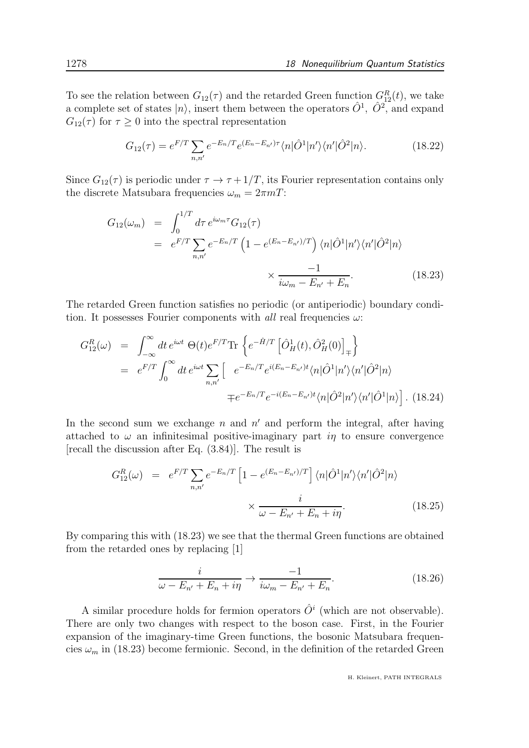To see the relation between $G_{12}(\tau)$ and the retarded Green function $G^R_{12}(t)$, we take a complete set of states $|n\rangle$, insert them between the operators $\hat{O}^1$, $\hat{O}^2$, and expand $G_{12}(\tau)$ for $\tau \geq 0$ into the spectral representation

$$G_{12}(\tau) = e^{F/T} \sum_{n,n'} e^{-E_n/T} e^{(E_n - E_{n'})\tau} \langle n|\hat{O}^1|n'\rangle\langle n'|\hat{O}^2|n\rangle. \tag{18.22}$$

Since $G_{12}(\tau)$ is periodic under $\tau \to \tau + 1/T$, its Fourier representation contains only the discrete Matsubara frequencies $\omega_m = 2\pi m T$:

$$\begin{aligned} G_{12}(\omega_m) &= \int_0^{1/T} d\tau \, e^{i\omega_m \tau} G_{12}(\tau) \\ &= e^{F/T} \sum_{n,n'} e^{-E_n/T} \left(1 - e^{(E_n - E_{n'})/T}\right) \langle n|\hat{O}^1|n'\rangle\langle n'|\hat{O}^2|n\rangle \\ &\qquad \times \frac{-1}{i\omega_m - E_{n'} + E_n}. \end{aligned} \tag{18.23}$$

The retarded Green function satisfies no periodic (or antiperiodic) boundary condition. It possesses Fourier components with *all* real frequencies $\omega$:

$$\begin{aligned} G^R_{12}(\omega) &= \int_{-\infty}^{\infty} dt \, e^{i\omega t} \, \Theta(t) e^{F/T} \mathrm{Tr} \left\{ e^{-\hat{H}/T} \left[\hat{O}^1_H(t), \hat{O}^2_H(0)\right]_{\mp} \right\} \\ &= e^{F/T} \int_0^{\infty} dt \, e^{i\omega t} \sum_{n,n'} \Big[ \; e^{-E_n/T} e^{i(E_n - E_{n'})t} \langle n|\hat{O}^1|n'\rangle\langle n'|\hat{O}^2|n\rangle \\ &\qquad \mp e^{-E_n/T} e^{-i(E_n - E_{n'})t} \langle n|\hat{O}^2|n'\rangle\langle n'|\hat{O}^1|n\rangle \Big]. \end{aligned} \tag{18.24}$$

In the second sum we exchange $n$ and $n'$ and perform the integral, after having attached to $\omega$ an infinitesimal positive-imaginary part $i\eta$ to ensure convergence [recall the discussion after Eq. (3.84)]. The result is

$$\begin{aligned} G^R_{12}(\omega) &= e^{F/T} \sum_{n,n'} e^{-E_n/T} \left[1 - e^{(E_n - E_{n'})/T}\right] \langle n|\hat{O}^1|n'\rangle\langle n'|\hat{O}^2|n\rangle \\ &\qquad \times \frac{i}{\omega - E_{n'} + E_n + i\eta}. \end{aligned} \tag{18.25}$$

By comparing this with (18.23) we see that the thermal Green functions are obtained from the retarded ones by replacing [1]

$$\frac{i}{\omega - E_{n'} + E_n + i\eta} \to \frac{-1}{i\omega_m - E_{n'} + E_n}. \tag{18.26}$$

A similar procedure holds for fermion operators $\hat{O}^i$ (which are not observable). There are only two changes with respect to the boson case. First, in the Fourier expansion of the imaginary-time Green functions, the bosonic Matsubara frequencies $\omega_m$ in (18.23) become fermionic. Second, in the definition of the retarded Green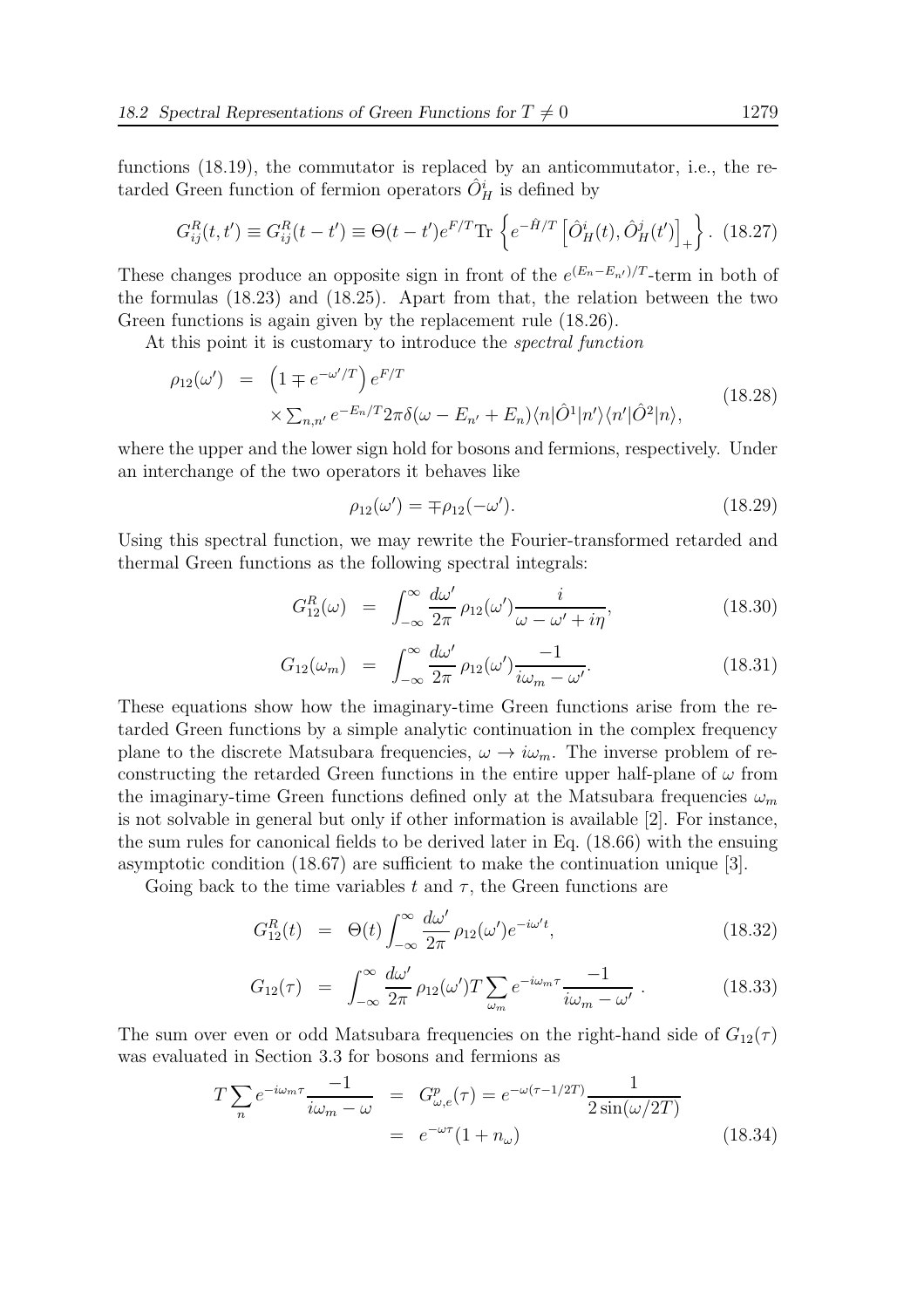functions (18.19), the commutator is replaced by an anticommutator, i.e., the retarded Green function of fermion operators $\hat{O}^i_H$ is defined by

$$G^R_{ij}(t,t') \equiv G^R_{ij}(t-t') \equiv \Theta(t-t')e^{F/T}\mathrm{Tr}\left\{e^{-\hat{H}/T}\left[\hat{O}^i_H(t),\hat{O}^j_H(t')\right]_+\right\}. \quad (18.27)$$

These changes produce an opposite sign in front of the $e^{(E_n-E_{n'})/T}$-term in both of the formulas (18.23) and (18.25). Apart from that, the relation between the two Green functions is again given by the replacement rule (18.26).

At this point it is customary to introduce the *spectral function*

$$\begin{aligned}\rho_{12}(\omega') &= \left(1 \mp e^{-\omega'/T}\right)e^{F/T} \\ &\quad\times \textstyle\sum_{n,n'} e^{-E_n/T} 2\pi\delta(\omega - E_{n'} + E_n)\langle n|\hat{O}^1|n'\rangle\langle n'|\hat{O}^2|n\rangle,\end{aligned} \quad (18.28)$$

where the upper and the lower sign hold for bosons and fermions, respectively. Under an interchange of the two operators it behaves like

$$\rho_{12}(\omega') = \mp\rho_{12}(-\omega'). \quad (18.29)$$

Using this spectral function, we may rewrite the Fourier-transformed retarded and thermal Green functions as the following spectral integrals:

$$G^R_{12}(\omega) = \int_{-\infty}^{\infty}\frac{d\omega'}{2\pi}\,\rho_{12}(\omega')\frac{i}{\omega-\omega'+i\eta}, \quad (18.30)$$

$$G_{12}(\omega_m) = \int_{-\infty}^{\infty}\frac{d\omega'}{2\pi}\,\rho_{12}(\omega')\frac{-1}{i\omega_m-\omega'}. \quad (18.31)$$

These equations show how the imaginary-time Green functions arise from the retarded Green functions by a simple analytic continuation in the complex frequency plane to the discrete Matsubara frequencies, $\omega \to i\omega_m$. The inverse problem of reconstructing the retarded Green functions in the entire upper half-plane of $\omega$ from the imaginary-time Green functions defined only at the Matsubara frequencies $\omega_m$ is not solvable in general but only if other information is available [2]. For instance, the sum rules for canonical fields to be derived later in Eq. (18.66) with the ensuing asymptotic condition (18.67) are sufficient to make the continuation unique [3].

Going back to the time variables $t$ and $\tau$, the Green functions are

$$G^R_{12}(t) = \Theta(t)\int_{-\infty}^{\infty}\frac{d\omega'}{2\pi}\,\rho_{12}(\omega')e^{-i\omega' t}, \quad (18.32)$$

$$G_{12}(\tau) = \int_{-\infty}^{\infty}\frac{d\omega'}{2\pi}\,\rho_{12}(\omega')T\sum_{\omega_m}e^{-i\omega_m\tau}\frac{-1}{i\omega_m-\omega'}\;. \quad (18.33)$$

The sum over even or odd Matsubara frequencies on the right-hand side of $G_{12}(\tau)$ was evaluated in Section 3.3 for bosons and fermions as

$$\begin{aligned}T\sum_n e^{-i\omega_m\tau}\frac{-1}{i\omega_m-\omega} &= G^p_{\omega,e}(\tau) = e^{-\omega(\tau-1/2T)}\frac{1}{2\sin(\omega/2T)} \\ &= e^{-\omega\tau}(1+n_\omega)\end{aligned} \quad (18.34)$$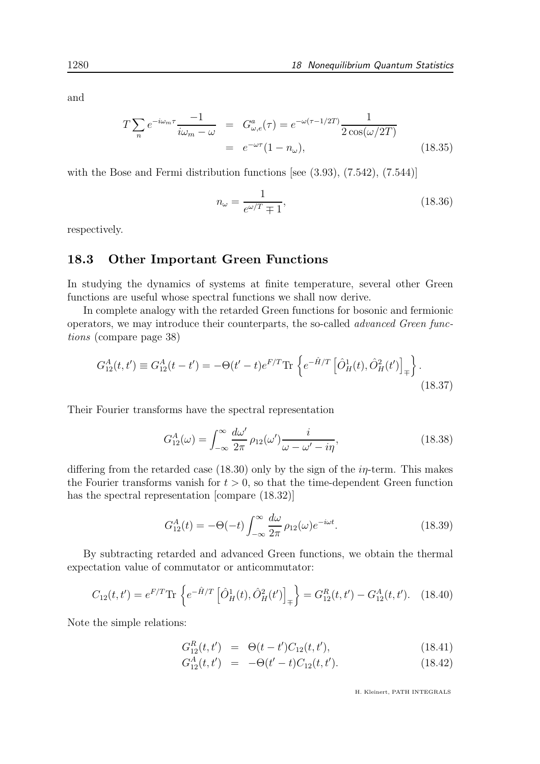and

$$
\begin{aligned}
T\sum_n e^{-i\omega_m\tau}\frac{-1}{i\omega_m-\omega} &= G^a_{\omega,e}(\tau)=e^{-\omega(\tau-1/2T)}\frac{1}{2\cos(\omega/2T)} \\
&= e^{-\omega\tau}(1-n_\omega),
\end{aligned}
\tag{18.35}
$$

with the Bose and Fermi distribution functions [see (3.93), (7.542), (7.544)]

$$
n_\omega=\frac{1}{e^{\omega/T}\mp 1},
\tag{18.36}
$$

respectively.

## 18.3 Other Important Green Functions

In studying the dynamics of systems at finite temperature, several other Green functions are useful whose spectral functions we shall now derive.

In complete analogy with the retarded Green functions for bosonic and fermionic operators, we may introduce their counterparts, the so-called *advanced Green functions* (compare page 38)

$$
G^A_{12}(t,t')\equiv G^A_{12}(t-t')=-\Theta(t'-t)e^{F/T}\mathrm{Tr}\left\{e^{-\hat{H}/T}\left[\hat{O}^1_H(t),\hat{O}^2_H(t')\right]_\mp\right\}.
\tag{18.37}
$$

Their Fourier transforms have the spectral representation

$$
G^A_{12}(\omega)=\int_{-\infty}^{\infty}\frac{d\omega'}{2\pi}\,\rho_{12}(\omega')\frac{i}{\omega-\omega'-i\eta},
\tag{18.38}
$$

differing from the retarded case (18.30) only by the sign of the $i\eta$-term. This makes the Fourier transforms vanish for $t>0$, so that the time-dependent Green function has the spectral representation [compare (18.32)]

$$
G^A_{12}(t)=-\Theta(-t)\int_{-\infty}^{\infty}\frac{d\omega}{2\pi}\,\rho_{12}(\omega)e^{-i\omega t}.
\tag{18.39}
$$

By subtracting retarded and advanced Green functions, we obtain the thermal expectation value of commutator or anticommutator:

$$
C_{12}(t,t')=e^{F/T}\mathrm{Tr}\left\{e^{-\hat{H}/T}\left[\hat{O}^1_H(t),\hat{O}^2_H(t')\right]_\mp\right\}=G^R_{12}(t,t')-G^A_{12}(t,t').
\tag{18.40}
$$

Note the simple relations:

$$
G^R_{12}(t,t') = \Theta(t-t')C_{12}(t,t'),
\tag{18.41}
$$

$$
G^A_{12}(t,t') = -\Theta(t'-t)C_{12}(t,t').
\tag{18.42}
$$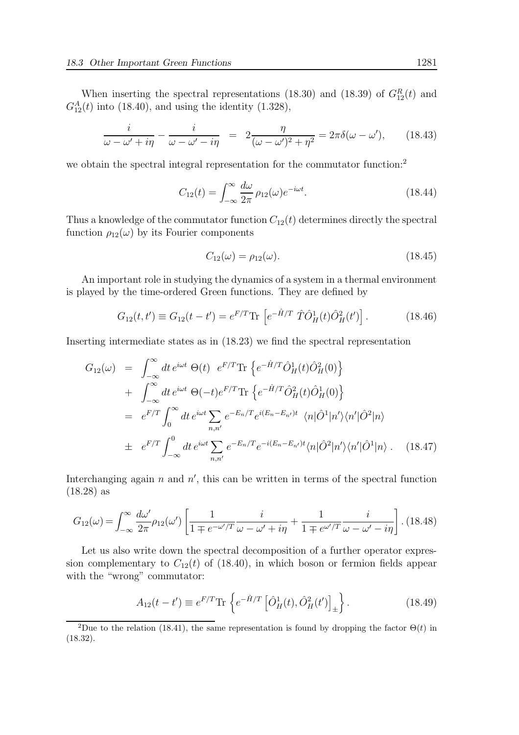When inserting the spectral representations (18.30) and (18.39) of $G_{12}^R(t)$ and $G_{12}^A(t)$ into (18.40), and using the identity (1.328),

$$\frac{i}{\omega - \omega' + i\eta} - \frac{i}{\omega - \omega' - i\eta} = 2\frac{\eta}{(\omega-\omega')^2 + \eta^2} = 2\pi\delta(\omega - \omega'), \qquad (18.43)$$

we obtain the spectral integral representation for the commutator function:[2]

$$C_{12}(t) = \int_{-\infty}^{\infty} \frac{d\omega}{2\pi}\, \rho_{12}(\omega) e^{-i\omega t}. \qquad (18.44)$$

Thus a knowledge of the commutator function $C_{12}(t)$ determines directly the spectral function $\rho_{12}(\omega)$ by its Fourier components

$$C_{12}(\omega) = \rho_{12}(\omega). \qquad (18.45)$$

An important role in studying the dynamics of a system in a thermal environment is played by the time-ordered Green functions. They are defined by

$$G_{12}(t,t') \equiv G_{12}(t-t') = e^{F/T}\mathrm{Tr}\left[e^{-\hat{H}/T}\ \hat{T}\hat{O}_H^1(t)\hat{O}_H^2(t')\right]. \qquad (18.46)$$

Inserting intermediate states as in (18.23) we find the spectral representation

$$\begin{aligned}
G_{12}(\omega) &= \int_{-\infty}^{\infty} dt\, e^{i\omega t}\ \Theta(t)\ \ e^{F/T}\mathrm{Tr}\left\{e^{-\hat{H}/T}\hat{O}_H^1(t)\hat{O}_H^2(0)\right\} \\
&+ \int_{-\infty}^{\infty} dt\, e^{i\omega t}\ \Theta(-t) e^{F/T}\mathrm{Tr}\left\{e^{-\hat{H}/T}\hat{O}_H^2(t)\hat{O}_H^1(0)\right\} \\
&= e^{F/T}\int_0^{\infty} dt\, e^{i\omega t}\sum_{n,n'} e^{-E_n/T} e^{i(E_n - E_{n'})t}\ \langle n|\hat{O}^1|n'\rangle\langle n'|\hat{O}^2|n\rangle \\
&\pm\ e^{F/T}\int_{-\infty}^{0} dt\, e^{i\omega t}\sum_{n,n'} e^{-E_n/T} e^{-i(E_n - E_{n'})t}\langle n|\hat{O}^2|n'\rangle\langle n'|\hat{O}^1|n\rangle\,. \qquad (18.47)
\end{aligned}$$

Interchanging again $n$ and $n'$, this can be written in terms of the spectral function (18.28) as

$$G_{12}(\omega) = \int_{-\infty}^{\infty} \frac{d\omega'}{2\pi}\rho_{12}(\omega')\left[\frac{1}{1 \mp e^{-\omega'/T}}\frac{i}{\omega - \omega' + i\eta} + \frac{1}{1 \mp e^{\omega'/T}}\frac{i}{\omega - \omega' - i\eta}\right]. \qquad (18.48)$$

Let us also write down the spectral decomposition of a further operator expression complementary to $C_{12}(t)$ of (18.40), in which boson or fermion fields appear with the "wrong" commutator:

$$A_{12}(t-t') \equiv e^{F/T}\mathrm{Tr}\left\{e^{-\hat{H}/T}\left[\hat{O}_H^1(t), \hat{O}_H^2(t')\right]_{\pm}\right\}. \qquad (18.49)$$

---

[2] Due to the relation (18.41), the same representation is found by dropping the factor $\Theta(t)$ in (18.32).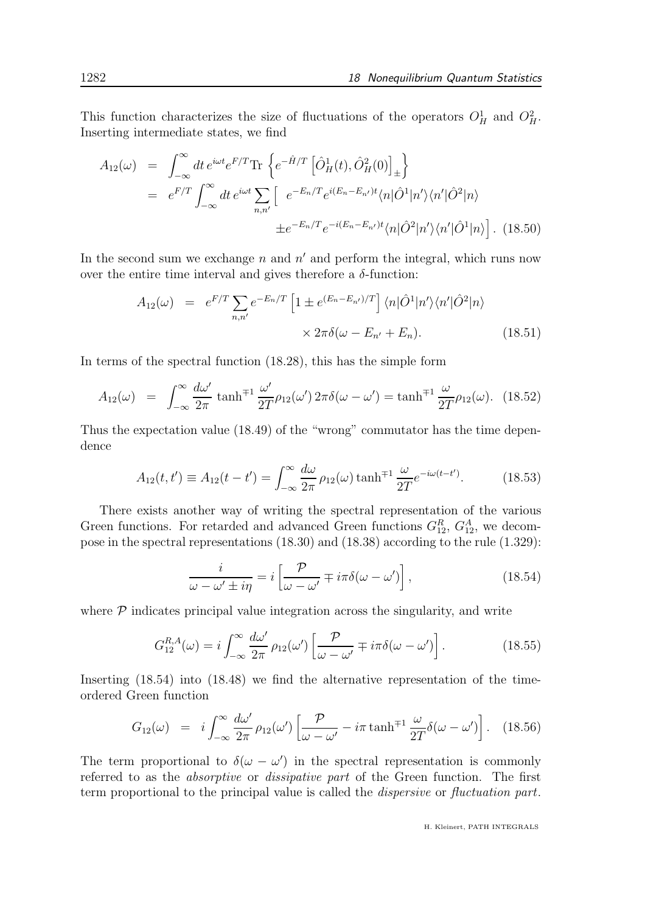This function characterizes the size of fluctuations of the operators $O^1_H$ and $O^2_H$. Inserting intermediate states, we find

$$
\begin{aligned}
A_{12}(\omega) &= \int_{-\infty}^{\infty} dt\, e^{i\omega t} e^{F/T} \text{Tr}\left\{ e^{-\hat{H}/T} \left[ \hat{O}^1_H(t), \hat{O}^2_H(0) \right]_\pm \right\} \\
&= e^{F/T} \int_{-\infty}^{\infty} dt\, e^{i\omega t} \sum_{n,n'} \Big[ \; e^{-E_n/T} e^{i(E_n - E_{n'})t} \langle n|\hat{O}^1|n'\rangle\langle n'|\hat{O}^2|n\rangle \\
&\qquad\qquad \pm e^{-E_n/T} e^{-i(E_n - E_{n'})t} \langle n|\hat{O}^2|n'\rangle\langle n'|\hat{O}^1|n\rangle \Big]. \quad (18.50)
\end{aligned}
$$

In the second sum we exchange $n$ and $n'$ and perform the integral, which runs now over the entire time interval and gives therefore a $\delta$-function:

$$
\begin{aligned}
A_{12}(\omega) &= e^{F/T} \sum_{n,n'} e^{-E_n/T} \left[ 1 \pm e^{(E_n - E_{n'})/T} \right] \langle n|\hat{O}^1|n'\rangle\langle n'|\hat{O}^2|n\rangle \\
&\qquad\qquad \times 2\pi\delta(\omega - E_{n'} + E_n). \quad (18.51)
\end{aligned}
$$

In terms of the spectral function (18.28), this has the simple form

$$
A_{12}(\omega) = \int_{-\infty}^{\infty} \frac{d\omega'}{2\pi} \tanh^{\mp 1} \frac{\omega'}{2T} \rho_{12}(\omega')\, 2\pi\delta(\omega - \omega') = \tanh^{\mp 1} \frac{\omega}{2T} \rho_{12}(\omega). \quad (18.52)
$$

Thus the expectation value (18.49) of the "wrong" commutator has the time dependence

$$
A_{12}(t, t') \equiv A_{12}(t - t') = \int_{-\infty}^{\infty} \frac{d\omega}{2\pi}\, \rho_{12}(\omega) \tanh^{\mp 1} \frac{\omega}{2T} e^{-i\omega(t-t')}. \quad (18.53)
$$

There exists another way of writing the spectral representation of the various Green functions. For retarded and advanced Green functions $G^R_{12}$, $G^A_{12}$, we decompose in the spectral representations (18.30) and (18.38) according to the rule (1.329):

$$
\frac{i}{\omega - \omega' \pm i\eta} = i \left[ \frac{\mathcal{P}}{\omega - \omega'} \mp i\pi\delta(\omega - \omega') \right], \quad (18.54)
$$

where $\mathcal{P}$ indicates principal value integration across the singularity, and write

$$
G^{R,A}_{12}(\omega) = i \int_{-\infty}^{\infty} \frac{d\omega'}{2\pi}\, \rho_{12}(\omega') \left[ \frac{\mathcal{P}}{\omega - \omega'} \mp i\pi\delta(\omega - \omega') \right]. \quad (18.55)
$$

Inserting (18.54) into (18.48) we find the alternative representation of the time-ordered Green function

$$
G_{12}(\omega) = i \int_{-\infty}^{\infty} \frac{d\omega'}{2\pi}\, \rho_{12}(\omega') \left[ \frac{\mathcal{P}}{\omega - \omega'} - i\pi \tanh^{\mp 1} \frac{\omega}{2T} \delta(\omega - \omega') \right]. \quad (18.56)
$$

The term proportional to $\delta(\omega - \omega')$ in the spectral representation is commonly referred to as the *absorptive* or *dissipative part* of the Green function. The first term proportional to the principal value is called the *dispersive* or *fluctuation part*.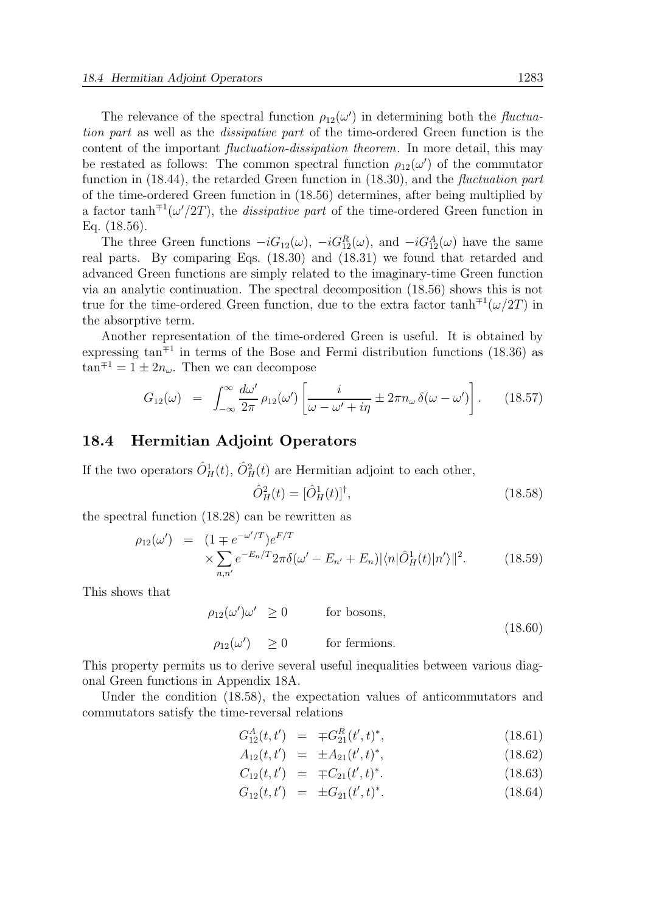The relevance of the spectral function $\rho_{12}(\omega')$ in determining both the *fluctuation part* as well as the *dissipative part* of the time-ordered Green function is the content of the important *fluctuation-dissipation theorem*. In more detail, this may be restated as follows: The common spectral function $\rho_{12}(\omega')$ of the commutator function in (18.44), the retarded Green function in (18.30), and the *fluctuation part* of the time-ordered Green function in (18.56) determines, after being multiplied by a factor $\tanh^{\mp 1}(\omega'/2T)$, the *dissipative part* of the time-ordered Green function in Eq. (18.56).

The three Green functions $-iG_{12}(\omega)$, $-iG^R_{12}(\omega)$, and $-iG^A_{12}(\omega)$ have the same real parts. By comparing Eqs. (18.30) and (18.31) we found that retarded and advanced Green functions are simply related to the imaginary-time Green function via an analytic continuation. The spectral decomposition (18.56) shows this is not true for the time-ordered Green function, due to the extra factor $\tanh^{\mp 1}(\omega/2T)$ in the absorptive term.

Another representation of the time-ordered Green is useful. It is obtained by expressing $\tan^{\mp 1}$ in terms of the Bose and Fermi distribution functions (18.36) as $\tan^{\mp 1} = 1 \pm 2n_\omega$. Then we can decompose

$$G_{12}(\omega) = \int_{-\infty}^{\infty} \frac{d\omega'}{2\pi}\,\rho_{12}(\omega')\left[\frac{i}{\omega-\omega'+i\eta} \pm 2\pi n_\omega\,\delta(\omega-\omega')\right]. \qquad (18.57)$$

## 18.4 Hermitian Adjoint Operators

If the two operators $\hat{O}^1_H(t)$, $\hat{O}^2_H(t)$ are Hermitian adjoint to each other,

$$\hat{O}^2_H(t) = [\hat{O}^1_H(t)]^\dagger, \qquad (18.58)$$

the spectral function (18.28) can be rewritten as

$$\begin{aligned}\rho_{12}(\omega') &= (1 \mp e^{-\omega'/T})e^{F/T} \\ &\quad\times \sum_{n,n'} e^{-E_n/T} 2\pi\delta(\omega' - E_{n'} + E_n)|\langle n|\hat{O}^1_H(t)|n'\rangle\|^2. \end{aligned} \qquad (18.59)$$

This shows that

$$\begin{aligned}\rho_{12}(\omega')\omega' &\geq 0 \qquad \text{for bosons,} \\ \rho_{12}(\omega') &\geq 0 \qquad \text{for fermions.}\end{aligned} \qquad (18.60)$$

This property permits us to derive several useful inequalities between various diagonal Green functions in Appendix 18A.

Under the condition (18.58), the expectation values of anticommutators and commutators satisfy the time-reversal relations

$$G^A_{12}(t,t') = \mp G^R_{21}(t',t)^*, \qquad (18.61)$$

$$A_{12}(t,t') = \pm A_{21}(t',t)^*, \qquad (18.62)$$

$$C_{12}(t,t') = \mp C_{21}(t',t)^*. \qquad (18.63)$$

$$G_{12}(t,t') = \pm G_{21}(t',t)^*. \qquad (18.64)$$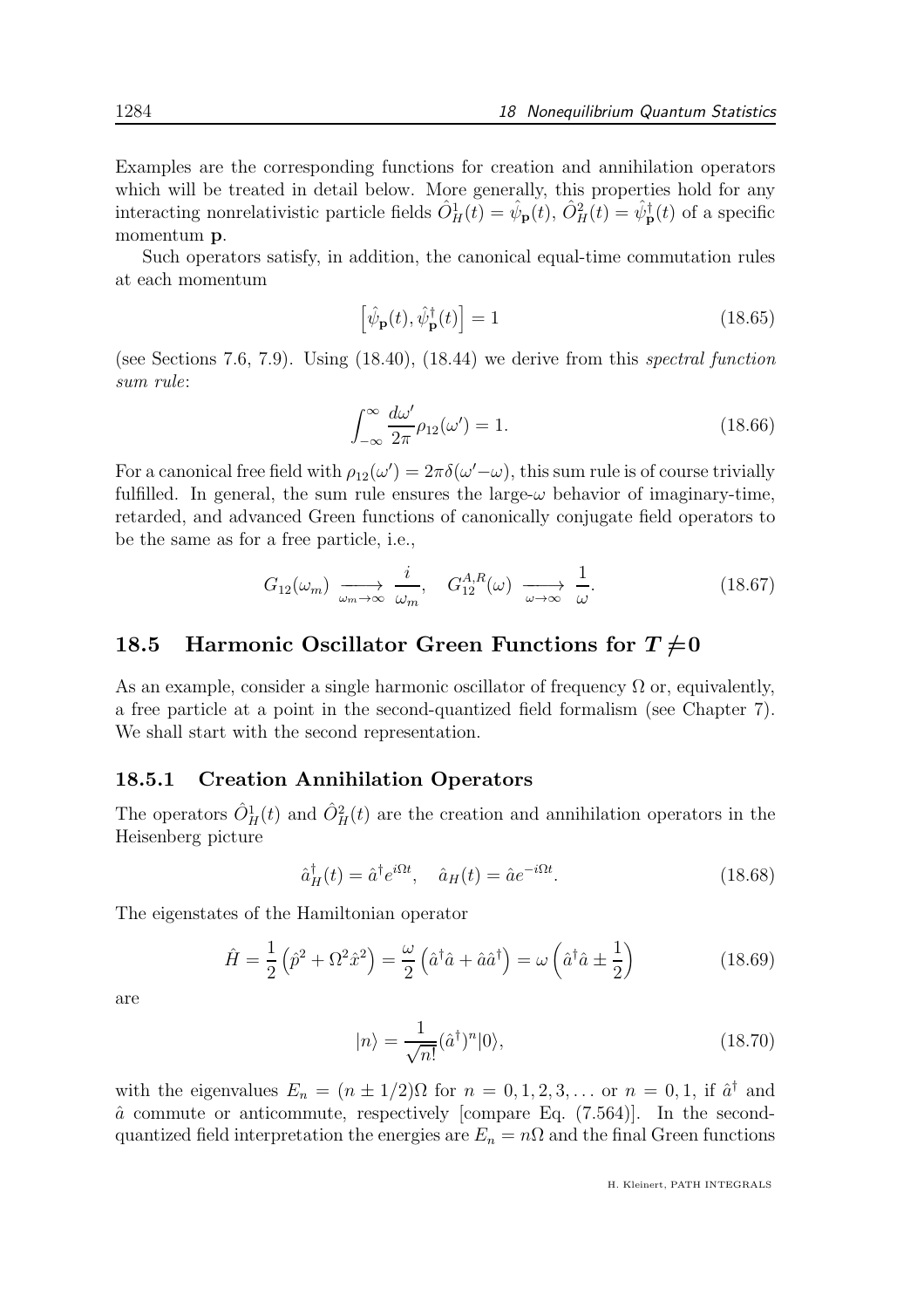Examples are the corresponding functions for creation and annihilation operators which will be treated in detail below. More generally, this properties hold for any interacting nonrelativistic particle fields $\hat{O}_H^1(t) = \hat{\psi}_{\mathbf{p}}(t)$, $\hat{O}_H^2(t) = \hat{\psi}_{\mathbf{p}}^\dagger(t)$ of a specific momentum $\mathbf{p}$.

Such operators satisfy, in addition, the canonical equal-time commutation rules at each momentum

$$\left[\hat{\psi}_{\mathbf{p}}(t), \hat{\psi}_{\mathbf{p}}^\dagger(t)\right] = 1 \tag{18.65}$$

(see Sections 7.6, 7.9). Using (18.40), (18.44) we derive from this *spectral function sum rule*:

$$\int_{-\infty}^{\infty} \frac{d\omega'}{2\pi} \rho_{12}(\omega') = 1. \tag{18.66}$$

For a canonical free field with $\rho_{12}(\omega') = 2\pi\delta(\omega' - \omega)$, this sum rule is of course trivially fulfilled. In general, the sum rule ensures the large-$\omega$ behavior of imaginary-time, retarded, and advanced Green functions of canonically conjugate field operators to be the same as for a free particle, i.e.,

$$G_{12}(\omega_m) \xrightarrow[\omega_m \to \infty]{} \frac{i}{\omega_m}, \quad G_{12}^{A,R}(\omega) \xrightarrow[\omega \to \infty]{} \frac{1}{\omega}. \tag{18.67}$$

## 18.5 Harmonic Oscillator Green Functions for $T \neq 0$

As an example, consider a single harmonic oscillator of frequency $\Omega$ or, equivalently, a free particle at a point in the second-quantized field formalism (see Chapter 7). We shall start with the second representation.

### 18.5.1 Creation Annihilation Operators

The operators $\hat{O}_H^1(t)$ and $\hat{O}_H^2(t)$ are the creation and annihilation operators in the Heisenberg picture

$$\hat{a}_H^\dagger(t) = \hat{a}^\dagger e^{i\Omega t}, \quad \hat{a}_H(t) = \hat{a} e^{-i\Omega t}. \tag{18.68}$$

The eigenstates of the Hamiltonian operator

$$\hat{H} = \frac{1}{2}\left(\hat{p}^2 + \Omega^2 \hat{x}^2\right) = \frac{\omega}{2}\left(\hat{a}^\dagger \hat{a} + \hat{a}\hat{a}^\dagger\right) = \omega\left(\hat{a}^\dagger \hat{a} \pm \frac{1}{2}\right) \tag{18.69}$$

are

$$|n\rangle = \frac{1}{\sqrt{n!}}(\hat{a}^\dagger)^n |0\rangle, \tag{18.70}$$

with the eigenvalues $E_n = (n \pm 1/2)\Omega$ for $n = 0, 1, 2, 3, \ldots$ or $n = 0, 1$, if $\hat{a}^\dagger$ and $\hat{a}$ commute or anticommute, respectively [compare Eq. (7.564)]. In the second-quantized field interpretation the energies are $E_n = n\Omega$ and the final Green functions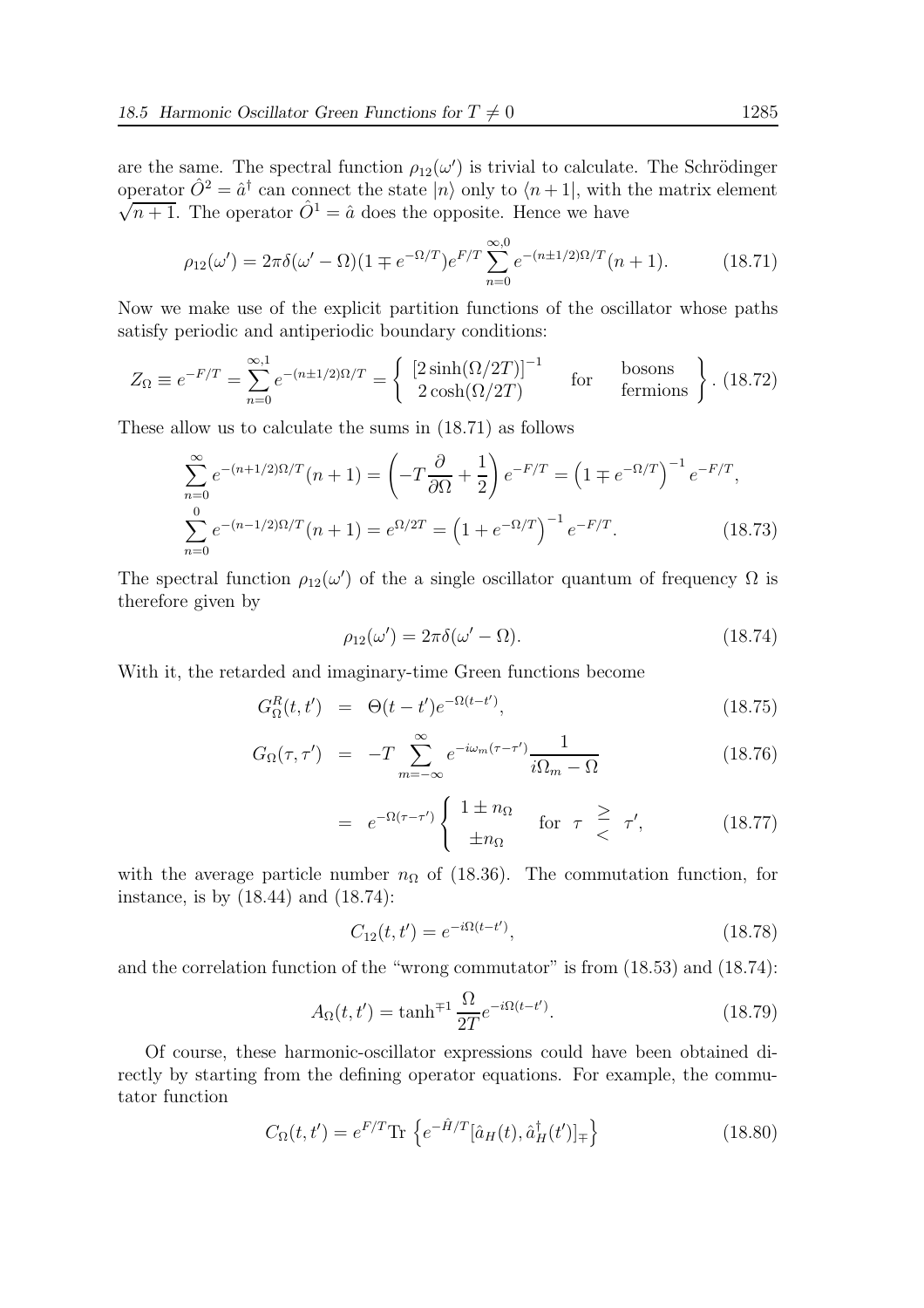are the same. The spectral function $\rho_{12}(\omega')$ is trivial to calculate. The Schrödinger operator $\hat{O}^2 = \hat{a}^\dagger$ can connect the state $|n\rangle$ only to $\langle n+1|$, with the matrix element $\sqrt{n+1}$. The operator $\hat{O}^1 = \hat{a}$ does the opposite. Hence we have

$$\rho_{12}(\omega') = 2\pi\delta(\omega' - \Omega)(1 \mp e^{-\Omega/T})e^{F/T}\sum_{n=0}^{\infty,0} e^{-(n\pm 1/2)\Omega/T}(n+1). \tag{18.71}$$

Now we make use of the explicit partition functions of the oscillator whose paths satisfy periodic and antiperiodic boundary conditions:

$$Z_\Omega \equiv e^{-F/T} = \sum_{n=0}^{\infty,1} e^{-(n\pm 1/2)\Omega/T} = \left\{ \begin{array}{c} [2\sinh(\Omega/2T)]^{-1} \\ 2\cosh(\Omega/2T) \end{array} \quad \text{for} \quad \begin{array}{c} \text{bosons} \\ \text{fermions} \end{array} \right\}. \tag{18.72}$$

These allow us to calculate the sums in (18.71) as follows

$$\begin{aligned}
\sum_{n=0}^{\infty} e^{-(n+1/2)\Omega/T}(n+1) &= \left(-T\frac{\partial}{\partial\Omega} + \frac{1}{2}\right)e^{-F/T} = \left(1 \mp e^{-\Omega/T}\right)^{-1} e^{-F/T}, \\
\sum_{n=0}^{0} e^{-(n-1/2)\Omega/T}(n+1) &= e^{\Omega/2T} = \left(1 + e^{-\Omega/T}\right)^{-1} e^{-F/T}.
\end{aligned} \tag{18.73}$$

The spectral function $\rho_{12}(\omega')$ of the a single oscillator quantum of frequency $\Omega$ is therefore given by

$$\rho_{12}(\omega') = 2\pi\delta(\omega' - \Omega). \tag{18.74}$$

With it, the retarded and imaginary-time Green functions become

$$G^R_\Omega(t, t') = \Theta(t - t')e^{-\Omega(t-t')}, \tag{18.75}$$

$$G_\Omega(\tau, \tau') = -T\sum_{m=-\infty}^{\infty} e^{-i\omega_m(\tau-\tau')}\frac{1}{i\Omega_m - \Omega} \tag{18.76}$$

$$= e^{-\Omega(\tau-\tau')}\left\{ \begin{array}{c} 1 \pm n_\Omega \\ \pm n_\Omega \end{array} \right. \quad \text{for} \quad \tau \begin{array}{c} \geq \\ < \end{array} \tau', \tag{18.77}$$

with the average particle number $n_\Omega$ of (18.36). The commutation function, for instance, is by (18.44) and (18.74):

$$C_{12}(t, t') = e^{-i\Omega(t-t')}, \tag{18.78}$$

and the correlation function of the "wrong commutator" is from (18.53) and (18.74):

$$A_\Omega(t, t') = \tanh^{\mp 1}\frac{\Omega}{2T}e^{-i\Omega(t-t')}. \tag{18.79}$$

Of course, these harmonic-oscillator expressions could have been obtained directly by starting from the defining operator equations. For example, the commutator function

$$C_\Omega(t, t') = e^{F/T}\text{Tr}\left\{e^{-\hat{H}/T}[\hat{a}_H(t), \hat{a}^\dagger_H(t')]_\mp\right\} \tag{18.80}$$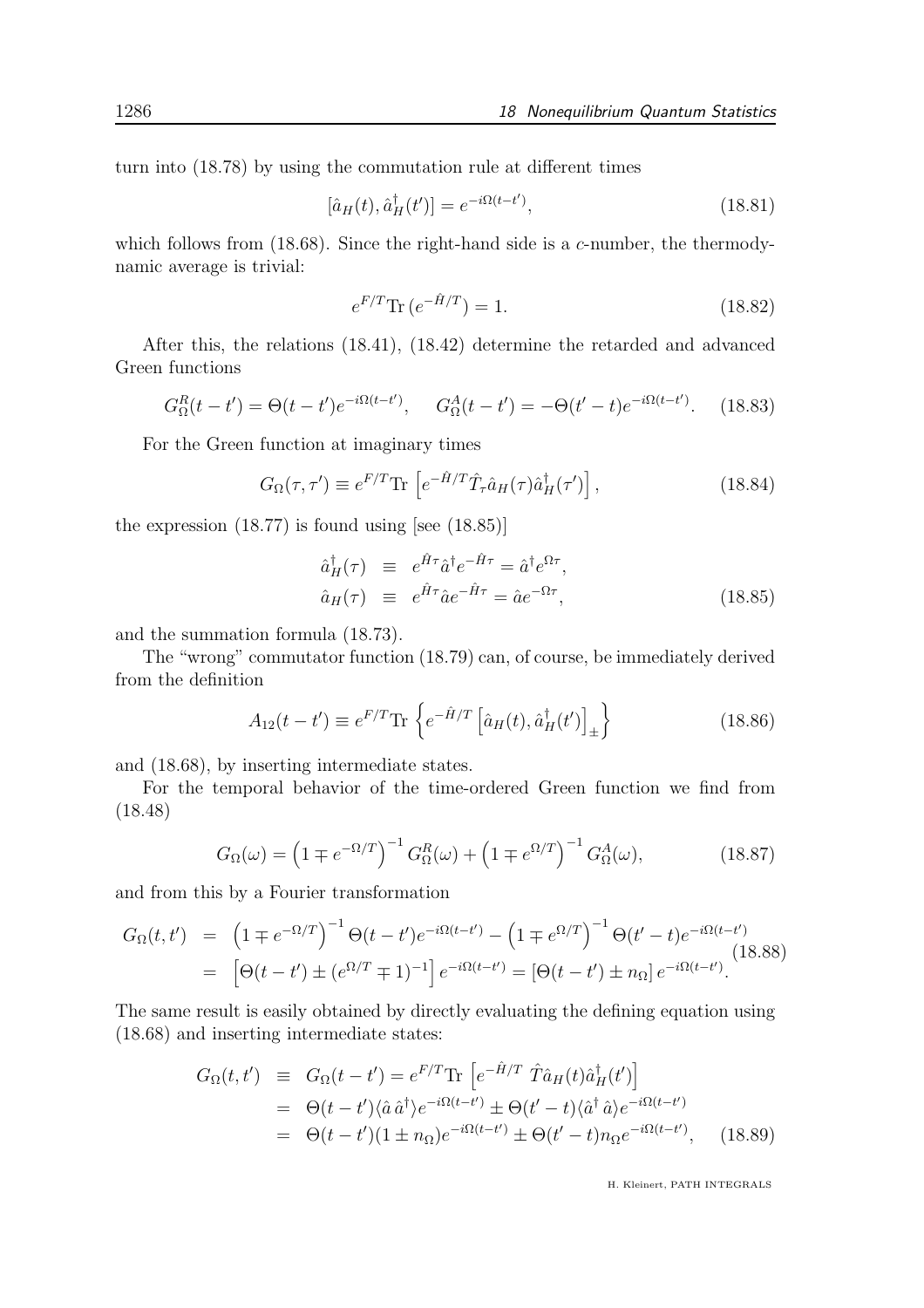turn into (18.78) by using the commutation rule at different times

$$[\hat{a}_H(t), \hat{a}_H^\dagger(t')] = e^{-i\Omega(t-t')}, \tag{18.81}$$

which follows from (18.68). Since the right-hand side is a $c$-number, the thermodynamic average is trivial:

$$e^{F/T}\text{Tr}\,(e^{-\hat{H}/T}) = 1. \tag{18.82}$$

After this, the relations (18.41), (18.42) determine the retarded and advanced Green functions

$$G_\Omega^R(t-t') = \Theta(t-t')e^{-i\Omega(t-t')}, \quad G_\Omega^A(t-t') = -\Theta(t'-t)e^{-i\Omega(t-t')}. \tag{18.83}$$

For the Green function at imaginary times

$$G_\Omega(\tau,\tau') \equiv e^{F/T}\text{Tr}\left[e^{-\hat{H}/T}\hat{T}_\tau \hat{a}_H(\tau)\hat{a}_H^\dagger(\tau')\right], \tag{18.84}$$

the expression (18.77) is found using [see (18.85)]

$$\begin{aligned}
\hat{a}_H^\dagger(\tau) &\equiv e^{\hat{H}\tau}\hat{a}^\dagger e^{-\hat{H}\tau} = \hat{a}^\dagger e^{\Omega\tau}, \\
\hat{a}_H(\tau) &\equiv e^{\hat{H}\tau}\hat{a} e^{-\hat{H}\tau} = \hat{a} e^{-\Omega\tau},
\end{aligned} \tag{18.85}$$

and the summation formula (18.73).

The "wrong" commutator function (18.79) can, of course, be immediately derived from the definition

$$A_{12}(t-t') \equiv e^{F/T}\text{Tr}\left\{e^{-\hat{H}/T}\left[\hat{a}_H(t), \hat{a}_H^\dagger(t')\right]_\pm\right\} \tag{18.86}$$

and (18.68), by inserting intermediate states.

For the temporal behavior of the time-ordered Green function we find from (18.48)

$$G_\Omega(\omega) = \left(1 \mp e^{-\Omega/T}\right)^{-1} G_\Omega^R(\omega) + \left(1 \mp e^{\Omega/T}\right)^{-1} G_\Omega^A(\omega), \tag{18.87}$$

and from this by a Fourier transformation

$$\begin{aligned}
G_\Omega(t,t') &= \left(1 \mp e^{-\Omega/T}\right)^{-1}\Theta(t-t')e^{-i\Omega(t-t')} - \left(1 \mp e^{\Omega/T}\right)^{-1}\Theta(t'-t)e^{-i\Omega(t-t')} \\
&= \left[\Theta(t-t') \pm (e^{\Omega/T} \mp 1)^{-1}\right]e^{-i\Omega(t-t')} = \left[\Theta(t-t') \pm n_\Omega\right]e^{-i\Omega(t-t')}.
\end{aligned} \tag{18.88}$$

The same result is easily obtained by directly evaluating the defining equation using (18.68) and inserting intermediate states:

$$\begin{aligned}
G_\Omega(t,t') &\equiv G_\Omega(t-t') = e^{F/T}\text{Tr}\left[e^{-\hat{H}/T}\;\hat{T}\hat{a}_H(t)\hat{a}_H^\dagger(t')\right] \\
&= \Theta(t-t')\langle \hat{a}\,\hat{a}^\dagger\rangle e^{-i\Omega(t-t')} \pm \Theta(t'-t)\langle \hat{a}^\dagger\,\hat{a}\rangle e^{-i\Omega(t-t')} \\
&= \Theta(t-t')(1 \pm n_\Omega)e^{-i\Omega(t-t')} \pm \Theta(t'-t)n_\Omega e^{-i\Omega(t-t')},
\end{aligned} \tag{18.89}$$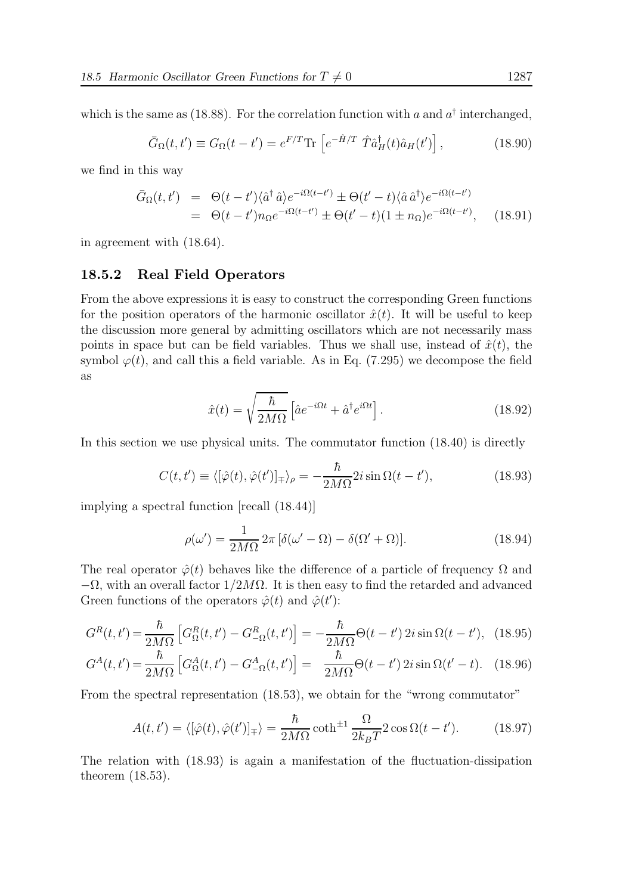which is the same as (18.88). For the correlation function with $a$ and $a^\dagger$ interchanged,

$$\bar{G}_\Omega(t,t') \equiv G_\Omega(t-t') = e^{F/T}\text{Tr}\left[e^{-\hat{H}/T}\ \hat{T}\hat{a}_H^\dagger(t)\hat{a}_H(t')\right], \tag{18.90}$$

we find in this way

$$\begin{aligned}\bar{G}_\Omega(t,t') &= \Theta(t-t')\langle\hat{a}^\dagger\,\hat{a}\rangle e^{-i\Omega(t-t')} \pm \Theta(t'-t)\langle\hat{a}\,\hat{a}^\dagger\rangle e^{-i\Omega(t-t')} \\ &= \Theta(t-t')n_\Omega e^{-i\Omega(t-t')} \pm \Theta(t'-t)(1\pm n_\Omega)e^{-i\Omega(t-t')}, \end{aligned}\tag{18.91}$$

in agreement with (18.64).

### 18.5.2 Real Field Operators

From the above expressions it is easy to construct the corresponding Green functions for the position operators of the harmonic oscillator $\hat{x}(t)$. It will be useful to keep the discussion more general by admitting oscillators which are not necessarily mass points in space but can be field variables. Thus we shall use, instead of $\hat{x}(t)$, the symbol $\varphi(t)$, and call this a field variable. As in Eq. (7.295) we decompose the field as

$$\hat{x}(t) = \sqrt{\frac{\hbar}{2M\Omega}}\left[\hat{a}e^{-i\Omega t} + \hat{a}^\dagger e^{i\Omega t}\right]. \tag{18.92}$$

In this section we use physical units. The commutator function (18.40) is directly

$$C(t,t') \equiv \langle[\hat{\varphi}(t),\hat{\varphi}(t')]_\mp\rangle_\rho = -\frac{\hbar}{2M\Omega}2i\sin\Omega(t-t'), \tag{18.93}$$

implying a spectral function [recall (18.44)]

$$\rho(\omega') = \frac{1}{2M\Omega}\,2\pi\,[\delta(\omega'-\Omega) - \delta(\Omega'+\Omega)]. \tag{18.94}$$

The real operator $\hat{\varphi}(t)$ behaves like the difference of a particle of frequency $\Omega$ and $-\Omega$, with an overall factor $1/2M\Omega$. It is then easy to find the retarded and advanced Green functions of the operators $\hat{\varphi}(t)$ and $\hat{\varphi}(t')$:

$$G^R(t,t') = \frac{\hbar}{2M\Omega}\left[G^R_\Omega(t,t') - G^R_{-\Omega}(t,t')\right] = -\frac{\hbar}{2M\Omega}\Theta(t-t')\,2i\sin\Omega(t-t'), \tag{18.95}$$

$$G^A(t,t') = \frac{\hbar}{2M\Omega}\left[G^A_\Omega(t,t') - G^A_{-\Omega}(t,t')\right] = \ \ \frac{\hbar}{2M\Omega}\Theta(t-t')\,2i\sin\Omega(t'-t). \tag{18.96}$$

From the spectral representation (18.53), we obtain for the "wrong commutator"

$$A(t,t') = \langle[\hat{\varphi}(t),\hat{\varphi}(t')]_\mp\rangle = \frac{\hbar}{2M\Omega}\coth^{\pm1}\frac{\Omega}{2k_BT}2\cos\Omega(t-t'). \tag{18.97}$$

The relation with (18.93) is again a manifestation of the fluctuation-dissipation theorem (18.53).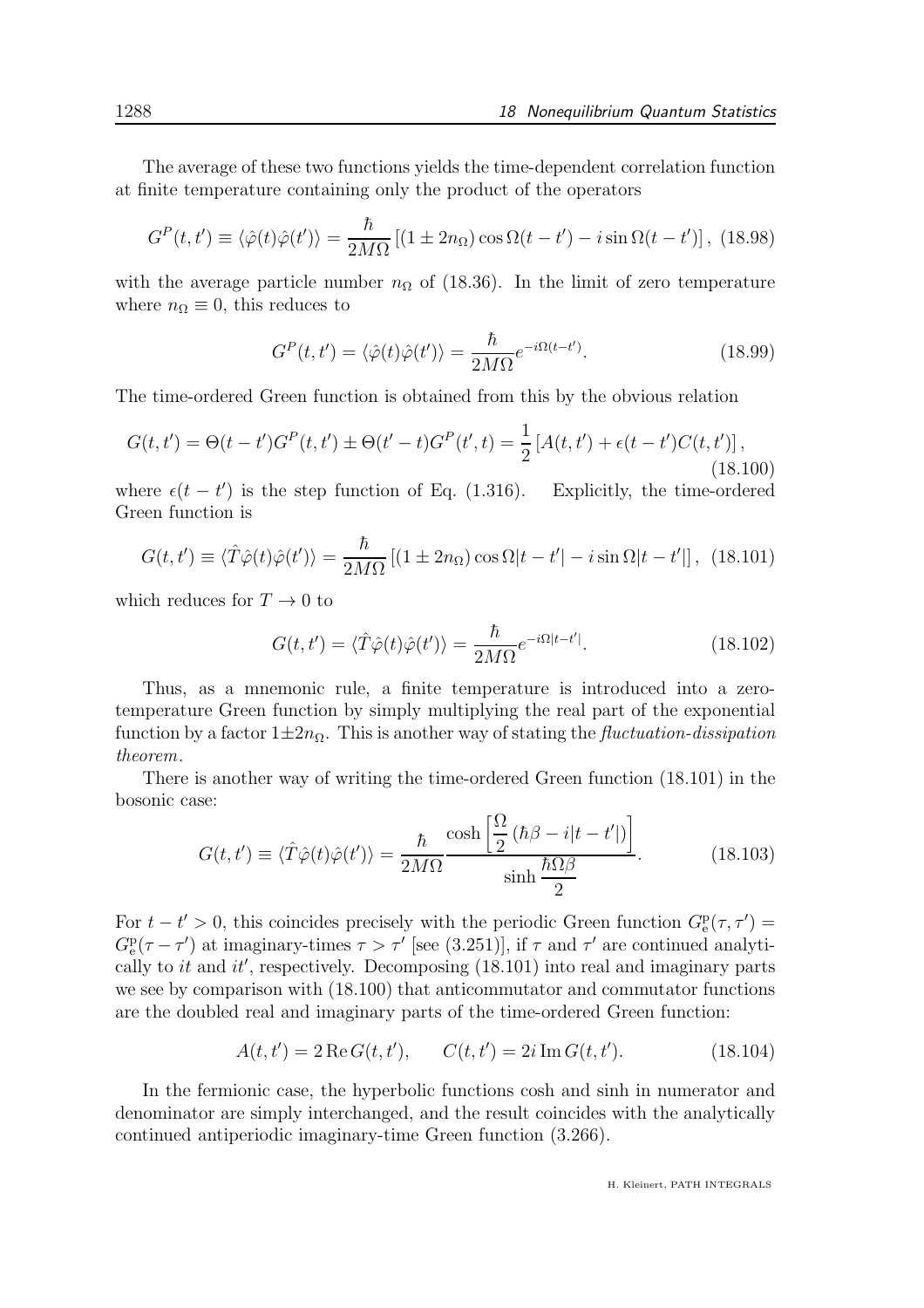The average of these two functions yields the time-dependent correlation function at finite temperature containing only the product of the operators

$$G^P(t,t') \equiv \langle \hat{\varphi}(t)\hat{\varphi}(t')\rangle = \frac{\hbar}{2M\Omega}\left[(1 \pm 2n_\Omega)\cos\Omega(t-t') - i\sin\Omega(t-t')\right], \tag{18.98}$$

with the average particle number $n_\Omega$ of (18.36). In the limit of zero temperature where $n_\Omega \equiv 0$, this reduces to

$$G^P(t,t') = \langle \hat{\varphi}(t)\hat{\varphi}(t')\rangle = \frac{\hbar}{2M\Omega}e^{-i\Omega(t-t')}. \tag{18.99}$$

The time-ordered Green function is obtained from this by the obvious relation

$$G(t,t') = \Theta(t-t')G^P(t,t') \pm \Theta(t'-t)G^P(t',t) = \frac{1}{2}\left[A(t,t') + \epsilon(t-t')C(t,t')\right], \tag{18.100}$$

where $\epsilon(t-t')$ is the step function of Eq. (1.316). Explicitly, the time-ordered Green function is

$$G(t,t') \equiv \langle \hat{T}\hat{\varphi}(t)\hat{\varphi}(t')\rangle = \frac{\hbar}{2M\Omega}\left[(1 \pm 2n_\Omega)\cos\Omega|t-t'| - i\sin\Omega|t-t'|\right], \tag{18.101}$$

which reduces for $T \to 0$ to

$$G(t,t') = \langle \hat{T}\hat{\varphi}(t)\hat{\varphi}(t')\rangle = \frac{\hbar}{2M\Omega}e^{-i\Omega|t-t'|}. \tag{18.102}$$

Thus, as a mnemonic rule, a finite temperature is introduced into a zero-temperature Green function by simply multiplying the real part of the exponential function by a factor $1 \pm 2n_\Omega$. This is another way of stating the *fluctuation-dissipation theorem*.

There is another way of writing the time-ordered Green function (18.101) in the bosonic case:

$$G(t,t') \equiv \langle \hat{T}\hat{\varphi}(t)\hat{\varphi}(t')\rangle = \frac{\hbar}{2M\Omega}\frac{\cosh\left[\dfrac{\Omega}{2}\left(\hbar\beta - i|t-t'|\right)\right]}{\sinh\dfrac{\hbar\Omega\beta}{2}}. \tag{18.103}$$

For $t - t' > 0$, this coincides precisely with the periodic Green function $G^{\rm p}_{\rm e}(\tau,\tau') = G^{\rm p}_{\rm e}(\tau-\tau')$ at imaginary-times $\tau > \tau'$ [see (3.251)], if $\tau$ and $\tau'$ are continued analytically to $it$ and $it'$, respectively. Decomposing (18.101) into real and imaginary parts we see by comparison with (18.100) that anticommutator and commutator functions are the doubled real and imaginary parts of the time-ordered Green function:

$$A(t,t') = 2\,{\rm Re}\,G(t,t'), \qquad C(t,t') = 2i\,{\rm Im}\,G(t,t'). \tag{18.104}$$

In the fermionic case, the hyperbolic functions cosh and sinh in numerator and denominator are simply interchanged, and the result coincides with the analytically continued antiperiodic imaginary-time Green function (3.266).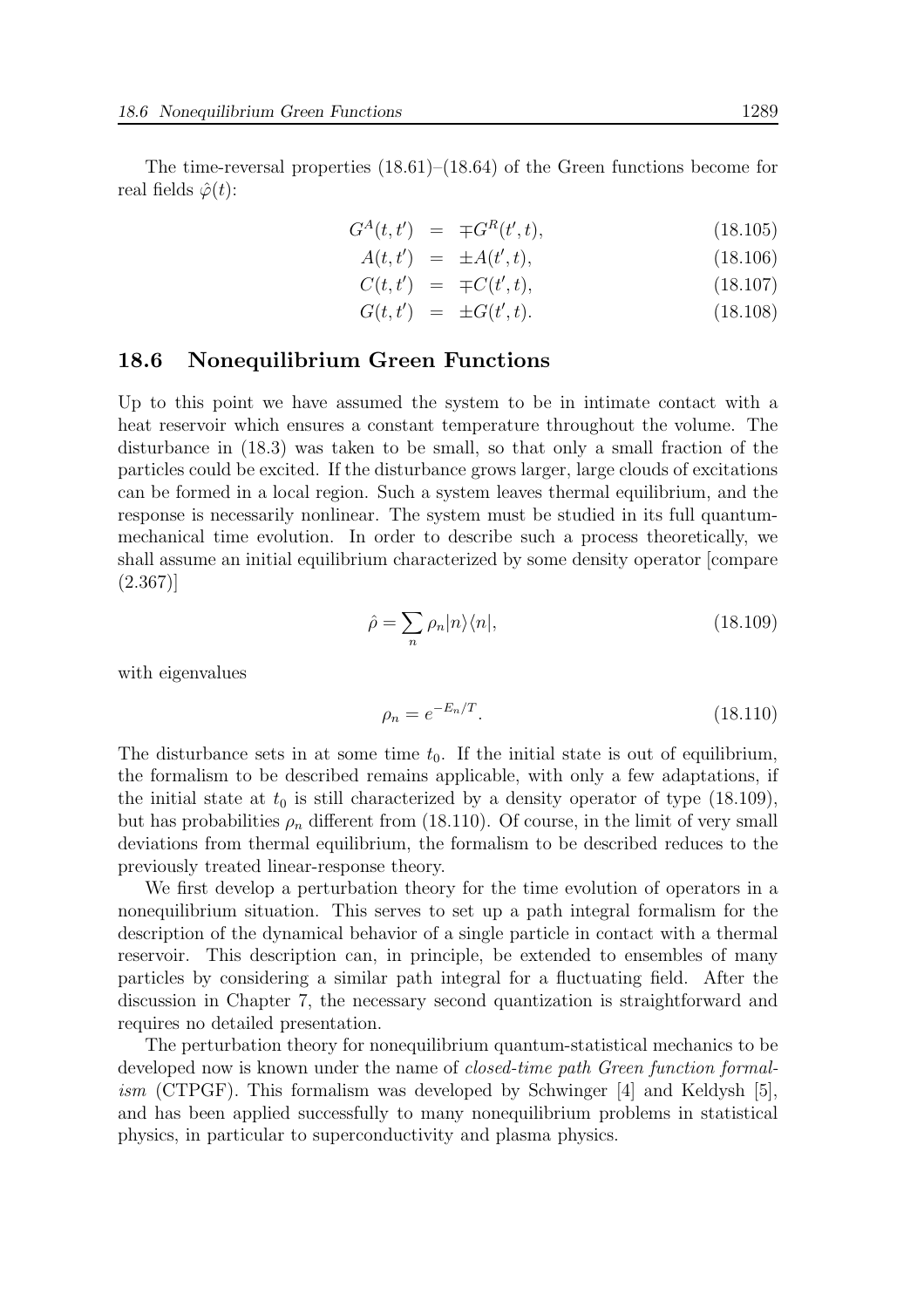The time-reversal properties (18.61)–(18.64) of the Green functions become for real fields $\hat{\varphi}(t)$:

$$G^A(t,t') = \mp G^R(t',t), \tag{18.105}$$

$$A(t,t') = \pm A(t',t), \tag{18.106}$$

$$C(t,t') = \mp C(t',t), \tag{18.107}$$

$$G(t,t') = \pm G(t',t). \tag{18.108}$$

## 18.6 Nonequilibrium Green Functions

Up to this point we have assumed the system to be in intimate contact with a heat reservoir which ensures a constant temperature throughout the volume. The disturbance in (18.3) was taken to be small, so that only a small fraction of the particles could be excited. If the disturbance grows larger, large clouds of excitations can be formed in a local region. Such a system leaves thermal equilibrium, and the response is necessarily nonlinear. The system must be studied in its full quantum-mechanical time evolution. In order to describe such a process theoretically, we shall assume an initial equilibrium characterized by some density operator [compare (2.367)]

$$\hat{\rho} = \sum_n \rho_n |n\rangle\langle n|, \tag{18.109}$$

with eigenvalues

$$\rho_n = e^{-E_n/T}. \tag{18.110}$$

The disturbance sets in at some time $t_0$. If the initial state is out of equilibrium, the formalism to be described remains applicable, with only a few adaptations, if the initial state at $t_0$ is still characterized by a density operator of type (18.109), but has probabilities $\rho_n$ different from (18.110). Of course, in the limit of very small deviations from thermal equilibrium, the formalism to be described reduces to the previously treated linear-response theory.

We first develop a perturbation theory for the time evolution of operators in a nonequilibrium situation. This serves to set up a path integral formalism for the description of the dynamical behavior of a single particle in contact with a thermal reservoir. This description can, in principle, be extended to ensembles of many particles by considering a similar path integral for a fluctuating field. After the discussion in Chapter 7, the necessary second quantization is straightforward and requires no detailed presentation.

The perturbation theory for nonequilibrium quantum-statistical mechanics to be developed now is known under the name of *closed-time path Green function formalism* (CTPGF). This formalism was developed by Schwinger [4] and Keldysh [5], and has been applied successfully to many nonequilibrium problems in statistical physics, in particular to superconductivity and plasma physics.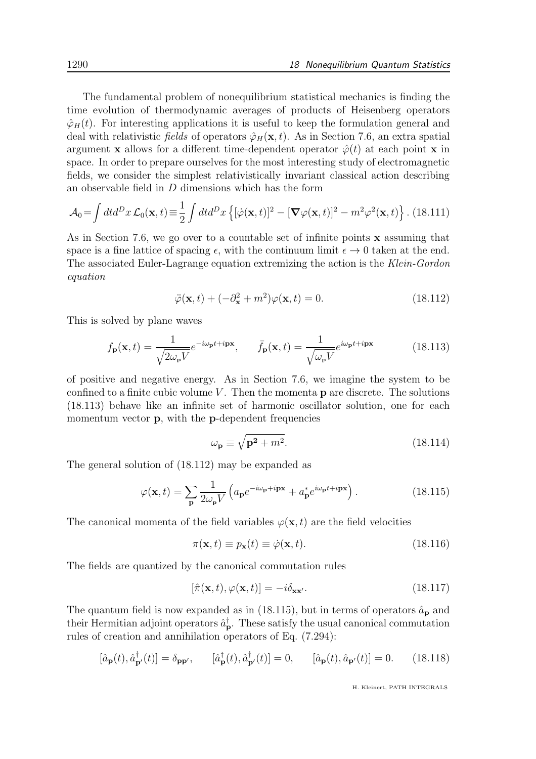The fundamental problem of nonequilibrium statistical mechanics is finding the time evolution of thermodynamic averages of products of Heisenberg operators $\hat{\varphi}_H(t)$. For interesting applications it is useful to keep the formulation general and deal with relativistic *fields* of operators $\hat{\varphi}_H(\mathbf{x},t)$. As in Section 7.6, an extra spatial argument $\mathbf{x}$ allows for a different time-dependent operator $\hat{\varphi}(t)$ at each point $\mathbf{x}$ in space. In order to prepare ourselves for the most interesting study of electromagnetic fields, we consider the simplest relativistically invariant classical action describing an observable field in $D$ dimensions which has the form

$$\mathcal{A}_0 = \int dt d^D x \, \mathcal{L}_0(\mathbf{x},t) \equiv \frac{1}{2} \int dt d^D x \left\{ [\dot{\varphi}(\mathbf{x},t)]^2 - [\boldsymbol{\nabla}\varphi(\mathbf{x},t)]^2 - m^2 \varphi^2(\mathbf{x},t) \right\}. \tag{18.111}$$

As in Section 7.6, we go over to a countable set of infinite points $\mathbf{x}$ assuming that space is a fine lattice of spacing $\epsilon$, with the continuum limit $\epsilon \to 0$ taken at the end. The associated Euler-Lagrange equation extremizing the action is the *Klein-Gordon equation*

$$\ddot{\varphi}(\mathbf{x},t) + (-\partial_{\mathbf{x}}^2 + m^2)\varphi(\mathbf{x},t) = 0. \tag{18.112}$$

This is solved by plane waves

$$f_{\mathbf{p}}(\mathbf{x},t) = \frac{1}{\sqrt{2\omega_{\mathbf{p}} V}} e^{-i\omega_{\mathbf{p}} t + i\mathbf{p}\mathbf{x}}, \qquad \bar{f}_{\mathbf{p}}(\mathbf{x},t) = \frac{1}{\sqrt{\omega_{\mathbf{p}} V}} e^{i\omega_{\mathbf{p}} t + i\mathbf{p}\mathbf{x}} \tag{18.113}$$

of positive and negative energy. As in Section 7.6, we imagine the system to be confined to a finite cubic volume $V$. Then the momenta $\mathbf{p}$ are discrete. The solutions (18.113) behave like an infinite set of harmonic oscillator solution, one for each momentum vector $\mathbf{p}$, with the $\mathbf{p}$-dependent frequencies

$$\omega_{\mathbf{p}} \equiv \sqrt{\mathbf{p}^2 + m^2}. \tag{18.114}$$

The general solution of (18.112) may be expanded as

$$\varphi(\mathbf{x},t) = \sum_{\mathbf{p}} \frac{1}{2\omega_{\mathbf{p}} V} \left( a_{\mathbf{p}} e^{-i\omega_{\mathbf{p}} + i\mathbf{p}\mathbf{x}} + a^*_{\mathbf{p}} e^{i\omega_{\mathbf{p}} t + i\mathbf{p}\mathbf{x}} \right). \tag{18.115}$$

The canonical momenta of the field variables $\varphi(\mathbf{x},t)$ are the field velocities

$$\pi(\mathbf{x},t) \equiv p_{\mathbf{x}}(t) \equiv \dot{\varphi}(\mathbf{x},t). \tag{18.116}$$

The fields are quantized by the canonical commutation rules

$$[\hat{\pi}(\mathbf{x},t), \varphi(\mathbf{x},t)] = -i\delta_{\mathbf{x}\mathbf{x}'}. \tag{18.117}$$

The quantum field is now expanded as in (18.115), but in terms of operators $\hat{a}_{\mathbf{p}}$ and their Hermitian adjoint operators $\hat{a}^\dagger_{\mathbf{p}}$. These satisfy the usual canonical commutation rules of creation and annihilation operators of Eq. (7.294):

$$[\hat{a}_{\mathbf{p}}(t), \hat{a}^\dagger_{\mathbf{p}'}(t)] = \delta_{\mathbf{p}\mathbf{p}'}, \qquad [\hat{a}^\dagger_{\mathbf{p}}(t), \hat{a}^\dagger_{\mathbf{p}'}(t)] = 0, \qquad [\hat{a}_{\mathbf{p}}(t), \hat{a}_{\mathbf{p}'}(t)] = 0. \tag{18.118}$$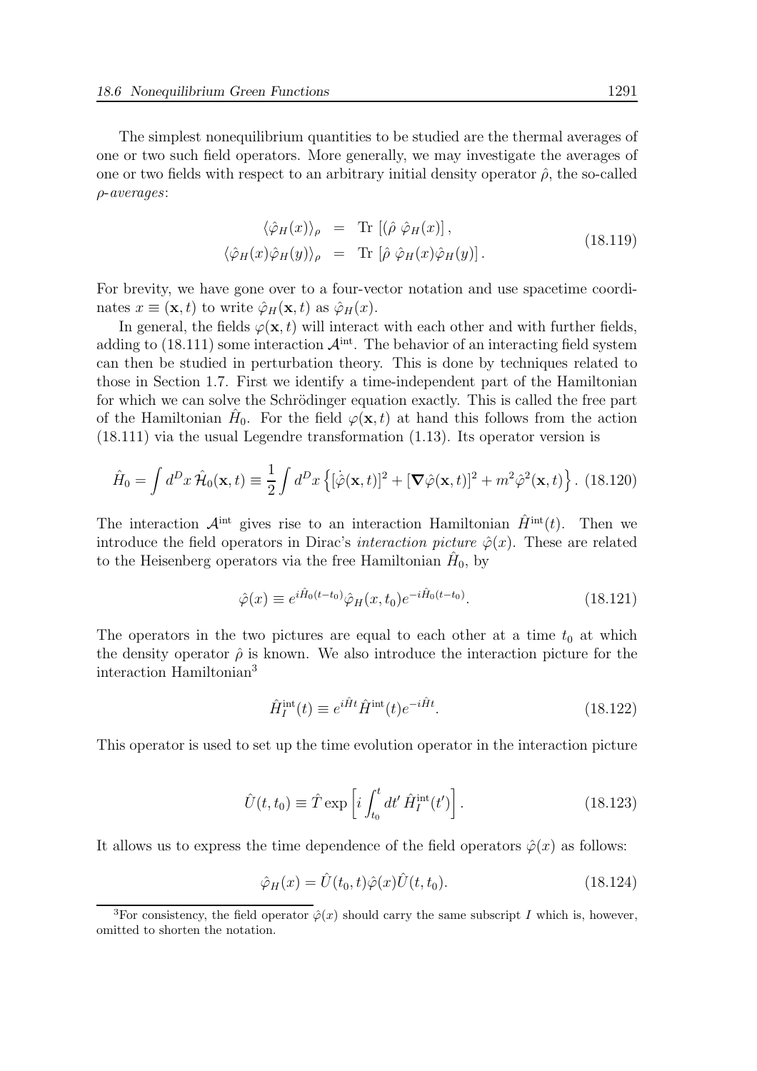The simplest nonequilibrium quantities to be studied are the thermal averages of one or two such field operators. More generally, we may investigate the averages of one or two fields with respect to an arbitrary initial density operator $\hat{\rho}$, the so-called *$\rho$-averages*:

$$
\begin{aligned}
\langle \hat{\varphi}_H(x) \rangle_\rho &= \text{Tr}\left[ (\hat{\rho}\; \hat{\varphi}_H(x) \right], \\
\langle \hat{\varphi}_H(x) \hat{\varphi}_H(y) \rangle_\rho &= \text{Tr}\left[ \hat{\rho}\; \hat{\varphi}_H(x) \hat{\varphi}_H(y) \right].
\end{aligned}
\tag{18.119}
$$

For brevity, we have gone over to a four-vector notation and use spacetime coordinates $x \equiv (\mathbf{x}, t)$ to write $\hat{\varphi}_H(\mathbf{x}, t)$ as $\hat{\varphi}_H(x)$.

In general, the fields $\varphi(\mathbf{x}, t)$ will interact with each other and with further fields, adding to (18.111) some interaction $\mathcal{A}^{\text{int}}$. The behavior of an interacting field system can then be studied in perturbation theory. This is done by techniques related to those in Section 1.7. First we identify a time-independent part of the Hamiltonian for which we can solve the Schrödinger equation exactly. This is called the free part of the Hamiltonian $\hat{H}_0$. For the field $\varphi(\mathbf{x}, t)$ at hand this follows from the action (18.111) via the usual Legendre transformation (1.13). Its operator version is

$$
\hat{H}_0 = \int d^D x\, \hat{\mathcal{H}}_0(\mathbf{x}, t) \equiv \frac{1}{2} \int d^D x \left\{ [\dot{\hat{\varphi}}(\mathbf{x}, t)]^2 + [\boldsymbol{\nabla} \hat{\varphi}(\mathbf{x}, t)]^2 + m^2 \hat{\varphi}^2(\mathbf{x}, t) \right\}. \tag{18.120}
$$

The interaction $\mathcal{A}^{\text{int}}$ gives rise to an interaction Hamiltonian $\hat{H}^{\text{int}}(t)$. Then we introduce the field operators in Dirac's *interaction picture* $\hat{\varphi}(x)$. These are related to the Heisenberg operators via the free Hamiltonian $\hat{H}_0$, by

$$
\hat{\varphi}(x) \equiv e^{i\hat{H}_0(t-t_0)} \hat{\varphi}_H(x, t_0) e^{-i\hat{H}_0(t-t_0)}. \tag{18.121}
$$

The operators in the two pictures are equal to each other at a time $t_0$ at which the density operator $\hat{\rho}$ is known. We also introduce the interaction picture for the interaction Hamiltonian[3]

$$
\hat{H}_I^{\text{int}}(t) \equiv e^{i\hat{H}t} \hat{H}^{\text{int}}(t) e^{-i\hat{H}t}. \tag{18.122}
$$

This operator is used to set up the time evolution operator in the interaction picture

$$
\hat{U}(t, t_0) \equiv \hat{T} \exp\left[ i \int_{t_0}^{t} dt'\, \hat{H}_I^{\text{int}}(t') \right]. \tag{18.123}
$$

It allows us to express the time dependence of the field operators $\hat{\varphi}(x)$ as follows:

$$
\hat{\varphi}_H(x) = \hat{U}(t_0, t) \hat{\varphi}(x) \hat{U}(t, t_0). \tag{18.124}
$$

[3]For consistency, the field operator $\hat{\varphi}(x)$ should carry the same subscript $I$ which is, however, omitted to shorten the notation.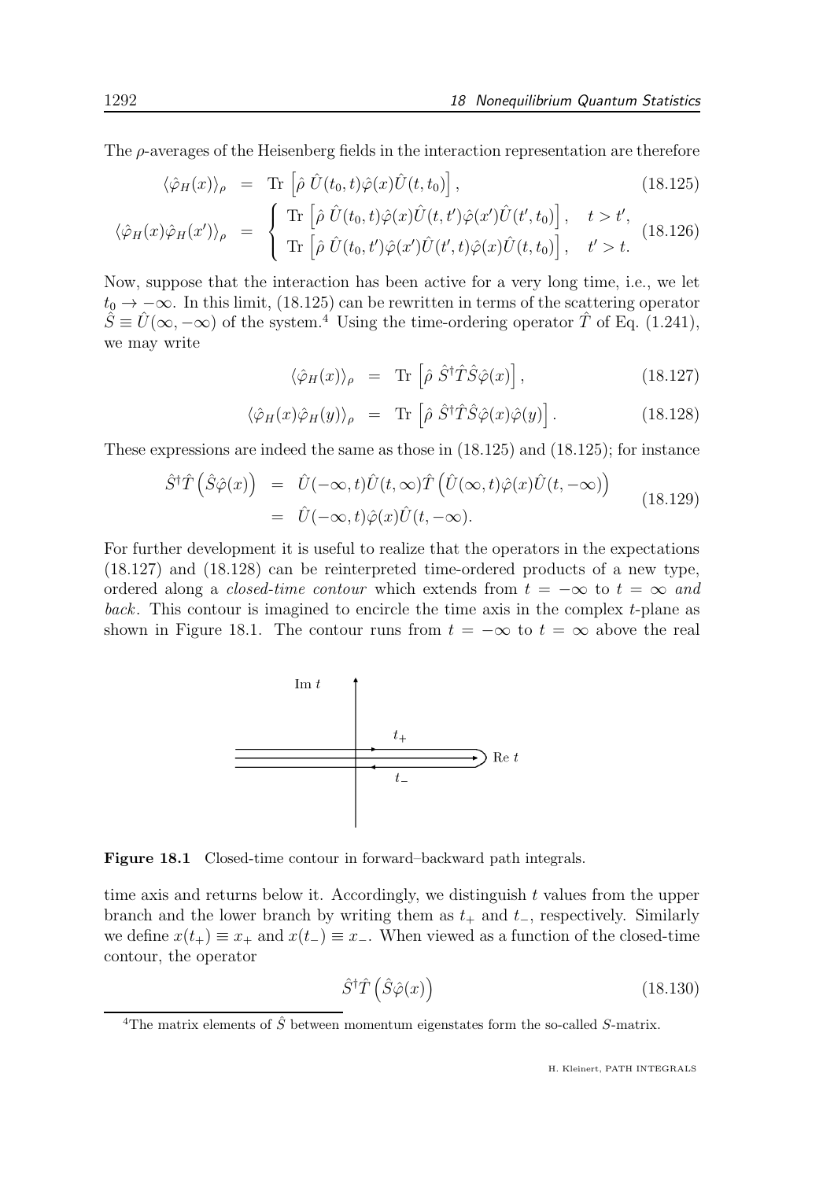The $\rho$-averages of the Heisenberg fields in the interaction representation are therefore

$$\langle \hat{\varphi}_H(x) \rangle_\rho = \text{Tr}\left[\hat{\rho}\, \hat{U}(t_0, t)\hat{\varphi}(x)\hat{U}(t, t_0)\right], \tag{18.125}$$

$$\langle \hat{\varphi}_H(x)\hat{\varphi}_H(x') \rangle_\rho = \begin{cases} \text{Tr}\left[\hat{\rho}\, \hat{U}(t_0, t)\hat{\varphi}(x)\hat{U}(t, t')\hat{\varphi}(x')\hat{U}(t', t_0)\right], & t > t', \\ \text{Tr}\left[\hat{\rho}\, \hat{U}(t_0, t')\hat{\varphi}(x')\hat{U}(t', t)\hat{\varphi}(x)\hat{U}(t, t_0)\right], & t' > t. \end{cases} \tag{18.126}$$

Now, suppose that the interaction has been active for a very long time, i.e., we let $t_0 \to -\infty$. In this limit, (18.125) can be rewritten in terms of the scattering operator $\hat{S} \equiv \hat{U}(\infty, -\infty)$ of the system.[4] Using the time-ordering operator $\hat{T}$ of Eq. (1.241), we may write

$$\langle \hat{\varphi}_H(x) \rangle_\rho = \text{Tr}\left[\hat{\rho}\, \hat{S}^\dagger \hat{T} \hat{S} \hat{\varphi}(x)\right], \tag{18.127}$$

$$\langle \hat{\varphi}_H(x)\hat{\varphi}_H(y) \rangle_\rho = \text{Tr}\left[\hat{\rho}\, \hat{S}^\dagger \hat{T} \hat{S} \hat{\varphi}(x)\hat{\varphi}(y)\right]. \tag{18.128}$$

These expressions are indeed the same as those in (18.125) and (18.125); for instance

$$\begin{aligned} \hat{S}^\dagger \hat{T}\left(\hat{S}\hat{\varphi}(x)\right) &= \hat{U}(-\infty, t)\hat{U}(t, \infty)\hat{T}\left(\hat{U}(\infty, t)\hat{\varphi}(x)\hat{U}(t, -\infty)\right) \\ &= \hat{U}(-\infty, t)\hat{\varphi}(x)\hat{U}(t, -\infty). \end{aligned} \tag{18.129}$$

For further development it is useful to realize that the operators in the expectations (18.127) and (18.128) can be reinterpreted time-ordered products of a new type, ordered along a *closed-time contour* which extends from $t = -\infty$ to $t = \infty$ *and back*. This contour is imagined to encircle the time axis in the complex $t$-plane as shown in Figure 18.1. The contour runs from $t = -\infty$ to $t = \infty$ above the real

**Figure 18.1** Closed-time contour in forward–backward path integrals.

time axis and returns below it. Accordingly, we distinguish $t$ values from the upper branch and the lower branch by writing them as $t_+$ and $t_-$, respectively. Similarly we define $x(t_+) \equiv x_+$ and $x(t_-) \equiv x_-$. When viewed as a function of the closed-time contour, the operator

$$\hat{S}^\dagger \hat{T}\left(\hat{S}\hat{\varphi}(x)\right) \tag{18.130}$$

[4] The matrix elements of $\hat{S}$ between momentum eigenstates form the so-called $S$-matrix.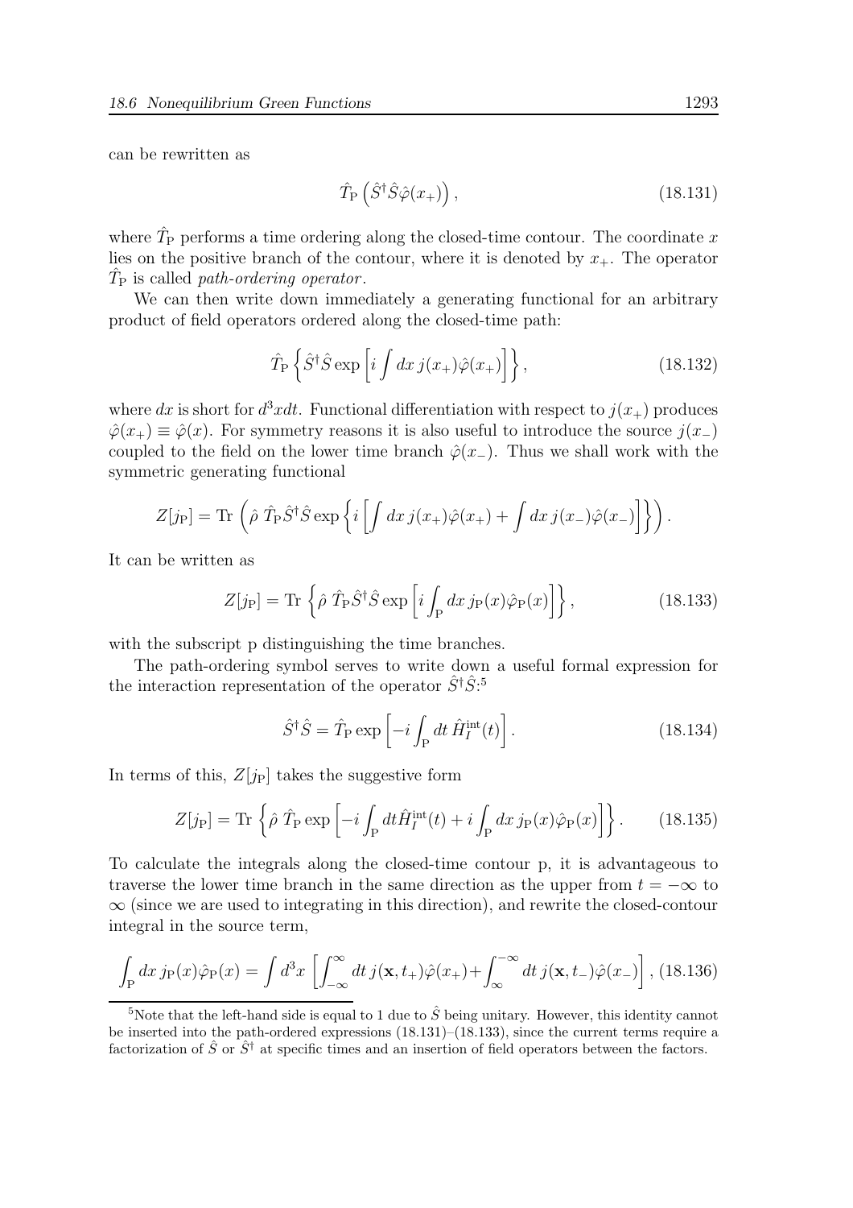can be rewritten as

$$\hat{T}_{\rm P}\left(\hat{S}^\dagger\hat{S}\hat{\varphi}(x_+)\right), \tag{18.131}$$

where $\hat{T}_{\rm P}$ performs a time ordering along the closed-time contour. The coordinate $x$ lies on the positive branch of the contour, where it is denoted by $x_+$. The operator $\hat{T}_{\rm P}$ is called *path-ordering operator*.

We can then write down immediately a generating functional for an arbitrary product of field operators ordered along the closed-time path:

$$\hat{T}_{\rm P}\left\{\hat{S}^\dagger\hat{S}\exp\left[i\int dx\, j(x_+)\hat{\varphi}(x_+)\right]\right\}, \tag{18.132}$$

where $dx$ is short for $d^3x dt$. Functional differentiation with respect to $j(x_+)$ produces $\hat{\varphi}(x_+) \equiv \hat{\varphi}(x)$. For symmetry reasons it is also useful to introduce the source $j(x_-)$ coupled to the field on the lower time branch $\hat{\varphi}(x_-)$. Thus we shall work with the symmetric generating functional

$$Z[j_{\rm P}] = {\rm Tr}\left(\hat{\rho}\;\hat{T}_{\rm P}\hat{S}^\dagger\hat{S}\exp\left\{i\left[\int dx\, j(x_+)\hat{\varphi}(x_+) + \int dx\, j(x_-)\hat{\varphi}(x_-)\right]\right\}\right).$$

It can be written as

$$Z[j_{\rm P}] = {\rm Tr}\left\{\hat{\rho}\;\hat{T}_{\rm P}\hat{S}^\dagger\hat{S}\exp\left[i\int_{\rm P} dx\, j_{\rm P}(x)\hat{\varphi}_{\rm P}(x)\right]\right\}, \tag{18.133}$$

with the subscript p distinguishing the time branches.

The path-ordering symbol serves to write down a useful formal expression for the interaction representation of the operator $\hat{S}^\dagger\hat{S}$:[5]

$$\hat{S}^\dagger\hat{S} = \hat{T}_{\rm P}\exp\left[-i\int_{\rm P} dt\, \hat{H}_I^{\rm int}(t)\right]. \tag{18.134}$$

In terms of this, $Z[j_{\rm P}]$ takes the suggestive form

$$Z[j_{\rm P}] = {\rm Tr}\left\{\hat{\rho}\;\hat{T}_{\rm P}\exp\left[-i\int_{\rm P} dt\hat{H}_I^{\rm int}(t) + i\int_{\rm P} dx\, j_{\rm P}(x)\hat{\varphi}_{\rm P}(x)\right]\right\}. \tag{18.135}$$

To calculate the integrals along the closed-time contour p, it is advantageous to traverse the lower time branch in the same direction as the upper from $t = -\infty$ to $\infty$ (since we are used to integrating in this direction), and rewrite the closed-contour integral in the source term,

$$\int_{\rm P} dx\, j_{\rm P}(x)\hat{\varphi}_{\rm P}(x) = \int d^3x\left[\int_{-\infty}^{\infty} dt\, j(\mathbf{x}, t_+)\hat{\varphi}(x_+) + \int_{\infty}^{-\infty} dt\, j(\mathbf{x}, t_-)\hat{\varphi}(x_-)\right], \tag{18.136}$$

[5] Note that the left-hand side is equal to 1 due to $\hat{S}$ being unitary. However, this identity cannot be inserted into the path-ordered expressions (18.131)–(18.133), since the current terms require a factorization of $\hat{S}$ or $\hat{S}^\dagger$ at specific times and an insertion of field operators between the factors.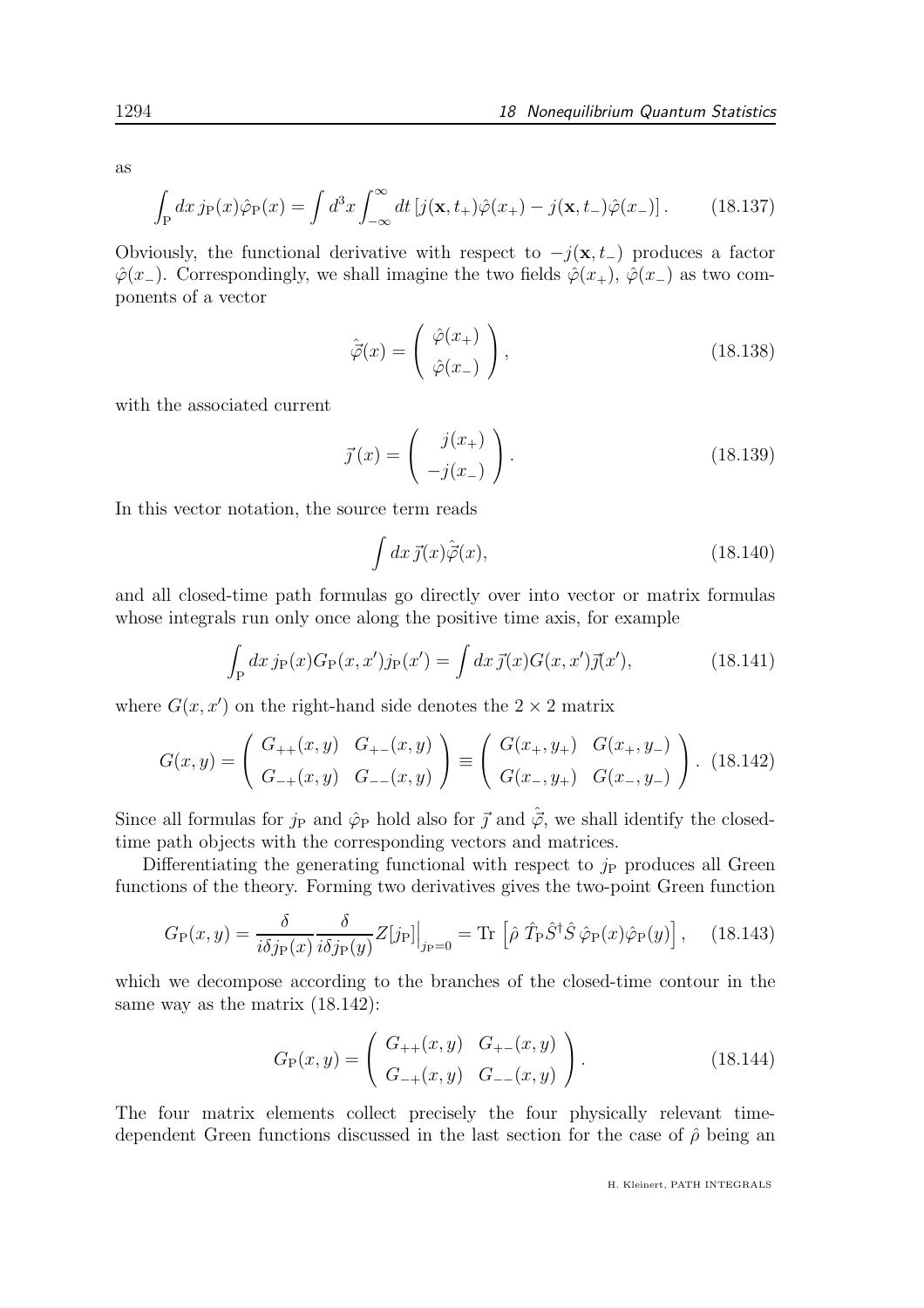as

$$\int_{\rm P} dx\, j_{\rm P}(x)\hat\varphi_{\rm P}(x) = \int d^3x \int_{-\infty}^{\infty} dt\, [j(\mathbf{x},t_+)\hat\varphi(x_+) - j(\mathbf{x},t_-)\hat\varphi(x_-)]\,. \tag{18.137}$$

Obviously, the functional derivative with respect to $-j(\mathbf{x},t_-)$ produces a factor $\hat\varphi(x_-)$. Correspondingly, we shall imagine the two fields $\hat\varphi(x_+)$, $\hat\varphi(x_-)$ as two components of a vector

$$\hat{\vec\varphi}(x) = \left( \begin{array}{c} \hat\varphi(x_+) \\ \hat\varphi(x_-) \end{array} \right), \tag{18.138}$$

with the associated current

$$\vec{\jmath}\,(x) = \left( \begin{array}{r} j(x_+) \\ -j(x_-) \end{array} \right). \tag{18.139}$$

In this vector notation, the source term reads

$$\int dx\, \vec{\jmath}(x)\hat{\vec\varphi}(x), \tag{18.140}$$

and all closed-time path formulas go directly over into vector or matrix formulas whose integrals run only once along the positive time axis, for example

$$\int_{\rm P} dx\, j_{\rm P}(x)G_{\rm P}(x,x')j_{\rm P}(x') = \int dx\, \vec{\jmath}(x)G(x,x')\vec{\jmath}(x'), \tag{18.141}$$

where $G(x,x')$ on the right-hand side denotes the $2\times 2$ matrix

$$G(x,y) = \left( \begin{array}{cc} G_{++}(x,y) & G_{+-}(x,y) \\ G_{-+}(x,y) & G_{--}(x,y) \end{array} \right) \equiv \left( \begin{array}{cc} G(x_+,y_+) & G(x_+,y_-) \\ G(x_-,y_+) & G(x_-,y_-) \end{array} \right). \tag{18.142}$$

Since all formulas for $j_{\rm P}$ and $\hat\varphi_{\rm P}$ hold also for $\vec{\jmath}$ and $\hat{\vec\varphi}$, we shall identify the closed-time path objects with the corresponding vectors and matrices.

Differentiating the generating functional with respect to $j_{\rm P}$ produces all Green functions of the theory. Forming two derivatives gives the two-point Green function

$$G_{\rm P}(x,y) = \frac{\delta}{i\delta j_{\rm P}(x)}\frac{\delta}{i\delta j_{\rm P}(y)}Z[j_{\rm P}]\Big|_{j_{\rm P}=0} = {\rm Tr}\left[\hat\rho\; \hat T_{\rm P}\hat S^\dagger \hat S\, \hat\varphi_{\rm P}(x)\hat\varphi_{\rm P}(y)\right], \tag{18.143}$$

which we decompose according to the branches of the closed-time contour in the same way as the matrix (18.142):

$$G_{\rm P}(x,y) = \left( \begin{array}{cc} G_{++}(x,y) & G_{+-}(x,y) \\ G_{-+}(x,y) & G_{--}(x,y) \end{array} \right). \tag{18.144}$$

The four matrix elements collect precisely the four physically relevant time-dependent Green functions discussed in the last section for the case of $\hat\rho$ being an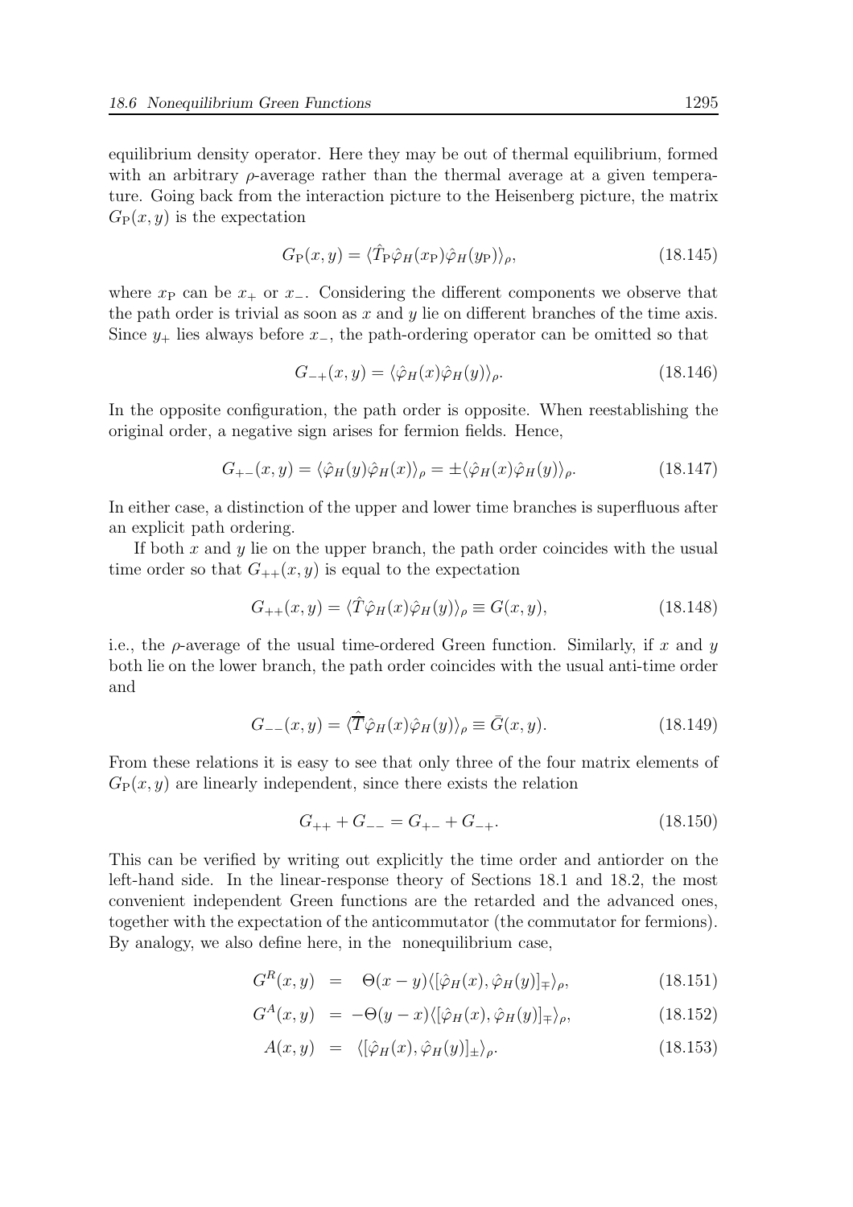equilibrium density operator. Here they may be out of thermal equilibrium, formed with an arbitrary $\rho$-average rather than the thermal average at a given temperature. Going back from the interaction picture to the Heisenberg picture, the matrix $G_{\rm P}(x, y)$ is the expectation

$$G_{\rm P}(x, y) = \langle \hat{T}_{\rm P} \hat{\varphi}_H(x_{\rm P}) \hat{\varphi}_H(y_{\rm P}) \rangle_\rho, \tag{18.145}$$

where $x_{\rm P}$ can be $x_+$ or $x_-$. Considering the different components we observe that the path order is trivial as soon as $x$ and $y$ lie on different branches of the time axis. Since $y_+$ lies always before $x_-$, the path-ordering operator can be omitted so that

$$G_{-+}(x, y) = \langle \hat{\varphi}_H(x) \hat{\varphi}_H(y) \rangle_\rho. \tag{18.146}$$

In the opposite configuration, the path order is opposite. When reestablishing the original order, a negative sign arises for fermion fields. Hence,

$$G_{+-}(x, y) = \langle \hat{\varphi}_H(y) \hat{\varphi}_H(x) \rangle_\rho = \pm \langle \hat{\varphi}_H(x) \hat{\varphi}_H(y) \rangle_\rho. \tag{18.147}$$

In either case, a distinction of the upper and lower time branches is superfluous after an explicit path ordering.

If both $x$ and $y$ lie on the upper branch, the path order coincides with the usual time order so that $G_{++}(x, y)$ is equal to the expectation

$$G_{++}(x, y) = \langle \hat{T} \hat{\varphi}_H(x) \hat{\varphi}_H(y) \rangle_\rho \equiv G(x, y), \tag{18.148}$$

i.e., the $\rho$-average of the usual time-ordered Green function. Similarly, if $x$ and $y$ both lie on the lower branch, the path order coincides with the usual anti-time order and

$$G_{--}(x, y) = \langle \hat{\bar{T}} \hat{\varphi}_H(x) \hat{\varphi}_H(y) \rangle_\rho \equiv \bar{G}(x, y). \tag{18.149}$$

From these relations it is easy to see that only three of the four matrix elements of $G_{\rm P}(x, y)$ are linearly independent, since there exists the relation

$$G_{++} + G_{--} = G_{+-} + G_{-+}. \tag{18.150}$$

This can be verified by writing out explicitly the time order and antiorder on the left-hand side. In the linear-response theory of Sections 18.1 and 18.2, the most convenient independent Green functions are the retarded and the advanced ones, together with the expectation of the anticommutator (the commutator for fermions). By analogy, we also define here, in the nonequilibrium case,

$$G^R(x, y) \;\; = \;\; \Theta(x - y) \langle [\hat{\varphi}_H(x), \hat{\varphi}_H(y)]_\mp \rangle_\rho, \tag{18.151}$$

$$G^A(x, y) \;\; = \;\; -\Theta(y - x) \langle [\hat{\varphi}_H(x), \hat{\varphi}_H(y)]_\mp \rangle_\rho, \tag{18.152}$$

$$A(x, y) \;\; = \;\; \langle [\hat{\varphi}_H(x), \hat{\varphi}_H(y)]_\pm \rangle_\rho. \tag{18.153}$$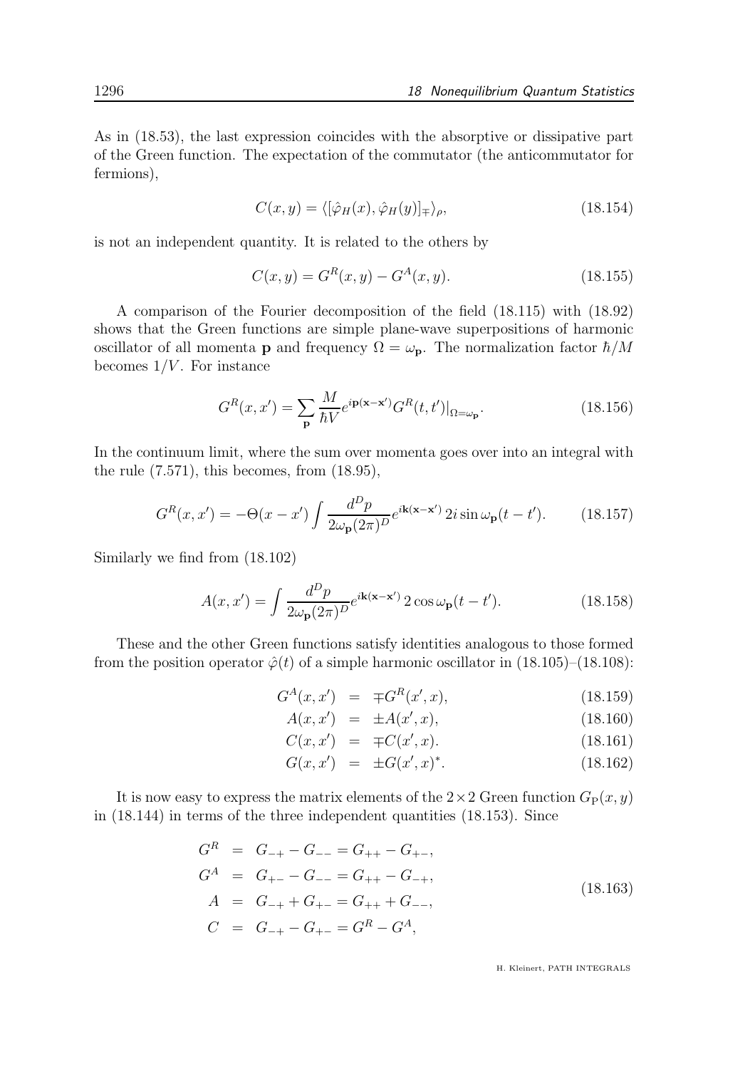As in (18.53), the last expression coincides with the absorptive or dissipative part of the Green function. The expectation of the commutator (the anticommutator for fermions),

$$C(x,y) = \langle [\hat{\varphi}_H(x), \hat{\varphi}_H(y)]_{\mp} \rangle_\rho, \tag{18.154}$$

is not an independent quantity. It is related to the others by

$$C(x,y) = G^R(x,y) - G^A(x,y). \tag{18.155}$$

A comparison of the Fourier decomposition of the field (18.115) with (18.92) shows that the Green functions are simple plane-wave superpositions of harmonic oscillator of all momenta $\mathbf{p}$ and frequency $\Omega = \omega_{\mathbf{p}}$. The normalization factor $\hbar/M$ becomes $1/V$. For instance

$$G^R(x,x') = \sum_{\mathbf{p}} \frac{M}{\hbar V} e^{i\mathbf{p}(\mathbf{x}-\mathbf{x}')} G^R(t,t')|_{\Omega=\omega_{\mathbf{p}}}. \tag{18.156}$$

In the continuum limit, where the sum over momenta goes over into an integral with the rule (7.571), this becomes, from (18.95),

$$G^R(x,x') = -\Theta(x-x') \int \frac{d^D p}{2\omega_{\mathbf{p}}(2\pi)^D} e^{i\mathbf{k}(\mathbf{x}-\mathbf{x}')}\, 2i \sin \omega_{\mathbf{p}}(t-t'). \tag{18.157}$$

Similarly we find from (18.102)

$$A(x,x') = \int \frac{d^D p}{2\omega_{\mathbf{p}}(2\pi)^D} e^{i\mathbf{k}(\mathbf{x}-\mathbf{x}')}\, 2 \cos \omega_{\mathbf{p}}(t-t'). \tag{18.158}$$

These and the other Green functions satisfy identities analogous to those formed from the position operator $\hat{\varphi}(t)$ of a simple harmonic oscillator in (18.105)–(18.108):

$$G^A(x,x') = \mp G^R(x',x), \tag{18.159}$$

$$A(x,x') = \pm A(x',x), \tag{18.160}$$

$$C(x,x') = \mp C(x',x). \tag{18.161}$$

$$G(x,x') = \pm G(x',x)^*. \tag{18.162}$$

It is now easy to express the matrix elements of the $2\times 2$ Green function $G_{\mathrm{P}}(x,y)$ in (18.144) in terms of the three independent quantities (18.153). Since

$$\begin{aligned}
G^R &= G_{-+} - G_{--} = G_{++} - G_{+-}, \\
G^A &= G_{+-} - G_{--} = G_{++} - G_{-+}, \\
A &= G_{-+} + G_{+-} = G_{++} + G_{--}, \\
C &= G_{-+} - G_{+-} = G^R - G^A,
\end{aligned} \tag{18.163}$$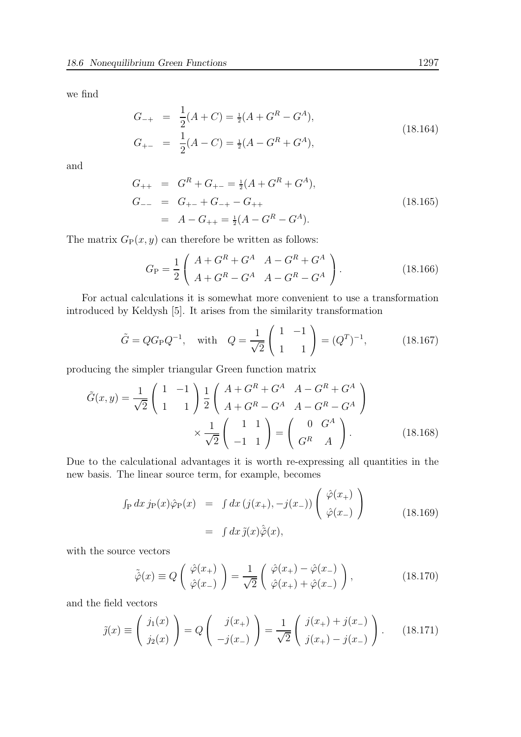we find

$$
\begin{aligned}
G_{-+} &= \frac{1}{2}(A+C) = \tfrac{1}{2}(A + G^R - G^A), \\
G_{+-} &= \frac{1}{2}(A-C) = \tfrac{1}{2}(A - G^R + G^A),
\end{aligned}
\tag{18.164}
$$

and

$$
\begin{aligned}
G_{++} &= G^R + G_{+-} = \tfrac{1}{2}(A + G^R + G^A), \\
G_{--} &= G_{+-} + G_{-+} - G_{++} \\
&= A - G_{++} = \tfrac{1}{2}(A - G^R - G^A).
\end{aligned}
\tag{18.165}
$$

The matrix $G_{\mathrm{P}}(x,y)$ can therefore be written as follows:

$$
G_{\mathrm{P}} = \frac{1}{2}\begin{pmatrix} A + G^R + G^A & A - G^R + G^A \\ A + G^R - G^A & A - G^R - G^A \end{pmatrix}.
\tag{18.166}
$$

For actual calculations it is somewhat more convenient to use a transformation introduced by Keldysh [5]. It arises from the similarity transformation

$$
\tilde{G} = Q G_{\mathrm{P}} Q^{-1}, \quad \text{with} \quad Q = \frac{1}{\sqrt{2}}\begin{pmatrix} 1 & -1 \\ 1 & 1 \end{pmatrix} = (Q^T)^{-1},
\tag{18.167}
$$

producing the simpler triangular Green function matrix

$$
\begin{aligned}
\tilde{G}(x,y) = \frac{1}{\sqrt{2}}\begin{pmatrix} 1 & -1 \\ 1 & 1 \end{pmatrix} \frac{1}{2}\begin{pmatrix} A + G^R + G^A & A - G^R + G^A \\ A + G^R - G^A & A - G^R - G^A \end{pmatrix} \\
\times \frac{1}{\sqrt{2}}\begin{pmatrix} 1 & 1 \\ -1 & 1 \end{pmatrix} = \begin{pmatrix} 0 & G^A \\ G^R & A \end{pmatrix}.
\end{aligned}
\tag{18.168}
$$

Due to the calculational advantages it is worth re-expressing all quantities in the new basis. The linear source term, for example, becomes

$$
\begin{aligned}
\textstyle\int_{\mathrm{P}} dx\, j_{\mathrm{P}}(x)\hat{\varphi}_{\mathrm{P}}(x) &= \textstyle\int dx\, (j(x_+), -j(x_-)) \begin{pmatrix} \hat{\varphi}(x_+) \\ \hat{\varphi}(x_-) \end{pmatrix} \\
&= \textstyle\int dx\, \tilde{\jmath}(x)\hat{\tilde{\varphi}}(x),
\end{aligned}
\tag{18.169}
$$

with the source vectors

$$
\hat{\tilde{\varphi}}(x) \equiv Q \begin{pmatrix} \hat{\varphi}(x_+) \\ \hat{\varphi}(x_-) \end{pmatrix} = \frac{1}{\sqrt{2}}\begin{pmatrix} \hat{\varphi}(x_+) - \hat{\varphi}(x_-) \\ \hat{\varphi}(x_+) + \hat{\varphi}(x_-) \end{pmatrix},
\tag{18.170}
$$

and the field vectors

$$
\tilde{\jmath}(x) \equiv \begin{pmatrix} j_1(x) \\ j_2(x) \end{pmatrix} = Q \begin{pmatrix} j(x_+) \\ -j(x_-) \end{pmatrix} = \frac{1}{\sqrt{2}}\begin{pmatrix} j(x_+) + j(x_-) \\ j(x_+) - j(x_-) \end{pmatrix}.
\tag{18.171}
$$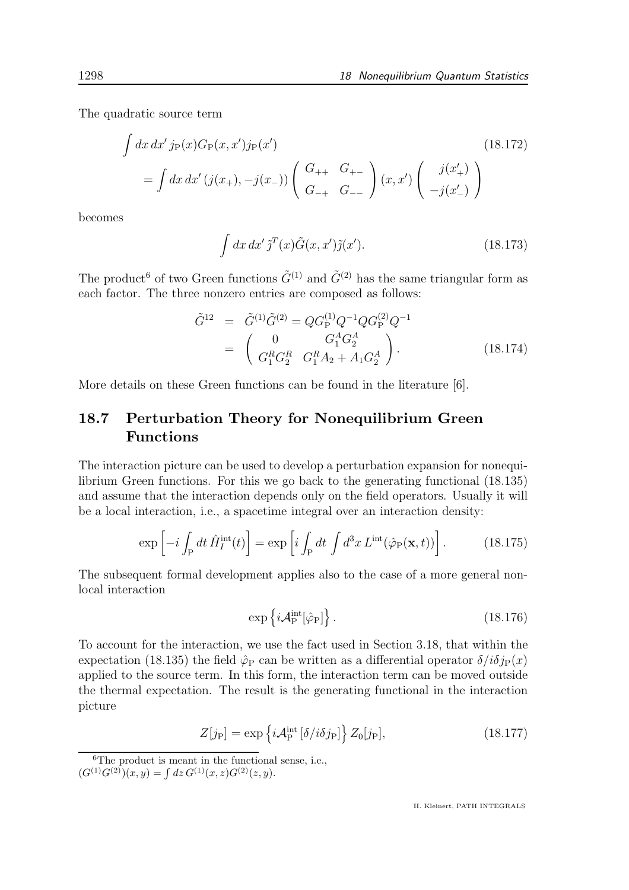The quadratic source term

$$
\begin{aligned}
&\int dx\, dx'\, j_{\rm P}(x) G_{\rm P}(x,x') j_{\rm P}(x') \qquad (18.172)\\
&= \int dx\, dx'\, (j(x_+), -j(x_-)) \begin{pmatrix} G_{++} & G_{+-} \\ G_{-+} & G_{--} \end{pmatrix} (x,x') \begin{pmatrix} j(x'_+) \\ -j(x'_-) \end{pmatrix}
\end{aligned}
$$

becomes

$$
\int dx\, dx'\, \tilde{j}^T(x) \tilde{G}(x,x') \tilde{j}(x'). \qquad (18.173)
$$

The product[6] of two Green functions $\tilde{G}^{(1)}$ and $\tilde{G}^{(2)}$ has the same triangular form as each factor. The three nonzero entries are composed as follows:

$$
\begin{aligned}
\tilde{G}^{12} &= \tilde{G}^{(1)} \tilde{G}^{(2)} = Q G_{\rm P}^{(1)} Q^{-1} Q G_{\rm P}^{(2)} Q^{-1} \\
&= \begin{pmatrix} 0 & G_1^A G_2^A \\ G_1^R G_2^R & G_1^R A_2 + A_1 G_2^A \end{pmatrix}. \qquad (18.174)
\end{aligned}
$$

More details on these Green functions can be found in the literature [6].

## 18.7 Perturbation Theory for Nonequilibrium Green Functions

The interaction picture can be used to develop a perturbation expansion for nonequilibrium Green functions. For this we go back to the generating functional (18.135) and assume that the interaction depends only on the field operators. Usually it will be a local interaction, i.e., a spacetime integral over an interaction density:

$$
\exp\left[-i \int_{\rm P} dt\, \hat{H}_I^{\rm int}(t)\right] = \exp\left[i \int_{\rm P} dt \int d^3x\, L^{\rm int}(\hat{\varphi}_{\rm P}(\mathbf{x},t))\right]. \qquad (18.175)
$$

The subsequent formal development applies also to the case of a more general nonlocal interaction

$$
\exp\left\{ i \mathcal{A}_{\rm P}^{\rm int}[\hat{\varphi}_{\rm P}] \right\}. \qquad (18.176)
$$

To account for the interaction, we use the fact used in Section 3.18, that within the expectation (18.135) the field $\hat{\varphi}_{\rm P}$ can be written as a differential operator $\delta/i\delta j_{\rm P}(x)$ applied to the source term. In this form, the interaction term can be moved outside the thermal expectation. The result is the generating functional in the interaction picture

$$
Z[j_{\rm P}] = \exp\left\{ i \mathcal{A}_{\rm P}^{\rm int}\left[\delta/i\delta j_{\rm P}\right] \right\} Z_0[j_{\rm P}], \qquad (18.177)
$$

[6] The product is meant in the functional sense, i.e., $(G^{(1)}G^{(2)})(x,y) = \int dz\, G^{(1)}(x,z) G^{(2)}(z,y)$.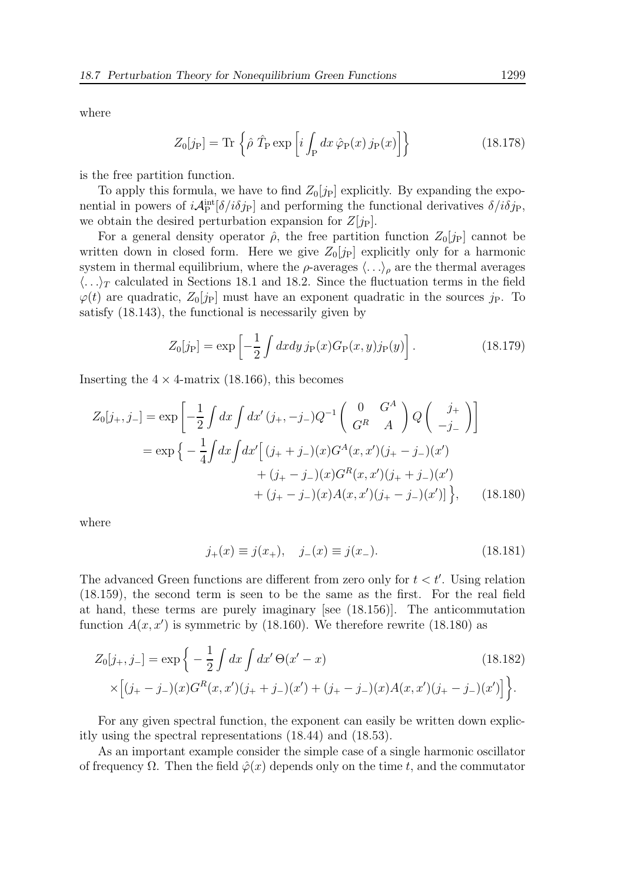where

$$Z_0[j_{\rm P}] = {\rm Tr}\left\{\hat\rho\ \hat T_{\rm P} \exp\left[i\int_{\rm P} dx\, \hat\varphi_{\rm P}(x)\, j_{\rm P}(x)\right]\right\} \tag{18.178}$$

is the free partition function.

To apply this formula, we have to find $Z_0[j_{\rm P}]$ explicitly. By expanding the exponential in powers of $i\mathcal{A}^{\rm int}_{\rm P}[\delta/i\delta j_{\rm P}]$ and performing the functional derivatives $\delta/i\delta j_{\rm P}$, we obtain the desired perturbation expansion for $Z[j_{\rm P}]$.

For a general density operator $\hat\rho$, the free partition function $Z_0[j_{\rm P}]$ cannot be written down in closed form. Here we give $Z_0[j_{\rm P}]$ explicitly only for a harmonic system in thermal equilibrium, where the $\rho$-averages $\langle\ldots\rangle_\rho$ are the thermal averages $\langle\ldots\rangle_T$ calculated in Sections 18.1 and 18.2. Since the fluctuation terms in the field $\varphi(t)$ are quadratic, $Z_0[j_{\rm P}]$ must have an exponent quadratic in the sources $j_{\rm P}$. To satisfy (18.143), the functional is necessarily given by

$$Z_0[j_{\rm P}] = \exp\left[-\frac{1}{2}\int dxdy\, j_{\rm P}(x) G_{\rm P}(x,y) j_{\rm P}(y)\right]. \tag{18.179}$$

Inserting the $4\times 4$-matrix (18.166), this becomes

$$\begin{aligned}
Z_0[j_+,j_-] &= \exp\left[-\frac{1}{2}\int dx\int dx'\,(j_+,-j_-)Q^{-1}\begin{pmatrix}0 & G^A\\ G^R & A\end{pmatrix}Q\begin{pmatrix}j_+\\ -j_-\end{pmatrix}\right]\\
&= \exp\Big\{-\frac{1}{4}\int dx\int dx'\Big[\,(j_+ + j_-)(x)G^A(x,x')(j_+ - j_-)(x')\\
&\qquad + (j_+ - j_-)(x)G^R(x,x')(j_+ + j_-)(x')\\
&\qquad + (j_+ - j_-)(x)A(x,x')(j_+ - j_-)(x')\Big]\Big\},
\end{aligned} \tag{18.180}$$

where

$$j_+(x) \equiv j(x_+),\quad j_-(x) \equiv j(x_-). \tag{18.181}$$

The advanced Green functions are different from zero only for $t < t'$. Using relation (18.159), the second term is seen to be the same as the first. For the real field at hand, these terms are purely imaginary [see (18.156)]. The anticommutation function $A(x,x')$ is symmetric by (18.160). We therefore rewrite (18.180) as

$$\begin{aligned}
Z_0[j_+,j_-] &= \exp\Big\{-\frac{1}{2}\int dx\int dx'\,\Theta(x'-x)\\
&\times\Big[(j_+ - j_-)(x)G^R(x,x')(j_+ + j_-)(x') + (j_+ - j_-)(x)A(x,x')(j_+ - j_-)(x')\Big]\Big\}.
\end{aligned} \tag{18.182}$$

For any given spectral function, the exponent can easily be written down explicitly using the spectral representations (18.44) and (18.53).

As an important example consider the simple case of a single harmonic oscillator of frequency $\Omega$. Then the field $\hat\varphi(x)$ depends only on the time $t$, and the commutator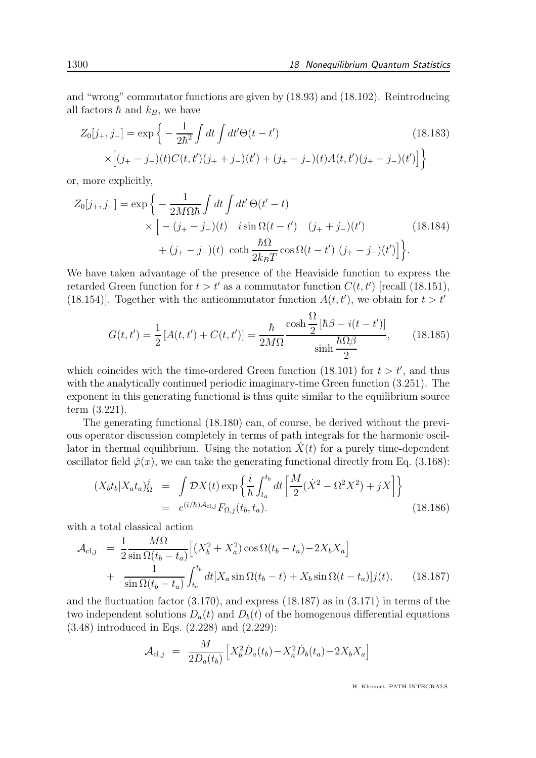and "wrong" commutator functions are given by (18.93) and (18.102). Reintroducing all factors $\hbar$ and $k_B$, we have

$$Z_0[j_+, j_-] = \exp\Big\{ -\frac{1}{2\hbar^2}\int dt \int dt' \Theta(t-t') \times\Big[(j_+ - j_-)(t) C(t,t')(j_+ + j_-)(t') + (j_+ - j_-)(t) A(t,t')(j_+ - j_-)(t')\Big]\Big\} \tag{18.183}$$

or, more explicitly,

$$Z_0[j_+, j_-] = \exp\Big\{ -\frac{1}{2M\Omega\hbar}\int dt \int dt'\, \Theta(t'-t) \times\Big[ -(j_+ - j_-)(t) \quad i\sin\Omega(t-t') \quad (j_+ + j_-)(t') + (j_+ - j_-)(t)\ \coth\frac{\hbar\Omega}{2k_BT}\cos\Omega(t-t')\ (j_+ - j_-)(t')\Big]\Big\}. \tag{18.184}$$

We have taken advantage of the presence of the Heaviside function to express the retarded Green function for $t > t'$ as a commutator function $C(t, t')$ [recall (18.151), (18.154)]. Together with the anticommutator function $A(t, t')$, we obtain for $t > t'$

$$G(t,t') = \frac{1}{2}\left[A(t,t') + C(t,t')\right] = \frac{\hbar}{2M\Omega}\frac{\cosh\dfrac{\Omega}{2}\left[\hbar\beta - i(t-t')\right]}{\sinh\dfrac{\hbar\Omega\beta}{2}}, \tag{18.185}$$

which coincides with the time-ordered Green function (18.101) for $t > t'$, and thus with the analytically continued periodic imaginary-time Green function (3.251). The exponent in this generating functional is thus quite similar to the equilibrium source term (3.221).

The generating functional (18.180) can, of course, be derived without the previous operator discussion completely in terms of path integrals for the harmonic oscillator in thermal equilibrium. Using the notation $\hat{X}(t)$ for a purely time-dependent oscillator field $\hat{\varphi}(x)$, we can take the generating functional directly from Eq. (3.168):

$$\begin{aligned}(X_bt_b|X_at_a)^j_\Omega &= \int \mathcal{D}X(t)\exp\left\{\frac{i}{\hbar}\int_{t_a}^{t_b} dt\left[\frac{M}{2}(\dot{X}^2 - \Omega^2X^2) + jX\right]\right\}\\ &= e^{(i/\hbar)\mathcal{A}_{\mathrm{cl},j}}F_{\Omega,j}(t_b,t_a).\end{aligned} \tag{18.186}$$

with a total classical action

$$\begin{aligned}\mathcal{A}_{\mathrm{cl},j} &= \frac{1}{2}\frac{M\Omega}{\sin\Omega(t_b-t_a)}\Big[(X_b^2+X_a^2)\cos\Omega(t_b-t_a) - 2X_bX_a\Big]\\ &+ \frac{1}{\sin\Omega(t_b-t_a)}\int_{t_a}^{t_b} dt[X_a\sin\Omega(t_b-t) + X_b\sin\Omega(t-t_a)]j(t),\end{aligned} \tag{18.187}$$

and the fluctuation factor (3.170), and express (18.187) as in (3.171) in terms of the two independent solutions $D_a(t)$ and $D_b(t)$ of the homogenous differential equations (3.48) introduced in Eqs. (2.228) and (2.229):

$$\mathcal{A}_{\mathrm{cl},j} = \frac{M}{2D_a(t_b)}\Big[X_b^2\dot{D}_a(t_b) - X_a^2\dot{D}_b(t_a) - 2X_bX_a\Big]$$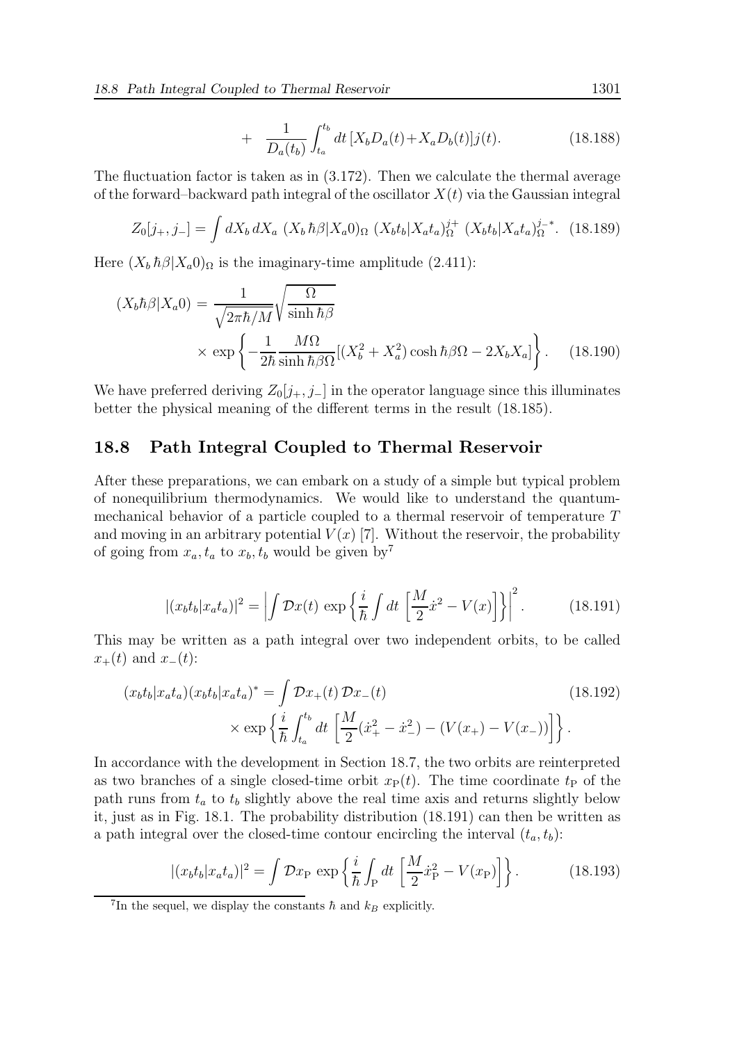$$+ \quad \frac{1}{D_a(t_b)} \int_{t_a}^{t_b} dt \, [X_b D_a(t) + X_a D_b(t)] j(t). \tag{18.188}$$

The fluctuation factor is taken as in (3.172). Then we calculate the thermal average of the forward–backward path integral of the oscillator $X(t)$ via the Gaussian integral

$$Z_0[j_+, j_-] = \int dX_b \, dX_a \; (X_b \, \hbar\beta | X_a 0)_\Omega \; (X_b t_b | X_a t_a)_\Omega^{j_+} \; (X_b t_b | X_a t_a)_\Omega^{j_- *}. \tag{18.189}$$

Here $(X_b \, \hbar\beta | X_a 0)_\Omega$ is the imaginary-time amplitude (2.411):

$$\begin{aligned}
(X_b \hbar\beta | X_a 0) = & \; \frac{1}{\sqrt{2\pi\hbar/M}} \sqrt{\frac{\Omega}{\sinh \hbar\beta}} \\
& \times \exp\left\{ -\frac{1}{2\hbar} \frac{M\Omega}{\sinh \hbar\beta\Omega} [(X_b^2 + X_a^2) \cosh \hbar\beta\Omega - 2X_b X_a] \right\}.
\end{aligned} \tag{18.190}$$

We have preferred deriving $Z_0[j_+, j_-]$ in the operator language since this illuminates better the physical meaning of the different terms in the result (18.185).

## 18.8 Path Integral Coupled to Thermal Reservoir

After these preparations, we can embark on a study of a simple but typical problem of nonequilibrium thermodynamics. We would like to understand the quantum-mechanical behavior of a particle coupled to a thermal reservoir of temperature $T$ and moving in an arbitrary potential $V(x)$ [7]. Without the reservoir, the probability of going from $x_a, t_a$ to $x_b, t_b$ would be given by[7]

$$|(x_b t_b | x_a t_a)|^2 = \left| \int \mathcal{D}x(t) \, \exp\left\{ \frac{i}{\hbar} \int dt \, \left[ \frac{M}{2} \dot{x}^2 - V(x) \right] \right\} \right|^2. \tag{18.191}$$

This may be written as a path integral over two independent orbits, to be called $x_+(t)$ and $x_-(t)$:

$$\begin{aligned}
(x_b t_b | x_a t_a)(x_b t_b | x_a t_a)^* = & \int \mathcal{D}x_+(t) \, \mathcal{D}x_-(t) \\
& \times \exp\left\{ \frac{i}{\hbar} \int_{t_a}^{t_b} dt \, \left[ \frac{M}{2} (\dot{x}_+^2 - \dot{x}_-^2) - (V(x_+) - V(x_-)) \right] \right\}.
\end{aligned} \tag{18.192}$$

In accordance with the development in Section 18.7, the two orbits are reinterpreted as two branches of a single closed-time orbit $x_\mathrm{P}(t)$. The time coordinate $t_\mathrm{P}$ of the path runs from $t_a$ to $t_b$ slightly above the real time axis and returns slightly below it, just as in Fig. 18.1. The probability distribution (18.191) can then be written as a path integral over the closed-time contour encircling the interval $(t_a, t_b)$:

$$|(x_b t_b | x_a t_a)|^2 = \int \mathcal{D}x_\mathrm{P} \, \exp\left\{ \frac{i}{\hbar} \int_\mathrm{P} dt \, \left[ \frac{M}{2} \dot{x}_\mathrm{P}^2 - V(x_\mathrm{P}) \right] \right\}. \tag{18.193}$$

---

[7] In the sequel, we display the constants $\hbar$ and $k_B$ explicitly.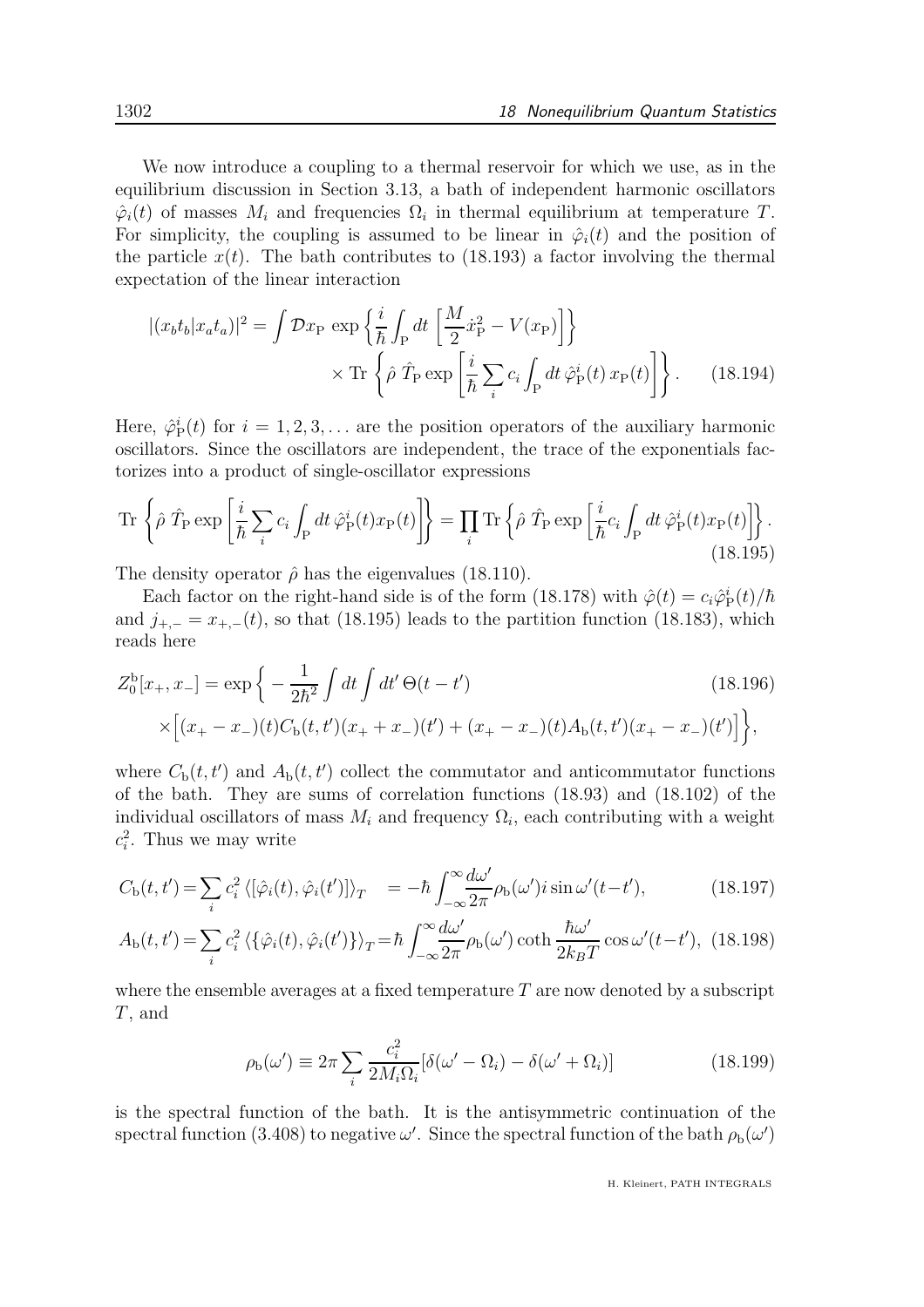We now introduce a coupling to a thermal reservoir for which we use, as in the equilibrium discussion in Section 3.13, a bath of independent harmonic oscillators $\hat{\varphi}_i(t)$ of masses $M_i$ and frequencies $\Omega_i$ in thermal equilibrium at temperature $T$. For simplicity, the coupling is assumed to be linear in $\hat{\varphi}_i(t)$ and the position of the particle $x(t)$. The bath contributes to (18.193) a factor involving the thermal expectation of the linear interaction

$$
|(x_b t_b | x_a t_a)|^2 = \int \mathcal{D}x_{\rm P} \, \exp\left\{ \frac{i}{\hbar} \int_{\rm P} dt \, \left[ \frac{M}{2} \dot{x}_{\rm P}^2 - V(x_{\rm P}) \right] \right\}
\times \, {\rm Tr} \left\{ \hat{\rho} \; \hat{T}_{\rm P} \exp\left[ \frac{i}{\hbar} \sum_i c_i \int_{\rm P} dt \, \hat{\varphi}_{\rm P}^i(t) \, x_{\rm P}(t) \right] \right\}. \tag{18.194}
$$

Here, $\hat{\varphi}_{\rm P}^i(t)$ for $i = 1, 2, 3, \dots$ are the position operators of the auxiliary harmonic oscillators. Since the oscillators are independent, the trace of the exponentials factorizes into a product of single-oscillator expressions

$$
{\rm Tr} \left\{ \hat{\rho} \; \hat{T}_{\rm P} \exp\left[ \frac{i}{\hbar} \sum_i c_i \int_{\rm P} dt \, \hat{\varphi}_{\rm P}^i(t) x_{\rm P}(t) \right] \right\} = \prod_i {\rm Tr} \left\{ \hat{\rho} \; \hat{T}_{\rm P} \exp\left[ \frac{i}{\hbar} c_i \int_{\rm P} dt \, \hat{\varphi}_{\rm P}^i(t) x_{\rm P}(t) \right] \right\}. \tag{18.195}
$$

The density operator $\hat{\rho}$ has the eigenvalues (18.110).

Each factor on the right-hand side is of the form (18.178) with $\hat{\varphi}(t) = c_i \hat{\varphi}_{\rm P}^i(t)/\hbar$ and $j_{+,-} = x_{+,-}(t)$, so that (18.195) leads to the partition function (18.183), which reads here

$$
Z_0^{\rm b}[x_+, x_-] = \exp\bigg\{ -\frac{1}{2\hbar^2} \int dt \int dt' \, \Theta(t - t') \tag{18.196}
$$
$$
\times \Big[ (x_+ - x_-)(t) C_{\rm b}(t, t') (x_+ + x_-)(t') + (x_+ - x_-)(t) A_{\rm b}(t, t') (x_+ - x_-)(t') \Big] \bigg\},
$$

where $C_{\rm b}(t, t')$ and $A_{\rm b}(t, t')$ collect the commutator and anticommutator functions of the bath. They are sums of correlation functions (18.93) and (18.102) of the individual oscillators of mass $M_i$ and frequency $\Omega_i$, each contributing with a weight $c_i^2$. Thus we may write

$$
C_{\rm b}(t, t') = \sum_i c_i^2 \, \langle [\hat{\varphi}_i(t), \hat{\varphi}_i(t')] \rangle_T \quad = -\hbar \int_{-\infty}^{\infty} \frac{d\omega'}{2\pi} \rho_{\rm b}(\omega') i \sin \omega'(t - t'), \tag{18.197}
$$

$$
A_{\rm b}(t, t') = \sum_i c_i^2 \, \langle \{ \hat{\varphi}_i(t), \hat{\varphi}_i(t') \} \rangle_T = \hbar \int_{-\infty}^{\infty} \frac{d\omega'}{2\pi} \rho_{\rm b}(\omega') \coth \frac{\hbar \omega'}{2 k_B T} \cos \omega'(t - t'), \tag{18.198}
$$

where the ensemble averages at a fixed temperature $T$ are now denoted by a subscript $T$, and

$$
\rho_{\rm b}(\omega') \equiv 2\pi \sum_i \frac{c_i^2}{2 M_i \Omega_i} [\delta(\omega' - \Omega_i) - \delta(\omega' + \Omega_i)] \tag{18.199}
$$

is the spectral function of the bath. It is the antisymmetric continuation of the spectral function (3.408) to negative $\omega'$. Since the spectral function of the bath $\rho_{\rm b}(\omega')$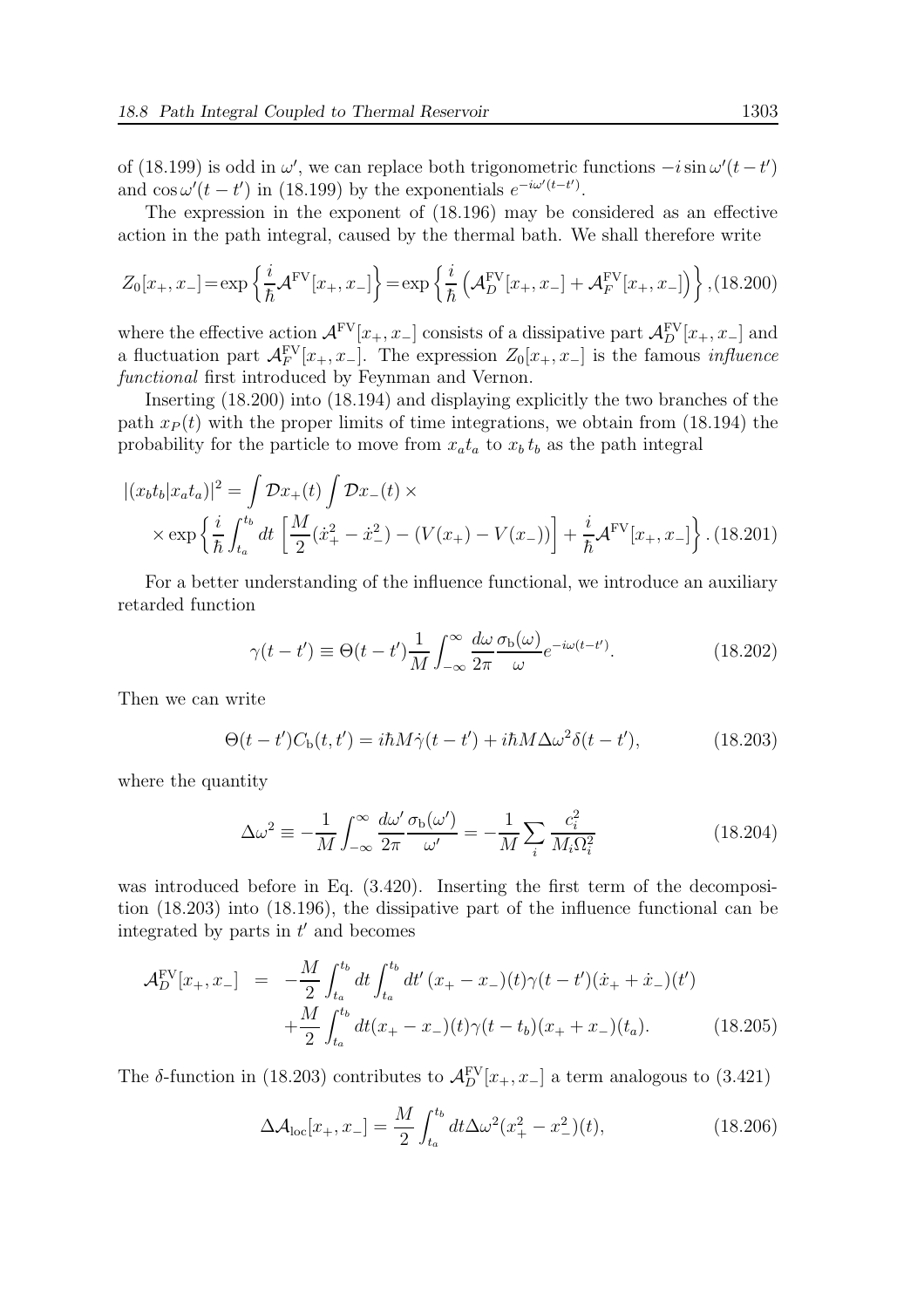of (18.199) is odd in $\omega'$, we can replace both trigonometric functions $-i\sin\omega'(t-t')$ and $\cos\omega'(t-t')$ in (18.199) by the exponentials $e^{-i\omega'(t-t')}$.

The expression in the exponent of (18.196) may be considered as an effective action in the path integral, caused by the thermal bath. We shall therefore write

$$Z_0[x_+,x_-]=\exp\left\{\frac{i}{\hbar}\mathcal{A}^{\rm FV}[x_+,x_-]\right\}=\exp\left\{\frac{i}{\hbar}\left(\mathcal{A}^{\rm FV}_D[x_+,x_-]+\mathcal{A}^{\rm FV}_F[x_+,x_-]\right)\right\},\qquad(18.200)$$

where the effective action $\mathcal{A}^{\rm FV}[x_+,x_-]$ consists of a dissipative part $\mathcal{A}^{\rm FV}_D[x_+,x_-]$ and a fluctuation part $\mathcal{A}^{\rm FV}_F[x_+,x_-]$. The expression $Z_0[x_+,x_-]$ is the famous *influence functional* first introduced by Feynman and Vernon.

Inserting (18.200) into (18.194) and displaying explicitly the two branches of the path $x_P(t)$ with the proper limits of time integrations, we obtain from (18.194) the probability for the particle to move from $x_at_a$ to $x_b\,t_b$ as the path integral

$$\begin{aligned}|(x_bt_b|x_at_a)|^2 &= \int\mathcal{D}x_+(t)\int\mathcal{D}x_-(t)\times\\ &\times\exp\left\{\frac{i}{\hbar}\int_{t_a}^{t_b}dt\,\left[\frac{M}{2}(\dot x_+^2-\dot x_-^2)-(V(x_+)-V(x_-))\right]+\frac{i}{\hbar}\mathcal{A}^{\rm FV}[x_+,x_-]\right\}.\qquad(18.201)\end{aligned}$$

For a better understanding of the influence functional, we introduce an auxiliary retarded function

$$\gamma(t-t')\equiv\Theta(t-t')\frac{1}{M}\int_{-\infty}^{\infty}\frac{d\omega}{2\pi}\frac{\sigma_{\rm b}(\omega)}{\omega}e^{-i\omega(t-t')}.\qquad(18.202)$$

Then we can write

$$\Theta(t-t')C_{\rm b}(t,t')=i\hbar M\dot\gamma(t-t')+i\hbar M\Delta\omega^2\delta(t-t'),\qquad(18.203)$$

where the quantity

$$\Delta\omega^2\equiv-\frac{1}{M}\int_{-\infty}^{\infty}\frac{d\omega'}{2\pi}\frac{\sigma_{\rm b}(\omega')}{\omega'}=-\frac{1}{M}\sum_i\frac{c_i^2}{M_i\Omega_i^2}\qquad(18.204)$$

was introduced before in Eq. (3.420). Inserting the first term of the decomposition (18.203) into (18.196), the dissipative part of the influence functional can be integrated by parts in $t'$ and becomes

$$\begin{aligned}\mathcal{A}^{\rm FV}_D[x_+,x_-] &= -\frac{M}{2}\int_{t_a}^{t_b}dt\int_{t_a}^{t_b}dt'\,(x_+-x_-)(t)\gamma(t-t')(\dot x_++\dot x_-)(t')\\ &\quad+\frac{M}{2}\int_{t_a}^{t_b}dt(x_+-x_-)(t)\gamma(t-t_b)(x_++x_-)(t_a).\qquad(18.205)\end{aligned}$$

The $\delta$-function in (18.203) contributes to $\mathcal{A}^{\rm FV}_D[x_+,x_-]$ a term analogous to (3.421)

$$\Delta\mathcal{A}_{\rm loc}[x_+,x_-]=\frac{M}{2}\int_{t_a}^{t_b}dt\Delta\omega^2(x_+^2-x_-^2)(t),\qquad(18.206)$$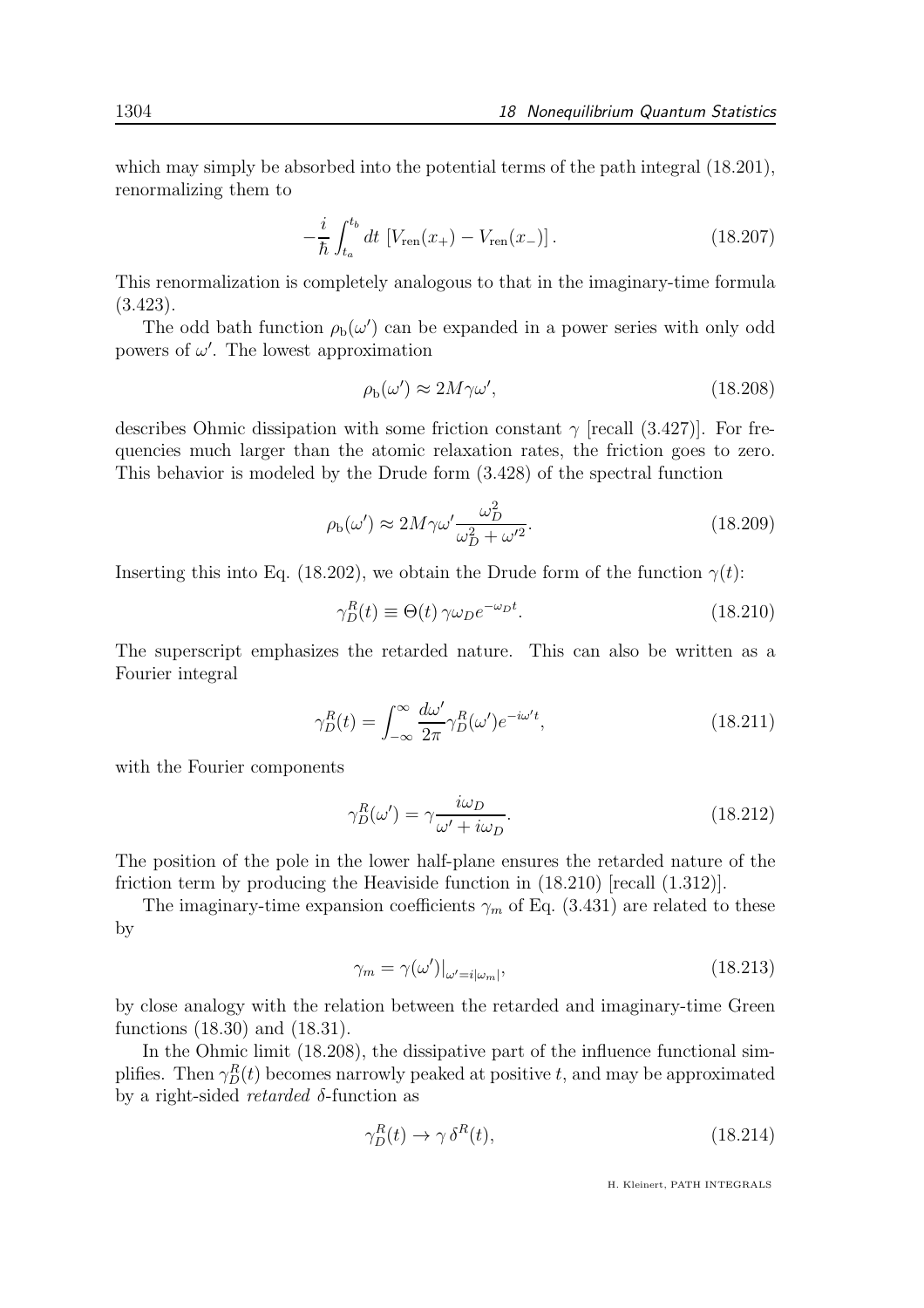which may simply be absorbed into the potential terms of the path integral (18.201), renormalizing them to

$$-\frac{i}{\hbar}\int_{t_a}^{t_b} dt\,\left[V_{\rm ren}(x_+) - V_{\rm ren}(x_-)\right]. \tag{18.207}$$

This renormalization is completely analogous to that in the imaginary-time formula (3.423).

The odd bath function $\rho_{\rm b}(\omega')$ can be expanded in a power series with only odd powers of $\omega'$. The lowest approximation

$$\rho_{\rm b}(\omega') \approx 2M\gamma\omega', \tag{18.208}$$

describes Ohmic dissipation with some friction constant $\gamma$ [recall (3.427)]. For frequencies much larger than the atomic relaxation rates, the friction goes to zero. This behavior is modeled by the Drude form (3.428) of the spectral function

$$\rho_{\rm b}(\omega') \approx 2M\gamma\omega'\frac{\omega_D^2}{\omega_D^2+\omega'^2}. \tag{18.209}$$

Inserting this into Eq. (18.202), we obtain the Drude form of the function $\gamma(t)$:

$$\gamma_D^R(t) \equiv \Theta(t)\,\gamma\omega_D e^{-\omega_D t}. \tag{18.210}$$

The superscript emphasizes the retarded nature. This can also be written as a Fourier integral

$$\gamma_D^R(t) = \int_{-\infty}^{\infty}\frac{d\omega'}{2\pi}\gamma_D^R(\omega')e^{-i\omega' t}, \tag{18.211}$$

with the Fourier components

$$\gamma_D^R(\omega') = \gamma\frac{i\omega_D}{\omega'+i\omega_D}. \tag{18.212}$$

The position of the pole in the lower half-plane ensures the retarded nature of the friction term by producing the Heaviside function in (18.210) [recall (1.312)].

The imaginary-time expansion coefficients $\gamma_m$ of Eq. (3.431) are related to these by

$$\gamma_m = \gamma(\omega')|_{\omega'=i|\omega_m|}, \tag{18.213}$$

by close analogy with the relation between the retarded and imaginary-time Green functions (18.30) and (18.31).

In the Ohmic limit (18.208), the dissipative part of the influence functional simplifies. Then $\gamma_D^R(t)$ becomes narrowly peaked at positive $t$, and may be approximated by a right-sided *retarded* $\delta$-function as

$$\gamma_D^R(t) \to \gamma\,\delta^R(t), \tag{18.214}$$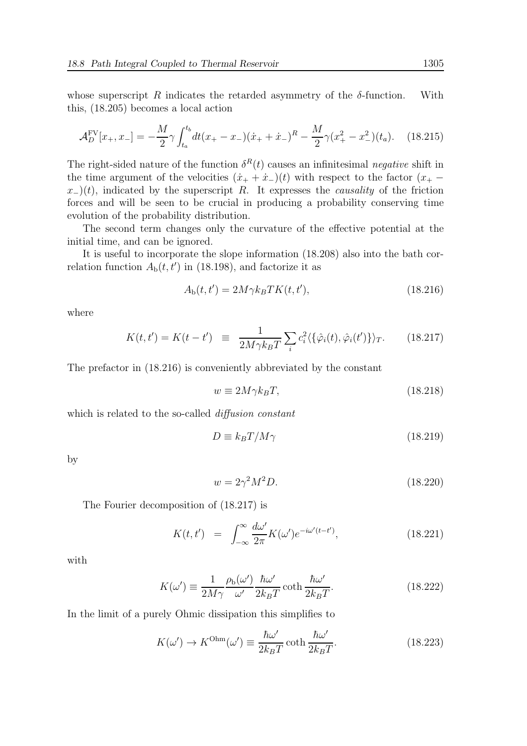whose superscript $R$ indicates the retarded asymmetry of the $\delta$-function. With this, (18.205) becomes a local action

$$\mathcal{A}_D^{\rm FV}[x_+, x_-] = -\frac{M}{2}\gamma \int_{t_a}^{t_b} dt (x_+ - x_-)(\dot{x}_+ + \dot{x}_-)^R - \frac{M}{2}\gamma (x_+^2 - x_-^2)(t_a). \quad (18.215)$$

The right-sided nature of the function $\delta^R(t)$ causes an infinitesimal *negative* shift in the time argument of the velocities $(\dot{x}_+ + \dot{x}_-)(t)$ with respect to the factor $(x_+ - x_-)(t)$, indicated by the superscript $R$. It expresses the *causality* of the friction forces and will be seen to be crucial in producing a probability conserving time evolution of the probability distribution.

The second term changes only the curvature of the effective potential at the initial time, and can be ignored.

It is useful to incorporate the slope information (18.208) also into the bath correlation function $A_{\rm b}(t, t')$ in (18.198), and factorize it as

$$A_{\rm b}(t, t') = 2M\gamma k_B T K(t, t'), \quad (18.216)$$

where

$$K(t, t') = K(t - t') \equiv \frac{1}{2M\gamma k_B T} \sum_i c_i^2 \langle \{\hat{\varphi}_i(t), \hat{\varphi}_i(t')\} \rangle_T. \quad (18.217)$$

The prefactor in (18.216) is conveniently abbreviated by the constant

$$w \equiv 2M\gamma k_B T, \quad (18.218)$$

which is related to the so-called *diffusion constant*

$$D \equiv k_B T / M\gamma \quad (18.219)$$

by

$$w = 2\gamma^2 M^2 D. \quad (18.220)$$

The Fourier decomposition of (18.217) is

$$K(t, t') = \int_{-\infty}^{\infty} \frac{d\omega'}{2\pi} K(\omega') e^{-i\omega'(t - t')}, \quad (18.221)$$

with

$$K(\omega') \equiv \frac{1}{2M\gamma} \frac{\rho_{\rm b}(\omega')}{\omega'} \frac{\hbar\omega'}{2k_B T} \coth \frac{\hbar\omega'}{2k_B T}. \quad (18.222)$$

In the limit of a purely Ohmic dissipation this simplifies to

$$K(\omega') \to K^{\rm Ohm}(\omega') \equiv \frac{\hbar\omega'}{2k_B T} \coth \frac{\hbar\omega'}{2k_B T}. \quad (18.223)$$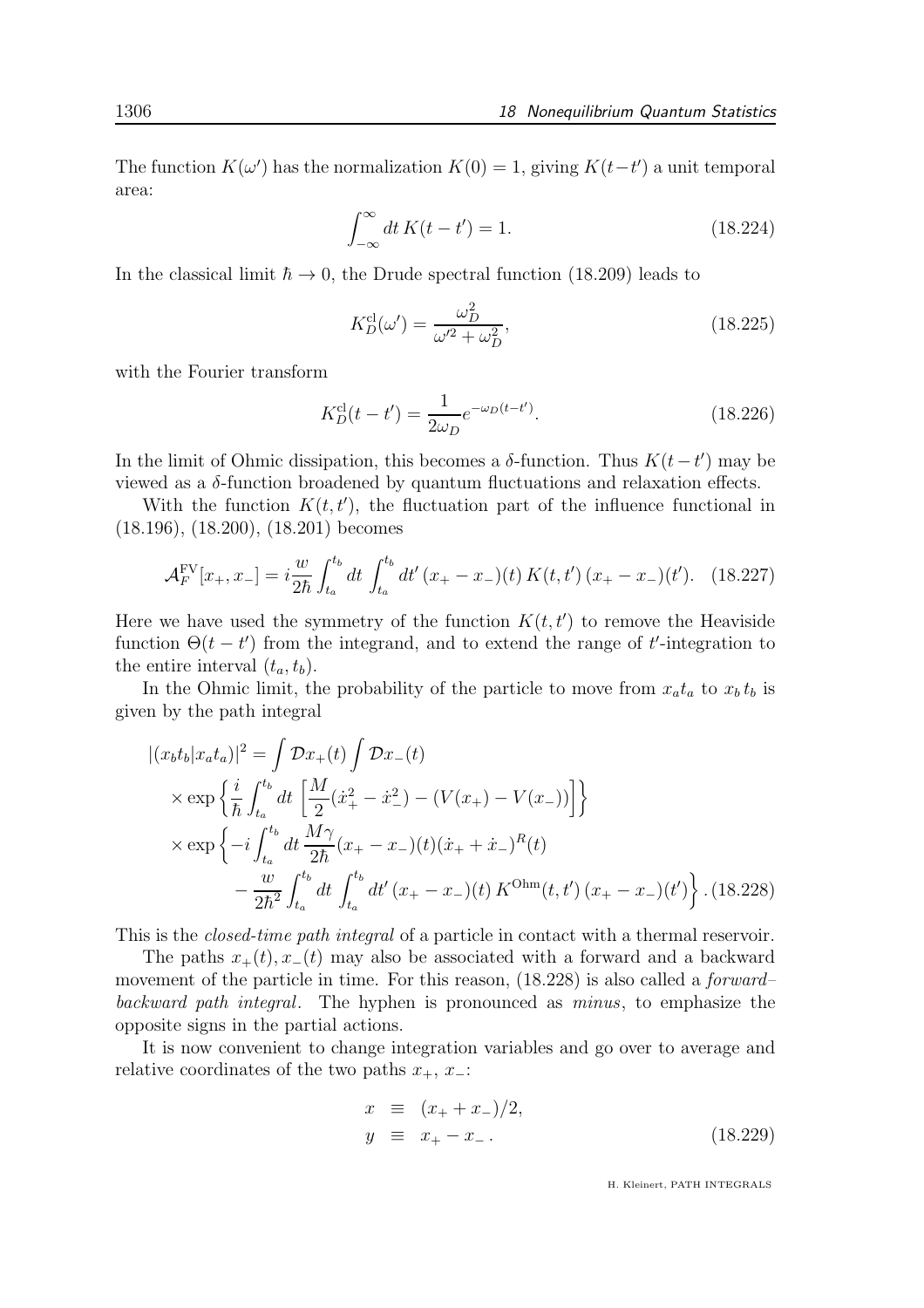The function $K(\omega')$ has the normalization $K(0) = 1$, giving $K(t-t')$ a unit temporal area:

$$\int_{-\infty}^{\infty} dt\, K(t-t') = 1. \tag{18.224}$$

In the classical limit $\hbar \to 0$, the Drude spectral function (18.209) leads to

$$K_D^{\rm cl}(\omega') = \frac{\omega_D^2}{\omega'^2 + \omega_D^2}, \tag{18.225}$$

with the Fourier transform

$$K_D^{\rm cl}(t-t') = \frac{1}{2\omega_D} e^{-\omega_D(t-t')}. \tag{18.226}$$

In the limit of Ohmic dissipation, this becomes a $\delta$-function. Thus $K(t-t')$ may be viewed as a $\delta$-function broadened by quantum fluctuations and relaxation effects.

With the function $K(t,t')$, the fluctuation part of the influence functional in (18.196), (18.200), (18.201) becomes

$$\mathcal{A}_F^{\rm FV}[x_+, x_-] = i\frac{w}{2\hbar}\int_{t_a}^{t_b} dt \int_{t_a}^{t_b} dt'\, (x_+ - x_-)(t)\, K(t,t')\, (x_+ - x_-)(t'). \tag{18.227}$$

Here we have used the symmetry of the function $K(t,t')$ to remove the Heaviside function $\Theta(t-t')$ from the integrand, and to extend the range of $t'$-integration to the entire interval $(t_a, t_b)$.

In the Ohmic limit, the probability of the particle to move from $x_a t_a$ to $x_b t_b$ is given by the path integral

$$\begin{aligned}
|(x_b t_b | x_a t_a)|^2 &= \int \mathcal{D}x_+(t) \int \mathcal{D}x_-(t) \\
&\times \exp\left\{\frac{i}{\hbar}\int_{t_a}^{t_b} dt\, \left[\frac{M}{2}(\dot{x}_+^2 - \dot{x}_-^2) - (V(x_+) - V(x_-))\right]\right\} \\
&\times \exp\left\{-i\int_{t_a}^{t_b} dt\, \frac{M\gamma}{2\hbar}(x_+ - x_-)(t)(\dot{x}_+ + \dot{x}_-)^R(t)\right. \\
&\qquad \left. - \frac{w}{2\hbar^2}\int_{t_a}^{t_b} dt \int_{t_a}^{t_b} dt'\, (x_+ - x_-)(t)\, K^{\rm Ohm}(t,t')\, (x_+ - x_-)(t')\right\}.
\end{aligned} \tag{18.228}$$

This is the *closed-time path integral* of a particle in contact with a thermal reservoir.

The paths $x_+(t), x_-(t)$ may also be associated with a forward and a backward movement of the particle in time. For this reason, (18.228) is also called a *forward–backward path integral*. The hyphen is pronounced as *minus*, to emphasize the opposite signs in the partial actions.

It is now convenient to change integration variables and go over to average and relative coordinates of the two paths $x_+$, $x_-$:

$$\begin{aligned}
x &\equiv (x_+ + x_-)/2, \\
y &\equiv x_+ - x_-.
\end{aligned} \tag{18.229}$$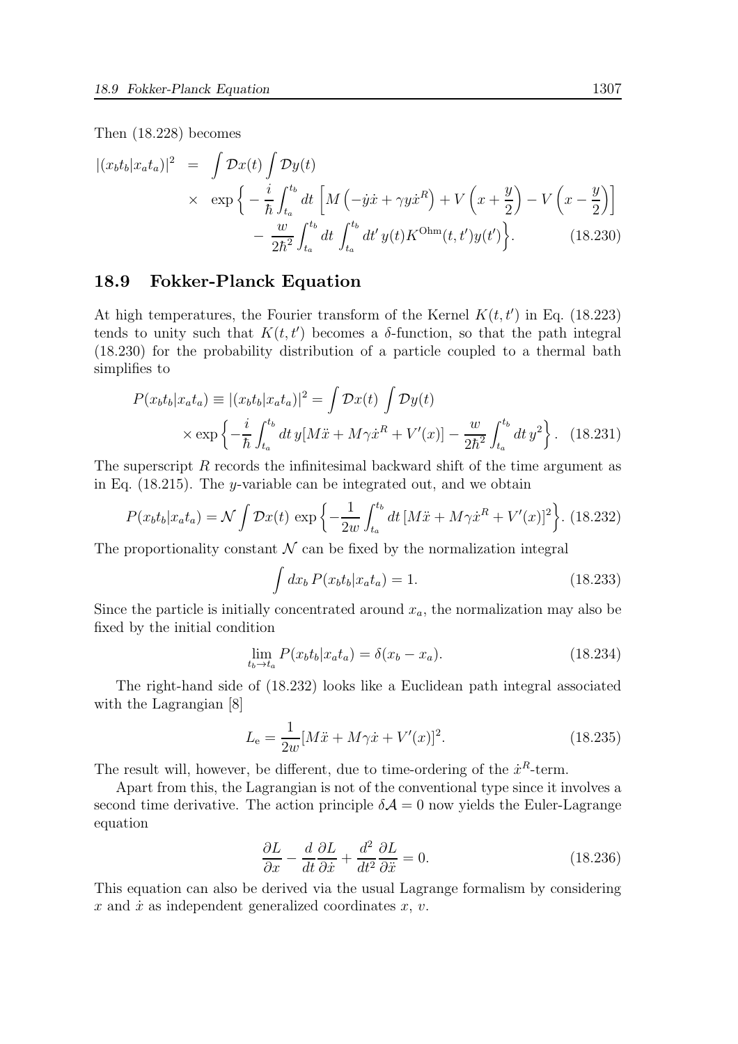Then (18.228) becomes

$$
\begin{aligned}
|(x_bt_b|x_at_a)|^2 &= \int \mathcal{D}x(t) \int \mathcal{D}y(t) \\
&\times \exp\Big\{ -\frac{i}{\hbar}\int_{t_a}^{t_b} dt \left[ M\left(-\dot{y}\dot{x} + \gamma y \dot{x}^R\right) + V\left(x+\frac{y}{2}\right) - V\left(x - \frac{y}{2}\right)\right] \\
&\quad - \frac{w}{2\hbar^2}\int_{t_a}^{t_b} dt \int_{t_a}^{t_b} dt'\, y(t) K^{\mathrm{Ohm}}(t,t') y(t')\Big\}. \qquad (18.230)
\end{aligned}
$$

## 18.9 Fokker-Planck Equation

At high temperatures, the Fourier transform of the Kernel $K(t,t')$ in Eq. (18.223) tends to unity such that $K(t,t')$ becomes a $\delta$-function, so that the path integral (18.230) for the probability distribution of a particle coupled to a thermal bath simplifies to

$$
\begin{aligned}
P(x_bt_b|x_at_a) &\equiv |(x_bt_b|x_at_a)|^2 = \int \mathcal{D}x(t) \int \mathcal{D}y(t) \\
&\times \exp\left\{-\frac{i}{\hbar}\int_{t_a}^{t_b} dt\, y[M\ddot{x} + M\gamma\dot{x}^R + V'(x)] - \frac{w}{2\hbar^2}\int_{t_a}^{t_b} dt\, y^2\right\}. \quad (18.231)
\end{aligned}
$$

The superscript $R$ records the infinitesimal backward shift of the time argument as in Eq. (18.215). The $y$-variable can be integrated out, and we obtain

$$
P(x_bt_b|x_at_a) = \mathcal{N}\int \mathcal{D}x(t)\, \exp\left\{-\frac{1}{2w}\int_{t_a}^{t_b} dt\, [M\ddot{x} + M\gamma\dot{x}^R + V'(x)]^2\right\}. \quad (18.232)
$$

The proportionality constant $\mathcal{N}$ can be fixed by the normalization integral

$$
\int dx_b\, P(x_bt_b|x_at_a) = 1. \qquad (18.233)
$$

Since the particle is initially concentrated around $x_a$, the normalization may also be fixed by the initial condition

$$
\lim_{t_b\to t_a} P(x_bt_b|x_at_a) = \delta(x_b - x_a). \qquad (18.234)
$$

The right-hand side of (18.232) looks like a Euclidean path integral associated with the Lagrangian [8]

$$
L_{\mathrm{e}} = \frac{1}{2w}[M\ddot{x} + M\gamma\dot{x} + V'(x)]^2. \qquad (18.235)
$$

The result will, however, be different, due to time-ordering of the $\dot{x}^R$-term.

Apart from this, the Lagrangian is not of the conventional type since it involves a second time derivative. The action principle $\delta\mathcal{A} = 0$ now yields the Euler-Lagrange equation

$$
\frac{\partial L}{\partial x} - \frac{d}{dt}\frac{\partial L}{\partial \dot{x}} + \frac{d^2}{dt^2}\frac{\partial L}{\partial \ddot{x}} = 0. \qquad (18.236)
$$

This equation can also be derived via the usual Lagrange formalism by considering $x$ and $\dot{x}$ as independent generalized coordinates $x$, $v$.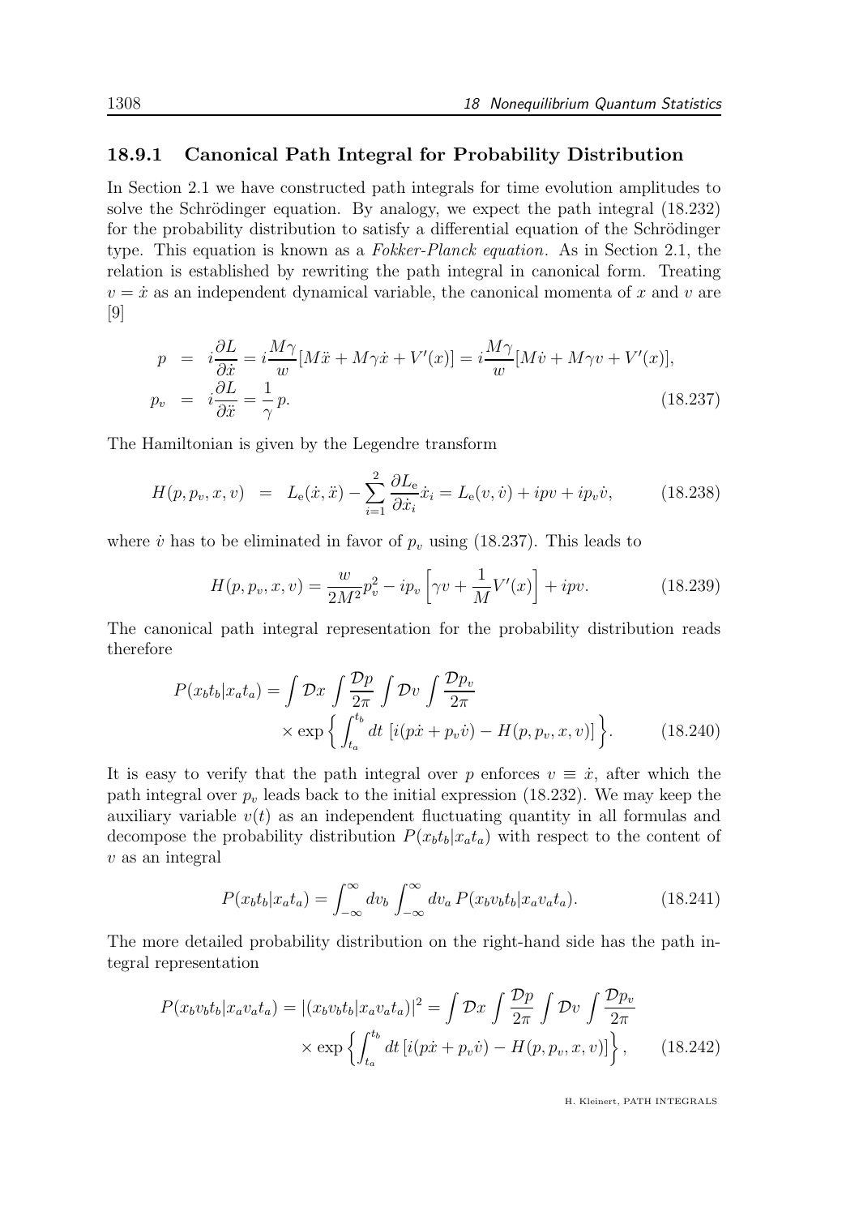### 18.9.1 Canonical Path Integral for Probability Distribution

In Section 2.1 we have constructed path integrals for time evolution amplitudes to solve the Schrödinger equation. By analogy, we expect the path integral (18.232) for the probability distribution to satisfy a differential equation of the Schrödinger type. This equation is known as a *Fokker-Planck equation*. As in Section 2.1, the relation is established by rewriting the path integral in canonical form. Treating $v = \dot{x}$ as an independent dynamical variable, the canonical momenta of $x$ and $v$ are [9]

$$
\begin{aligned}
p &= i\frac{\partial L}{\partial \dot{x}} = i\frac{M\gamma}{w}[M\ddot{x} + M\gamma\dot{x} + V'(x)] = i\frac{M\gamma}{w}[M\dot{v} + M\gamma v + V'(x)], \\
p_v &= i\frac{\partial L}{\partial \ddot{x}} = \frac{1}{\gamma}\,p.
\end{aligned}
\tag{18.237}
$$

The Hamiltonian is given by the Legendre transform

$$
H(p, p_v, x, v) \;\; = \;\; L_{\rm e}(\dot{x}, \ddot{x}) - \sum_{i=1}^{2} \frac{\partial L_{\rm e}}{\partial \dot{x}_i}\dot{x}_i = L_{\rm e}(v, \dot{v}) + ipv + ip_v\dot{v}, \tag{18.238}
$$

where $\dot{v}$ has to be eliminated in favor of $p_v$ using (18.237). This leads to

$$
H(p, p_v, x, v) = \frac{w}{2M^2}p_v^2 - ip_v\left[\gamma v + \frac{1}{M}V'(x)\right] + ipv. \tag{18.239}
$$

The canonical path integral representation for the probability distribution reads therefore

$$
\begin{aligned}
P(x_bt_b|x_at_a) = \int \mathcal{D}x \int \frac{\mathcal{D}p}{2\pi} \int \mathcal{D}v \int \frac{\mathcal{D}p_v}{2\pi} \\
\times \exp\Big\{ \int_{t_a}^{t_b} dt \; [i(p\dot{x} + p_v\dot{v}) - H(p, p_v, x, v)] \Big\}.
\end{aligned}
\tag{18.240}
$$

It is easy to verify that the path integral over $p$ enforces $v \equiv \dot{x}$, after which the path integral over $p_v$ leads back to the initial expression (18.232). We may keep the auxiliary variable $v(t)$ as an independent fluctuating quantity in all formulas and decompose the probability distribution $P(x_bt_b|x_at_a)$ with respect to the content of $v$ as an integral

$$
P(x_bt_b|x_at_a) = \int_{-\infty}^{\infty} dv_b \int_{-\infty}^{\infty} dv_a \, P(x_bv_bt_b|x_av_at_a). \tag{18.241}
$$

The more detailed probability distribution on the right-hand side has the path integral representation

$$
\begin{aligned}
P(x_bv_bt_b|x_av_at_a) = |(x_bv_bt_b|x_av_at_a)|^2 = \int \mathcal{D}x \int \frac{\mathcal{D}p}{2\pi} \int \mathcal{D}v \int \frac{\mathcal{D}p_v}{2\pi} \\
\times \exp\left\{\int_{t_a}^{t_b} dt \, [i(p\dot{x} + p_v\dot{v}) - H(p, p_v, x, v)]\right\},
\end{aligned}
\tag{18.242}
$$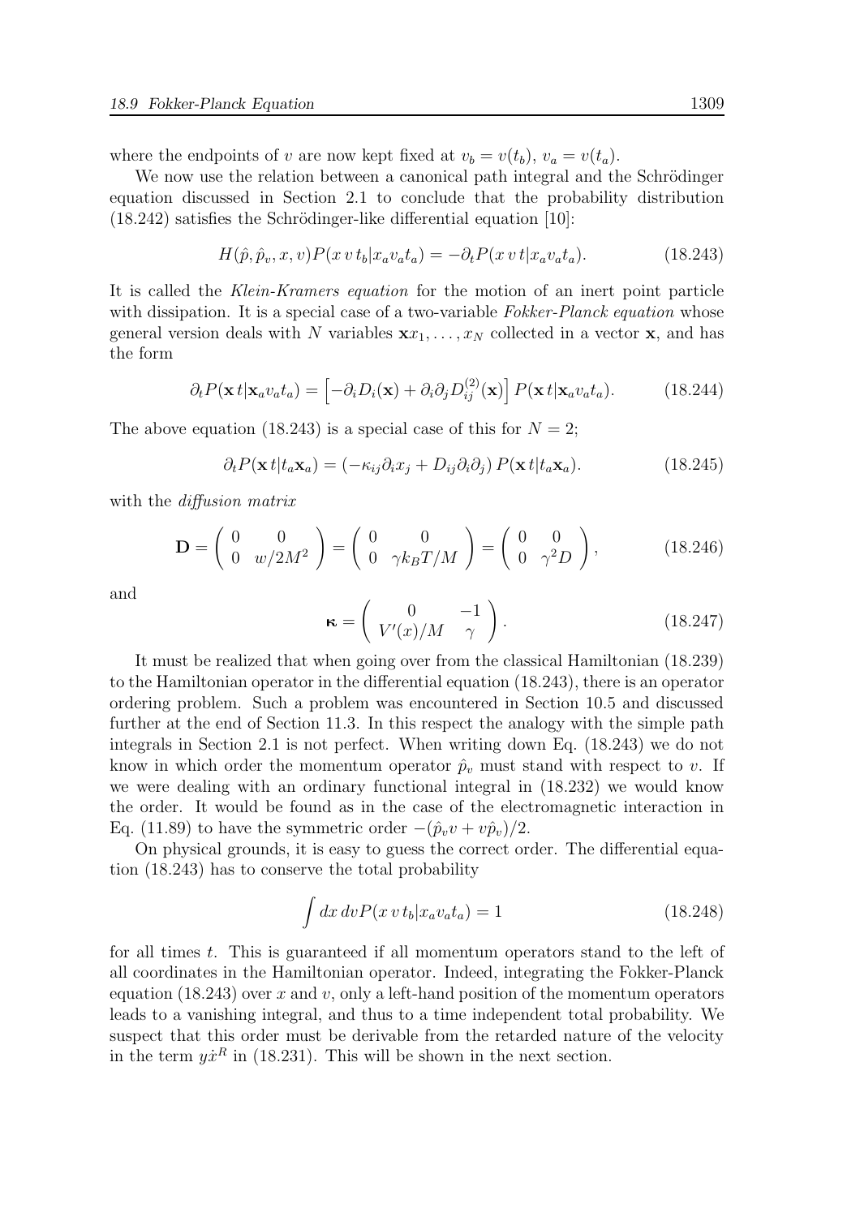where the endpoints of $v$ are now kept fixed at $v_b = v(t_b)$, $v_a = v(t_a)$.

We now use the relation between a canonical path integral and the Schrödinger equation discussed in Section 2.1 to conclude that the probability distribution (18.242) satisfies the Schrödinger-like differential equation [10]:

$$H(\hat{p}, \hat{p}_v, x, v)P(x\, v\, t_b|x_a v_a t_a) = -\partial_t P(x\, v\, t|x_a v_a t_a). \tag{18.243}$$

It is called the *Klein-Kramers equation* for the motion of an inert point particle with dissipation. It is a special case of a two-variable *Fokker-Planck equation* whose general version deals with $N$ variables $\mathbf{x}x_1, \dots, x_N$ collected in a vector $\mathbf{x}$, and has the form

$$\partial_t P(\mathbf{x}\, t|\mathbf{x}_a v_a t_a) = \left[-\partial_i D_i(\mathbf{x}) + \partial_i \partial_j D_{ij}^{(2)}(\mathbf{x})\right] P(\mathbf{x}\, t|\mathbf{x}_a v_a t_a). \tag{18.244}$$

The above equation (18.243) is a special case of this for $N = 2$;

$$\partial_t P(\mathbf{x}\, t|t_a \mathbf{x}_a) = \left(-\kappa_{ij}\partial_i x_j + D_{ij}\partial_i \partial_j\right) P(\mathbf{x}\, t|t_a \mathbf{x}_a). \tag{18.245}$$

with the *diffusion matrix*

$$\mathbf{D} = \begin{pmatrix} 0 & 0 \\ 0 & w/2M^2 \end{pmatrix} = \begin{pmatrix} 0 & 0 \\ 0 & \gamma k_B T/M \end{pmatrix} = \begin{pmatrix} 0 & 0 \\ 0 & \gamma^2 D \end{pmatrix}, \tag{18.246}$$

and

$$\boldsymbol{\kappa} = \begin{pmatrix} 0 & -1 \\ V'(x)/M & \gamma \end{pmatrix}. \tag{18.247}$$

It must be realized that when going over from the classical Hamiltonian (18.239) to the Hamiltonian operator in the differential equation (18.243), there is an operator ordering problem. Such a problem was encountered in Section 10.5 and discussed further at the end of Section 11.3. In this respect the analogy with the simple path integrals in Section 2.1 is not perfect. When writing down Eq. (18.243) we do not know in which order the momentum operator $\hat{p}_v$ must stand with respect to $v$. If we were dealing with an ordinary functional integral in (18.232) we would know the order. It would be found as in the case of the electromagnetic interaction in Eq. (11.89) to have the symmetric order $-(\hat{p}_v v + v\hat{p}_v)/2$.

On physical grounds, it is easy to guess the correct order. The differential equation (18.243) has to conserve the total probability

$$\int dx\, dv P(x\, v\, t_b|x_a v_a t_a) = 1 \tag{18.248}$$

for all times $t$. This is guaranteed if all momentum operators stand to the left of all coordinates in the Hamiltonian operator. Indeed, integrating the Fokker-Planck equation (18.243) over $x$ and $v$, only a left-hand position of the momentum operators leads to a vanishing integral, and thus to a time independent total probability. We suspect that this order must be derivable from the retarded nature of the velocity in the term $y\dot{x}^R$ in (18.231). This will be shown in the next section.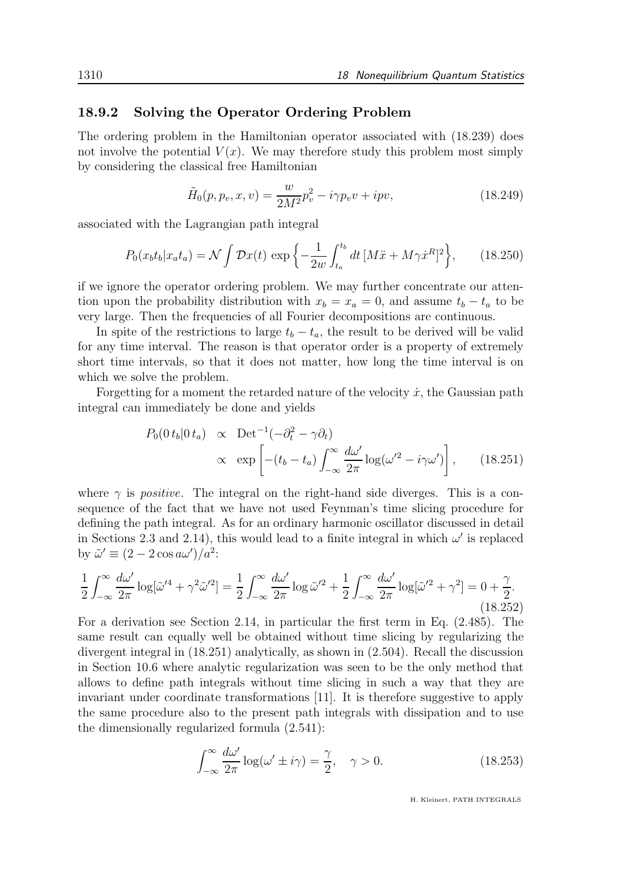### 18.9.2 Solving the Operator Ordering Problem

The ordering problem in the Hamiltonian operator associated with (18.239) does not involve the potential $V(x)$. We may therefore study this problem most simply by considering the classical free Hamiltonian

$$\tilde{H}_0(p, p_v, x, v) = \frac{w}{2M^2}p_v^2 - i\gamma p_v v + ipv, \tag{18.249}$$

associated with the Lagrangian path integral

$$P_0(x_b t_b | x_a t_a) = \mathcal{N} \int \mathcal{D}x(t) \, \exp\left\{ -\frac{1}{2w} \int_{t_a}^{t_b} dt \, [M\ddot{x} + M\gamma \dot{x}^R]^2 \right\}, \tag{18.250}$$

if we ignore the operator ordering problem. We may further concentrate our attention upon the probability distribution with $x_b = x_a = 0$, and assume $t_b - t_a$ to be very large. Then the frequencies of all Fourier decompositions are continuous.

In spite of the restrictions to large $t_b - t_a$, the result to be derived will be valid for any time interval. The reason is that operator order is a property of extremely short time intervals, so that it does not matter, how long the time interval is on which we solve the problem.

Forgetting for a moment the retarded nature of the velocity $\dot{x}$, the Gaussian path integral can immediately be done and yields

$$\begin{aligned} P_0(0\, t_b | 0\, t_a) &\propto \mathrm{Det}^{-1}(-\partial_t^2 - \gamma \partial_t) \\ &\propto \exp\left[ -(t_b - t_a) \int_{-\infty}^{\infty} \frac{d\omega'}{2\pi} \log(\omega'^2 - i\gamma\omega') \right], \end{aligned} \tag{18.251}$$

where $\gamma$ is *positive*. The integral on the right-hand side diverges. This is a consequence of the fact that we have not used Feynman's time slicing procedure for defining the path integral. As for an ordinary harmonic oscillator discussed in detail in Sections 2.3 and 2.14), this would lead to a finite integral in which $\omega'$ is replaced by $\tilde{\omega}' \equiv (2 - 2\cos a\omega')/a^2$:

$$\frac{1}{2}\int_{-\infty}^{\infty} \frac{d\omega'}{2\pi} \log[\tilde{\omega}'^4 + \gamma^2\tilde{\omega}'^2] = \frac{1}{2}\int_{-\infty}^{\infty} \frac{d\omega'}{2\pi} \log \tilde{\omega}'^2 + \frac{1}{2}\int_{-\infty}^{\infty} \frac{d\omega'}{2\pi} \log[\tilde{\omega}'^2 + \gamma^2] = 0 + \frac{\gamma}{2}. \tag{18.252}$$

For a derivation see Section 2.14, in particular the first term in Eq. (2.485). The same result can equally well be obtained without time slicing by regularizing the divergent integral in (18.251) analytically, as shown in (2.504). Recall the discussion in Section 10.6 where analytic regularization was seen to be the only method that allows to define path integrals without time slicing in such a way that they are invariant under coordinate transformations [11]. It is therefore suggestive to apply the same procedure also to the present path integrals with dissipation and to use the dimensionally regularized formula (2.541):

$$\int_{-\infty}^{\infty} \frac{d\omega'}{2\pi} \log(\omega' \pm i\gamma) = \frac{\gamma}{2}, \quad \gamma > 0. \tag{18.253}$$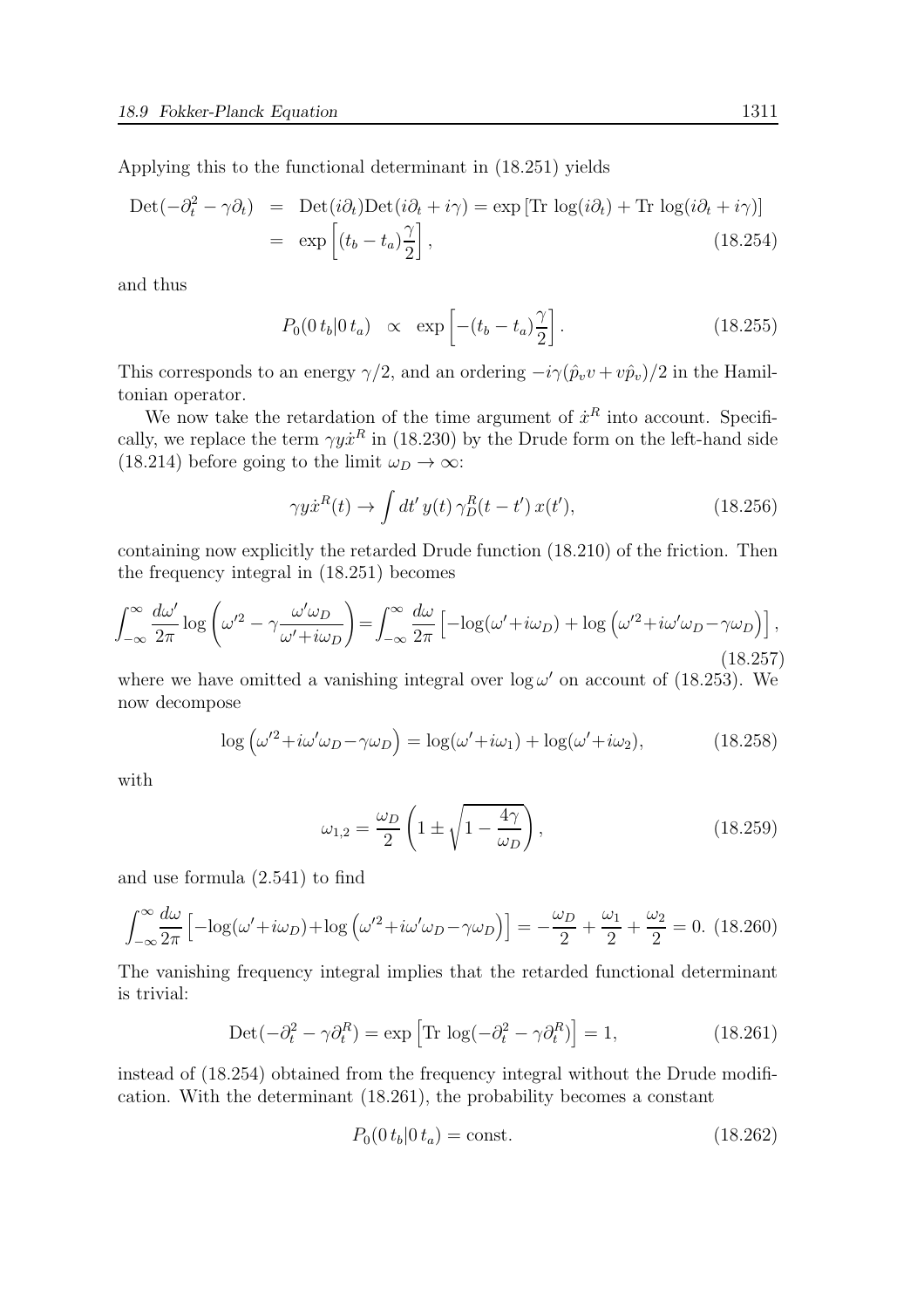Applying this to the functional determinant in (18.251) yields

$$\begin{aligned}
\mathrm{Det}(-\partial_t^2 - \gamma\partial_t) &= \mathrm{Det}(i\partial_t)\mathrm{Det}(i\partial_t + i\gamma) = \exp\left[\mathrm{Tr}\,\log(i\partial_t) + \mathrm{Tr}\,\log(i\partial_t + i\gamma)\right] \\
&= \exp\left[(t_b - t_a)\frac{\gamma}{2}\right],
\end{aligned} \tag{18.254}$$

and thus

$$P_0(0\,t_b|0\,t_a) \;\propto\; \exp\left[-(t_b - t_a)\frac{\gamma}{2}\right]. \tag{18.255}$$

This corresponds to an energy $\gamma/2$, and an ordering $-i\gamma(\hat{p}_v v + v\hat{p}_v)/2$ in the Hamiltonian operator.

We now take the retardation of the time argument of $\dot{x}^R$ into account. Specifically, we replace the term $\gamma y \dot{x}^R$ in (18.230) by the Drude form on the left-hand side (18.214) before going to the limit $\omega_D \to \infty$:

$$\gamma y \dot{x}^R(t) \to \int dt'\, y(t)\, \gamma_D^R(t-t')\, x(t'), \tag{18.256}$$

containing now explicitly the retarded Drude function (18.210) of the friction. Then the frequency integral in (18.251) becomes

$$\int_{-\infty}^{\infty} \frac{d\omega'}{2\pi} \log\left(\omega'^2 - \gamma\frac{\omega'\omega_D}{\omega' + i\omega_D}\right) = \int_{-\infty}^{\infty} \frac{d\omega}{2\pi}\left[-\log(\omega' + i\omega_D) + \log\left(\omega'^2 + i\omega'\omega_D - \gamma\omega_D\right)\right], \tag{18.257}$$

where we have omitted a vanishing integral over $\log \omega'$ on account of (18.253). We now decompose

$$\log\left(\omega'^2 + i\omega'\omega_D - \gamma\omega_D\right) = \log(\omega' + i\omega_1) + \log(\omega' + i\omega_2), \tag{18.258}$$

with

$$\omega_{1,2} = \frac{\omega_D}{2}\left(1 \pm \sqrt{1 - \frac{4\gamma}{\omega_D}}\right), \tag{18.259}$$

and use formula (2.541) to find

$$\int_{-\infty}^{\infty} \frac{d\omega}{2\pi}\left[-\log(\omega' + i\omega_D) + \log\left(\omega'^2 + i\omega'\omega_D - \gamma\omega_D\right)\right] = -\frac{\omega_D}{2} + \frac{\omega_1}{2} + \frac{\omega_2}{2} = 0. \tag{18.260}$$

The vanishing frequency integral implies that the retarded functional determinant is trivial:

$$\mathrm{Det}(-\partial_t^2 - \gamma\partial_t^R) = \exp\left[\mathrm{Tr}\,\log(-\partial_t^2 - \gamma\partial_t^R)\right] = 1, \tag{18.261}$$

instead of (18.254) obtained from the frequency integral without the Drude modification. With the determinant (18.261), the probability becomes a constant

$$P_0(0\,t_b|0\,t_a) = \mathrm{const.} \tag{18.262}$$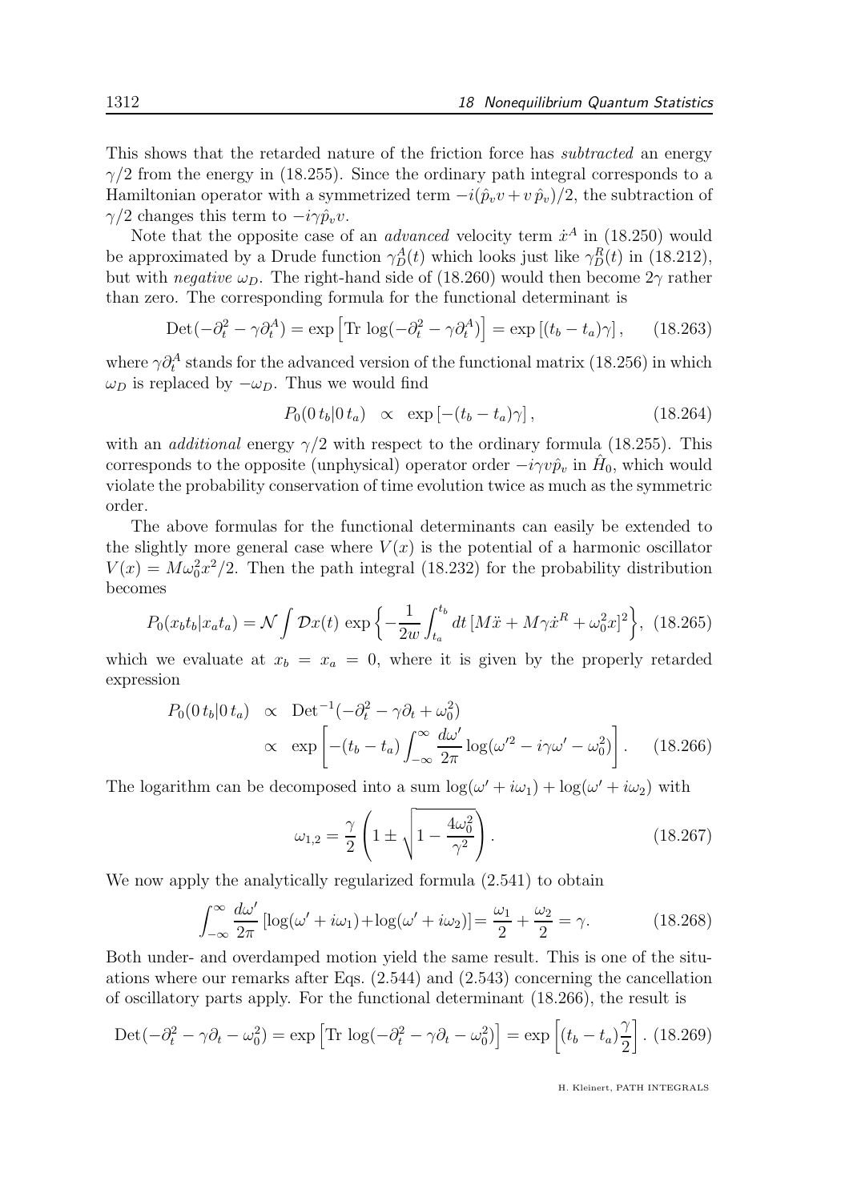This shows that the retarded nature of the friction force has *subtracted* an energy $\gamma/2$ from the energy in (18.255). Since the ordinary path integral corresponds to a Hamiltonian operator with a symmetrized term $-i(\hat{p}_v v + v\,\hat{p}_v)/2$, the subtraction of $\gamma/2$ changes this term to $-i\gamma\hat{p}_v v$.

Note that the opposite case of an *advanced* velocity term $\dot{x}^A$ in (18.250) would be approximated by a Drude function $\gamma_D^A(t)$ which looks just like $\gamma_D^R(t)$ in (18.212), but with *negative* $\omega_D$. The right-hand side of (18.260) would then become $2\gamma$ rather than zero. The corresponding formula for the functional determinant is

$$\mathrm{Det}(-\partial_t^2 - \gamma\partial_t^A) = \exp\left[\mathrm{Tr}\,\log(-\partial_t^2 - \gamma\partial_t^A)\right] = \exp\left[(t_b - t_a)\gamma\right], \qquad (18.263)$$

where $\gamma\partial_t^A$ stands for the advanced version of the functional matrix (18.256) in which $\omega_D$ is replaced by $-\omega_D$. Thus we would find

$$P_0(0\,t_b|0\,t_a) \quad \propto \quad \exp\left[-(t_b - t_a)\gamma\right], \qquad (18.264)$$

with an *additional* energy $\gamma/2$ with respect to the ordinary formula (18.255). This corresponds to the opposite (unphysical) operator order $-i\gamma v\hat{p}_v$ in $\hat{H}_0$, which would violate the probability conservation of time evolution twice as much as the symmetric order.

The above formulas for the functional determinants can easily be extended to the slightly more general case where $V(x)$ is the potential of a harmonic oscillator $V(x) = M\omega_0^2 x^2/2$. Then the path integral (18.232) for the probability distribution becomes

$$P_0(x_b t_b|x_a t_a) = \mathcal{N}\int \mathcal{D}x(t)\,\exp\left\{-\frac{1}{2w}\int_{t_a}^{t_b} dt\,[M\ddot{x} + M\gamma\dot{x}^R + \omega_0^2 x]^2\right\}, \qquad (18.265)$$

which we evaluate at $x_b = x_a = 0$, where it is given by the properly retarded expression

$$\begin{aligned} P_0(0\,t_b|0\,t_a) \quad &\propto \quad \mathrm{Det}^{-1}(-\partial_t^2 - \gamma\partial_t + \omega_0^2) \\ &\propto \quad \exp\left[-(t_b - t_a)\int_{-\infty}^{\infty}\frac{d\omega'}{2\pi}\log(\omega'^2 - i\gamma\omega' - \omega_0^2)\right]. \end{aligned} \qquad (18.266)$$

The logarithm can be decomposed into a sum $\log(\omega' + i\omega_1) + \log(\omega' + i\omega_2)$ with

$$\omega_{1,2} = \frac{\gamma}{2}\left(1 \pm \sqrt{1 - \frac{4\omega_0^2}{\gamma^2}}\right). \qquad (18.267)$$

We now apply the analytically regularized formula (2.541) to obtain

$$\int_{-\infty}^{\infty}\frac{d\omega'}{2\pi}\left[\log(\omega' + i\omega_1) + \log(\omega' + i\omega_2)\right] = \frac{\omega_1}{2} + \frac{\omega_2}{2} = \gamma. \qquad (18.268)$$

Both under- and overdamped motion yield the same result. This is one of the situations where our remarks after Eqs. (2.544) and (2.543) concerning the cancellation of oscillatory parts apply. For the functional determinant (18.266), the result is

$$\mathrm{Det}(-\partial_t^2 - \gamma\partial_t - \omega_0^2) = \exp\left[\mathrm{Tr}\,\log(-\partial_t^2 - \gamma\partial_t - \omega_0^2)\right] = \exp\left[(t_b - t_a)\frac{\gamma}{2}\right]. \qquad (18.269)$$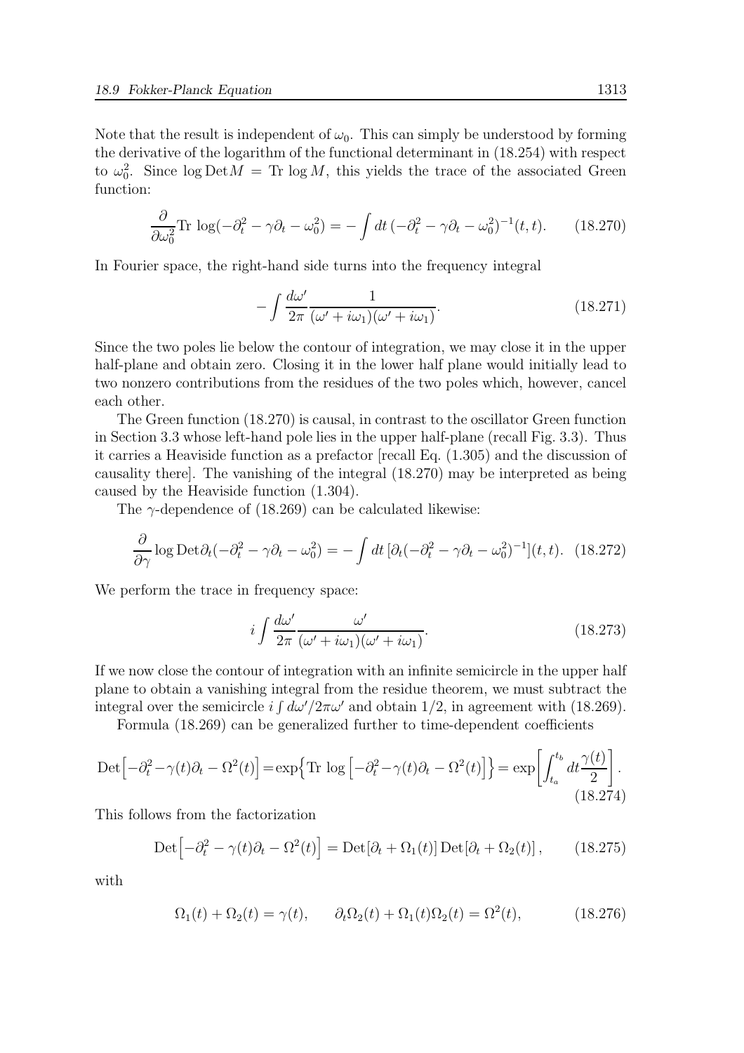Note that the result is independent of $\omega_0$. This can simply be understood by forming the derivative of the logarithm of the functional determinant in (18.254) with respect to $\omega_0^2$. Since $\log \mathrm{Det} M = \mathrm{Tr}\,\log M$, this yields the trace of the associated Green function:

$$\frac{\partial}{\partial\omega_0^2}\mathrm{Tr}\,\log(-\partial_t^2 - \gamma\partial_t - \omega_0^2) = -\int dt\,(-\partial_t^2 - \gamma\partial_t - \omega_0^2)^{-1}(t,t). \tag{18.270}$$

In Fourier space, the right-hand side turns into the frequency integral

$$-\int \frac{d\omega'}{2\pi}\frac{1}{(\omega' + i\omega_1)(\omega' + i\omega_1)}. \tag{18.271}$$

Since the two poles lie below the contour of integration, we may close it in the upper half-plane and obtain zero. Closing it in the lower half plane would initially lead to two nonzero contributions from the residues of the two poles which, however, cancel each other.

The Green function (18.270) is causal, in contrast to the oscillator Green function in Section 3.3 whose left-hand pole lies in the upper half-plane (recall Fig. 3.3). Thus it carries a Heaviside function as a prefactor [recall Eq. (1.305) and the discussion of causality there]. The vanishing of the integral (18.270) may be interpreted as being caused by the Heaviside function (1.304).

The $\gamma$-dependence of (18.269) can be calculated likewise:

$$\frac{\partial}{\partial\gamma}\log \mathrm{Det}\,\partial_t(-\partial_t^2 - \gamma\partial_t - \omega_0^2) = -\int dt\,[\partial_t(-\partial_t^2 - \gamma\partial_t - \omega_0^2)^{-1}](t,t). \tag{18.272}$$

We perform the trace in frequency space:

$$i\int \frac{d\omega'}{2\pi}\frac{\omega'}{(\omega' + i\omega_1)(\omega' + i\omega_1)}. \tag{18.273}$$

If we now close the contour of integration with an infinite semicircle in the upper half plane to obtain a vanishing integral from the residue theorem, we must subtract the integral over the semicircle $i\int d\omega'/2\pi\omega'$ and obtain $1/2$, in agreement with (18.269).

Formula (18.269) can be generalized further to time-dependent coefficients

$$\mathrm{Det}\Big[-\partial_t^2 - \gamma(t)\partial_t - \Omega^2(t)\Big] = \exp\Big\{\mathrm{Tr}\,\log\Big[-\partial_t^2 - \gamma(t)\partial_t - \Omega^2(t)\Big]\Big\} = \exp\left[\int_{t_a}^{t_b} dt\,\frac{\gamma(t)}{2}\right]. \tag{18.274}$$

This follows from the factorization

$$\mathrm{Det}\Big[-\partial_t^2 - \gamma(t)\partial_t - \Omega^2(t)\Big] = \mathrm{Det}[\partial_t + \Omega_1(t)]\,\mathrm{Det}[\partial_t + \Omega_2(t)], \tag{18.275}$$

with

$$\Omega_1(t) + \Omega_2(t) = \gamma(t), \qquad \partial_t\Omega_2(t) + \Omega_1(t)\Omega_2(t) = \Omega^2(t), \tag{18.276}$$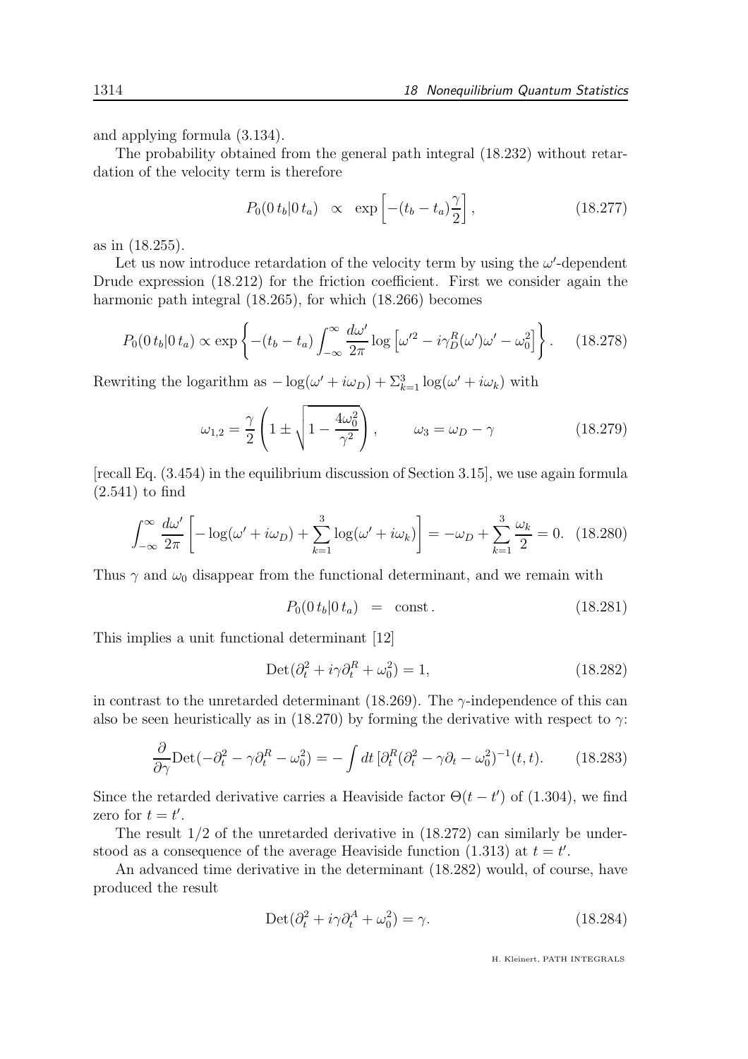and applying formula (3.134).

The probability obtained from the general path integral (18.232) without retardation of the velocity term is therefore

$$P_0(0\,t_b|0\,t_a) \;\; \propto \;\; \exp\left[-(t_b-t_a)\frac{\gamma}{2}\right], \tag{18.277}$$

as in (18.255).

Let us now introduce retardation of the velocity term by using the $\omega'$-dependent Drude expression (18.212) for the friction coefficient. First we consider again the harmonic path integral (18.265), for which (18.266) becomes

$$P_0(0\,t_b|0\,t_a) \propto \exp\left\{-(t_b-t_a)\int_{-\infty}^{\infty}\frac{d\omega'}{2\pi}\log\left[\omega'^2 - i\gamma_D^R(\omega')\omega' - \omega_0^2\right]\right\}. \tag{18.278}$$

Rewriting the logarithm as $-\log(\omega'+i\omega_D)+\Sigma_{k=1}^3\log(\omega'+i\omega_k)$ with

$$\omega_{1,2} = \frac{\gamma}{2}\left(1 \pm \sqrt{1-\frac{4\omega_0^2}{\gamma^2}}\right), \qquad \omega_3 = \omega_D - \gamma \tag{18.279}$$

[recall Eq. (3.454) in the equilibrium discussion of Section 3.15], we use again formula (2.541) to find

$$\int_{-\infty}^{\infty}\frac{d\omega'}{2\pi}\left[-\log(\omega'+i\omega_D)+\sum_{k=1}^{3}\log(\omega'+i\omega_k)\right] = -\omega_D + \sum_{k=1}^{3}\frac{\omega_k}{2} = 0. \tag{18.280}$$

Thus $\gamma$ and $\omega_0$ disappear from the functional determinant, and we remain with

$$P_0(0\,t_b|0\,t_a) \;\; = \;\; \text{const}\,. \tag{18.281}$$

This implies a unit functional determinant [12]

$$\text{Det}(\partial_t^2 + i\gamma\partial_t^R + \omega_0^2) = 1, \tag{18.282}$$

in contrast to the unretarded determinant (18.269). The $\gamma$-independence of this can also be seen heuristically as in (18.270) by forming the derivative with respect to $\gamma$:

$$\frac{\partial}{\partial\gamma}\text{Det}(-\partial_t^2 - \gamma\partial_t^R - \omega_0^2) = -\int dt\,[\partial_t^R(\partial_t^2 - \gamma\partial_t - \omega_0^2)^{-1}(t,t). \tag{18.283}$$

Since the retarded derivative carries a Heaviside factor $\Theta(t-t')$ of (1.304), we find zero for $t=t'$.

The result 1/2 of the unretarded derivative in (18.272) can similarly be understood as a consequence of the average Heaviside function (1.313) at $t=t'$.

An advanced time derivative in the determinant (18.282) would, of course, have produced the result

$$\text{Det}(\partial_t^2 + i\gamma\partial_t^A + \omega_0^2) = \gamma. \tag{18.284}$$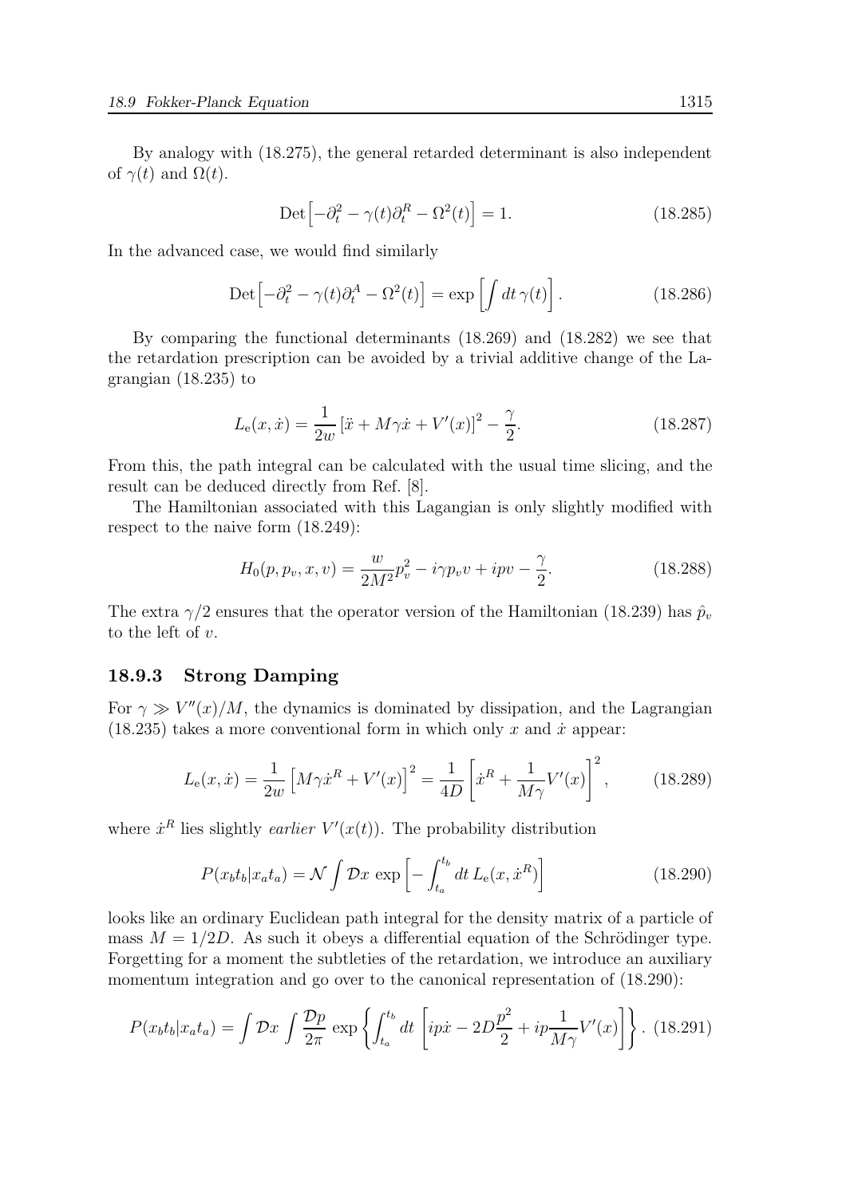By analogy with (18.275), the general retarded determinant is also independent of $\gamma(t)$ and $\Omega(t)$.

$$\mathrm{Det}\Big[-\partial_t^2 - \gamma(t)\partial_t^R - \Omega^2(t)\Big] = 1. \tag{18.285}$$

In the advanced case, we would find similarly

$$\mathrm{Det}\Big[-\partial_t^2 - \gamma(t)\partial_t^A - \Omega^2(t)\Big] = \exp\left[\int dt\,\gamma(t)\right]. \tag{18.286}$$

By comparing the functional determinants (18.269) and (18.282) we see that the retardation prescription can be avoided by a trivial additive change of the Lagrangian (18.235) to

$$L_\mathrm{e}(x,\dot{x}) = \frac{1}{2w}\left[\ddot{x} + M\gamma\dot{x} + V'(x)\right]^2 - \frac{\gamma}{2}. \tag{18.287}$$

From this, the path integral can be calculated with the usual time slicing, and the result can be deduced directly from Ref. [8].

The Hamiltonian associated with this Lagangian is only slightly modified with respect to the naive form (18.249):

$$H_0(p,p_v,x,v) = \frac{w}{2M^2}p_v^2 - i\gamma p_v v + ipv - \frac{\gamma}{2}. \tag{18.288}$$

The extra $\gamma/2$ ensures that the operator version of the Hamiltonian (18.239) has $\hat{p}_v$ to the left of $v$.

### 18.9.3 Strong Damping

For $\gamma \gg V''(x)/M$, the dynamics is dominated by dissipation, and the Lagrangian (18.235) takes a more conventional form in which only $x$ and $\dot{x}$ appear:

$$L_\mathrm{e}(x,\dot{x}) = \frac{1}{2w}\left[M\gamma\dot{x}^R + V'(x)\right]^2 = \frac{1}{4D}\left[\dot{x}^R + \frac{1}{M\gamma}V'(x)\right]^2, \tag{18.289}$$

where $\dot{x}^R$ lies slightly *earlier* $V'(x(t))$. The probability distribution

$$P(x_bt_b|x_at_a) = \mathcal{N}\int \mathcal{D}x\,\exp\left[-\int_{t_a}^{t_b} dt\, L_\mathrm{e}(x,\dot{x}^R)\right] \tag{18.290}$$

looks like an ordinary Euclidean path integral for the density matrix of a particle of mass $M = 1/2D$. As such it obeys a differential equation of the Schrödinger type. Forgetting for a moment the subtleties of the retardation, we introduce an auxiliary momentum integration and go over to the canonical representation of (18.290):

$$P(x_bt_b|x_at_a) = \int \mathcal{D}x \int \frac{\mathcal{D}p}{2\pi}\,\exp\left\{\int_{t_a}^{t_b} dt\,\left[ip\dot{x} - 2D\frac{p^2}{2} + ip\frac{1}{M\gamma}V'(x)\right]\right\}. \tag{18.291}$$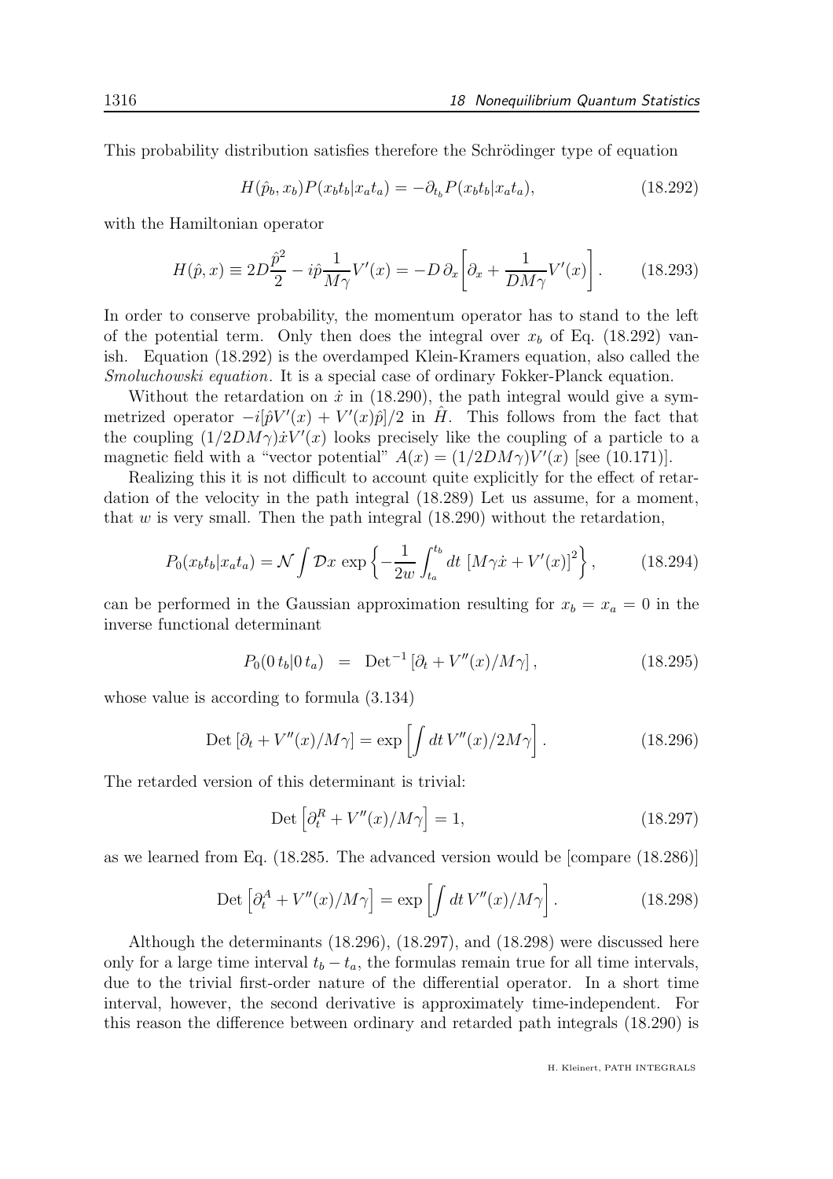This probability distribution satisfies therefore the Schrödinger type of equation

$$H(\hat{p}_b, x_b)P(x_bt_b|x_at_a) = -\partial_{t_b} P(x_bt_b|x_at_a), \tag{18.292}$$

with the Hamiltonian operator

$$H(\hat{p}, x) \equiv 2D\frac{\hat{p}^2}{2} - i\hat{p}\frac{1}{M\gamma}V'(x) = -D\,\partial_x\left[\partial_x + \frac{1}{DM\gamma}V'(x)\right]. \tag{18.293}$$

In order to conserve probability, the momentum operator has to stand to the left of the potential term. Only then does the integral over $x_b$ of Eq. (18.292) vanish. Equation (18.292) is the overdamped Klein-Kramers equation, also called the *Smoluchowski equation*. It is a special case of ordinary Fokker-Planck equation.

Without the retardation on $\dot{x}$ in (18.290), the path integral would give a symmetrized operator $-i[\hat{p}V'(x) + V'(x)\hat{p}]/2$ in $\hat{H}$. This follows from the fact that the coupling $(1/2DM\gamma)\dot{x}V'(x)$ looks precisely like the coupling of a particle to a magnetic field with a "vector potential" $A(x) = (1/2DM\gamma)V'(x)$ [see (10.171)].

Realizing this it is not difficult to account quite explicitly for the effect of retardation of the velocity in the path integral (18.289) Let us assume, for a moment, that $w$ is very small. Then the path integral (18.290) without the retardation,

$$P_0(x_bt_b|x_at_a) = \mathcal{N}\int \mathcal{D}x\, \exp\left\{-\frac{1}{2w}\int_{t_a}^{t_b} dt\, \left[M\gamma\dot{x} + V'(x)\right]^2\right\}, \tag{18.294}$$

can be performed in the Gaussian approximation resulting for $x_b = x_a = 0$ in the inverse functional determinant

$$P_0(0\,t_b|0\,t_a) \;\;=\;\; \mathrm{Det}^{-1}\left[\partial_t + V''(x)/M\gamma\right], \tag{18.295}$$

whose value is according to formula (3.134)

$$\mathrm{Det}\left[\partial_t + V''(x)/M\gamma\right] = \exp\left[\int dt\, V''(x)/2M\gamma\right]. \tag{18.296}$$

The retarded version of this determinant is trivial:

$$\mathrm{Det}\left[\partial_t^R + V''(x)/M\gamma\right] = 1, \tag{18.297}$$

as we learned from Eq. (18.285. The advanced version would be [compare (18.286)]

$$\mathrm{Det}\left[\partial_t^A + V''(x)/M\gamma\right] = \exp\left[\int dt\, V''(x)/M\gamma\right]. \tag{18.298}$$

Although the determinants (18.296), (18.297), and (18.298) were discussed here only for a large time interval $t_b - t_a$, the formulas remain true for all time intervals, due to the trivial first-order nature of the differential operator. In a short time interval, however, the second derivative is approximately time-independent. For this reason the difference between ordinary and retarded path integrals (18.290) is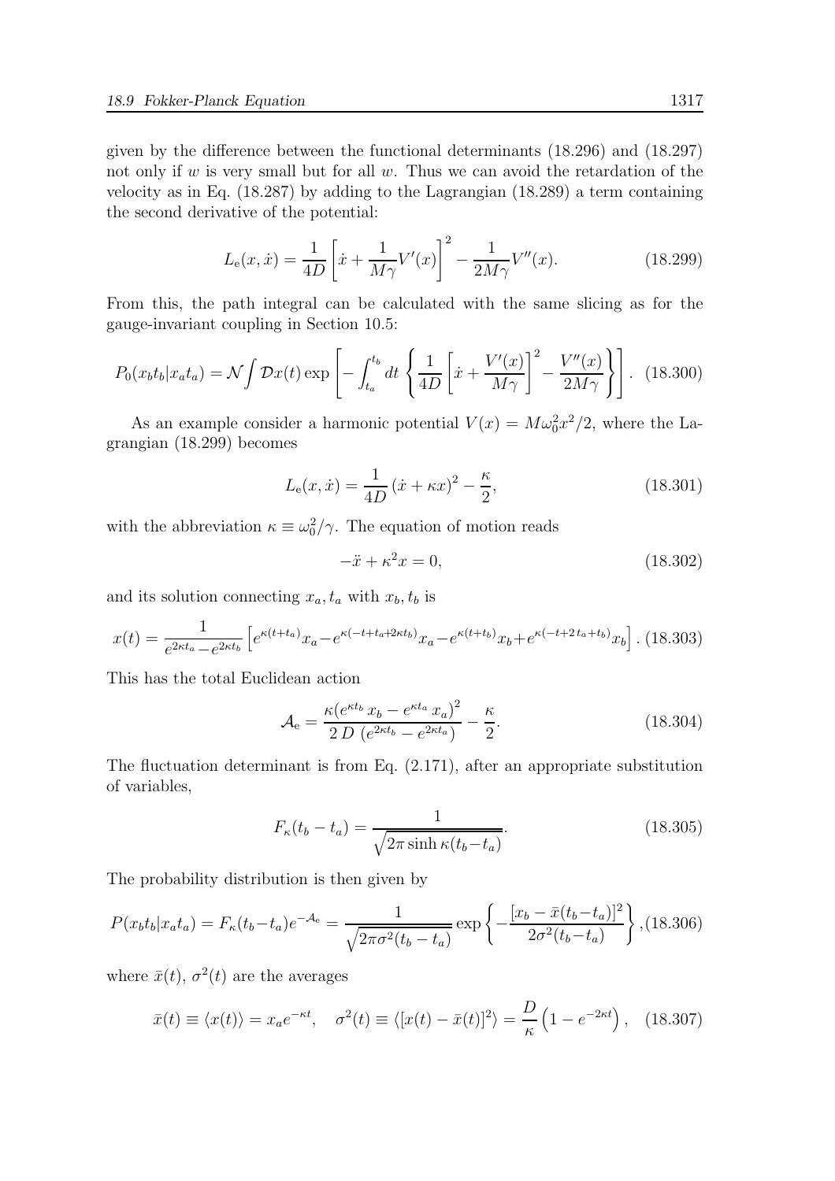given by the difference between the functional determinants (18.296) and (18.297) not only if $w$ is very small but for all $w$. Thus we can avoid the retardation of the velocity as in Eq. (18.287) by adding to the Lagrangian (18.289) a term containing the second derivative of the potential:

$$L_{\rm e}(x,\dot{x}) = \frac{1}{4D}\left[\dot{x} + \frac{1}{M\gamma}V'(x)\right]^2 - \frac{1}{2M\gamma}V''(x). \tag{18.299}$$

From this, the path integral can be calculated with the same slicing as for the gauge-invariant coupling in Section 10.5:

$$P_0(x_bt_b|x_at_a) = \mathcal{N}\int \mathcal{D}x(t)\exp\left[-\int_{t_a}^{t_b} dt\left\{\frac{1}{4D}\left[\dot{x} + \frac{V'(x)}{M\gamma}\right]^2 - \frac{V''(x)}{2M\gamma}\right\}\right]. \tag{18.300}$$

As an example consider a harmonic potential $V(x) = M\omega_0^2x^2/2$, where the Lagrangian (18.299) becomes

$$L_{\rm e}(x,\dot{x}) = \frac{1}{4D}\left(\dot{x} + \kappa x\right)^2 - \frac{\kappa}{2}, \tag{18.301}$$

with the abbreviation $\kappa \equiv \omega_0^2/\gamma$. The equation of motion reads

$$-\ddot{x} + \kappa^2 x = 0, \tag{18.302}$$

and its solution connecting $x_a, t_a$ with $x_b, t_b$ is

$$x(t) = \frac{1}{e^{2\kappa t_a} - e^{2\kappa t_b}}\left[e^{\kappa(t+t_a)}x_a - e^{\kappa(-t+t_a+2\kappa t_b)}x_a - e^{\kappa(t+t_b)}x_b + e^{\kappa(-t+2\,t_a+t_b)}x_b\right]. \tag{18.303}$$

This has the total Euclidean action

$$\mathcal{A}_{\rm e} = \frac{\kappa\left(e^{\kappa t_b}\,x_b - e^{\kappa t_a}\,x_a\right)^2}{2\,D\,\left(e^{2\kappa t_b} - e^{2\kappa t_a}\right)} - \frac{\kappa}{2}. \tag{18.304}$$

The fluctuation determinant is from Eq. (2.171), after an appropriate substitution of variables,

$$F_\kappa(t_b - t_a) = \frac{1}{\sqrt{2\pi\sinh\kappa(t_b - t_a)}}. \tag{18.305}$$

The probability distribution is then given by

$$P(x_bt_b|x_at_a) = F_\kappa(t_b - t_a)e^{-\mathcal{A}_{\rm e}} = \frac{1}{\sqrt{2\pi\sigma^2(t_b - t_a)}}\exp\left\{-\frac{[x_b - \bar{x}(t_b - t_a)]^2}{2\sigma^2(t_b - t_a)}\right\}, \tag{18.306}$$

where $\bar{x}(t)$, $\sigma^2(t)$ are the averages

$$\bar{x}(t) \equiv \langle x(t)\rangle = x_a e^{-\kappa t}, \quad \sigma^2(t) \equiv \langle[x(t) - \bar{x}(t)]^2\rangle = \frac{D}{\kappa}\left(1 - e^{-2\kappa t}\right), \tag{18.307}$$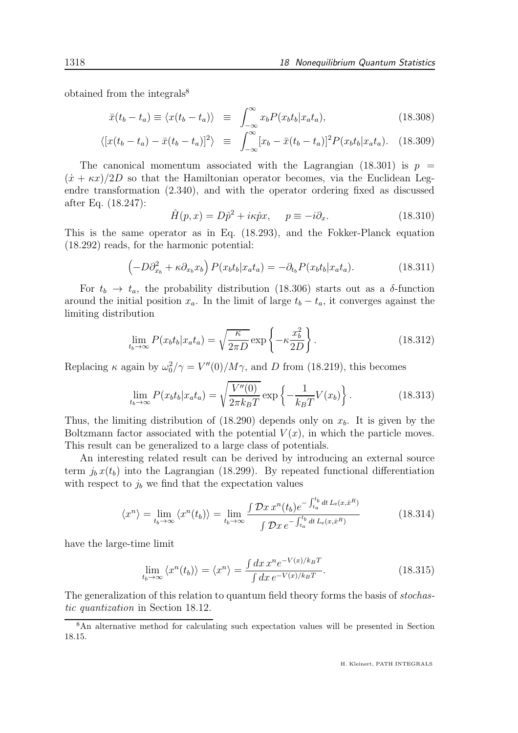obtained from the integrals[8]

$$\bar{x}(t_b - t_a) \equiv \langle x(t_b - t_a) \rangle \equiv \int_{-\infty}^{\infty} x_b P(x_b t_b | x_a t_a), \tag{18.308}$$

$$\langle [x(t_b - t_a) - \bar{x}(t_b - t_a)]^2 \rangle \equiv \int_{-\infty}^{\infty} [x_b - \bar{x}(t_b - t_a)]^2 P(x_b t_b | x_a t_a). \tag{18.309}$$

The canonical momentum associated with the Lagrangian (18.301) is $p = (\dot{x} + \kappa x)/2D$ so that the Hamiltonian operator becomes, via the Euclidean Legendre transformation (2.340), and with the operator ordering fixed as discussed after Eq. (18.247):

$$\hat{H}(p, x) = D\hat{p}^2 + i\kappa \hat{p} x, \quad p \equiv -i\partial_x. \tag{18.310}$$

This is the same operator as in Eq. (18.293), and the Fokker-Planck equation (18.292) reads, for the harmonic potential:

$$\left(-D\partial_{x_b}^2 + \kappa \partial_{x_b} x_b\right) P(x_b t_b | x_a t_a) = -\partial_{t_b} P(x_b t_b | x_a t_a). \tag{18.311}$$

For $t_b \to t_a$, the probability distribution (18.306) starts out as a $\delta$-function around the initial position $x_a$. In the limit of large $t_b - t_a$, it converges against the limiting distribution

$$\lim_{t_b \to \infty} P(x_b t_b | x_a t_a) = \sqrt{\frac{\kappa}{2\pi D}} \exp\left\{-\kappa \frac{x_b^2}{2D}\right\}. \tag{18.312}$$

Replacing $\kappa$ again by $\omega_0^2/\gamma = V''(0)/M\gamma$, and $D$ from (18.219), this becomes

$$\lim_{t_b \to \infty} P(x_b t_b | x_a t_a) = \sqrt{\frac{V''(0)}{2\pi k_B T}} \exp\left\{-\frac{1}{k_B T} V(x_b)\right\}. \tag{18.313}$$

Thus, the limiting distribution of (18.290) depends only on $x_b$. It is given by the Boltzmann factor associated with the potential $V(x)$, in which the particle moves. This result can be generalized to a large class of potentials.

An interesting related result can be derived by introducing an external source term $j_b x(t_b)$ into the Lagrangian (18.299). By repeated functional differentiation with respect to $j_b$ we find that the expectation values

$$\langle x^n \rangle = \lim_{t_b \to \infty} \langle x^n(t_b) \rangle = \lim_{t_b \to \infty} \frac{\int \mathcal{D}x \, x^n(t_b) e^{-\int_{t_a}^{t_b} dt \, L_{\rm e}(x, \dot{x}^R)}}{\int \mathcal{D}x \, e^{-\int_{t_a}^{t_b} dt \, L_{\rm e}(x, \dot{x}^R)}} \tag{18.314}$$

have the large-time limit

$$\lim_{t_b \to \infty} \langle x^n(t_b) \rangle = \langle x^n \rangle = \frac{\int dx \, x^n e^{-V(x)/k_B T}}{\int dx \, e^{-V(x)/k_B T}}. \tag{18.315}$$

The generalization of this relation to quantum field theory forms the basis of *stochastic quantization* in Section 18.12.

[8] An alternative method for calculating such expectation values will be presented in Section 18.15.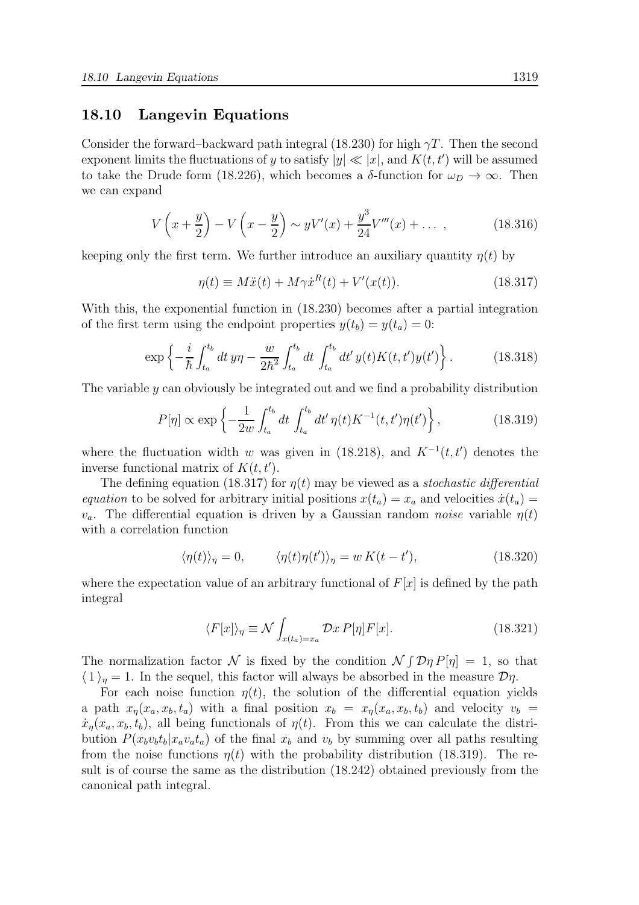## 18.10 Langevin Equations

Consider the forward–backward path integral (18.230) for high $\gamma T$. Then the second exponent limits the fluctuations of $y$ to satisfy $|y| \ll |x|$, and $K(t,t')$ will be assumed to take the Drude form (18.226), which becomes a $\delta$-function for $\omega_D \to \infty$. Then we can expand

$$V\left(x+\frac{y}{2}\right) - V\left(x-\frac{y}{2}\right) \sim yV'(x) + \frac{y^3}{24}V'''(x) + \dots\ , \tag{18.316}$$

keeping only the first term. We further introduce an auxiliary quantity $\eta(t)$ by

$$\eta(t) \equiv M\ddot{x}(t) + M\gamma\dot{x}^R(t) + V'(x(t)). \tag{18.317}$$

With this, the exponential function in (18.230) becomes after a partial integration of the first term using the endpoint properties $y(t_b) = y(t_a) = 0$:

$$\exp\left\{-\frac{i}{\hbar}\int_{t_a}^{t_b} dt\, y\eta - \frac{w}{2\hbar^2}\int_{t_a}^{t_b} dt \int_{t_a}^{t_b} dt'\, y(t)K(t,t')y(t')\right\}. \tag{18.318}$$

The variable $y$ can obviously be integrated out and we find a probability distribution

$$P[\eta] \propto \exp\left\{-\frac{1}{2w}\int_{t_a}^{t_b} dt \int_{t_a}^{t_b} dt'\, \eta(t)K^{-1}(t,t')\eta(t')\right\}, \tag{18.319}$$

where the fluctuation width $w$ was given in (18.218), and $K^{-1}(t,t')$ denotes the inverse functional matrix of $K(t,t')$.

The defining equation (18.317) for $\eta(t)$ may be viewed as a *stochastic differential equation* to be solved for arbitrary initial positions $x(t_a) = x_a$ and velocities $\dot{x}(t_a) = v_a$. The differential equation is driven by a Gaussian random *noise* variable $\eta(t)$ with a correlation function

$$\langle \eta(t) \rangle_\eta = 0, \qquad \langle \eta(t)\eta(t') \rangle_\eta = w\, K(t-t'), \tag{18.320}$$

where the expectation value of an arbitrary functional of $F[x]$ is defined by the path integral

$$\langle F[x] \rangle_\eta \equiv \mathcal{N}\int_{x(t_a)=x_a} \mathcal{D}x\, P[\eta]F[x]. \tag{18.321}$$

The normalization factor $\mathcal{N}$ is fixed by the condition $\mathcal{N}\int \mathcal{D}\eta\, P[\eta] = 1$, so that $\langle 1 \rangle_\eta = 1$. In the sequel, this factor will always be absorbed in the measure $\mathcal{D}\eta$.

For each noise function $\eta(t)$, the solution of the differential equation yields a path $x_\eta(x_a, x_b, t_a)$ with a final position $x_b = x_\eta(x_a, x_b, t_b)$ and velocity $v_b = \dot{x}_\eta(x_a, x_b, t_b)$, all being functionals of $\eta(t)$. From this we can calculate the distribution $P(x_b v_b t_b | x_a v_a t_a)$ of the final $x_b$ and $v_b$ by summing over all paths resulting from the noise functions $\eta(t)$ with the probability distribution (18.319). The result is of course the same as the distribution (18.242) obtained previously from the canonical path integral.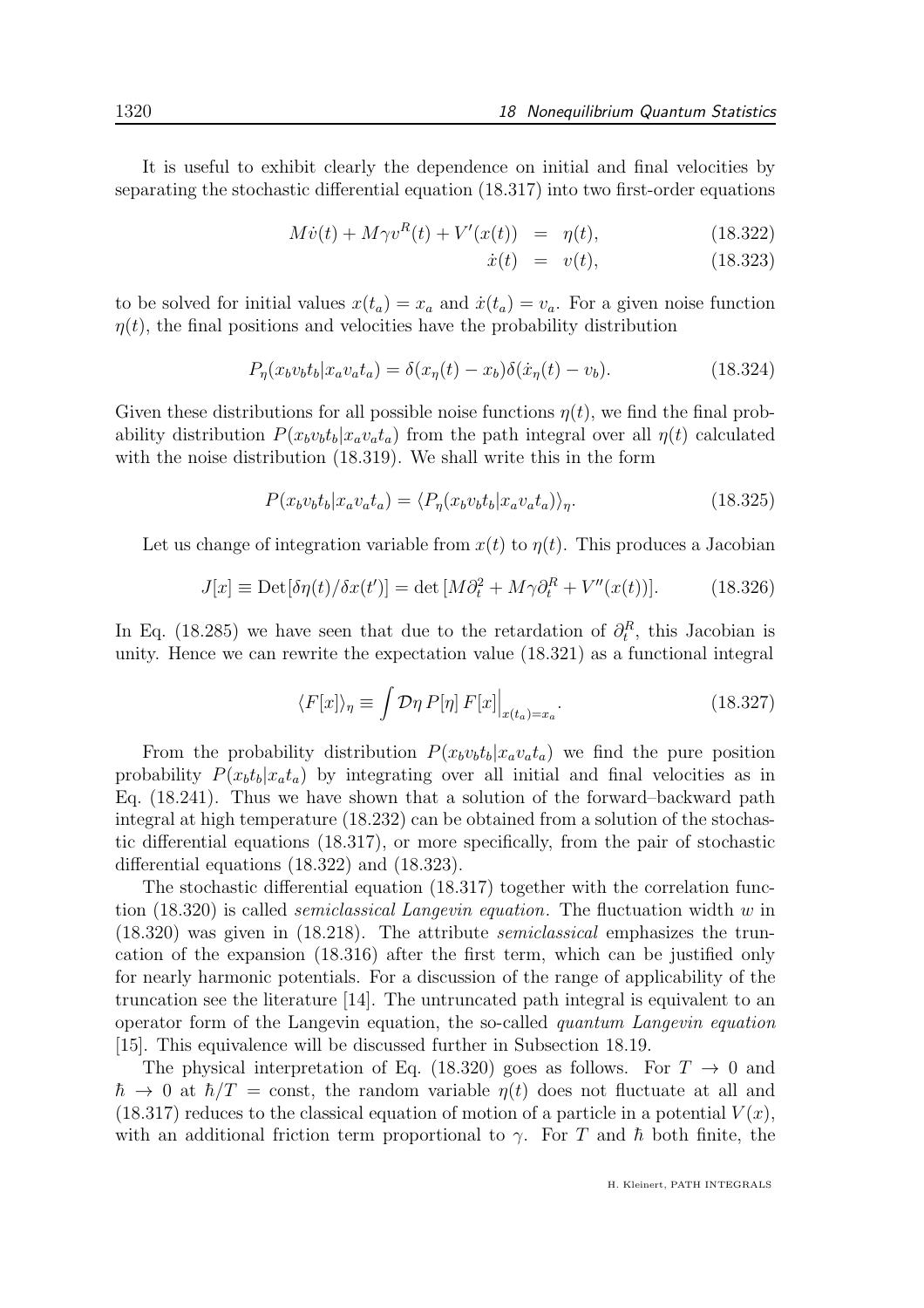It is useful to exhibit clearly the dependence on initial and final velocities by separating the stochastic differential equation (18.317) into two first-order equations

$$M\dot{v}(t) + M\gamma v^R(t) + V'(x(t)) = \eta(t), \tag{18.322}$$

$$\dot{x}(t) = v(t), \tag{18.323}$$

to be solved for initial values $x(t_a) = x_a$ and $\dot{x}(t_a) = v_a$. For a given noise function $\eta(t)$, the final positions and velocities have the probability distribution

$$P_\eta(x_b v_b t_b | x_a v_a t_a) = \delta(x_\eta(t) - x_b)\delta(\dot{x}_\eta(t) - v_b). \tag{18.324}$$

Given these distributions for all possible noise functions $\eta(t)$, we find the final probability distribution $P(x_b v_b t_b | x_a v_a t_a)$ from the path integral over all $\eta(t)$ calculated with the noise distribution (18.319). We shall write this in the form

$$P(x_b v_b t_b | x_a v_a t_a) = \langle P_\eta(x_b v_b t_b | x_a v_a t_a) \rangle_\eta. \tag{18.325}$$

Let us change of integration variable from $x(t)$ to $\eta(t)$. This produces a Jacobian

$$J[x] \equiv \text{Det}[\delta\eta(t)/\delta x(t')] = \det\left[M\partial_t^2 + M\gamma\partial_t^R + V''(x(t))\right]. \tag{18.326}$$

In Eq. (18.285) we have seen that due to the retardation of $\partial_t^R$, this Jacobian is unity. Hence we can rewrite the expectation value (18.321) as a functional integral

$$\langle F[x] \rangle_\eta \equiv \int \mathcal{D}\eta \, P[\eta] \, F[x]\Big|_{x(t_a)=x_a}. \tag{18.327}$$

From the probability distribution $P(x_b v_b t_b | x_a v_a t_a)$ we find the pure position probability $P(x_b t_b | x_a t_a)$ by integrating over all initial and final velocities as in Eq. (18.241). Thus we have shown that a solution of the forward–backward path integral at high temperature (18.232) can be obtained from a solution of the stochastic differential equations (18.317), or more specifically, from the pair of stochastic differential equations (18.322) and (18.323).

The stochastic differential equation (18.317) together with the correlation function (18.320) is called *semiclassical Langevin equation*. The fluctuation width $w$ in (18.320) was given in (18.218). The attribute *semiclassical* emphasizes the truncation of the expansion (18.316) after the first term, which can be justified only for nearly harmonic potentials. For a discussion of the range of applicability of the truncation see the literature [14]. The untruncated path integral is equivalent to an operator form of the Langevin equation, the so-called *quantum Langevin equation* [15]. This equivalence will be discussed further in Subsection 18.19.

The physical interpretation of Eq. (18.320) goes as follows. For $T \to 0$ and $\hbar \to 0$ at $\hbar/T = \text{const}$, the random variable $\eta(t)$ does not fluctuate at all and (18.317) reduces to the classical equation of motion of a particle in a potential $V(x)$, with an additional friction term proportional to $\gamma$. For $T$ and $\hbar$ both finite, the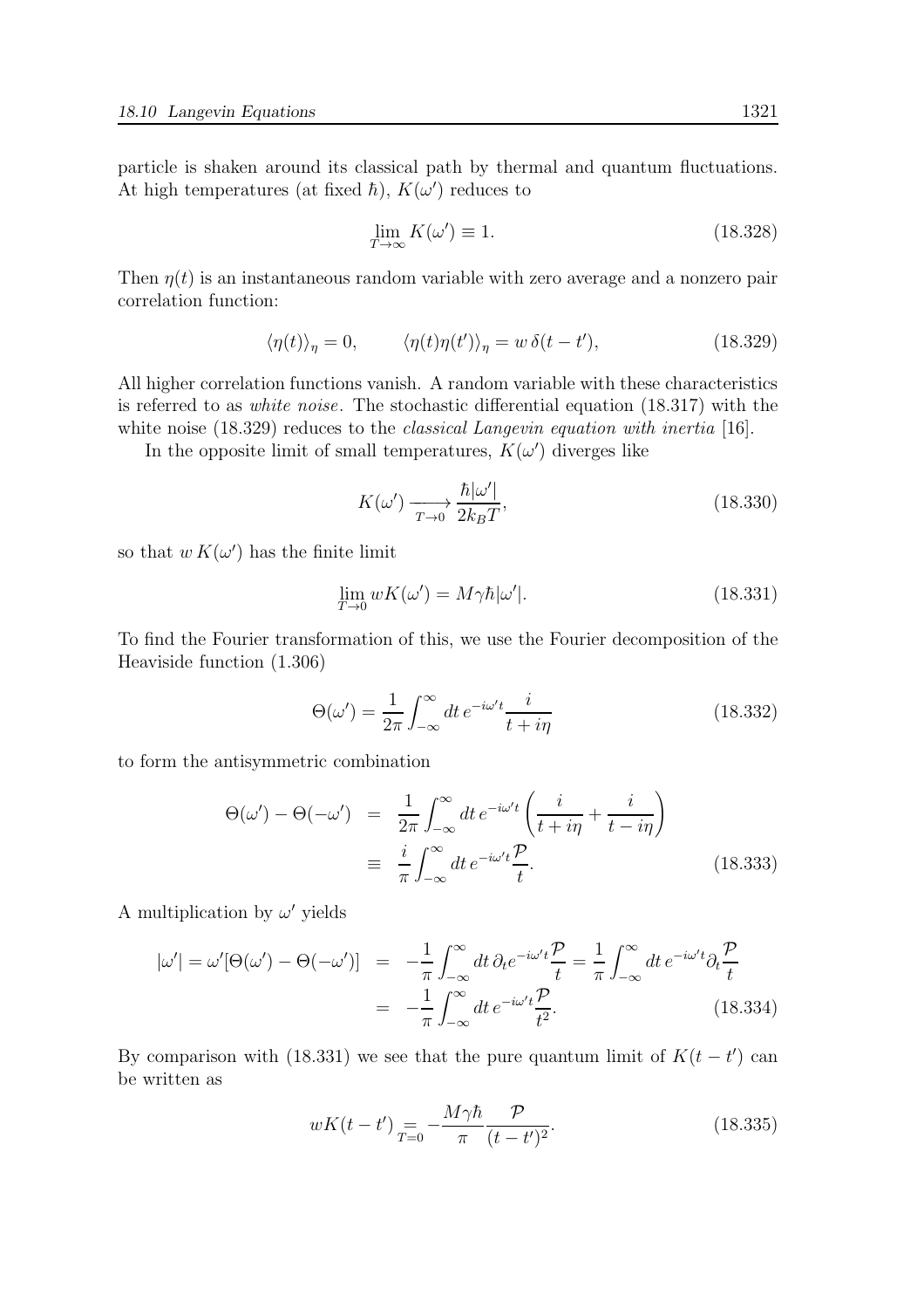particle is shaken around its classical path by thermal and quantum fluctuations. At high temperatures (at fixed $\hbar$), $K(\omega')$ reduces to

$$\lim_{T\to\infty} K(\omega') \equiv 1. \tag{18.328}$$

Then $\eta(t)$ is an instantaneous random variable with zero average and a nonzero pair correlation function:

$$\langle \eta(t) \rangle_\eta = 0, \qquad \langle \eta(t)\eta(t') \rangle_\eta = w\,\delta(t-t'), \tag{18.329}$$

All higher correlation functions vanish. A random variable with these characteristics is referred to as *white noise*. The stochastic differential equation (18.317) with the white noise (18.329) reduces to the *classical Langevin equation with inertia* [16].

In the opposite limit of small temperatures, $K(\omega')$ diverges like

$$K(\omega') \xrightarrow[T\to 0]{} \frac{\hbar|\omega'|}{2k_BT}, \tag{18.330}$$

so that $w\,K(\omega')$ has the finite limit

$$\lim_{T\to 0} wK(\omega') = M\gamma\hbar|\omega'|. \tag{18.331}$$

To find the Fourier transformation of this, we use the Fourier decomposition of the Heaviside function (1.306)

$$\Theta(\omega') = \frac{1}{2\pi}\int_{-\infty}^{\infty} dt\, e^{-i\omega' t}\frac{i}{t+i\eta} \tag{18.332}$$

to form the antisymmetric combination

$$\begin{aligned} \Theta(\omega') - \Theta(-\omega') &= \frac{1}{2\pi}\int_{-\infty}^{\infty} dt\, e^{-i\omega' t}\left(\frac{i}{t+i\eta} + \frac{i}{t-i\eta}\right) \\ &\equiv \frac{i}{\pi}\int_{-\infty}^{\infty} dt\, e^{-i\omega' t}\frac{\mathcal{P}}{t}. \end{aligned} \tag{18.333}$$

A multiplication by $\omega'$ yields

$$\begin{aligned} |\omega'| = \omega'[\Theta(\omega') - \Theta(-\omega')] &= -\frac{1}{\pi}\int_{-\infty}^{\infty} dt\, \partial_t e^{-i\omega' t}\frac{\mathcal{P}}{t} = \frac{1}{\pi}\int_{-\infty}^{\infty} dt\, e^{-i\omega' t}\partial_t\frac{\mathcal{P}}{t} \\ &= -\frac{1}{\pi}\int_{-\infty}^{\infty} dt\, e^{-i\omega' t}\frac{\mathcal{P}}{t^2}. \end{aligned} \tag{18.334}$$

By comparison with (18.331) we see that the pure quantum limit of $K(t-t')$ can be written as

$$wK(t-t') \underset{T=0}{=} -\frac{M\gamma\hbar}{\pi}\frac{\mathcal{P}}{(t-t')^2}. \tag{18.335}$$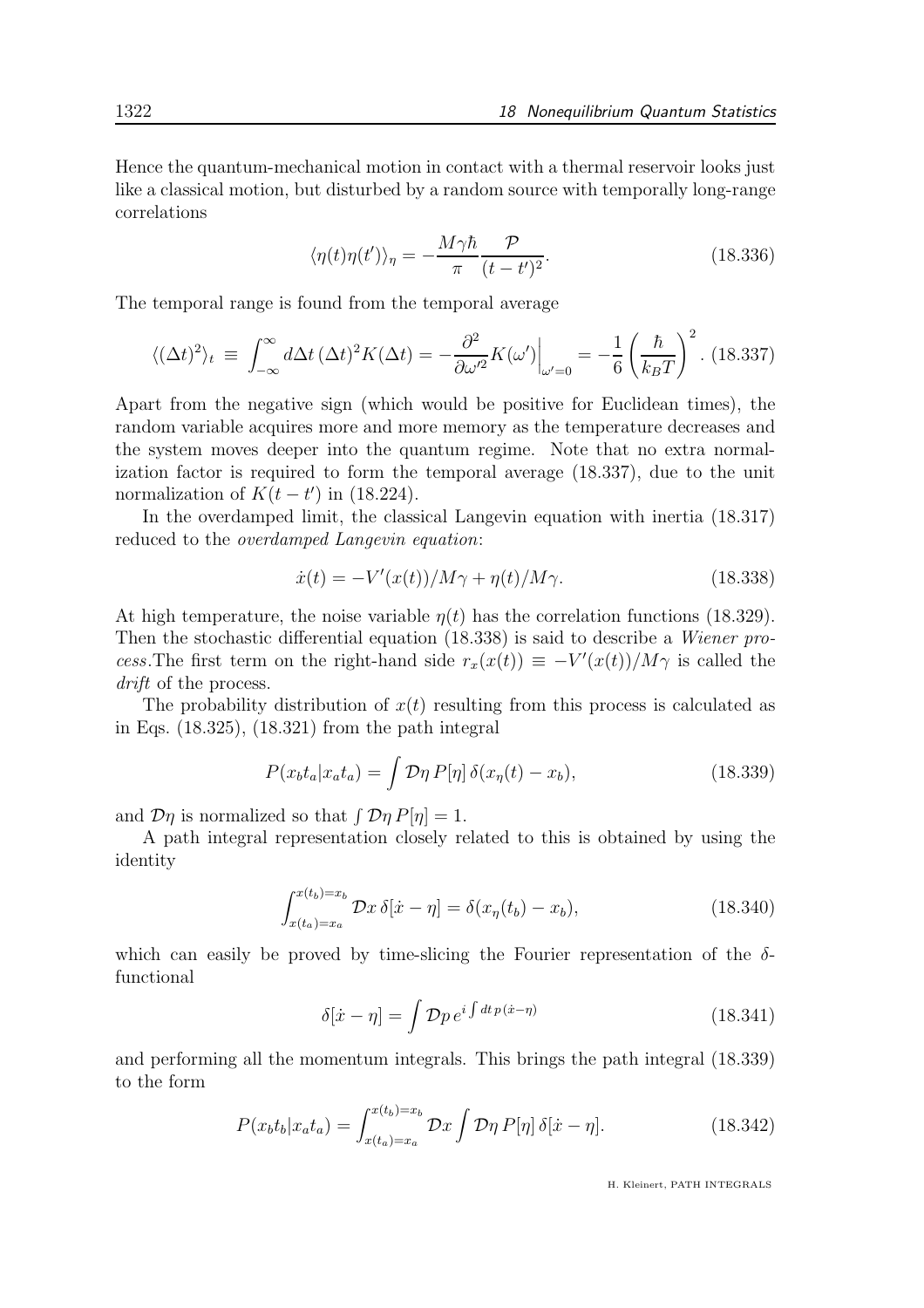Hence the quantum-mechanical motion in contact with a thermal reservoir looks just like a classical motion, but disturbed by a random source with temporally long-range correlations

$$\langle \eta(t)\eta(t')\rangle_\eta = -\frac{M\gamma\hbar}{\pi}\frac{\mathcal{P}}{(t-t')^2}. \tag{18.336}$$

The temporal range is found from the temporal average

$$\langle(\Delta t)^2\rangle_t \;\equiv\; \int_{-\infty}^{\infty} d\Delta t\,(\Delta t)^2 K(\Delta t) = -\frac{\partial^2}{\partial\omega'^2}K(\omega')\Big|_{\omega'=0} = -\frac{1}{6}\left(\frac{\hbar}{k_BT}\right)^2. \tag{18.337}$$

Apart from the negative sign (which would be positive for Euclidean times), the random variable acquires more and more memory as the temperature decreases and the system moves deeper into the quantum regime. Note that no extra normalization factor is required to form the temporal average (18.337), due to the unit normalization of $K(t-t')$ in (18.224).

In the overdamped limit, the classical Langevin equation with inertia (18.317) reduced to the *overdamped Langevin equation*:

$$\dot{x}(t) = -V'(x(t))/M\gamma + \eta(t)/M\gamma. \tag{18.338}$$

At high temperature, the noise variable $\eta(t)$ has the correlation functions (18.329). Then the stochastic differential equation (18.338) is said to describe a *Wiener process*.The first term on the right-hand side $r_x(x(t)) \equiv -V'(x(t))/M\gamma$ is called the *drift* of the process.

The probability distribution of $x(t)$ resulting from this process is calculated as in Eqs. (18.325), (18.321) from the path integral

$$P(x_bt_b|x_at_a) = \int \mathcal{D}\eta\, P[\eta]\,\delta(x_\eta(t)-x_b), \tag{18.339}$$

and $\mathcal{D}\eta$ is normalized so that $\int \mathcal{D}\eta\, P[\eta] = 1$.

A path integral representation closely related to this is obtained by using the identity

$$\int_{x(t_a)=x_a}^{x(t_b)=x_b} \mathcal{D}x\,\delta[\dot{x}-\eta] = \delta(x_\eta(t_b)-x_b), \tag{18.340}$$

which can easily be proved by time-slicing the Fourier representation of the $\delta$-functional

$$\delta[\dot{x}-\eta] = \int \mathcal{D}p\, e^{i\int dt\, p\,(\dot{x}-\eta)} \tag{18.341}$$

and performing all the momentum integrals. This brings the path integral (18.339) to the form

$$P(x_bt_b|x_at_a) = \int_{x(t_a)=x_a}^{x(t_b)=x_b} \mathcal{D}x \int \mathcal{D}\eta\, P[\eta]\,\delta[\dot{x}-\eta]. \tag{18.342}$$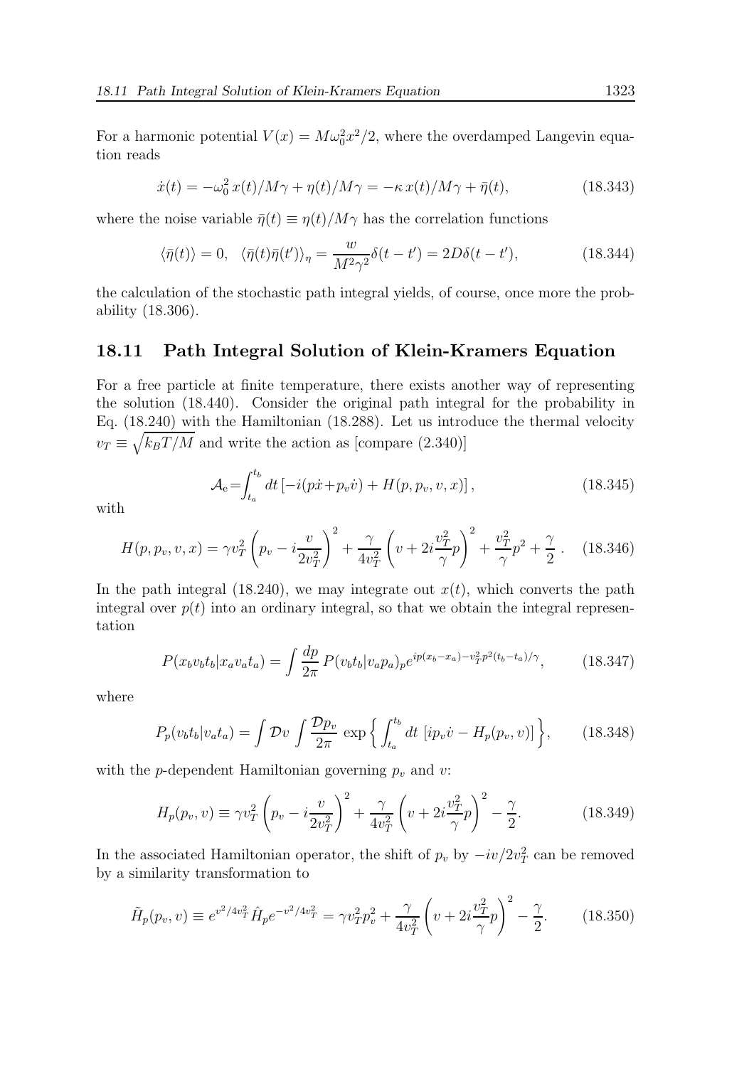For a harmonic potential $V(x) = M\omega_0^2 x^2/2$, where the overdamped Langevin equation reads

$$\dot{x}(t) = -\omega_0^2\, x(t)/M\gamma + \eta(t)/M\gamma = -\kappa\, x(t)/M\gamma + \bar{\eta}(t), \tag{18.343}$$

where the noise variable $\bar{\eta}(t) \equiv \eta(t)/M\gamma$ has the correlation functions

$$\langle \bar{\eta}(t) \rangle = 0, \quad \langle \bar{\eta}(t)\bar{\eta}(t') \rangle_\eta = \frac{w}{M^2\gamma^2}\delta(t-t') = 2D\delta(t-t'), \tag{18.344}$$

the calculation of the stochastic path integral yields, of course, once more the probability (18.306).

## 18.11 Path Integral Solution of Klein-Kramers Equation

For a free particle at finite temperature, there exists another way of representing the solution (18.440). Consider the original path integral for the probability in Eq. (18.240) with the Hamiltonian (18.288). Let us introduce the thermal velocity $v_T \equiv \sqrt{k_B T/M}$ and write the action as [compare (2.340)]

$$\mathcal{A}_{\rm e} = \int_{t_a}^{t_b} dt \left[ -i(p\dot{x} + p_v \dot{v}) + H(p, p_v, v, x) \right], \tag{18.345}$$

with

$$H(p, p_v, v, x) = \gamma v_T^2 \left( p_v - i\frac{v}{2v_T^2} \right)^2 + \frac{\gamma}{4v_T^2}\left( v + 2i\frac{v_T^2}{\gamma} p \right)^2 + \frac{v_T^2}{\gamma}p^2 + \frac{\gamma}{2}\,. \tag{18.346}$$

In the path integral (18.240), we may integrate out $x(t)$, which converts the path integral over $p(t)$ into an ordinary integral, so that we obtain the integral representation

$$P(x_b v_b t_b | x_a v_a t_a) = \int \frac{dp}{2\pi}\, P(v_b t_b | v_a p_a)_p e^{ip(x_b - x_a) - v_T^2 p^2 (t_b - t_a)/\gamma}, \tag{18.347}$$

where

$$P_p(v_b t_b | v_a t_a) = \int \mathcal{D}v \int \frac{\mathcal{D}p_v}{2\pi}\, \exp\left\{ \int_{t_a}^{t_b} dt\, \left[ i p_v \dot{v} - H_p(p_v, v) \right] \right\}, \tag{18.348}$$

with the $p$-dependent Hamiltonian governing $p_v$ and $v$:

$$H_p(p_v, v) \equiv \gamma v_T^2 \left( p_v - i\frac{v}{2v_T^2} \right)^2 + \frac{\gamma}{4v_T^2}\left( v + 2i\frac{v_T^2}{\gamma}p \right)^2 - \frac{\gamma}{2}. \tag{18.349}$$

In the associated Hamiltonian operator, the shift of $p_v$ by $-iv/2v_T^2$ can be removed by a similarity transformation to

$$\tilde{H}_p(p_v, v) \equiv e^{v^2/4v_T^2} \hat{H}_p e^{-v^2/4v_T^2} = \gamma v_T^2 p_v^2 + \frac{\gamma}{4v_T^2}\left( v + 2i\frac{v_T^2}{\gamma}p \right)^2 - \frac{\gamma}{2}. \tag{18.350}$$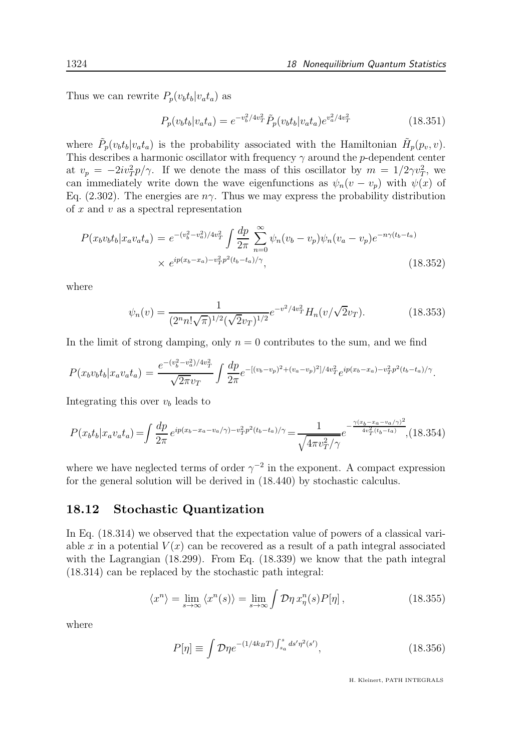Thus we can rewrite $P_p(v_bt_b|v_at_a)$ as

$$P_p(v_bt_b|v_at_a) = e^{-v_b^2/4v_T^2}\tilde{P}_p(v_bt_b|v_at_a)e^{v_a^2/4v_T^2} \tag{18.351}$$

where $\tilde{P}_p(v_bt_b|v_at_a)$ is the probability associated with the Hamiltonian $\tilde{H}_p(p_v, v)$. This describes a harmonic oscillator with frequency $\gamma$ around the $p$-dependent center at $v_p = -2iv_T^2 p/\gamma$. If we denote the mass of this oscillator by $m = 1/2\gamma v_T^2$, we can immediately write down the wave eigenfunctions as $\psi_n(v - v_p)$ with $\psi(x)$ of Eq. (2.302). The energies are $n\gamma$. Thus we may express the probability distribution of $x$ and $v$ as a spectral representation

$$\begin{aligned}P(x_bv_bt_b|x_av_at_a) &= e^{-(v_b^2-v_a^2)/4v_T^2}\int\frac{dp}{2\pi}\sum_{n=0}^{\infty}\psi_n(v_b-v_p)\psi_n(v_a-v_p)e^{-n\gamma(t_b-t_a)}\\ &\quad\times e^{ip(x_b-x_a)-v_T^2p^2(t_b-t_a)/\gamma},\end{aligned} \tag{18.352}$$

where

$$\psi_n(v) = \frac{1}{(2^n n!\sqrt{\pi})^{1/2}(\sqrt{2}v_T)^{1/2}}e^{-v^2/4v_T^2}H_n(v/\sqrt{2}v_T). \tag{18.353}$$

In the limit of strong damping, only $n = 0$ contributes to the sum, and we find

$$P(x_bv_bt_b|x_av_at_a) = \frac{e^{-(v_b^2-v_a^2)/4v_T^2}}{\sqrt{2\pi}v_T}\int\frac{dp}{2\pi}e^{-[(v_b-v_p)^2+(v_a-v_p)^2]/4v_T^2}e^{ip(x_b-x_a)-v_T^2p^2(t_b-t_a)/\gamma}.$$

Integrating this over $v_b$ leads to

$$P(x_bt_b|x_av_at_a) = \int\frac{dp}{2\pi}e^{ip(x_b-x_a-v_a/\gamma)-v_T^2p^2(t_b-t_a)/\gamma} = \frac{1}{\sqrt{4\pi v_T^2/\gamma}}e^{-\frac{\gamma(x_b-x_a-v_a/\gamma)^2}{4v_T^2(t_b-t_a)}}, \tag{18.354}$$

where we have neglected terms of order $\gamma^{-2}$ in the exponent. A compact expression for the general solution will be derived in (18.440) by stochastic calculus.

## 18.12 Stochastic Quantization

In Eq. (18.314) we observed that the expectation value of powers of a classical variable $x$ in a potential $V(x)$ can be recovered as a result of a path integral associated with the Lagrangian (18.299). From Eq. (18.339) we know that the path integral (18.314) can be replaced by the stochastic path integral:

$$\langle x^n\rangle = \lim_{s\to\infty}\langle x^n(s)\rangle = \lim_{s\to\infty}\int\mathcal{D}\eta\, x_\eta^n(s)P[\eta], \tag{18.355}$$

where

$$P[\eta] \equiv \int\mathcal{D}\eta e^{-(1/4k_BT)\int_{s_a}^{s}ds'\eta^2(s')}, \tag{18.356}$$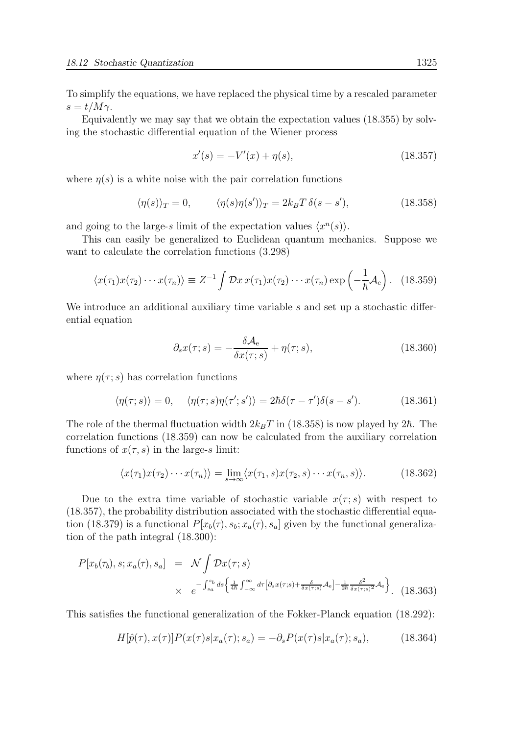To simplify the equations, we have replaced the physical time by a rescaled parameter $s = t/M\gamma$.

Equivalently we may say that we obtain the expectation values (18.355) by solving the stochastic differential equation of the Wiener process

$$x'(s) = -V'(x) + \eta(s), \tag{18.357}$$

where $\eta(s)$ is a white noise with the pair correlation functions

$$\langle \eta(s) \rangle_T = 0, \qquad \langle \eta(s)\eta(s') \rangle_T = 2k_B T\, \delta(s - s'), \tag{18.358}$$

and going to the large-$s$ limit of the expectation values $\langle x^n(s) \rangle$.

This can easily be generalized to Euclidean quantum mechanics. Suppose we want to calculate the correlation functions (3.298)

$$\langle x(\tau_1)x(\tau_2)\cdots x(\tau_n)\rangle \equiv Z^{-1} \int \mathcal{D}x\, x(\tau_1)x(\tau_2)\cdots x(\tau_n) \exp\left(-\frac{1}{\hbar}\mathcal{A}_{\rm e}\right). \tag{18.359}$$

We introduce an additional auxiliary time variable $s$ and set up a stochastic differential equation

$$\partial_s x(\tau; s) = -\frac{\delta \mathcal{A}_{\rm e}}{\delta x(\tau; s)} + \eta(\tau; s), \tag{18.360}$$

where $\eta(\tau; s)$ has correlation functions

$$\langle \eta(\tau; s) \rangle = 0, \quad \langle \eta(\tau; s)\eta(\tau'; s') \rangle = 2\hbar \delta(\tau - \tau')\delta(s - s'). \tag{18.361}$$

The role of the thermal fluctuation width $2k_B T$ in (18.358) is now played by $2\hbar$. The correlation functions (18.359) can now be calculated from the auxiliary correlation functions of $x(\tau, s)$ in the large-$s$ limit:

$$\langle x(\tau_1)x(\tau_2)\cdots x(\tau_n)\rangle = \lim_{s\to\infty} \langle x(\tau_1, s)x(\tau_2, s)\cdots x(\tau_n, s)\rangle. \tag{18.362}$$

Due to the extra time variable of stochastic variable $x(\tau; s)$ with respect to (18.357), the probability distribution associated with the stochastic differential equation (18.379) is a functional $P[x_b(\tau), s_b; x_a(\tau), s_a]$ given by the functional generalization of the path integral (18.300):

$$\begin{aligned} P[x_b(\tau_b), s; x_a(\tau), s_a] \;&=\; \mathcal{N} \int \mathcal{D}x(\tau; s) \\ &\times\; e^{-\int_{s_a}^{s_b} ds \left\{ \frac{1}{4\hbar} \int_{-\infty}^{\infty} d\tau \left[ \partial_s x(\tau; s) + \frac{\delta}{\delta x(\tau; s)} \mathcal{A}_{\rm e} \right] - \frac{1}{2\hbar} \frac{\delta^2}{\delta x(\tau; s)^2} \mathcal{A}_{\rm e} \right\}}. \end{aligned} \tag{18.363}$$

This satisfies the functional generalization of the Fokker-Planck equation (18.292):

$$H[\hat{p}(\tau), x(\tau)] P(x(\tau) s | x_a(\tau); s_a) = -\partial_s P(x(\tau) s | x_a(\tau); s_a), \tag{18.364}$$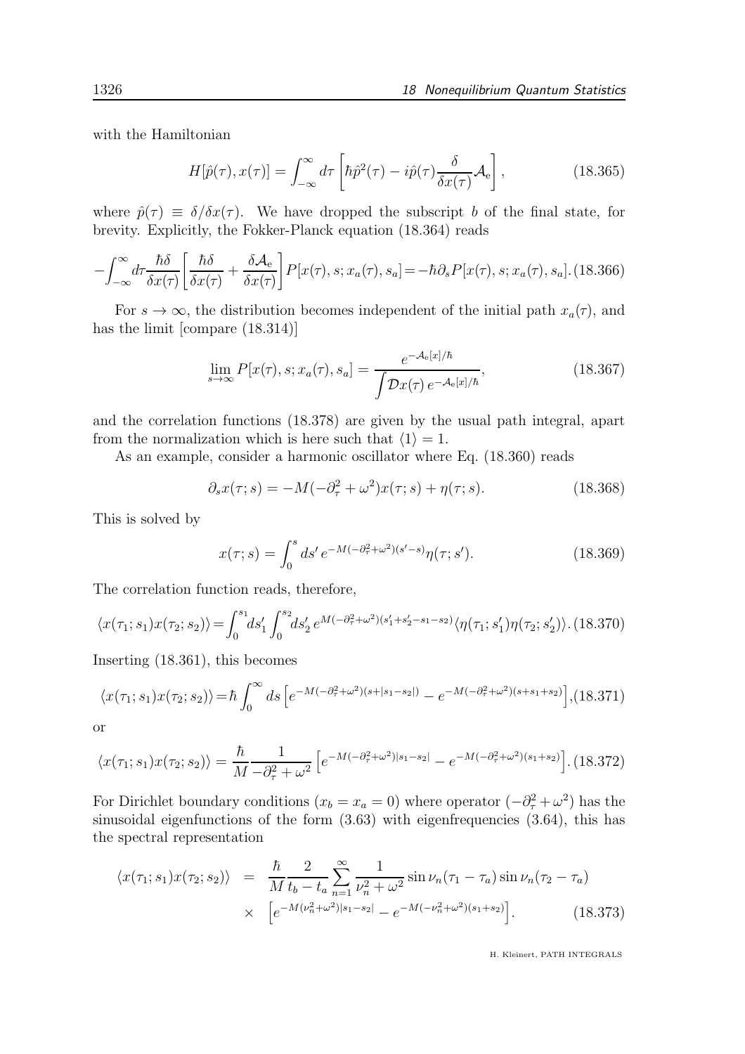with the Hamiltonian

$$
H[\hat{p}(\tau), x(\tau)] = \int_{-\infty}^{\infty} d\tau \left[ \hbar \hat{p}^2(\tau) - i\hat{p}(\tau) \frac{\delta}{\delta x(\tau)} \mathcal{A}_{\rm e} \right], \tag{18.365}
$$

where $\hat{p}(\tau) \equiv \delta/\delta x(\tau)$. We have dropped the subscript $b$ of the final state, for brevity. Explicitly, the Fokker-Planck equation (18.364) reads

$$
-\int_{-\infty}^{\infty} d\tau \frac{\hbar\delta}{\delta x(\tau)} \left[ \frac{\hbar\delta}{\delta x(\tau)} + \frac{\delta \mathcal{A}_{\rm e}}{\delta x(\tau)} \right] P[x(\tau), s; x_a(\tau), s_a] = -\hbar \partial_s P[x(\tau), s; x_a(\tau), s_a]. \tag{18.366}
$$

For $s \to \infty$, the distribution becomes independent of the initial path $x_a(\tau)$, and has the limit [compare (18.314)]

$$
\lim_{s\to\infty} P[x(\tau), s; x_a(\tau), s_a] = \frac{e^{-\mathcal{A}_{\rm e}[x]/\hbar}}{\displaystyle\int \mathcal{D}x(\tau)\, e^{-\mathcal{A}_{\rm e}[x]/\hbar}}, \tag{18.367}
$$

and the correlation functions (18.378) are given by the usual path integral, apart from the normalization which is here such that $\langle 1 \rangle = 1$.

As an example, consider a harmonic oscillator where Eq. (18.360) reads

$$
\partial_s x(\tau; s) = -M(-\partial_\tau^2 + \omega^2) x(\tau; s) + \eta(\tau; s). \tag{18.368}
$$

This is solved by

$$
x(\tau; s) = \int_0^s ds'\, e^{-M(-\partial_\tau^2 + \omega^2)(s'-s)} \eta(\tau; s'). \tag{18.369}
$$

The correlation function reads, therefore,

$$
\langle x(\tau_1; s_1) x(\tau_2; s_2) \rangle = \int_0^{s_1} ds_1' \int_0^{s_2} ds_2'\, e^{M(-\partial_\tau^2 + \omega^2)(s_1' + s_2' - s_1 - s_2)} \langle \eta(\tau_1; s_1') \eta(\tau_2; s_2') \rangle. \tag{18.370}
$$

Inserting (18.361), this becomes

$$
\langle x(\tau_1; s_1) x(\tau_2; s_2) \rangle = \hbar \int_0^{\infty} ds \left[ e^{-M(-\partial_\tau^2 + \omega^2)(s + |s_1 - s_2|)} - e^{-M(-\partial_\tau^2 + \omega^2)(s + s_1 + s_2)} \right], \tag{18.371}
$$

or

$$
\langle x(\tau_1; s_1) x(\tau_2; s_2) \rangle = \frac{\hbar}{M} \frac{1}{-\partial_\tau^2 + \omega^2} \left[ e^{-M(-\partial_\tau^2 + \omega^2)|s_1 - s_2|} - e^{-M(-\partial_\tau^2 + \omega^2)(s_1 + s_2)} \right]. \tag{18.372}
$$

For Dirichlet boundary conditions ($x_b = x_a = 0$) where operator $(-\partial_\tau^2 + \omega^2)$ has the sinusoidal eigenfunctions of the form (3.63) with eigenfrequencies (3.64), this has the spectral representation

$$
\begin{aligned}
\langle x(\tau_1; s_1) x(\tau_2; s_2) \rangle &= \frac{\hbar}{M} \frac{2}{t_b - t_a} \sum_{n=1}^{\infty} \frac{1}{\nu_n^2 + \omega^2} \sin \nu_n(\tau_1 - \tau_a) \sin \nu_n(\tau_2 - \tau_a) \\
&\times \left[ e^{-M(\nu_n^2 + \omega^2)|s_1 - s_2|} - e^{-M(-\nu_n^2 + \omega^2)(s_1 + s_2)} \right].
\end{aligned} \tag{18.373}
$$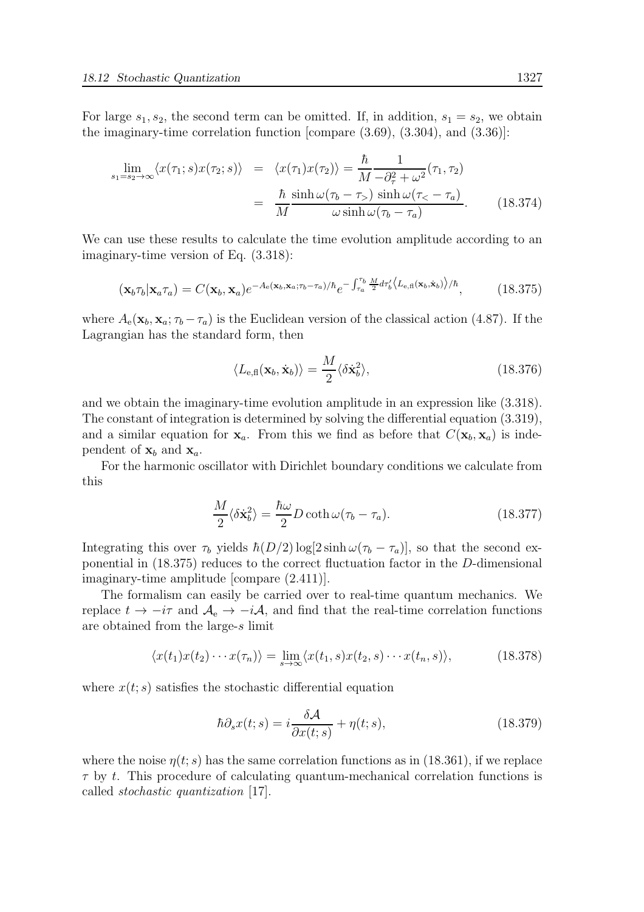For large $s_1, s_2$, the second term can be omitted. If, in addition, $s_1 = s_2$, we obtain the imaginary-time correlation function [compare (3.69), (3.304), and (3.36)]:

$$\begin{aligned}
\lim_{s_1=s_2\to\infty}\langle x(\tau_1;s)x(\tau_2;s)\rangle &= \langle x(\tau_1)x(\tau_2)\rangle = \frac{\hbar}{M}\frac{1}{-\partial_\tau^2+\omega^2}(\tau_1,\tau_2) \\
&= \frac{\hbar}{M}\frac{\sinh\omega(\tau_b-\tau_>)\,\sinh\omega(\tau_<-\tau_a)}{\omega\sinh\omega(\tau_b-\tau_a)}. \qquad (18.374)
\end{aligned}$$

We can use these results to calculate the time evolution amplitude according to an imaginary-time version of Eq. (3.318):

$$(\mathbf{x}_b\tau_b|\mathbf{x}_a\tau_a) = C(\mathbf{x}_b,\mathbf{x}_a)e^{-A_{\rm e}(\mathbf{x}_b,\mathbf{x}_a;\tau_b-\tau_a)/\hbar}e^{-\int_{\tau_a}^{\tau_b}\frac{M}{2}d\tau_b'\left\langle L_{\rm e,fl}(\mathbf{x}_b,\dot{\mathbf{x}}_b)\right\rangle/\hbar}, \qquad (18.375)$$

where $A_{\rm e}(\mathbf{x}_b,\mathbf{x}_a;\tau_b-\tau_a)$ is the Euclidean version of the classical action (4.87). If the Lagrangian has the standard form, then

$$\langle L_{\rm e,fl}(\mathbf{x}_b,\dot{\mathbf{x}}_b)\rangle = \frac{M}{2}\langle\delta\dot{\mathbf{x}}_b^2\rangle, \qquad (18.376)$$

and we obtain the imaginary-time evolution amplitude in an expression like (3.318). The constant of integration is determined by solving the differential equation (3.319), and a similar equation for $\mathbf{x}_a$. From this we find as before that $C(\mathbf{x}_b,\mathbf{x}_a)$ is independent of $\mathbf{x}_b$ and $\mathbf{x}_a$.

For the harmonic oscillator with Dirichlet boundary conditions we calculate from this

$$\frac{M}{2}\langle\delta\dot{\mathbf{x}}_b^2\rangle = \frac{\hbar\omega}{2}D\coth\omega(\tau_b-\tau_a). \qquad (18.377)$$

Integrating this over $\tau_b$ yields $\hbar(D/2)\log[2\sinh\omega(\tau_b-\tau_a)]$, so that the second exponential in (18.375) reduces to the correct fluctuation factor in the $D$-dimensional imaginary-time amplitude [compare (2.411)].

The formalism can easily be carried over to real-time quantum mechanics. We replace $t\to -i\tau$ and $\mathcal{A}_{\rm e}\to -i\mathcal{A}$, and find that the real-time correlation functions are obtained from the large-$s$ limit

$$\langle x(t_1)x(t_2)\cdots x(\tau_n)\rangle = \lim_{s\to\infty}\langle x(t_1,s)x(t_2,s)\cdots x(t_n,s)\rangle, \qquad (18.378)$$

where $x(t;s)$ satisfies the stochastic differential equation

$$\hbar\partial_s x(t;s) = i\frac{\delta\mathcal{A}}{\partial x(t;s)} + \eta(t;s), \qquad (18.379)$$

where the noise $\eta(t;s)$ has the same correlation functions as in (18.361), if we replace $\tau$ by $t$. This procedure of calculating quantum-mechanical correlation functions is called *stochastic quantization* [17].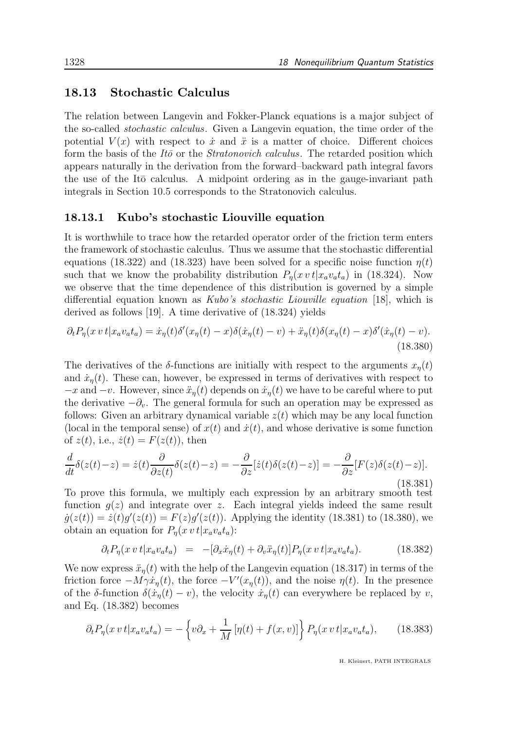## 18.13 Stochastic Calculus

The relation between Langevin and Fokker-Planck equations is a major subject of the so-called *stochastic calculus*. Given a Langevin equation, the time order of the potential $V(x)$ with respect to $\dot{x}$ and $\ddot{x}$ is a matter of choice. Different choices form the basis of the *Itō* or the *Stratonovich calculus*. The retarded position which appears naturally in the derivation from the forward–backward path integral favors the use of the Itō calculus. A midpoint ordering as in the gauge-invariant path integrals in Section 10.5 corresponds to the Stratonovich calculus.

### 18.13.1 Kubo's stochastic Liouville equation

It is worthwhile to trace how the retarded operator order of the friction term enters the framework of stochastic calculus. Thus we assume that the stochastic differential equations (18.322) and (18.323) have been solved for a specific noise function $\eta(t)$ such that we know the probability distribution $P_\eta(x\,v\,t|x_a v_a t_a)$ in (18.324). Now we observe that the time dependence of this distribution is governed by a simple differential equation known as *Kubo's stochastic Liouville equation* [18], which is derived as follows [19]. A time derivative of (18.324) yields

$$\partial_t P_\eta(x\,v\,t|x_a v_a t_a) = \dot{x}_\eta(t)\delta'(x_\eta(t)-x)\delta(\dot{x}_\eta(t)-v) + \ddot{x}_\eta(t)\delta(x_\eta(t)-x)\delta'(\dot{x}_\eta(t)-v). \tag{18.380}$$

The derivatives of the $\delta$-functions are initially with respect to the arguments $x_\eta(t)$ and $\dot{x}_\eta(t)$. These can, however, be expressed in terms of derivatives with respect to $-x$ and $-v$. However, since $\ddot{x}_\eta(t)$ depends on $\dot{x}_\eta(t)$ we have to be careful where to put the derivative $-\partial_v$. The general formula for such an operation may be expressed as follows: Given an arbitrary dynamical variable $z(t)$ which may be any local function (local in the temporal sense) of $x(t)$ and $\dot{x}(t)$, and whose derivative is some function of $z(t)$, i.e., $\dot{z}(t) = F(z(t))$, then

$$\frac{d}{dt}\delta(z(t)-z) = \dot{z}(t)\frac{\partial}{\partial z(t)}\delta(z(t)-z) = -\frac{\partial}{\partial z}[\dot{z}(t)\delta(z(t)-z)] = -\frac{\partial}{\partial z}[F(z)\delta(z(t)-z)]. \tag{18.381}$$

To prove this formula, we multiply each expression by an arbitrary smooth test function $g(z)$ and integrate over $z$. Each integral yields indeed the same result $\dot{g}(z(t)) = \dot{z}(t)g'(z(t)) = F(z)g'(z(t))$. Applying the identity (18.381) to (18.380), we obtain an equation for $P_\eta(x\,v\,t|x_a v_a t_a)$:

$$\partial_t P_\eta(x\,v\,t|x_a v_a t_a) \;\;=\;\; -[\partial_x \dot{x}_\eta(t) + \partial_v \ddot{x}_\eta(t)]P_\eta(x\,v\,t|x_a v_a t_a). \tag{18.382}$$

We now express $\ddot{x}_\eta(t)$ with the help of the Langevin equation (18.317) in terms of the friction force $-M\gamma\dot{x}_\eta(t)$, the force $-V'(x_\eta(t))$, and the noise $\eta(t)$. In the presence of the $\delta$-function $\delta(\dot{x}_\eta(t)-v)$, the velocity $\dot{x}_\eta(t)$ can everywhere be replaced by $v$, and Eq. (18.382) becomes

$$\partial_t P_\eta(x\,v\,t|x_a v_a t_a) = -\left\{v\partial_x + \frac{1}{M}\left[\eta(t) + f(x,v)\right]\right\} P_\eta(x\,v\,t|x_a v_a t_a), \tag{18.383}$$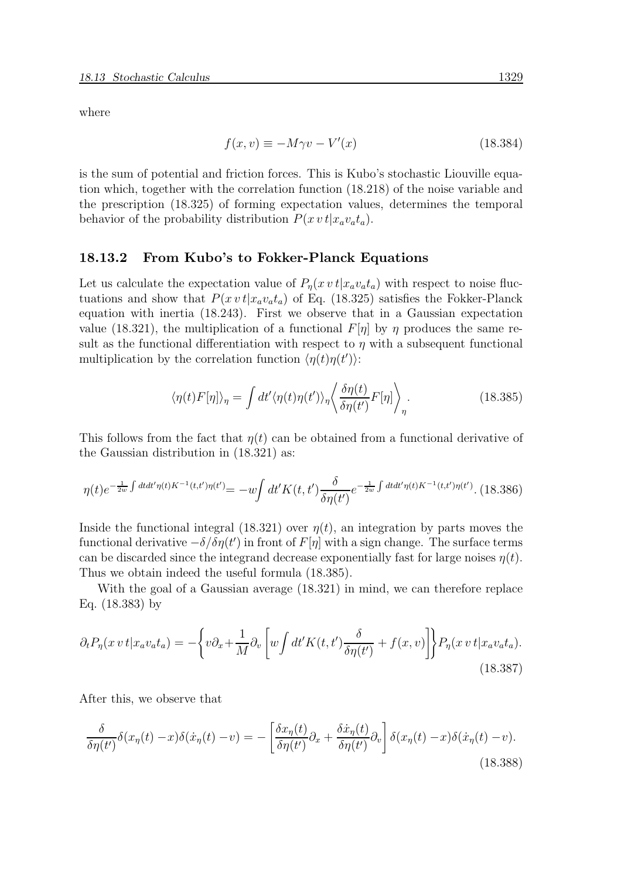where

$$
f(x, v) \equiv -M\gamma v - V'(x) \tag{18.384}
$$

is the sum of potential and friction forces. This is Kubo's stochastic Liouville equation which, together with the correlation function (18.218) of the noise variable and the prescription (18.325) of forming expectation values, determines the temporal behavior of the probability distribution $P(x\,v\,t|x_a v_a t_a)$.

### 18.13.2 From Kubo's to Fokker-Planck Equations

Let us calculate the expectation value of $P_\eta(x\,v\,t|x_a v_a t_a)$ with respect to noise fluctuations and show that $P(x\,v\,t|x_a v_a t_a)$ of Eq. (18.325) satisfies the Fokker-Planck equation with inertia (18.243). First we observe that in a Gaussian expectation value (18.321), the multiplication of a functional $F[\eta]$ by $\eta$ produces the same result as the functional differentiation with respect to $\eta$ with a subsequent functional multiplication by the correlation function $\langle \eta(t)\eta(t')\rangle$:

$$
\langle \eta(t) F[\eta]\rangle_\eta = \int dt' \langle \eta(t)\eta(t')\rangle_\eta \left\langle \frac{\delta \eta(t)}{\delta \eta(t')} F[\eta] \right\rangle_\eta . \tag{18.385}
$$

This follows from the fact that $\eta(t)$ can be obtained from a functional derivative of the Gaussian distribution in (18.321) as:

$$
\eta(t) e^{-\frac{1}{2w}\int dt dt' \eta(t) K^{-1}(t,t')\eta(t')} = -w \int dt' K(t,t') \frac{\delta}{\delta \eta(t')} e^{-\frac{1}{2w}\int dt dt' \eta(t) K^{-1}(t,t')\eta(t')}. \tag{18.386}
$$

Inside the functional integral (18.321) over $\eta(t)$, an integration by parts moves the functional derivative $-\delta/\delta\eta(t')$ in front of $F[\eta]$ with a sign change. The surface terms can be discarded since the integrand decrease exponentially fast for large noises $\eta(t)$. Thus we obtain indeed the useful formula (18.385).

With the goal of a Gaussian average (18.321) in mind, we can therefore replace Eq. (18.383) by

$$
\partial_t P_\eta(x\,v\,t|x_a v_a t_a) = -\left\{ v\partial_x + \frac{1}{M}\partial_v \left[ w\int dt' K(t,t') \frac{\delta}{\delta \eta(t')} + f(x,v) \right] \right\} P_\eta(x\,v\,t|x_a v_a t_a). \tag{18.387}
$$

After this, we observe that

$$
\frac{\delta}{\delta \eta(t')} \delta(x_\eta(t) - x)\delta(\dot{x}_\eta(t) - v) = -\left[ \frac{\delta x_\eta(t)}{\delta \eta(t')}\partial_x + \frac{\delta \dot{x}_\eta(t)}{\delta \eta(t')}\partial_v \right] \delta(x_\eta(t) - x)\delta(\dot{x}_\eta(t) - v). \tag{18.388}
$$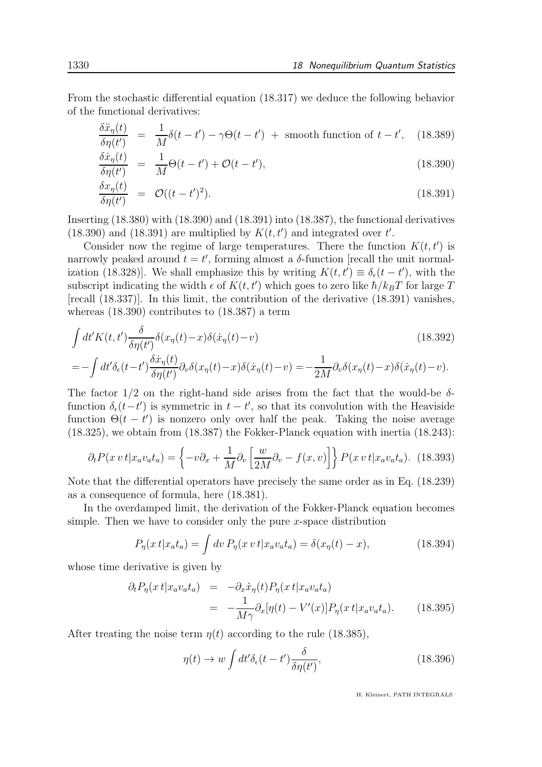From the stochastic differential equation (18.317) we deduce the following behavior of the functional derivatives:

$$\frac{\delta \ddot{x}_\eta(t)}{\delta \eta(t')} = \frac{1}{M}\delta(t-t') - \gamma\Theta(t-t') \; + \; \text{smooth function of } t-t', \quad (18.389)$$

$$\frac{\delta \dot{x}_\eta(t)}{\delta \eta(t')} = \frac{1}{M}\Theta(t-t') + \mathcal{O}(t-t'), \quad (18.390)$$

$$\frac{\delta x_\eta(t)}{\delta \eta(t')} = \mathcal{O}((t-t')^2). \quad (18.391)$$

Inserting (18.380) with (18.390) and (18.391) into (18.387), the functional derivatives (18.390) and (18.391) are multiplied by $K(t,t')$ and integrated over $t'$.

Consider now the regime of large temperatures. There the function $K(t,t')$ is narrowly peaked around $t=t'$, forming almost a $\delta$-function [recall the unit normalization (18.328)]. We shall emphasize this by writing $K(t,t') \equiv \delta_\epsilon(t-t')$, with the subscript indicating the width $\epsilon$ of $K(t,t')$ which goes to zero like $\hbar/k_BT$ for large $T$ [recall (18.337)]. In this limit, the contribution of the derivative (18.391) vanishes, whereas (18.390) contributes to (18.387) a term

$$\int dt' K(t,t') \frac{\delta}{\delta\eta(t')} \delta(x_\eta(t)-x)\delta(\dot{x}_\eta(t)-v) \quad (18.392)$$

$$= -\int dt' \delta_\epsilon(t-t') \frac{\delta \dot{x}_\eta(t)}{\delta \eta(t')} \partial_v \delta(x_\eta(t)-x)\delta(\dot{x}_\eta(t)-v) = -\frac{1}{2M}\partial_v \delta(x_\eta(t)-x)\delta(\dot{x}_\eta(t)-v).$$

The factor $1/2$ on the right-hand side arises from the fact that the would-be $\delta$-function $\delta_\epsilon(t-t')$ is symmetric in $t-t'$, so that its convolution with the Heaviside function $\Theta(t-t')$ is nonzero only over half the peak. Taking the noise average (18.325), we obtain from (18.387) the Fokker-Planck equation with inertia (18.243):

$$\partial_t P(x\,v\,t|x_a v_a t_a) = \left\{ -v\partial_x + \frac{1}{M}\partial_v \left[ \frac{w}{2M}\partial_v - f(x,v) \right] \right\} P(x\,v\,t|x_a v_a t_a). \quad (18.393)$$

Note that the differential operators have precisely the same order as in Eq. (18.239) as a consequence of formula, here (18.381).

In the overdamped limit, the derivation of the Fokker-Planck equation becomes simple. Then we have to consider only the pure $x$-space distribution

$$P_\eta(x\,t|x_a t_a) = \int dv\, P_\eta(x\,v\,t|x_a v_a t_a) = \delta(x_\eta(t)-x), \quad (18.394)$$

whose time derivative is given by

$$\begin{aligned}\partial_t P_\eta(x\,t|x_a v_a t_a) &= -\partial_x \dot{x}_\eta(t) P_\eta(x\,t|x_a v_a t_a) \\ &= -\frac{1}{M\gamma}\partial_x[\eta(t) - V'(x)] P_\eta(x\,t|x_a v_a t_a). \end{aligned} \quad (18.395)$$

After treating the noise term $\eta(t)$ according to the rule (18.385),

$$\eta(t) \to w \int dt' \delta_\epsilon(t-t') \frac{\delta}{\delta\eta(t')}, \quad (18.396)$$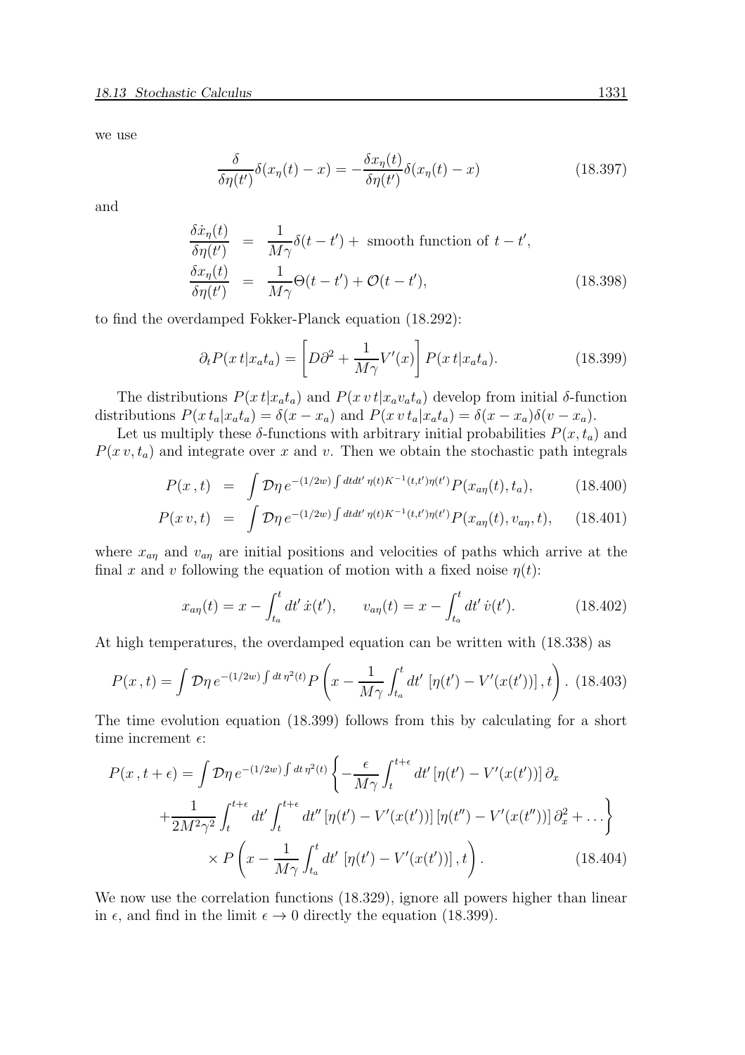we use

$$\frac{\delta}{\delta\eta(t')}\delta(x_\eta(t)-x) = -\frac{\delta x_\eta(t)}{\delta\eta(t')}\delta(x_\eta(t)-x) \tag{18.397}$$

and

$$\begin{aligned}
\frac{\delta \dot{x}_\eta(t)}{\delta\eta(t')} &= \frac{1}{M\gamma}\delta(t-t') + \text{ smooth function of } t-t', \\
\frac{\delta x_\eta(t)}{\delta\eta(t')} &= \frac{1}{M\gamma}\Theta(t-t') + \mathcal{O}(t-t'),
\end{aligned} \tag{18.398}$$

to find the overdamped Fokker-Planck equation (18.292):

$$\partial_t P(x\,t|x_a t_a) = \left[D\partial^2 + \frac{1}{M\gamma}V'(x)\right]P(x\,t|x_a t_a). \tag{18.399}$$

The distributions $P(x\,t|x_a t_a)$ and $P(x\,v\,t|x_a v_a t_a)$ develop from initial $\delta$-function distributions $P(x\,t_a|x_a t_a) = \delta(x-x_a)$ and $P(x\,v\,t_a|x_a t_a) = \delta(x-x_a)\delta(v-x_a)$.

Let us multiply these $\delta$-functions with arbitrary initial probabilities $P(x,t_a)$ and $P(x\,v,t_a)$ and integrate over $x$ and $v$. Then we obtain the stochastic path integrals

$$\begin{aligned}
P(x\,,t) &= \int \mathcal{D}\eta\, e^{-(1/2w)\int dt dt'\,\eta(t)K^{-1}(t,t')\eta(t')}P(x_{a\eta}(t),t_a), \qquad (18.400)\\
P(x\,v,t) &= \int \mathcal{D}\eta\, e^{-(1/2w)\int dt dt'\,\eta(t)K^{-1}(t,t')\eta(t')}P(x_{a\eta}(t),v_{a\eta},t), \qquad (18.401)
\end{aligned}$$

where $x_{a\eta}$ and $v_{a\eta}$ are initial positions and velocities of paths which arrive at the final $x$ and $v$ following the equation of motion with a fixed noise $\eta(t)$:

$$x_{a\eta}(t) = x - \int_{t_a}^{t} dt'\,\dot{x}(t'), \qquad v_{a\eta}(t) = x - \int_{t_a}^{t} dt'\,\dot{v}(t'). \tag{18.402}$$

At high temperatures, the overdamped equation can be written with (18.338) as

$$P(x\,,t) = \int \mathcal{D}\eta\, e^{-(1/2w)\int dt\,\eta^2(t)}P\left(x - \frac{1}{M\gamma}\int_{t_a}^{t} dt'\,\left[\eta(t') - V'(x(t'))\right],t\right). \tag{18.403}$$

The time evolution equation (18.399) follows from this by calculating for a short time increment $\epsilon$:

$$\begin{aligned}
P(x\,,t+\epsilon) = \int \mathcal{D}\eta\, e^{-(1/2w)\int dt\,\eta^2(t)}\Bigg\{&-\frac{\epsilon}{M\gamma}\int_t^{t+\epsilon} dt'\left[\eta(t') - V'(x(t'))\right]\partial_x \\
&+\frac{1}{2M^2\gamma^2}\int_t^{t+\epsilon} dt'\int_t^{t+\epsilon} dt''\left[\eta(t') - V'(x(t'))\right]\left[\eta(t'') - V'(x(t''))\right]\partial_x^2 + \dots\Bigg\} \\
&\times P\left(x - \frac{1}{M\gamma}\int_{t_a}^{t} dt'\,\left[\eta(t') - V'(x(t'))\right],t\right).
\end{aligned} \tag{18.404}$$

We now use the correlation functions (18.329), ignore all powers higher than linear in $\epsilon$, and find in the limit $\epsilon \to 0$ directly the equation (18.399).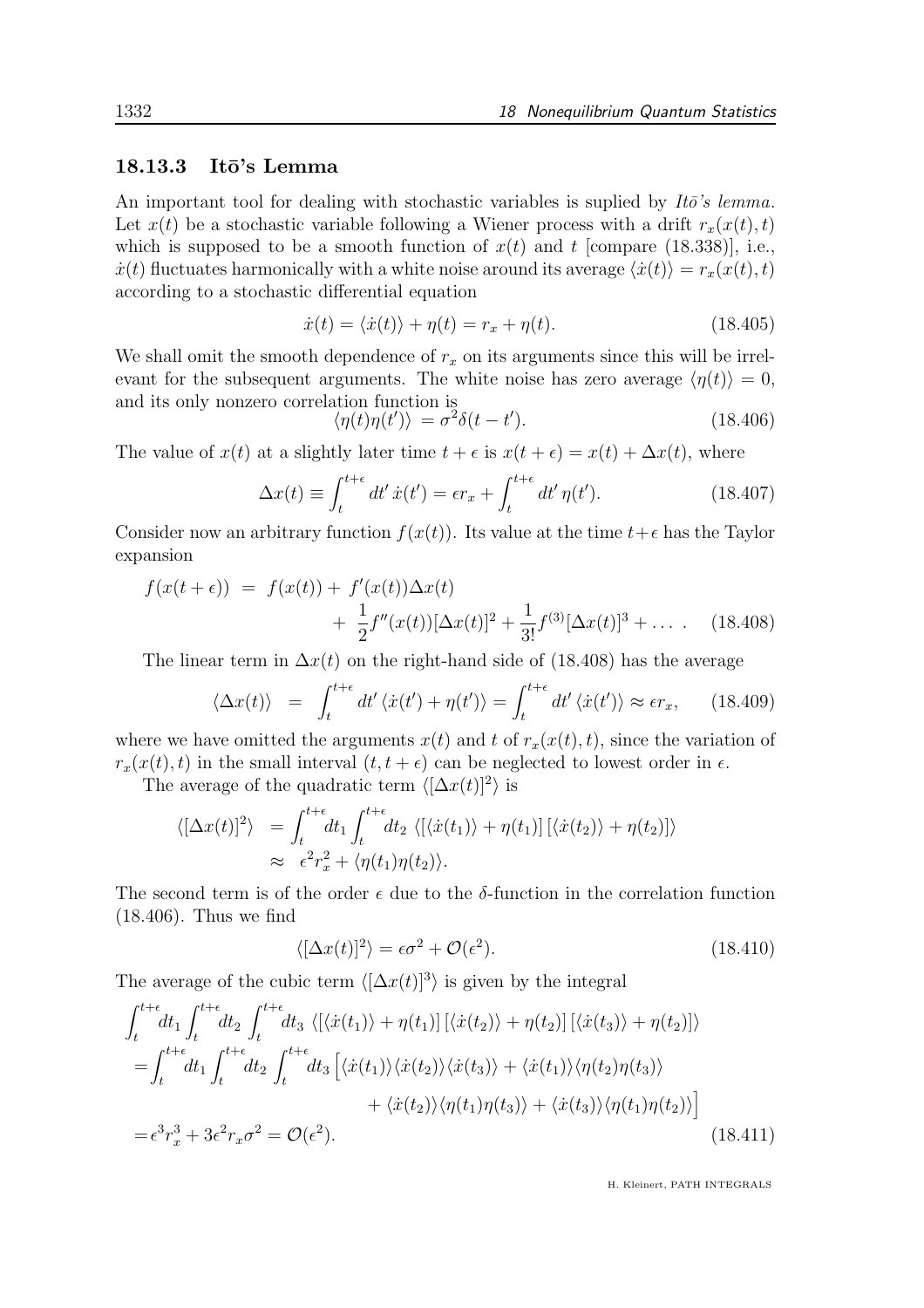### 18.13.3 Itō's Lemma

An important tool for dealing with stochastic variables is suplied by *Itō's lemma*. Let $x(t)$ be a stochastic variable following a Wiener process with a drift $r_x(x(t), t)$ which is supposed to be a smooth function of $x(t)$ and $t$ [compare (18.338)], i.e., $\dot{x}(t)$ fluctuates harmonically with a white noise around its average $\langle \dot{x}(t) \rangle = r_x(x(t), t)$ according to a stochastic differential equation

$$\dot{x}(t) = \langle \dot{x}(t) \rangle + \eta(t) = r_x + \eta(t). \tag{18.405}$$

We shall omit the smooth dependence of $r_x$ on its arguments since this will be irrelevant for the subsequent arguments. The white noise has zero average $\langle \eta(t) \rangle = 0$, and its only nonzero correlation function is

$$\langle \eta(t)\eta(t') \rangle = \sigma^2 \delta(t - t'). \tag{18.406}$$

The value of $x(t)$ at a slightly later time $t + \epsilon$ is $x(t + \epsilon) = x(t) + \Delta x(t)$, where

$$\Delta x(t) \equiv \int_t^{t+\epsilon} dt' \, \dot{x}(t') = \epsilon r_x + \int_t^{t+\epsilon} dt' \, \eta(t'). \tag{18.407}$$

Consider now an arbitrary function $f(x(t))$. Its value at the time $t+\epsilon$ has the Taylor expansion

$$\begin{aligned} f(x(t+\epsilon)) &= f(x(t)) + f'(x(t))\Delta x(t) \\ &\quad + \frac{1}{2} f''(x(t))[\Delta x(t)]^2 + \frac{1}{3!} f^{(3)}[\Delta x(t)]^3 + \dots \, . \end{aligned} \tag{18.408}$$

The linear term in $\Delta x(t)$ on the right-hand side of (18.408) has the average

$$\langle \Delta x(t) \rangle \;=\; \int_t^{t+\epsilon} dt' \, \langle \dot{x}(t') + \eta(t') \rangle = \int_t^{t+\epsilon} dt' \, \langle \dot{x}(t') \rangle \approx \epsilon r_x, \tag{18.409}$$

where we have omitted the arguments $x(t)$ and $t$ of $r_x(x(t), t)$, since the variation of $r_x(x(t), t)$ in the small interval $(t, t + \epsilon)$ can be neglected to lowest order in $\epsilon$.

The average of the quadratic term $\langle [\Delta x(t)]^2 \rangle$ is

$$\begin{aligned} \langle [\Delta x(t)]^2 \rangle &= \int_t^{t+\epsilon} dt_1 \int_t^{t+\epsilon} dt_2 \, \langle [\langle \dot{x}(t_1) \rangle + \eta(t_1)] \, [\langle \dot{x}(t_2) \rangle + \eta(t_2)] \rangle \\ &\approx \epsilon^2 r_x^2 + \langle \eta(t_1)\eta(t_2) \rangle. \end{aligned}$$

The second term is of the order $\epsilon$ due to the $\delta$-function in the correlation function (18.406). Thus we find

$$\langle [\Delta x(t)]^2 \rangle = \epsilon \sigma^2 + \mathcal{O}(\epsilon^2). \tag{18.410}$$

The average of the cubic term $\langle [\Delta x(t)]^3 \rangle$ is given by the integral

$$\begin{aligned} &\int_t^{t+\epsilon} dt_1 \int_t^{t+\epsilon} dt_2 \int_t^{t+\epsilon} dt_3 \, \langle [\langle \dot{x}(t_1) \rangle + \eta(t_1)] \, [\langle \dot{x}(t_2) \rangle + \eta(t_2)] \, [\langle \dot{x}(t_3) \rangle + \eta(t_2)] \rangle \\ &= \int_t^{t+\epsilon} dt_1 \int_t^{t+\epsilon} dt_2 \int_t^{t+\epsilon} dt_3 \Big[ \langle \dot{x}(t_1) \rangle \langle \dot{x}(t_2) \rangle \langle \dot{x}(t_3) \rangle + \langle \dot{x}(t_1) \rangle \langle \eta(t_2)\eta(t_3) \rangle \\ &\qquad\qquad + \langle \dot{x}(t_2) \rangle \langle \eta(t_1)\eta(t_3) \rangle + \langle \dot{x}(t_3) \rangle \langle \eta(t_1)\eta(t_2) \rangle \Big] \\ &= \epsilon^3 r_x^3 + 3\epsilon^2 r_x \sigma^2 = \mathcal{O}(\epsilon^2). \end{aligned} \tag{18.411}$$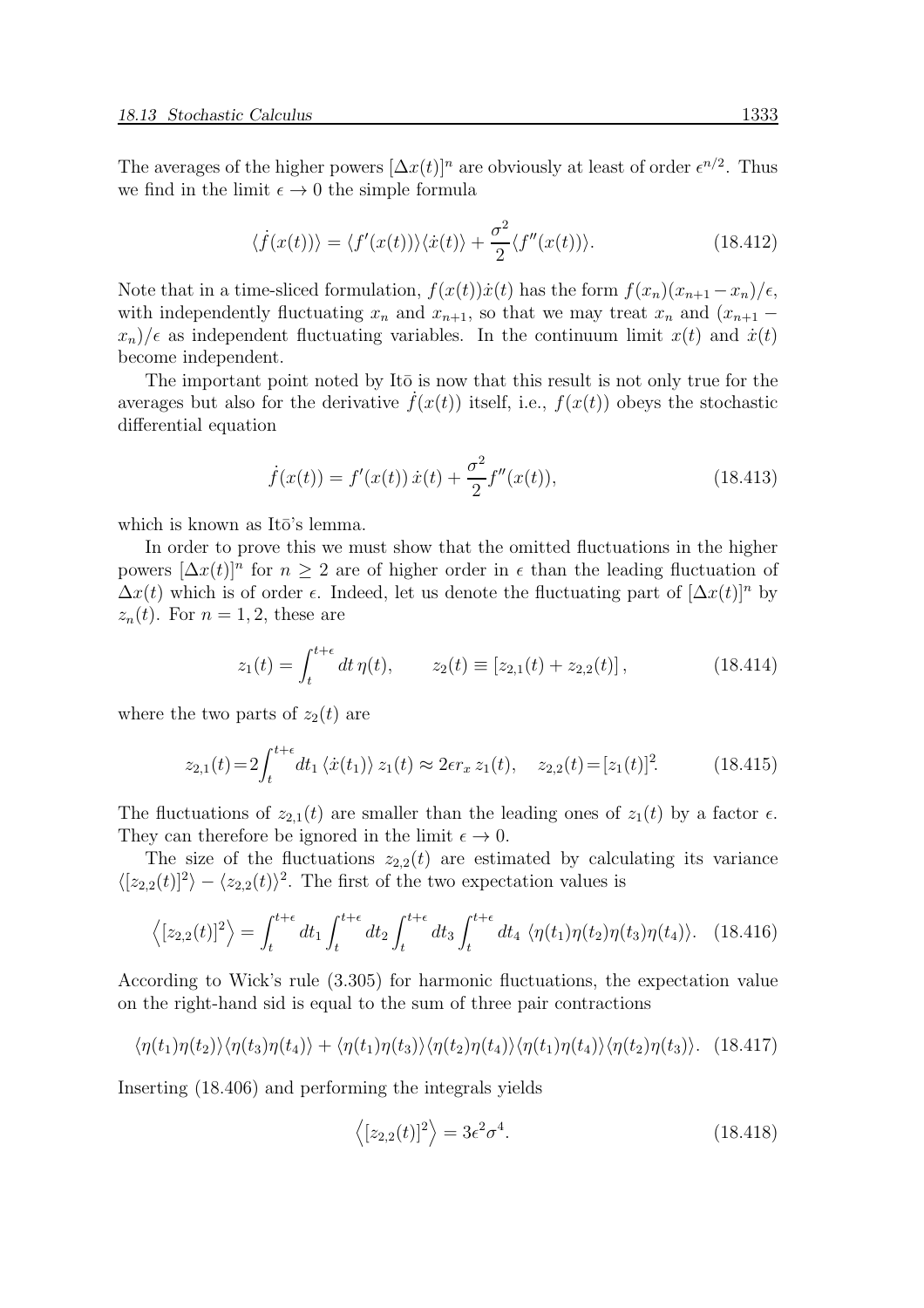The averages of the higher powers $[\Delta x(t)]^n$ are obviously at least of order $\epsilon^{n/2}$. Thus we find in the limit $\epsilon \to 0$ the simple formula

$$\langle \dot{f}(x(t)) \rangle = \langle f'(x(t)) \rangle \langle \dot{x}(t) \rangle + \frac{\sigma^2}{2} \langle f''(x(t)) \rangle. \tag{18.412}$$

Note that in a time-sliced formulation, $f(x(t))\dot{x}(t)$ has the form $f(x_n)(x_{n+1} - x_n)/\epsilon$, with independently fluctuating $x_n$ and $x_{n+1}$, so that we may treat $x_n$ and $(x_{n+1} - x_n)/\epsilon$ as independent fluctuating variables. In the continuum limit $x(t)$ and $\dot{x}(t)$ become independent.

The important point noted by Itō is now that this result is not only true for the averages but also for the derivative $\dot{f}(x(t))$ itself, i.e., $f(x(t))$ obeys the stochastic differential equation

$$\dot{f}(x(t)) = f'(x(t))\, \dot{x}(t) + \frac{\sigma^2}{2} f''(x(t)), \tag{18.413}$$

which is known as Itō's lemma.

In order to prove this we must show that the omitted fluctuations in the higher powers $[\Delta x(t)]^n$ for $n \geq 2$ are of higher order in $\epsilon$ than the leading fluctuation of $\Delta x(t)$ which is of order $\epsilon$. Indeed, let us denote the fluctuating part of $[\Delta x(t)]^n$ by $z_n(t)$. For $n = 1, 2$, these are

$$z_1(t) = \int_t^{t+\epsilon} dt\, \eta(t), \qquad z_2(t) \equiv \left[z_{2,1}(t) + z_{2,2}(t)\right], \tag{18.414}$$

where the two parts of $z_2(t)$ are

$$z_{2,1}(t) = 2\int_t^{t+\epsilon} dt_1\, \langle \dot{x}(t_1) \rangle\, z_1(t) \approx 2\epsilon r_x\, z_1(t), \quad z_{2,2}(t) = [z_1(t)]^2. \tag{18.415}$$

The fluctuations of $z_{2,1}(t)$ are smaller than the leading ones of $z_1(t)$ by a factor $\epsilon$. They can therefore be ignored in the limit $\epsilon \to 0$.

The size of the fluctuations $z_{2,2}(t)$ are estimated by calculating its variance $\langle [z_{2,2}(t)]^2 \rangle - \langle z_{2,2}(t) \rangle^2$. The first of the two expectation values is

$$\left\langle [z_{2,2}(t)]^2 \right\rangle = \int_t^{t+\epsilon} dt_1 \int_t^{t+\epsilon} dt_2 \int_t^{t+\epsilon} dt_3 \int_t^{t+\epsilon} dt_4\; \langle \eta(t_1)\eta(t_2)\eta(t_3)\eta(t_4) \rangle. \tag{18.416}$$

According to Wick's rule (3.305) for harmonic fluctuations, the expectation value on the right-hand sid is equal to the sum of three pair contractions

$$\langle \eta(t_1)\eta(t_2) \rangle \langle \eta(t_3)\eta(t_4) \rangle + \langle \eta(t_1)\eta(t_3) \rangle \langle \eta(t_2)\eta(t_4) \rangle \langle \eta(t_1)\eta(t_4) \rangle \langle \eta(t_2)\eta(t_3) \rangle. \tag{18.417}$$

Inserting (18.406) and performing the integrals yields

$$\left\langle [z_{2,2}(t)]^2 \right\rangle = 3\epsilon^2 \sigma^4. \tag{18.418}$$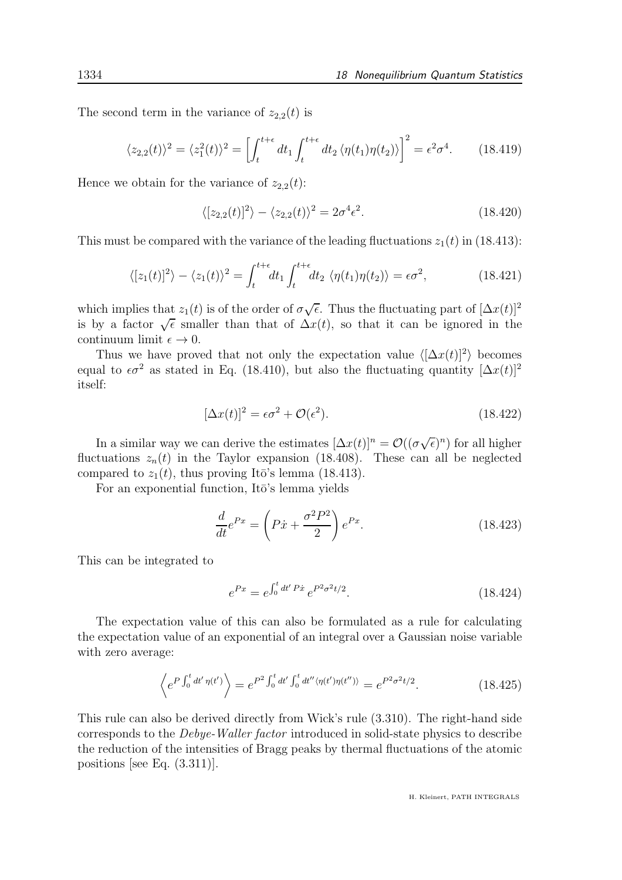The second term in the variance of $z_{2,2}(t)$ is

$$\langle z_{2,2}(t)\rangle^2 = \langle z_1^2(t)\rangle^2 = \left[\int_t^{t+\epsilon} dt_1 \int_t^{t+\epsilon} dt_2 \,\langle\eta(t_1)\eta(t_2)\rangle\right]^2 = \epsilon^2\sigma^4. \tag{18.419}$$

Hence we obtain for the variance of $z_{2,2}(t)$:

$$\langle [z_{2,2}(t)]^2\rangle - \langle z_{2,2}(t)\rangle^2 = 2\sigma^4\epsilon^2. \tag{18.420}$$

This must be compared with the variance of the leading fluctuations $z_1(t)$ in (18.413):

$$\langle [z_1(t)]^2\rangle - \langle z_1(t)\rangle^2 = \int_t^{t+\epsilon} dt_1 \int_t^{t+\epsilon} dt_2 \,\langle\eta(t_1)\eta(t_2)\rangle = \epsilon\sigma^2, \tag{18.421}$$

which implies that $z_1(t)$ is of the order of $\sigma\sqrt{\epsilon}$. Thus the fluctuating part of $[\Delta x(t)]^2$ is by a factor $\sqrt{\epsilon}$ smaller than that of $\Delta x(t)$, so that it can be ignored in the continuum limit $\epsilon \to 0$.

Thus we have proved that not only the expectation value $\langle[\Delta x(t)]^2\rangle$ becomes equal to $\epsilon\sigma^2$ as stated in Eq. (18.410), but also the fluctuating quantity $[\Delta x(t)]^2$ itself:

$$[\Delta x(t)]^2 = \epsilon\sigma^2 + \mathcal{O}(\epsilon^2). \tag{18.422}$$

In a similar way we can derive the estimates $[\Delta x(t)]^n = \mathcal{O}((\sigma\sqrt{\epsilon})^n)$ for all higher fluctuations $z_n(t)$ in the Taylor expansion (18.408). These can all be neglected compared to $z_1(t)$, thus proving Itō's lemma (18.413).

For an exponential function, Itō's lemma yields

$$\frac{d}{dt}e^{Px} = \left(P\dot{x} + \frac{\sigma^2 P^2}{2}\right)e^{Px}. \tag{18.423}$$

This can be integrated to

$$e^{Px} = e^{\int_0^t dt'\, P\dot{x}}\, e^{P^2\sigma^2 t/2}. \tag{18.424}$$

The expectation value of this can also be formulated as a rule for calculating the expectation value of an exponential of an integral over a Gaussian noise variable with zero average:

$$\left\langle e^{P\int_0^t dt'\,\eta(t')}\right\rangle = e^{P^2\int_0^t dt'\int_0^t dt''\langle\eta(t')\eta(t'')\rangle} = e^{P^2\sigma^2 t/2}. \tag{18.425}$$

This rule can also be derived directly from Wick's rule (3.310). The right-hand side corresponds to the *Debye-Waller factor* introduced in solid-state physics to describe the reduction of the intensities of Bragg peaks by thermal fluctuations of the atomic positions [see Eq. (3.311)].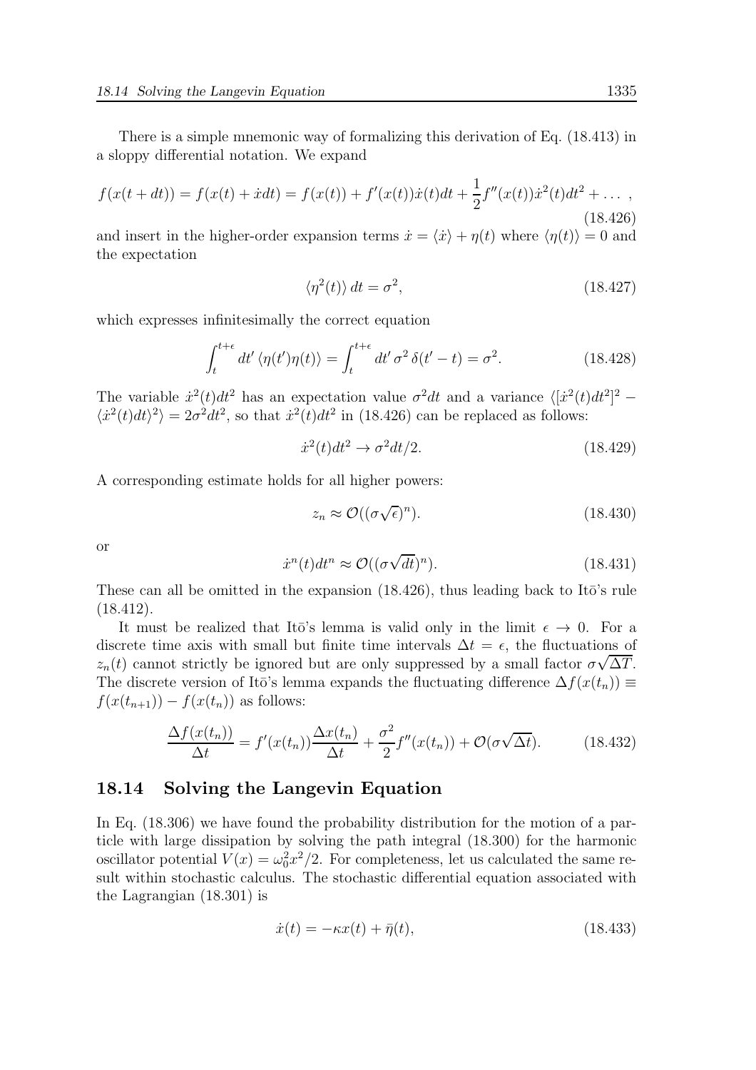There is a simple mnemonic way of formalizing this derivation of Eq. (18.413) in a sloppy differential notation. We expand

$$f(x(t+dt)) = f(x(t)+\dot{x}dt) = f(x(t)) + f'(x(t))\dot{x}(t)dt + \frac{1}{2}f''(x(t))\dot{x}^2(t)dt^2 + \dots\ , \tag{18.426}$$

and insert in the higher-order expansion terms $\dot{x} = \langle \dot{x} \rangle + \eta(t)$ where $\langle \eta(t) \rangle = 0$ and the expectation

$$\langle \eta^2(t) \rangle \, dt = \sigma^2, \tag{18.427}$$

which expresses infinitesimally the correct equation

$$\int_t^{t+\epsilon} dt' \, \langle \eta(t')\eta(t) \rangle = \int_t^{t+\epsilon} dt' \, \sigma^2 \, \delta(t'-t) = \sigma^2. \tag{18.428}$$

The variable $\dot{x}^2(t)dt^2$ has an expectation value $\sigma^2 dt$ and a variance $\langle [\dot{x}^2(t)dt^2]^2 - \langle \dot{x}^2(t)dt \rangle^2 \rangle = 2\sigma^2 dt^2$, so that $\dot{x}^2(t)dt^2$ in (18.426) can be replaced as follows:

$$\dot{x}^2(t)dt^2 \to \sigma^2 dt/2. \tag{18.429}$$

A corresponding estimate holds for all higher powers:

$$z_n \approx \mathcal{O}((\sigma\sqrt{\epsilon})^n). \tag{18.430}$$

or

$$\dot{x}^n(t)dt^n \approx \mathcal{O}((\sigma\sqrt{dt})^n). \tag{18.431}$$

These can all be omitted in the expansion (18.426), thus leading back to Itō's rule (18.412).

It must be realized that Itō's lemma is valid only in the limit $\epsilon \to 0$. For a discrete time axis with small but finite time intervals $\Delta t = \epsilon$, the fluctuations of $z_n(t)$ cannot strictly be ignored but are only suppressed by a small factor $\sigma\sqrt{\Delta T}$. The discrete version of Itō's lemma expands the fluctuating difference $\Delta f(x(t_n)) \equiv f(x(t_{n+1})) - f(x(t_n))$ as follows:

$$\frac{\Delta f(x(t_n))}{\Delta t} = f'(x(t_n))\frac{\Delta x(t_n)}{\Delta t} + \frac{\sigma^2}{2}f''(x(t_n)) + \mathcal{O}(\sigma\sqrt{\Delta t}). \tag{18.432}$$

## 18.14 Solving the Langevin Equation

In Eq. (18.306) we have found the probability distribution for the motion of a particle with large dissipation by solving the path integral (18.300) for the harmonic oscillator potential $V(x) = \omega_0^2 x^2/2$. For completeness, let us calculated the same result within stochastic calculus. The stochastic differential equation associated with the Lagrangian (18.301) is

$$\dot{x}(t) = -\kappa x(t) + \bar{\eta}(t), \tag{18.433}$$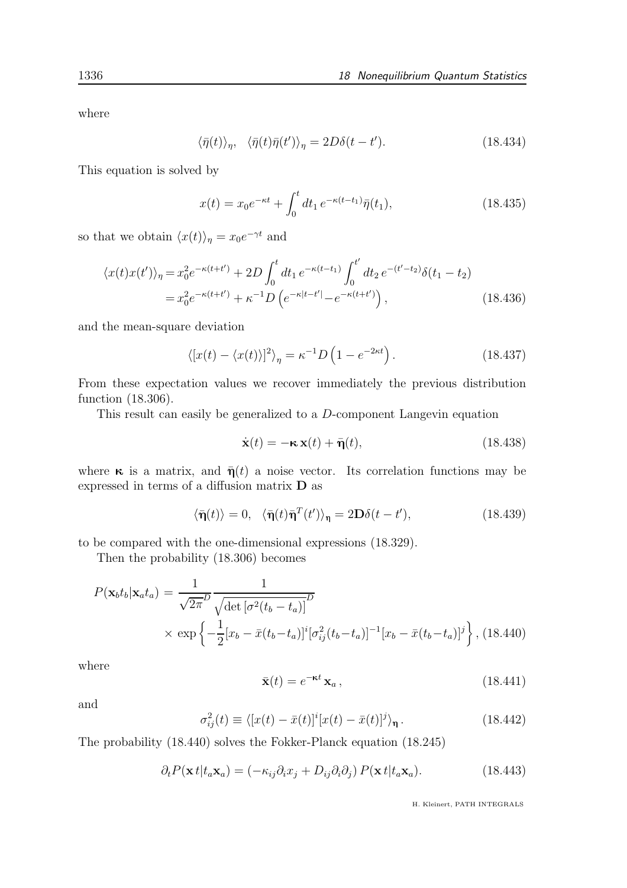where

$$\langle \bar{\eta}(t) \rangle_\eta, \quad \langle \bar{\eta}(t)\bar{\eta}(t') \rangle_\eta = 2D\delta(t-t'). \tag{18.434}$$

This equation is solved by

$$x(t) = x_0 e^{-\kappa t} + \int_0^t dt_1 \, e^{-\kappa(t-t_1)} \bar{\eta}(t_1), \tag{18.435}$$

so that we obtain $\langle x(t) \rangle_\eta = x_0 e^{-\gamma t}$ and

$$\begin{aligned}
\langle x(t)x(t') \rangle_\eta &= x_0^2 e^{-\kappa(t+t')} + 2D \int_0^t dt_1 \, e^{-\kappa(t-t_1)} \int_0^{t'} dt_2 \, e^{-(t'-t_2)} \delta(t_1 - t_2) \\
&= x_0^2 e^{-\kappa(t+t')} + \kappa^{-1} D \left( e^{-\kappa|t-t'|} - e^{-\kappa(t+t')} \right),
\end{aligned} \tag{18.436}$$

and the mean-square deviation

$$\langle [x(t) - \langle x(t) \rangle]^2 \rangle_\eta = \kappa^{-1} D \left( 1 - e^{-2\kappa t} \right). \tag{18.437}$$

From these expectation values we recover immediately the previous distribution function (18.306).

This result can easily be generalized to a $D$-component Langevin equation

$$\dot{\mathbf{x}}(t) = -\boldsymbol{\kappa}\, \mathbf{x}(t) + \bar{\boldsymbol{\eta}}(t), \tag{18.438}$$

where $\boldsymbol{\kappa}$ is a matrix, and $\bar{\boldsymbol{\eta}}(t)$ a noise vector. Its correlation functions may be expressed in terms of a diffusion matrix $\mathbf{D}$ as

$$\langle \bar{\boldsymbol{\eta}}(t) \rangle = 0, \quad \langle \bar{\boldsymbol{\eta}}(t) \bar{\boldsymbol{\eta}}^T(t') \rangle_{\boldsymbol{\eta}} = 2\mathbf{D}\delta(t-t'), \tag{18.439}$$

to be compared with the one-dimensional expressions (18.329).

Then the probability (18.306) becomes

$$\begin{aligned}
P(\mathbf{x}_b t_b | \mathbf{x}_a t_a) &= \frac{1}{\sqrt{2\pi}^D} \frac{1}{\sqrt{\det\left[\sigma^2(t_b - t_a)\right]}^D} \\
&\quad \times \exp\left\{ -\frac{1}{2} [x_b - \bar{x}(t_b - t_a)]^i [\sigma^2_{ij}(t_b - t_a)]^{-1} [x_b - \bar{x}(t_b - t_a)]^j \right\},
\end{aligned} \tag{18.440}$$

where

$$\bar{\mathbf{x}}(t) = e^{-\boldsymbol{\kappa} t}\, \mathbf{x}_a\,, \tag{18.441}$$

and

$$\sigma^2_{ij}(t) \equiv \langle [x(t) - \bar{x}(t)]^i [x(t) - \bar{x}(t)]^j \rangle_{\boldsymbol{\eta}}\,. \tag{18.442}$$

The probability (18.440) solves the Fokker-Planck equation (18.245)

$$\partial_t P(\mathbf{x}\, t | t_a \mathbf{x}_a) = \left( -\kappa_{ij} \partial_i x_j + D_{ij} \partial_i \partial_j \right) P(\mathbf{x}\, t | t_a \mathbf{x}_a). \tag{18.443}$$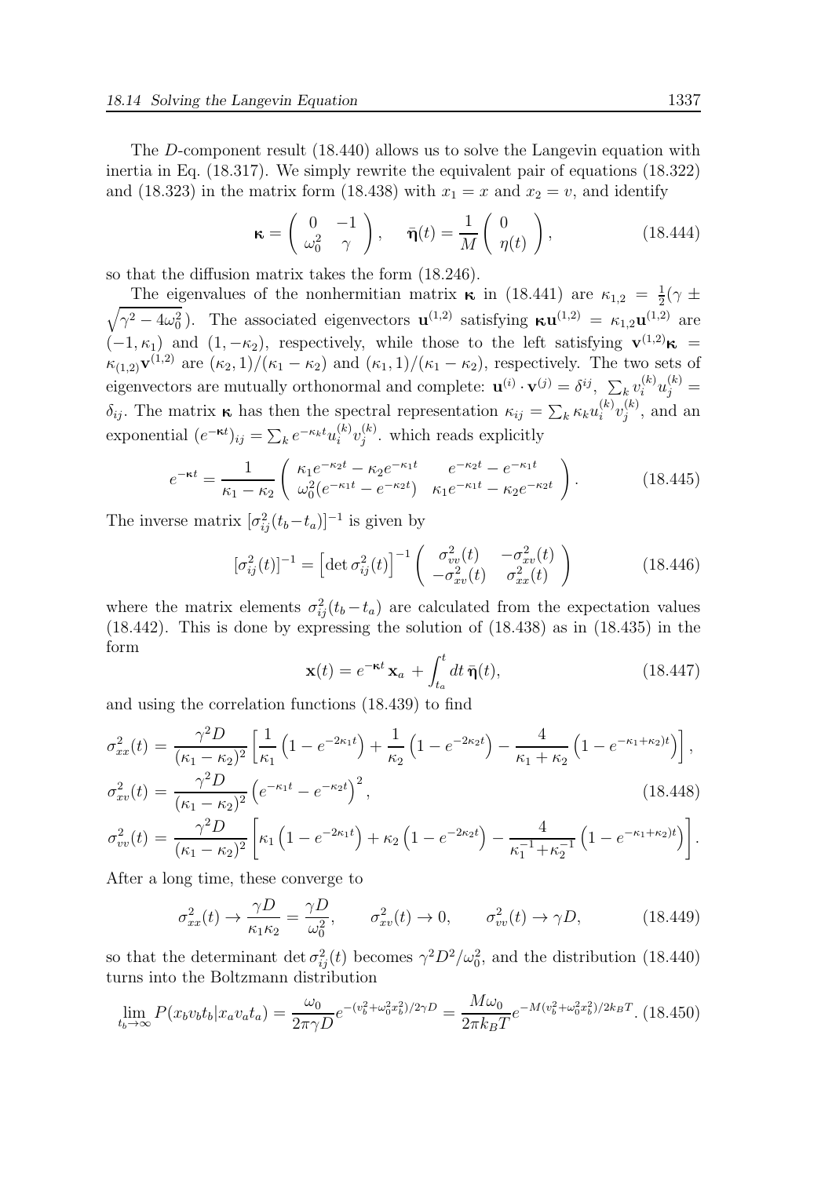The $D$-component result (18.440) allows us to solve the Langevin equation with inertia in Eq. (18.317). We simply rewrite the equivalent pair of equations (18.322) and (18.323) in the matrix form (18.438) with $x_1 = x$ and $x_2 = v$, and identify

$$\boldsymbol{\kappa} = \begin{pmatrix} 0 & -1 \\ \omega_0^2 & \gamma \end{pmatrix}, \quad \bar{\boldsymbol{\eta}}(t) = \frac{1}{M} \begin{pmatrix} 0 \\ \eta(t) \end{pmatrix}, \tag{18.444}$$

so that the diffusion matrix takes the form (18.246).

The eigenvalues of the nonhermitian matrix $\boldsymbol{\kappa}$ in (18.441) are $\kappa_{1,2} = \frac{1}{2}(\gamma \pm \sqrt{\gamma^2 - 4\omega_0^2}\,)$. The associated eigenvectors $\mathbf{u}^{(1,2)}$ satisfying $\boldsymbol{\kappa}\mathbf{u}^{(1,2)} = \kappa_{1,2}\mathbf{u}^{(1,2)}$ are $(-1, \kappa_1)$ and $(1, -\kappa_2)$, respectively, while those to the left satisfying $\mathbf{v}^{(1,2)}\boldsymbol{\kappa} = \kappa_{(1,2)}\mathbf{v}^{(1,2)}$ are $(\kappa_2, 1)/(\kappa_1 - \kappa_2)$ and $(\kappa_1, 1)/(\kappa_1 - \kappa_2)$, respectively. The two sets of eigenvectors are mutually orthonormal and complete: $\mathbf{u}^{(i)} \cdot \mathbf{v}^{(j)} = \delta^{ij}$, $\sum_k v_i^{(k)} u_j^{(k)} = \delta_{ij}$. The matrix $\boldsymbol{\kappa}$ has then the spectral representation $\kappa_{ij} = \sum_k \kappa_k u_i^{(k)} v_j^{(k)}$, and an exponential $(e^{-\boldsymbol{\kappa}t})_{ij} = \sum_k e^{-\kappa_k t} u_i^{(k)} v_j^{(k)}$. which reads explicitly

$$e^{-\boldsymbol{\kappa}t} = \frac{1}{\kappa_1 - \kappa_2} \begin{pmatrix} \kappa_1 e^{-\kappa_2 t} - \kappa_2 e^{-\kappa_1 t} & e^{-\kappa_2 t} - e^{-\kappa_1 t} \\ \omega_0^2 (e^{-\kappa_1 t} - e^{-\kappa_2 t}) & \kappa_1 e^{-\kappa_1 t} - \kappa_2 e^{-\kappa_2 t} \end{pmatrix}. \tag{18.445}$$

The inverse matrix $[\sigma_{ij}^2(t_b - t_a)]^{-1}$ is given by

$$[\sigma_{ij}^2(t)]^{-1} = \left[\det \sigma_{ij}^2(t)\right]^{-1} \begin{pmatrix} \sigma_{vv}^2(t) & -\sigma_{xv}^2(t) \\ -\sigma_{xv}^2(t) & \sigma_{xx}^2(t) \end{pmatrix} \tag{18.446}$$

where the matrix elements $\sigma_{ij}^2(t_b - t_a)$ are calculated from the expectation values (18.442). This is done by expressing the solution of (18.438) as in (18.435) in the form

$$\mathbf{x}(t) = e^{-\boldsymbol{\kappa}t}\,\mathbf{x}_a + \int_{t_a}^{t} dt\, \bar{\boldsymbol{\eta}}(t), \tag{18.447}$$

and using the correlation functions (18.439) to find

$$\begin{aligned}
\sigma_{xx}^2(t) &= \frac{\gamma^2 D}{(\kappa_1 - \kappa_2)^2} \left[ \frac{1}{\kappa_1}\left(1 - e^{-2\kappa_1 t}\right) + \frac{1}{\kappa_2}\left(1 - e^{-2\kappa_2 t}\right) - \frac{4}{\kappa_1 + \kappa_2}\left(1 - e^{-\kappa_1 + \kappa_2)t}\right) \right], \\
\sigma_{xv}^2(t) &= \frac{\gamma^2 D}{(\kappa_1 - \kappa_2)^2} \left(e^{-\kappa_1 t} - e^{-\kappa_2 t}\right)^2, \qquad\qquad (18.448) \\
\sigma_{vv}^2(t) &= \frac{\gamma^2 D}{(\kappa_1 - \kappa_2)^2} \left[ \kappa_1\left(1 - e^{-2\kappa_1 t}\right) + \kappa_2\left(1 - e^{-2\kappa_2 t}\right) - \frac{4}{\kappa_1^{-1} + \kappa_2^{-1}}\left(1 - e^{-\kappa_1 + \kappa_2)t}\right) \right].
\end{aligned}$$

After a long time, these converge to

$$\sigma_{xx}^2(t) \to \frac{\gamma D}{\kappa_1 \kappa_2} = \frac{\gamma D}{\omega_0^2}, \qquad \sigma_{xv}^2(t) \to 0, \qquad \sigma_{vv}^2(t) \to \gamma D, \tag{18.449}$$

so that the determinant $\det \sigma_{ij}^2(t)$ becomes $\gamma^2 D^2/\omega_0^2$, and the distribution (18.440) turns into the Boltzmann distribution

$$\lim_{t_b \to \infty} P(x_b v_b t_b | x_a v_a t_a) = \frac{\omega_0}{2\pi\gamma D} e^{-(v_b^2 + \omega_0^2 x_b^2)/2\gamma D} = \frac{M\omega_0}{2\pi k_B T} e^{-M(v_b^2 + \omega_0^2 x_b^2)/2k_B T}. \tag{18.450}$$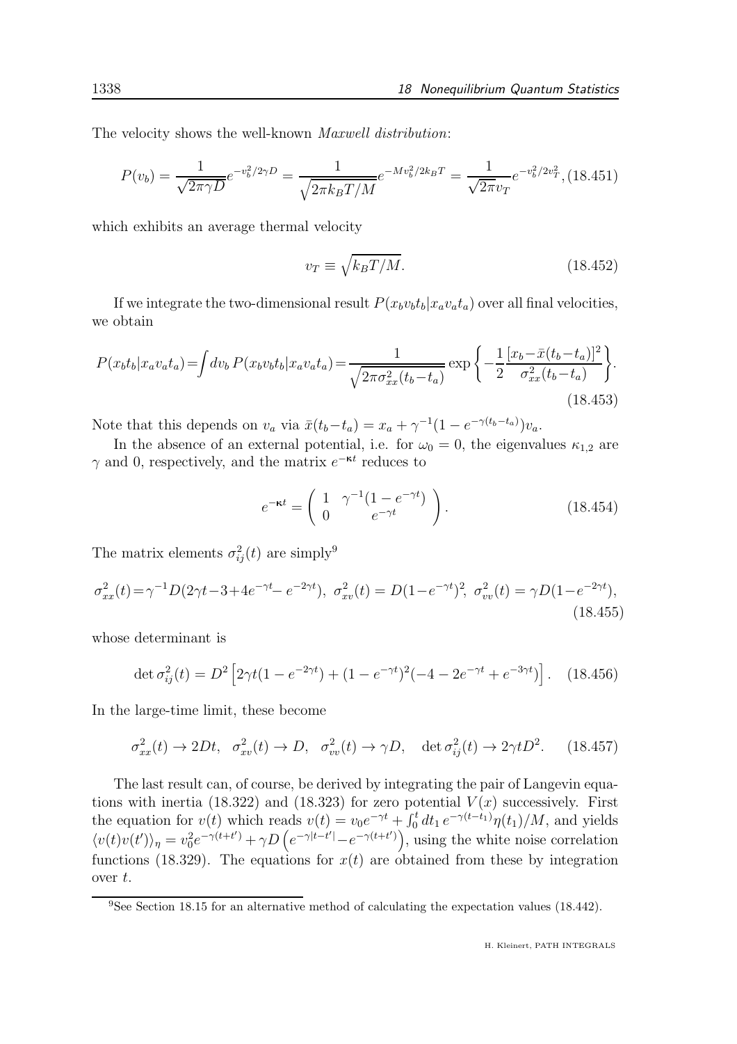The velocity shows the well-known *Maxwell distribution*:

$$P(v_b) = \frac{1}{\sqrt{2\pi\gamma D}} e^{-v_b^2/2\gamma D} = \frac{1}{\sqrt{2\pi k_B T/M}} e^{-Mv_b^2/2k_B T} = \frac{1}{\sqrt{2\pi} v_T} e^{-v_b^2/2v_T^2}, \tag{18.451}$$

which exhibits an average thermal velocity

$$v_T \equiv \sqrt{k_B T/M}. \tag{18.452}$$

If we integrate the two-dimensional result $P(x_b v_b t_b | x_a v_a t_a)$ over all final velocities, we obtain

$$P(x_b t_b | x_a v_a t_a) = \int dv_b \, P(x_b v_b t_b | x_a v_a t_a) = \frac{1}{\sqrt{2\pi\sigma_{xx}^2(t_b - t_a)}} \exp\left\{ -\frac{1}{2} \frac{[x_b - \bar{x}(t_b - t_a)]^2}{\sigma_{xx}^2(t_b - t_a)} \right\}. \tag{18.453}$$

Note that this depends on $v_a$ via $\bar{x}(t_b - t_a) = x_a + \gamma^{-1}(1 - e^{-\gamma(t_b - t_a)}) v_a$.

In the absence of an external potential, i.e. for $\omega_0 = 0$, the eigenvalues $\kappa_{1,2}$ are $\gamma$ and 0, respectively, and the matrix $e^{-\boldsymbol{\kappa} t}$ reduces to

$$e^{-\boldsymbol{\kappa} t} = \begin{pmatrix} 1 & \gamma^{-1}(1 - e^{-\gamma t}) \\ 0 & e^{-\gamma t} \end{pmatrix}. \tag{18.454}$$

The matrix elements $\sigma_{ij}^2(t)$ are simply[9]

$$\sigma_{xx}^2(t) = \gamma^{-1} D(2\gamma t - 3 + 4e^{-\gamma t} - e^{-2\gamma t}), \;\; \sigma_{xv}^2(t) = D(1 - e^{-\gamma t})^2, \;\; \sigma_{vv}^2(t) = \gamma D(1 - e^{-2\gamma t}), \tag{18.455}$$

whose determinant is

$$\det \sigma_{ij}^2(t) = D^2 \left[ 2\gamma t(1 - e^{-2\gamma t}) + (1 - e^{-\gamma t})^2(-4 - 2e^{-\gamma t} + e^{-3\gamma t}) \right]. \tag{18.456}$$

In the large-time limit, these become

$$\sigma_{xx}^2(t) \to 2Dt, \quad \sigma_{xv}^2(t) \to D, \quad \sigma_{vv}^2(t) \to \gamma D, \quad \det \sigma_{ij}^2(t) \to 2\gamma t D^2. \tag{18.457}$$

The last result can, of course, be derived by integrating the pair of Langevin equations with inertia (18.322) and (18.323) for zero potential $V(x)$ successively. First the equation for $v(t)$ which reads $v(t) = v_0 e^{-\gamma t} + \int_0^t dt_1 \, e^{-\gamma(t - t_1)} \eta(t_1)/M$, and yields $\langle v(t) v(t') \rangle_\eta = v_0^2 e^{-\gamma(t + t')} + \gamma D \left( e^{-\gamma|t - t'|} - e^{-\gamma(t + t')} \right)$, using the white noise correlation functions (18.329). The equations for $x(t)$ are obtained from these by integration over $t$.

---

[9] See Section 18.15 for an alternative method of calculating the expectation values (18.442).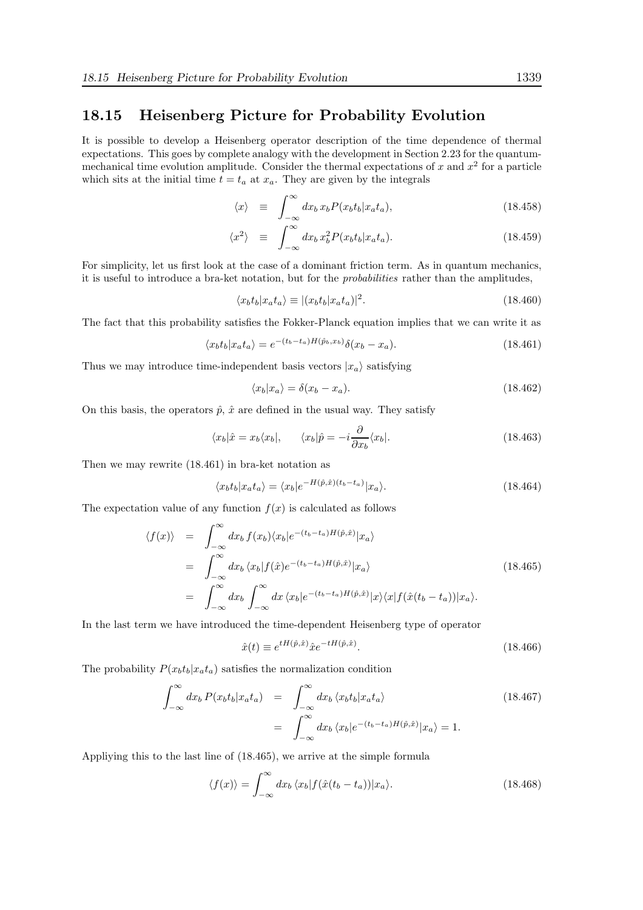## 18.15 Heisenberg Picture for Probability Evolution

It is possible to develop a Heisenberg operator description of the time dependence of thermal expectations. This goes by complete analogy with the development in Section 2.23 for the quantum-mechanical time evolution amplitude. Consider the thermal expectations of $x$ and $x^2$ for a particle which sits at the initial time $t = t_a$ at $x_a$. They are given by the integrals

$$\langle x \rangle \equiv \int_{-\infty}^{\infty} dx_b \, x_b P(x_b t_b | x_a t_a), \tag{18.458}$$

$$\langle x^2 \rangle \equiv \int_{-\infty}^{\infty} dx_b \, x_b^2 P(x_b t_b | x_a t_a). \tag{18.459}$$

For simplicity, let us first look at the case of a dominant friction term. As in quantum mechanics, it is useful to introduce a bra-ket notation, but for the *probabilities* rather than the amplitudes,

$$\langle x_b t_b | x_a t_a \rangle \equiv |(x_b t_b | x_a t_a)|^2. \tag{18.460}$$

The fact that this probability satisfies the Fokker-Planck equation implies that we can write it as

$$\langle x_b t_b | x_a t_a \rangle = e^{-(t_b - t_a) H(\hat{p}_b, x_b)} \delta(x_b - x_a). \tag{18.461}$$

Thus we may introduce time-independent basis vectors $|x_a\rangle$ satisfying

$$\langle x_b | x_a \rangle = \delta(x_b - x_a). \tag{18.462}$$

On this basis, the operators $\hat{p}$, $\hat{x}$ are defined in the usual way. They satisfy

$$\langle x_b | \hat{x} = x_b \langle x_b |, \qquad \langle x_b | \hat{p} = -i \frac{\partial}{\partial x_b} \langle x_b |. \tag{18.463}$$

Then we may rewrite (18.461) in bra-ket notation as

$$\langle x_b t_b | x_a t_a \rangle = \langle x_b | e^{-H(\hat{p}, \hat{x})(t_b - t_a)} | x_a \rangle. \tag{18.464}$$

The expectation value of any function $f(x)$ is calculated as follows

$$\begin{aligned}
\langle f(x) \rangle &= \int_{-\infty}^{\infty} dx_b \, f(x_b) \langle x_b | e^{-(t_b - t_a) H(\hat{p}, \hat{x})} | x_a \rangle \\
&= \int_{-\infty}^{\infty} dx_b \, \langle x_b | f(\hat{x}) e^{-(t_b - t_a) H(\hat{p}, \hat{x})} | x_a \rangle \\
&= \int_{-\infty}^{\infty} dx_b \int_{-\infty}^{\infty} dx \, \langle x_b | e^{-(t_b - t_a) H(\hat{p}, \hat{x})} | x \rangle \langle x | f(\hat{x}(t_b - t_a)) | x_a \rangle.
\end{aligned} \tag{18.465}$$

In the last term we have introduced the time-dependent Heisenberg type of operator

$$\hat{x}(t) \equiv e^{tH(\hat{p}, \hat{x})} \hat{x} e^{-tH(\hat{p}, \hat{x})}. \tag{18.466}$$

The probability $P(x_b t_b | x_a t_a)$ satisfies the normalization condition

$$\begin{aligned}
\int_{-\infty}^{\infty} dx_b \, P(x_b t_b | x_a t_a) &= \int_{-\infty}^{\infty} dx_b \, \langle x_b t_b | x_a t_a \rangle \\
&= \int_{-\infty}^{\infty} dx_b \, \langle x_b | e^{-(t_b - t_a) H(\hat{p}, \hat{x})} | x_a \rangle = 1.
\end{aligned} \tag{18.467}$$

Appliying this to the last line of (18.465), we arrive at the simple formula

$$\langle f(x) \rangle = \int_{-\infty}^{\infty} dx_b \, \langle x_b | f(\hat{x}(t_b - t_a)) | x_a \rangle. \tag{18.468}$$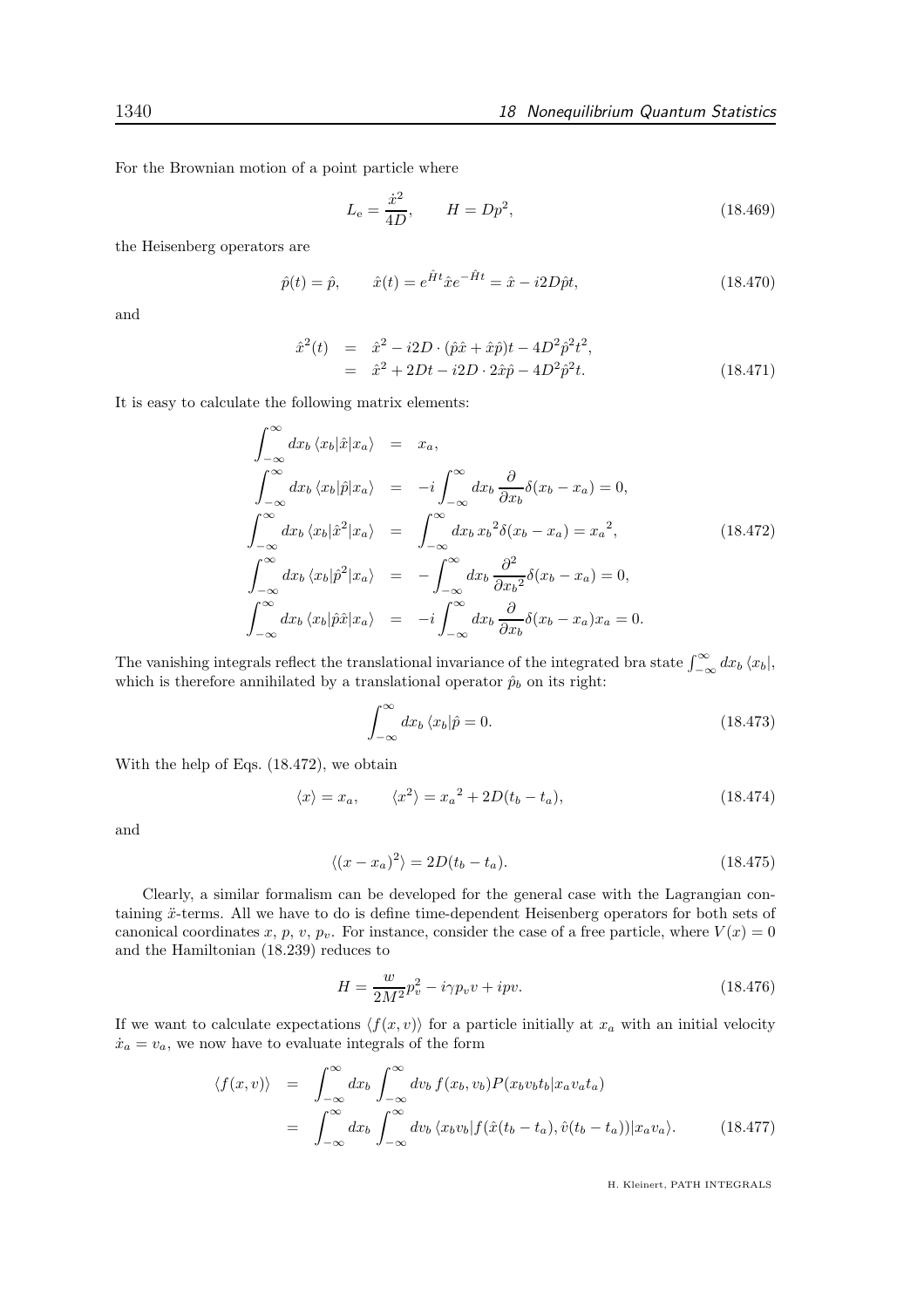For the Brownian motion of a point particle where

$$L_{\rm e} = \frac{\dot{x}^2}{4D}, \qquad H = Dp^2, \tag{18.469}$$

the Heisenberg operators are

$$\hat{p}(t) = \hat{p}, \qquad \hat{x}(t) = e^{\hat{H}t}\hat{x}e^{-\hat{H}t} = \hat{x} - i2D\hat{p}t, \tag{18.470}$$

and

$$\begin{aligned}
\hat{x}^2(t) &= \hat{x}^2 - i2D\cdot(\hat{p}\hat{x} + \hat{x}\hat{p})t - 4D^2\hat{p}^2t^2, \\
&= \hat{x}^2 + 2Dt - i2D\cdot 2\hat{x}\hat{p} - 4D^2\hat{p}^2t.
\end{aligned} \tag{18.471}$$

It is easy to calculate the following matrix elements:

$$\begin{aligned}
\int_{-\infty}^{\infty} dx_b\,\langle x_b|\hat{x}|x_a\rangle &= x_a, \\
\int_{-\infty}^{\infty} dx_b\,\langle x_b|\hat{p}|x_a\rangle &= -i\int_{-\infty}^{\infty} dx_b\,\frac{\partial}{\partial x_b}\delta(x_b - x_a) = 0, \\
\int_{-\infty}^{\infty} dx_b\,\langle x_b|\hat{x}^2|x_a\rangle &= \int_{-\infty}^{\infty} dx_b\,{x_b}^2\delta(x_b - x_a) = {x_a}^2, \\
\int_{-\infty}^{\infty} dx_b\,\langle x_b|\hat{p}^2|x_a\rangle &= -\int_{-\infty}^{\infty} dx_b\,\frac{\partial^2}{\partial {x_b}^2}\delta(x_b - x_a) = 0, \\
\int_{-\infty}^{\infty} dx_b\,\langle x_b|\hat{p}\hat{x}|x_a\rangle &= -i\int_{-\infty}^{\infty} dx_b\,\frac{\partial}{\partial x_b}\delta(x_b - x_a)x_a = 0.
\end{aligned} \tag{18.472}$$

The vanishing integrals reflect the translational invariance of the integrated bra state $\int_{-\infty}^{\infty} dx_b\,\langle x_b|$, which is therefore annihilated by a translational operator $\hat{p}_b$ on its right:

$$\int_{-\infty}^{\infty} dx_b\,\langle x_b|\hat{p} = 0. \tag{18.473}$$

With the help of Eqs. (18.472), we obtain

$$\langle x\rangle = x_a, \qquad \langle x^2\rangle = {x_a}^2 + 2D(t_b - t_a), \tag{18.474}$$

and

$$\langle (x - x_a)^2\rangle = 2D(t_b - t_a). \tag{18.475}$$

Clearly, a similar formalism can be developed for the general case with the Lagrangian containing $\ddot{x}$-terms. All we have to do is define time-dependent Heisenberg operators for both sets of canonical coordinates $x$, $p$, $v$, $p_v$. For instance, consider the case of a free particle, where $V(x) = 0$ and the Hamiltonian (18.239) reduces to

$$H = \frac{w}{2M^2}p_v^2 - i\gamma p_v v + ipv. \tag{18.476}$$

If we want to calculate expectations $\langle f(x,v)\rangle$ for a particle initially at $x_a$ with an initial velocity $\dot{x}_a = v_a$, we now have to evaluate integrals of the form

$$\begin{aligned}
\langle f(x,v)\rangle &= \int_{-\infty}^{\infty} dx_b \int_{-\infty}^{\infty} dv_b\, f(x_b, v_b) P(x_b v_b t_b | x_a v_a t_a) \\
&= \int_{-\infty}^{\infty} dx_b \int_{-\infty}^{\infty} dv_b\,\langle x_b v_b | f(\hat{x}(t_b - t_a), \hat{v}(t_b - t_a)) | x_a v_a\rangle.
\end{aligned} \tag{18.477}$$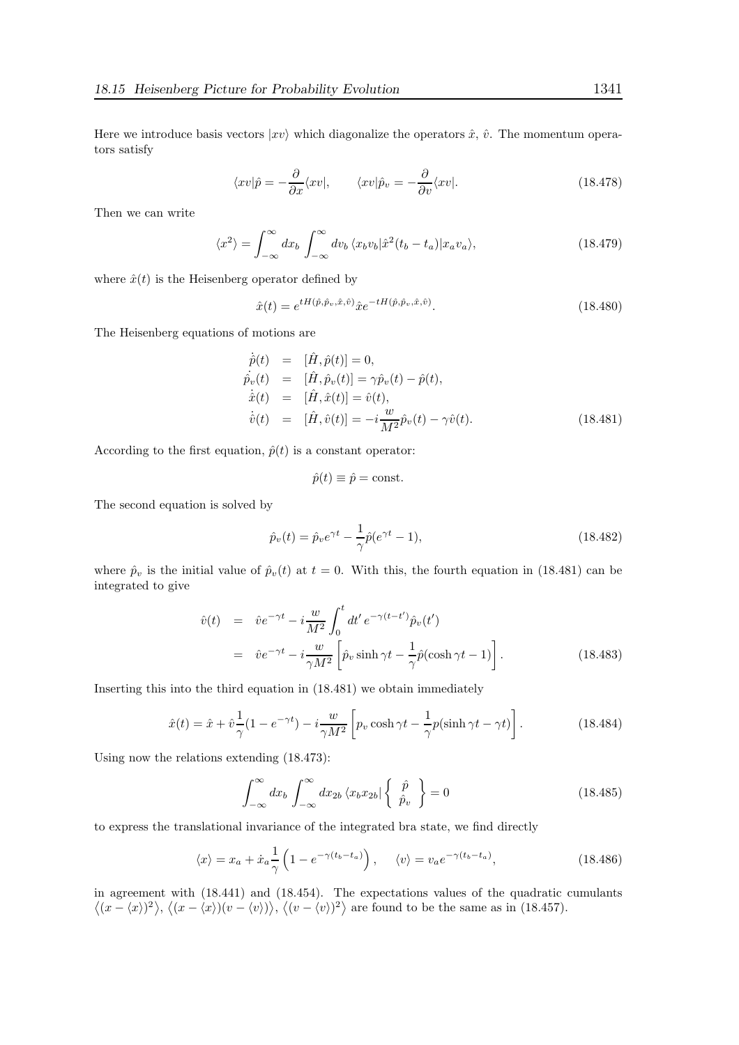Here we introduce basis vectors $|xv\rangle$ which diagonalize the operators $\hat{x}$, $\hat{v}$. The momentum operators satisfy

$$\langle xv|\hat{p} = -\frac{\partial}{\partial x}\langle xv|, \qquad \langle xv|\hat{p}_v = -\frac{\partial}{\partial v}\langle xv|. \tag{18.478}$$

Then we can write

$$\langle x^2\rangle = \int_{-\infty}^{\infty} dx_b \int_{-\infty}^{\infty} dv_b \, \langle x_b v_b|\hat{x}^2(t_b - t_a)|x_a v_a\rangle, \tag{18.479}$$

where $\hat{x}(t)$ is the Heisenberg operator defined by

$$\hat{x}(t) = e^{tH(\hat{p},\hat{p}_v,\hat{x},\hat{v})}\hat{x}e^{-tH(\hat{p},\hat{p}_v,\hat{x},\hat{v})}. \tag{18.480}$$

The Heisenberg equations of motions are

$$\begin{aligned}
\dot{\hat{p}}(t) &= [\hat{H}, \hat{p}(t)] = 0, \\
\dot{\hat{p}_v}(t) &= [\hat{H}, \hat{p}_v(t)] = \gamma\hat{p}_v(t) - \hat{p}(t), \\
\dot{\hat{x}}(t) &= [\hat{H}, \hat{x}(t)] = \hat{v}(t), \\
\dot{\hat{v}}(t) &= [\hat{H}, \hat{v}(t)] = -i\frac{w}{M^2}\hat{p}_v(t) - \gamma\hat{v}(t).
\end{aligned} \tag{18.481}$$

According to the first equation, $\hat{p}(t)$ is a constant operator:

$$\hat{p}(t) \equiv \hat{p} = \text{const.}$$

The second equation is solved by

$$\hat{p}_v(t) = \hat{p}_v e^{\gamma t} - \frac{1}{\gamma}\hat{p}(e^{\gamma t} - 1), \tag{18.482}$$

where $\hat{p}_v$ is the initial value of $\hat{p}_v(t)$ at $t = 0$. With this, the fourth equation in (18.481) can be integrated to give

$$\begin{aligned}
\hat{v}(t) &= \hat{v}e^{-\gamma t} - i\frac{w}{M^2}\int_0^t dt' \, e^{-\gamma(t-t')}\hat{p}_v(t') \\
&= \hat{v}e^{-\gamma t} - i\frac{w}{\gamma M^2}\left[\hat{p}_v \sinh\gamma t - \frac{1}{\gamma}\hat{p}(\cosh\gamma t - 1)\right].
\end{aligned} \tag{18.483}$$

Inserting this into the third equation in (18.481) we obtain immediately

$$\hat{x}(t) = \hat{x} + \hat{v}\frac{1}{\gamma}(1 - e^{-\gamma t}) - i\frac{w}{\gamma M^2}\left[p_v \cosh\gamma t - \frac{1}{\gamma}p(\sinh\gamma t - \gamma t)\right]. \tag{18.484}$$

Using now the relations extending (18.473):

$$\int_{-\infty}^{\infty} dx_b \int_{-\infty}^{\infty} dx_{2b} \, \langle x_b x_{2b}| \left\{ \begin{array}{c} \hat{p} \\ \hat{p}_v \end{array} \right\} = 0 \tag{18.485}$$

to express the translational invariance of the integrated bra state, we find directly

$$\langle x\rangle = x_a + \dot{x}_a\frac{1}{\gamma}\left(1 - e^{-\gamma(t_b - t_a)}\right), \qquad \langle v\rangle = v_a e^{-\gamma(t_b - t_a)}, \tag{18.486}$$

in agreement with (18.441) and (18.454). The expectations values of the quadratic cumulants $\left\langle(x - \langle x\rangle)^2\right\rangle$, $\left\langle(x - \langle x\rangle)(v - \langle v\rangle)\right\rangle$, $\left\langle(v - \langle v\rangle)^2\right\rangle$ are found to be the same as in (18.457).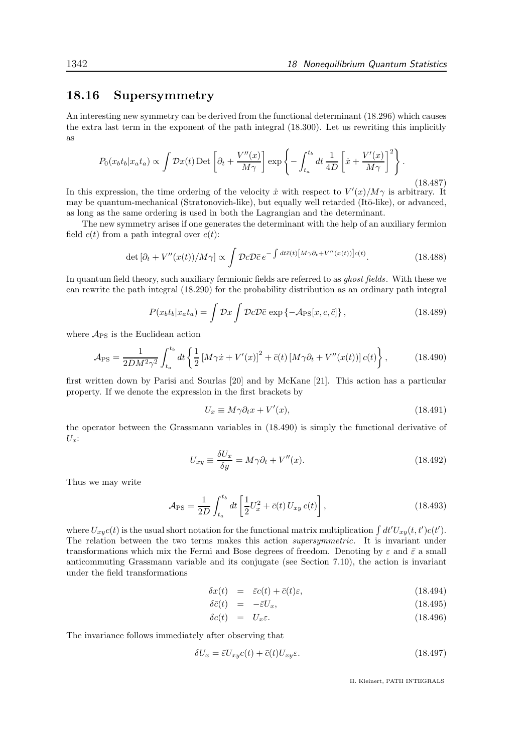## 18.16 Supersymmetry

An interesting new symmetry can be derived from the functional determinant (18.296) which causes the extra last term in the exponent of the path integral (18.300). Let us rewriting this implicitly as

$$P_0(x_bt_b|x_at_a) \propto \int \mathcal{D}x(t)\,\mathrm{Det}\left[\partial_t + \frac{V''(x)}{M\gamma}\right]\exp\left\{-\int_{t_a}^{t_b} dt\,\frac{1}{4D}\left[\dot{x} + \frac{V'(x)}{M\gamma}\right]^2\right\}. \tag{18.487}$$

In this expression, the time ordering of the velocity $\dot{x}$ with respect to $V'(x)/M\gamma$ is arbitrary. It may be quantum-mechanical (Stratonovich-like), but equally well retarded (Itō-like), or advanced, as long as the same ordering is used in both the Lagrangian and the determinant.

The new symmetry arises if one generates the determinant with the help of an auxiliary fermion field $c(t)$ from a path integral over $c(t)$:

$$\det\left[\partial_t + V''(x(t))/M\gamma\right] \propto \int \mathcal{D}c\mathcal{D}\bar{c}\, e^{-\int dt\bar{c}(t)\left[M\gamma\partial_t + V''(x(t))\right]c(t)}. \tag{18.488}$$

In quantum field theory, such auxiliary fermionic fields are referred to as *ghost fields*. With these we can rewrite the path integral (18.290) for the probability distribution as an ordinary path integral

$$P(x_bt_b|x_at_a) = \int \mathcal{D}x\int \mathcal{D}c\mathcal{D}\bar{c}\,\exp\left\{-\mathcal{A}_{\mathrm{PS}}[x,c,\bar{c}]\right\}, \tag{18.489}$$

where $\mathcal{A}_{\mathrm{PS}}$ is the Euclidean action

$$\mathcal{A}_{\mathrm{PS}} = \frac{1}{2DM^2\gamma^2}\int_{t_a}^{t_b} dt\left\{\frac{1}{2}\left[M\gamma\dot{x} + V'(x)\right]^2 + \bar{c}(t)\left[M\gamma\partial_t + V''(x(t))\right]c(t)\right\}, \tag{18.490}$$

first written down by Parisi and Sourlas [20] and by McKane [21]. This action has a particular property. If we denote the expression in the first brackets by

$$U_x \equiv M\gamma\partial_t x + V'(x), \tag{18.491}$$

the operator between the Grassmann variables in (18.490) is simply the functional derivative of $U_x$:

$$U_{xy} \equiv \frac{\delta U_x}{\delta y} = M\gamma\partial_t + V''(x). \tag{18.492}$$

Thus we may write

$$\mathcal{A}_{\mathrm{PS}} = \frac{1}{2D}\int_{t_a}^{t_b} dt\left[\frac{1}{2}U_x^2 + \bar{c}(t)\,U_{xy}\,c(t)\right], \tag{18.493}$$

where $U_{xy}c(t)$ is the usual short notation for the functional matrix multiplication $\int dt' U_{xy}(t,t')c(t')$. The relation between the two terms makes this action *supersymmetric*. It is invariant under transformations which mix the Fermi and Bose degrees of freedom. Denoting by $\varepsilon$ and $\bar{\varepsilon}$ a small anticommuting Grassmann variable and its conjugate (see Section 7.10), the action is invariant under the field transformations

$$\delta x(t) = \bar{\varepsilon}c(t) + \bar{c}(t)\varepsilon, \tag{18.494}$$

$$\delta\bar{c}(t) = -\bar{\varepsilon}U_x, \tag{18.495}$$

$$\delta c(t) = U_x\varepsilon. \tag{18.496}$$

The invariance follows immediately after observing that

$$\delta U_x = \bar{\varepsilon}U_{xy}c(t) + \bar{c}(t)U_{xy}\varepsilon. \tag{18.497}$$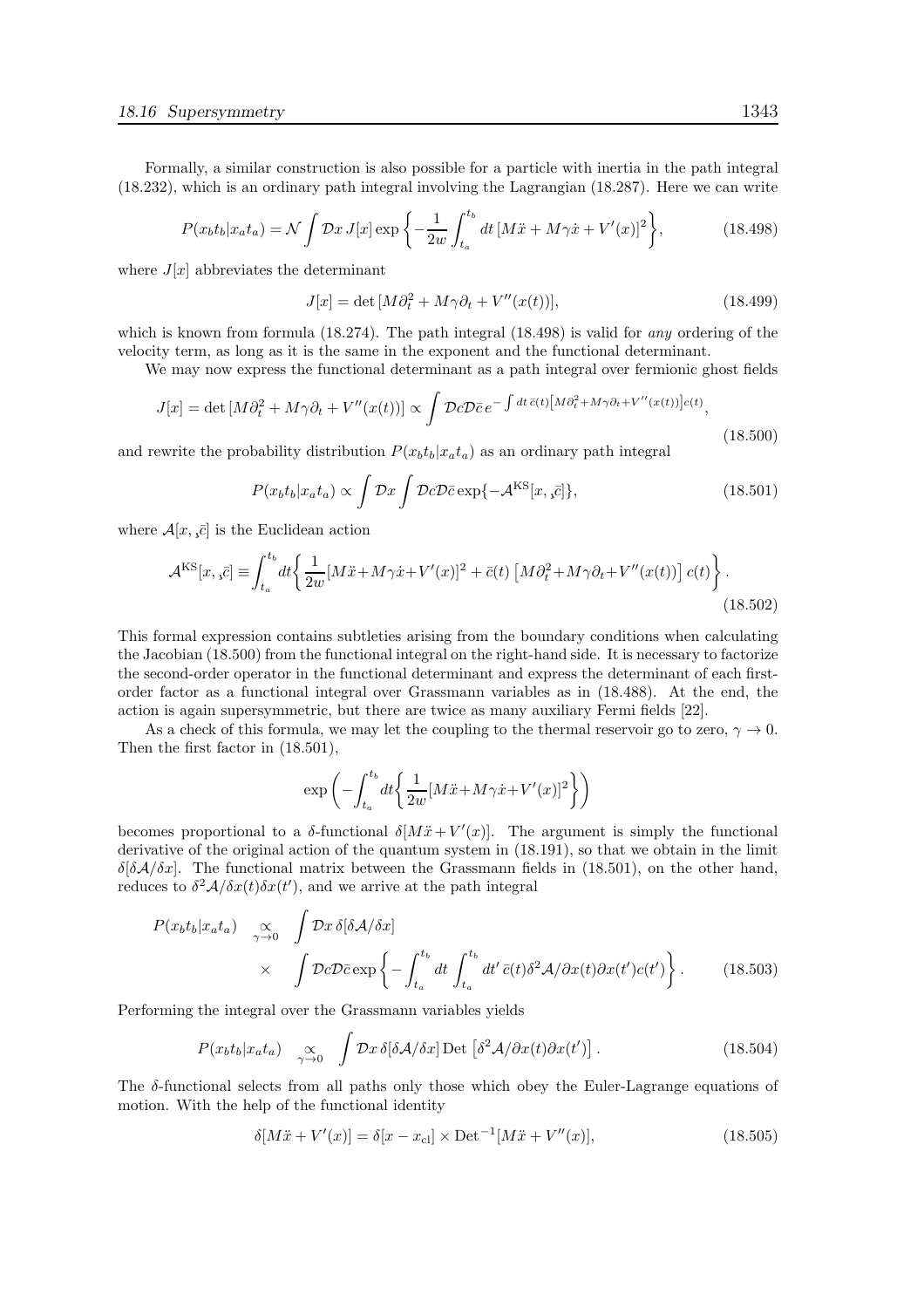Formally, a similar construction is also possible for a particle with inertia in the path integral (18.232), which is an ordinary path integral involving the Lagrangian (18.287). Here we can write

$$P(x_bt_b|x_at_a) = \mathcal{N}\int \mathcal{D}x\, J[x] \exp\left\{-\frac{1}{2w}\int_{t_a}^{t_b} dt\, [M\ddot{x} + M\gamma\dot{x} + V'(x)]^2\right\}, \tag{18.498}$$

where $J[x]$ abbreviates the determinant

$$J[x] = \det\,[M\partial_t^2 + M\gamma\partial_t + V''(x(t))], \tag{18.499}$$

which is known from formula (18.274). The path integral (18.498) is valid for *any* ordering of the velocity term, as long as it is the same in the exponent and the functional determinant.

We may now express the functional determinant as a path integral over fermionic ghost fields

$$J[x] = \det\,[M\partial_t^2 + M\gamma\partial_t + V''(x(t))] \propto \int \mathcal{D}c\mathcal{D}\bar{c}\, e^{-\int dt\, \bar{c}(t)\left[M\partial_t^2 + M\gamma\partial_t + V''(x(t))\right]c(t)}, \tag{18.500}$$

and rewrite the probability distribution $P(x_bt_b|x_at_a)$ as an ordinary path integral

$$P(x_bt_b|x_at_a) \propto \int \mathcal{D}x \int \mathcal{D}c\mathcal{D}\bar{c}\exp\{-\mathcal{A}^{\rm KS}[x, {}_{,}\bar{c}]\}, \tag{18.501}$$

where $\mathcal{A}[x, {}_{,}\bar{c}]$ is the Euclidean action

$$\mathcal{A}^{\rm KS}[x, {}_{,}\bar{c}] \equiv \int_{t_a}^{t_b} dt\left\{\frac{1}{2w}[M\ddot{x}+M\gamma\dot{x}+V'(x)]^2 + \bar{c}(t)\left[M\partial_t^2+M\gamma\partial_t+V''(x(t))\right]c(t)\right\}. \tag{18.502}$$

This formal expression contains subtleties arising from the boundary conditions when calculating the Jacobian (18.500) from the functional integral on the right-hand side. It is necessary to factorize the second-order operator in the functional determinant and express the determinant of each first-order factor as a functional integral over Grassmann variables as in (18.488). At the end, the action is again supersymmetric, but there are twice as many auxiliary Fermi fields [22].

As a check of this formula, we may let the coupling to the thermal reservoir go to zero, $\gamma \to 0$. Then the first factor in (18.501),

$$\exp\left(-\int_{t_a}^{t_b} dt\left\{\frac{1}{2w}[M\ddot{x}+M\gamma\dot{x}+V'(x)]^2\right\}\right)$$

becomes proportional to a $\delta$-functional $\delta[M\ddot{x}+V'(x)]$. The argument is simply the functional derivative of the original action of the quantum system in (18.191), so that we obtain in the limit $\delta[\delta\mathcal{A}/\delta x]$. The functional matrix between the Grassmann fields in (18.501), on the other hand, reduces to $\delta^2\mathcal{A}/\delta x(t)\delta x(t')$, and we arrive at the path integral

$$\begin{aligned}P(x_bt_b|x_at_a) \underset{\gamma\to 0}{\propto} &\int \mathcal{D}x\, \delta[\delta\mathcal{A}/\delta x] \\ &\times \int \mathcal{D}c\mathcal{D}\bar{c}\exp\left\{-\int_{t_a}^{t_b} dt \int_{t_a}^{t_b} dt'\, \bar{c}(t)\delta^2\mathcal{A}/\partial x(t)\partial x(t')c(t')\right\}.\end{aligned} \tag{18.503}$$

Performing the integral over the Grassmann variables yields

$$P(x_bt_b|x_at_a) \underset{\gamma\to 0}{\propto} \int \mathcal{D}x\, \delta[\delta\mathcal{A}/\delta x]\, {\rm Det}\left[\delta^2\mathcal{A}/\partial x(t)\partial x(t')\right]. \tag{18.504}$$

The $\delta$-functional selects from all paths only those which obey the Euler-Lagrange equations of motion. With the help of the functional identity

$$\delta[M\ddot{x} + V'(x)] = \delta[x - x_{\rm cl}] \times {\rm Det}^{-1}[M\ddot{x} + V''(x)], \tag{18.505}$$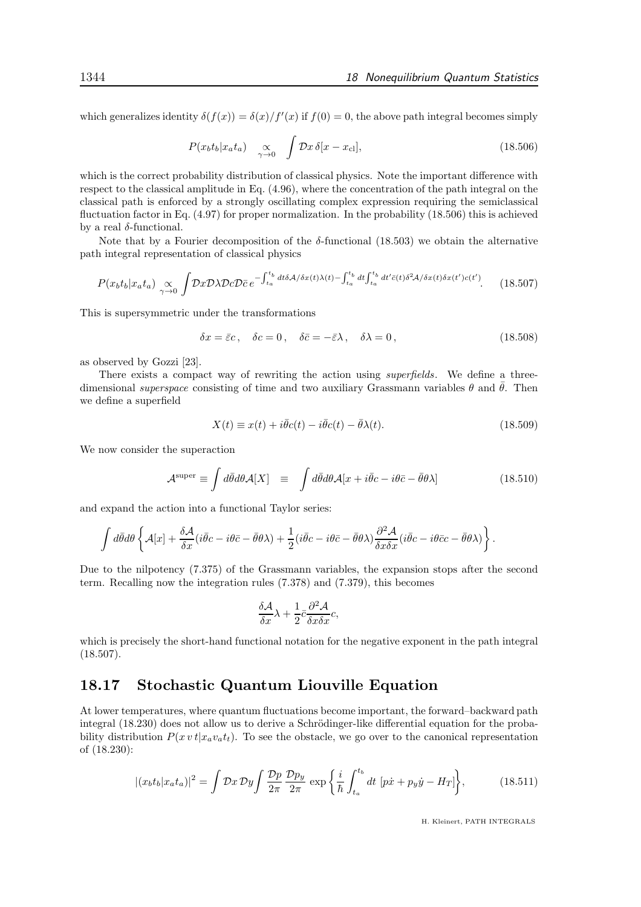which generalizes identity $\delta(f(x)) = \delta(x)/f'(x)$ if $f(0) = 0$, the above path integral becomes simply

$$P(x_b t_b | x_a t_a) \underset{\gamma \to 0}{\propto} \int \mathcal{D}x \, \delta[x - x_{\rm cl}], \tag{18.506}$$

which is the correct probability distribution of classical physics. Note the important difference with respect to the classical amplitude in Eq. (4.96), where the concentration of the path integral on the classical path is enforced by a strongly oscillating complex expression requiring the semiclassical fluctuation factor in Eq. (4.97) for proper normalization. In the probability (18.506) this is achieved by a real $\delta$-functional.

Note that by a Fourier decomposition of the $\delta$-functional (18.503) we obtain the alternative path integral representation of classical physics

$$P(x_b t_b | x_a t_a) \underset{\gamma \to 0}{\propto} \int \mathcal{D}x \mathcal{D}\lambda \mathcal{D}c \mathcal{D}\bar{c} \, e^{-\int_{t_a}^{t_b} dt \delta\mathcal{A}/\delta x(t) \lambda(t) - \int_{t_a}^{t_b} dt \int_{t_a}^{t_b} dt' \bar{c}(t) \delta^2 \mathcal{A}/\delta x(t) \delta x(t') c(t')}. \tag{18.507}$$

This is supersymmetric under the transformations

$$\delta x = \bar{\varepsilon} c \,, \quad \delta c = 0 \,, \quad \delta \bar{c} = -\bar{\varepsilon} \lambda \,, \quad \delta \lambda = 0 \,, \tag{18.508}$$

as observed by Gozzi [23].

There exists a compact way of rewriting the action using *superfields*. We define a three-dimensional *superspace* consisting of time and two auxiliary Grassmann variables $\theta$ and $\bar{\theta}$. Then we define a superfield

$$X(t) \equiv x(t) + i\bar{\theta} c(t) - i\bar{\theta} c(t) - \bar{\theta} \lambda(t). \tag{18.509}$$

We now consider the superaction

$$\mathcal{A}^{\rm super} \equiv \int d\bar{\theta} d\theta \mathcal{A}[X] \quad \equiv \quad \int d\bar{\theta} d\theta \mathcal{A}[x + i\bar{\theta} c - i\theta \bar{c} - \bar{\theta} \theta \lambda] \tag{18.510}$$

and expand the action into a functional Taylor series:

$$\int d\bar{\theta} d\theta \left\{ \mathcal{A}[x] + \frac{\delta \mathcal{A}}{\delta x} (i\bar{\theta} c - i\theta \bar{c} - \bar{\theta} \theta \lambda) + \frac{1}{2} (i\bar{\theta} c - i\theta \bar{c} - \bar{\theta} \theta \lambda) \frac{\partial^2 \mathcal{A}}{\delta x \delta x} (i\bar{\theta} c - i\theta \bar{c} c - \bar{\theta} \theta \lambda) \right\}.$$

Due to the nilpotency (7.375) of the Grassmann variables, the expansion stops after the second term. Recalling now the integration rules (7.378) and (7.379), this becomes

$$\frac{\delta \mathcal{A}}{\delta x} \lambda + \frac{1}{2} \bar{c} \frac{\partial^2 \mathcal{A}}{\delta x \delta x} c,$$

which is precisely the short-hand functional notation for the negative exponent in the path integral (18.507).

## 18.17 Stochastic Quantum Liouville Equation

At lower temperatures, where quantum fluctuations become important, the forward–backward path integral (18.230) does not allow us to derive a Schrödinger-like differential equation for the probability distribution $P(x\,v\,t | x_a v_a t_t)$. To see the obstacle, we go over to the canonical representation of (18.230):

$$|(x_b t_b | x_a t_a)|^2 = \int \mathcal{D}x \, \mathcal{D}y \int \frac{\mathcal{D}p}{2\pi} \, \frac{\mathcal{D}p_y}{2\pi} \, \exp\left\{ \frac{i}{\hbar} \int_{t_a}^{t_b} dt \, \left[ p\dot{x} + p_y \dot{y} - H_T \right] \right\}, \tag{18.511}$$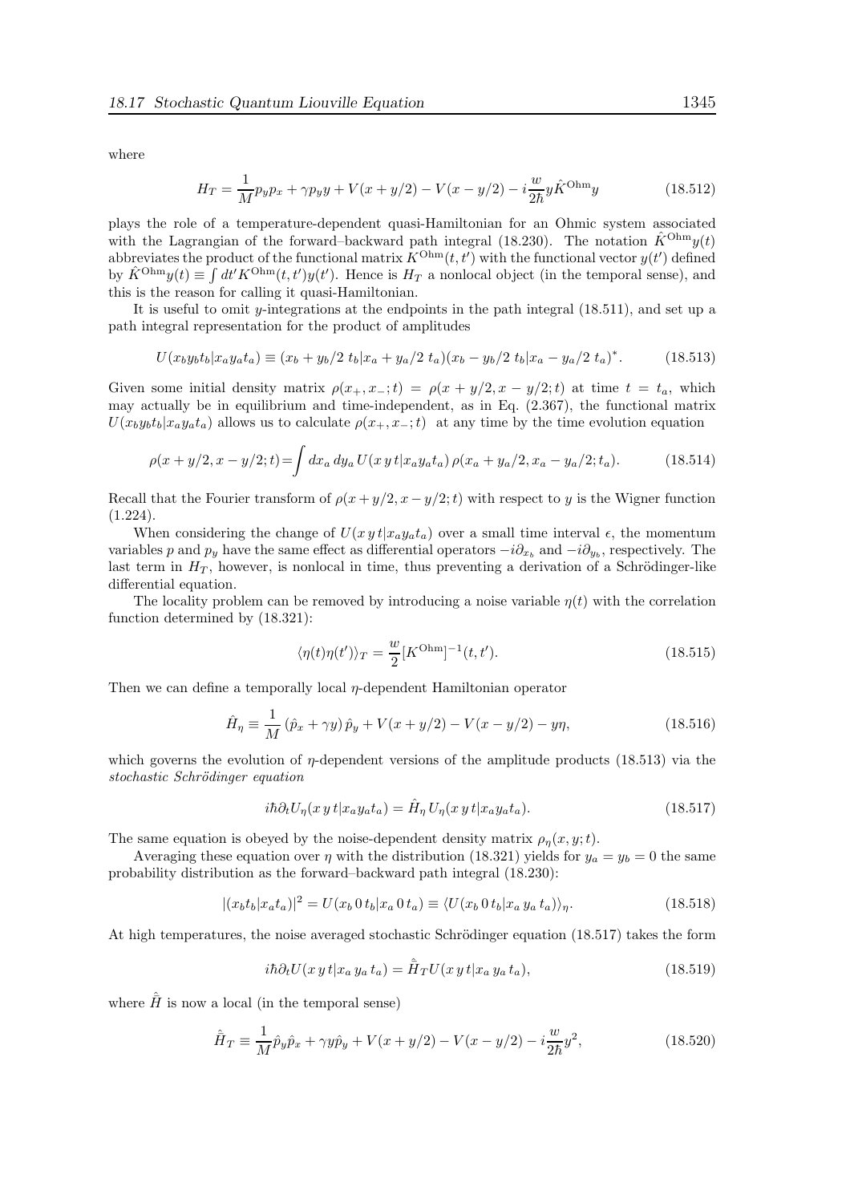where

$$H_T = \frac{1}{M} p_y p_x + \gamma p_y y + V(x + y/2) - V(x - y/2) - i\frac{w}{2\hbar} y \hat{K}^{\text{Ohm}} y \tag{18.512}$$

plays the role of a temperature-dependent quasi-Hamiltonian for an Ohmic system associated with the Lagrangian of the forward–backward path integral (18.230). The notation $\hat{K}^{\text{Ohm}} y(t)$ abbreviates the product of the functional matrix $K^{\text{Ohm}}(t, t')$ with the functional vector $y(t')$ defined by $\hat{K}^{\text{Ohm}} y(t) \equiv \int dt' K^{\text{Ohm}}(t, t') y(t')$. Hence is $H_T$ a nonlocal object (in the temporal sense), and this is the reason for calling it quasi-Hamiltonian.

It is useful to omit $y$-integrations at the endpoints in the path integral (18.511), and set up a path integral representation for the product of amplitudes

$$U(x_b y_b t_b | x_a y_a t_a) \equiv (x_b + y_b/2 \; t_b | x_a + y_a/2 \; t_a)(x_b - y_b/2 \; t_b | x_a - y_a/2 \; t_a)^*. \tag{18.513}$$

Given some initial density matrix $\rho(x_+, x_-; t) = \rho(x + y/2, x - y/2; t)$ at time $t = t_a$, which may actually be in equilibrium and time-independent, as in Eq. (2.367), the functional matrix $U(x_b y_b t_b | x_a y_a t_a)$ allows us to calculate $\rho(x_+, x_-; t)$ at any time by the time evolution equation

$$\rho(x + y/2, x - y/2; t) = \int dx_a \, dy_a \, U(x \, y \, t | x_a y_a t_a) \, \rho(x_a + y_a/2, x_a - y_a/2; t_a). \tag{18.514}$$

Recall that the Fourier transform of $\rho(x + y/2, x - y/2; t)$ with respect to $y$ is the Wigner function (1.224).

When considering the change of $U(x \, y \, t | x_a y_a t_a)$ over a small time interval $\epsilon$, the momentum variables $p$ and $p_y$ have the same effect as differential operators $-i\partial_{x_b}$ and $-i\partial_{y_b}$, respectively. The last term in $H_T$, however, is nonlocal in time, thus preventing a derivation of a Schrödinger-like differential equation.

The locality problem can be removed by introducing a noise variable $\eta(t)$ with the correlation function determined by (18.321):

$$\langle \eta(t) \eta(t') \rangle_T = \frac{w}{2} [K^{\text{Ohm}}]^{-1}(t, t'). \tag{18.515}$$

Then we can define a temporally local $\eta$-dependent Hamiltonian operator

$$\hat{H}_\eta \equiv \frac{1}{M} \left( \hat{p}_x + \gamma y \right) \hat{p}_y + V(x + y/2) - V(x - y/2) - y\eta, \tag{18.516}$$

which governs the evolution of $\eta$-dependent versions of the amplitude products (18.513) via the *stochastic Schrödinger equation*

$$i\hbar \partial_t U_\eta(x \, y \, t | x_a y_a t_a) = \hat{H}_\eta \, U_\eta(x \, y \, t | x_a y_a t_a). \tag{18.517}$$

The same equation is obeyed by the noise-dependent density matrix $\rho_\eta(x, y; t)$.

Averaging these equation over $\eta$ with the distribution (18.321) yields for $y_a = y_b = 0$ the same probability distribution as the forward–backward path integral (18.230):

$$|(x_b t_b | x_a t_a)|^2 = U(x_b \, 0 \, t_b | x_a \, 0 \, t_a) \equiv \langle U(x_b \, 0 \, t_b | x_a \, y_a \, t_a) \rangle_\eta. \tag{18.518}$$

At high temperatures, the noise averaged stochastic Schrödinger equation (18.517) takes the form

$$i\hbar \partial_t U(x \, y \, t | x_a \, y_a \, t_a) = \hat{\bar{H}}_T U(x \, y \, t | x_a \, y_a \, t_a), \tag{18.519}$$

where $\hat{\bar{H}}$ is now a local (in the temporal sense)

$$\hat{\bar{H}}_T \equiv \frac{1}{M} \hat{p}_y \hat{p}_x + \gamma y \hat{p}_y + V(x + y/2) - V(x - y/2) - i\frac{w}{2\hbar} y^2, \tag{18.520}$$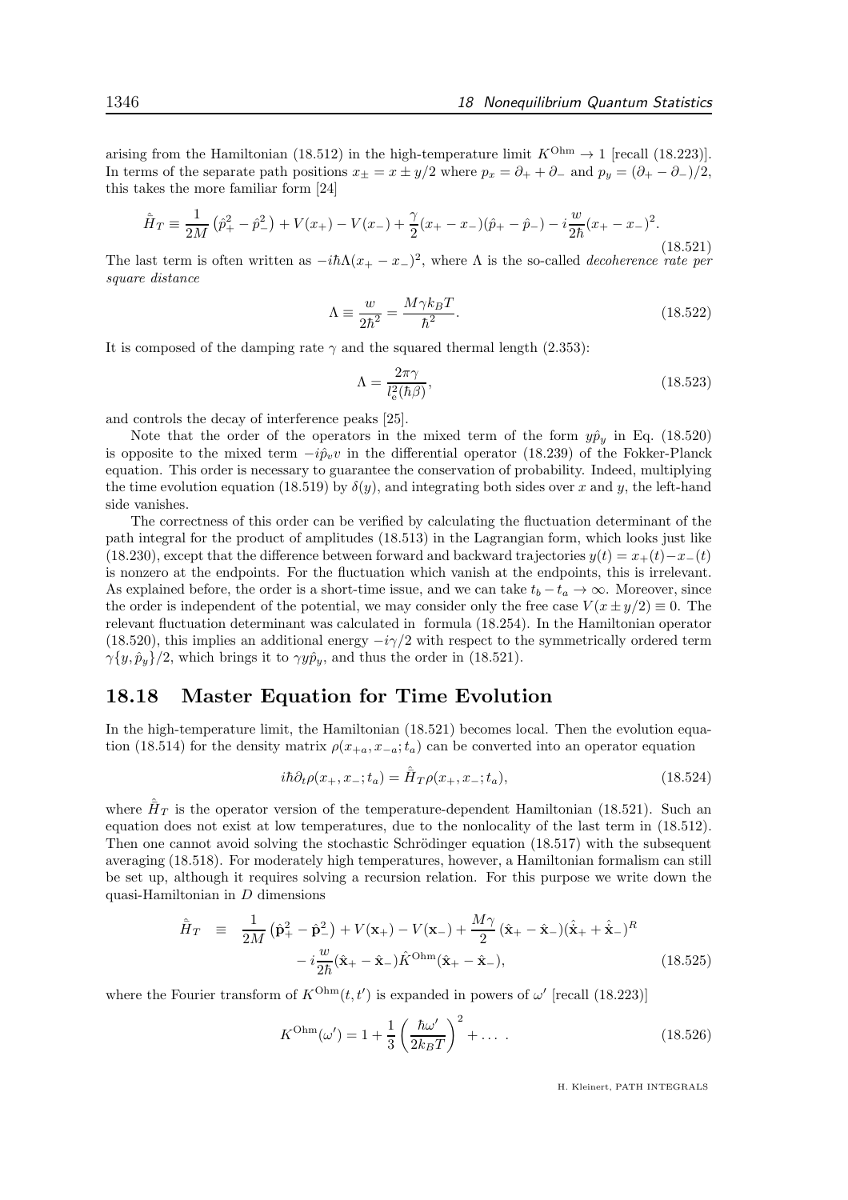arising from the Hamiltonian (18.512) in the high-temperature limit $K^{\rm Ohm} \to 1$ [recall (18.223)]. In terms of the separate path positions $x_\pm = x \pm y/2$ where $p_x = \partial_+ + \partial_-$ and $p_y = (\partial_+ - \partial_-)/2$, this takes the more familiar form [24]

$$
\hat{\bar{H}}_T \equiv \frac{1}{2M}\left(\hat{p}_+^2 - \hat{p}_-^2\right) + V(x_+) - V(x_-) + \frac{\gamma}{2}(x_+ - x_-)(\hat{p}_+ - \hat{p}_-) - i\frac{w}{2\hbar}(x_+ - x_-)^2. \tag{18.521}
$$

The last term is often written as $-i\hbar\Lambda(x_+ - x_-)^2$, where $\Lambda$ is the so-called *decoherence rate per square distance*

$$
\Lambda \equiv \frac{w}{2\hbar^2} = \frac{M\gamma k_B T}{\hbar^2}. \tag{18.522}
$$

It is composed of the damping rate $\gamma$ and the squared thermal length (2.353):

$$
\Lambda = \frac{2\pi\gamma}{l_{\rm e}^2(\hbar\beta)}, \tag{18.523}
$$

and controls the decay of interference peaks [25].

Note that the order of the operators in the mixed term of the form $y\hat{p}_y$ in Eq. (18.520) is opposite to the mixed term $-i\hat{p}_v v$ in the differential operator (18.239) of the Fokker-Planck equation. This order is necessary to guarantee the conservation of probability. Indeed, multiplying the time evolution equation (18.519) by $\delta(y)$, and integrating both sides over $x$ and $y$, the left-hand side vanishes.

The correctness of this order can be verified by calculating the fluctuation determinant of the path integral for the product of amplitudes (18.513) in the Lagrangian form, which looks just like (18.230), except that the difference between forward and backward trajectories $y(t) = x_+(t) - x_-(t)$ is nonzero at the endpoints. For the fluctuation which vanish at the endpoints, this is irrelevant. As explained before, the order is a short-time issue, and we can take $t_b - t_a \to \infty$. Moreover, since the order is independent of the potential, we may consider only the free case $V(x \pm y/2) \equiv 0$. The relevant fluctuation determinant was calculated in formula (18.254). In the Hamiltonian operator (18.520), this implies an additional energy $-i\gamma/2$ with respect to the symmetrically ordered term $\gamma\{y, \hat{p}_y\}/2$, which brings it to $\gamma y\hat{p}_y$, and thus the order in (18.521).

## 18.18 Master Equation for Time Evolution

In the high-temperature limit, the Hamiltonian (18.521) becomes local. Then the evolution equation (18.514) for the density matrix $\rho(x_{+a}, x_{-a}; t_a)$ can be converted into an operator equation

$$
i\hbar\partial_t \rho(x_+, x_-; t_a) = \hat{\bar{H}}_T \rho(x_+, x_-; t_a), \tag{18.524}
$$

where $\hat{\bar{H}}_T$ is the operator version of the temperature-dependent Hamiltonian (18.521). Such an equation does not exist at low temperatures, due to the nonlocality of the last term in (18.512). Then one cannot avoid solving the stochastic Schrödinger equation (18.517) with the subsequent averaging (18.518). For moderately high temperatures, however, a Hamiltonian formalism can still be set up, although it requires solving a recursion relation. For this purpose we write down the quasi-Hamiltonian in $D$ dimensions

$$
\begin{aligned}
\hat{\bar{H}}_T \;\equiv\; & \frac{1}{2M}\left(\hat{\mathbf{p}}_+^2 - \hat{\mathbf{p}}_-^2\right) + V(\mathbf{x}_+) - V(\mathbf{x}_-) + \frac{M\gamma}{2}\left(\hat{\mathbf{x}}_+ - \hat{\mathbf{x}}_-\right)(\hat{\dot{\mathbf{x}}}_+ + \hat{\dot{\mathbf{x}}}_-)^R \\
& - i\frac{w}{2\hbar}(\hat{\mathbf{x}}_+ - \hat{\mathbf{x}}_-)\hat{K}^{\rm Ohm}(\hat{\mathbf{x}}_+ - \hat{\mathbf{x}}_-),
\end{aligned} \tag{18.525}
$$

where the Fourier transform of $K^{\rm Ohm}(t, t')$ is expanded in powers of $\omega'$ [recall (18.223)]

$$
K^{\rm Ohm}(\omega') = 1 + \frac{1}{3}\left(\frac{\hbar\omega'}{2k_BT}\right)^2 + \ldots\ . \tag{18.526}
$$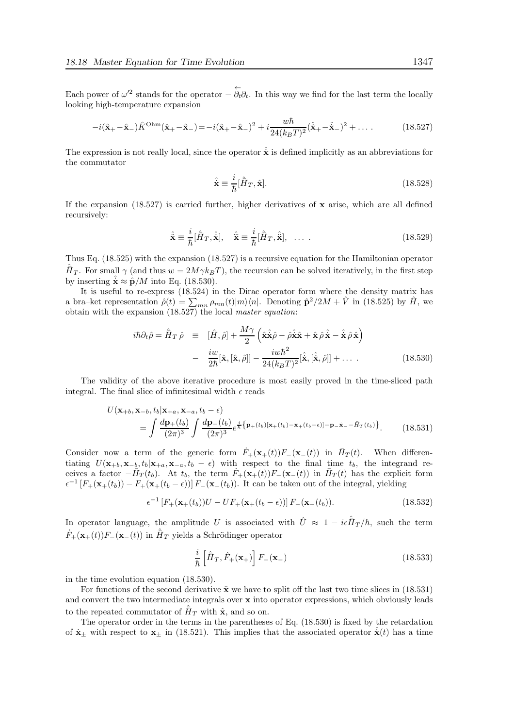Each power of $\omega'^2$ stands for the operator $-\overleftarrow{\partial}_t\partial_t$. In this way we find for the last term the locally looking high-temperature expansion

$$-i(\hat{\mathbf{x}}_+-\hat{\mathbf{x}}_-)\hat{K}^{\rm Ohm}(\hat{\mathbf{x}}_+-\hat{\mathbf{x}}_-)=-i(\hat{\mathbf{x}}_+-\hat{\mathbf{x}}_-)^2+i\frac{w\hbar}{24(k_BT)^2}(\hat{\dot{\mathbf{x}}}_+-\hat{\dot{\mathbf{x}}}_-)^2+\dots\,. \tag{18.527}$$

The expression is not really local, since the operator $\hat{\dot{\mathbf{x}}}$ is defined implicitly as an abbreviations for the commutator

$$\hat{\dot{\mathbf{x}}}\equiv\frac{i}{\hbar}[\hat{\bar{H}}_T,\hat{\mathbf{x}}]. \tag{18.528}$$

If the expansion (18.527) is carried further, higher derivatives of $\mathbf{x}$ arise, which are all defined recursively:

$$\hat{\ddot{\mathbf{x}}}\equiv\frac{i}{\hbar}[\hat{\bar{H}}_T,\hat{\dot{\mathbf{x}}}],\quad \hat{\dddot{\mathbf{x}}}\equiv\frac{i}{\hbar}[\hat{\bar{H}}_T,\hat{\ddot{\mathbf{x}}}],\quad \dots\,. \tag{18.529}$$

Thus Eq. (18.525) with the expansion (18.527) is a recursive equation for the Hamiltonian operator $\hat{\bar{H}}_T$. For small $\gamma$ (and thus $w=2M\gamma k_BT$), the recursion can be solved iteratively, in the first step by inserting $\hat{\dot{\mathbf{x}}}\approx\hat{\mathbf{p}}/M$ into Eq. (18.530).

It is useful to re-express (18.524) in the Dirac operator form where the density matrix has a bra–ket representation $\hat{\rho}(t)=\sum_{mn}\rho_{mn}(t)|m\rangle\langle n|$. Denoting $\hat{\mathbf{p}}^2/2M+\hat{V}$ in (18.525) by $\hat{H}$, we obtain with the expansion (18.527) the local *master equation*:

$$\begin{aligned}
i\hbar\partial_t\hat{\rho}=\hat{\bar{H}}_T\,\hat{\rho}\;\;&\equiv\;\;[\hat{H},\hat{\rho}]+\frac{M\gamma}{2}\left(\hat{\mathbf{x}}\hat{\dot{\mathbf{x}}}\hat{\rho}-\hat{\rho}\hat{\dot{\mathbf{x}}}\hat{\mathbf{x}}+\hat{\mathbf{x}}\,\hat{\rho}\,\hat{\dot{\mathbf{x}}}-\hat{\dot{\mathbf{x}}}\,\hat{\rho}\,\hat{\mathbf{x}}\right)\\
&-\;\;\frac{iw}{2\hbar}[\hat{\mathbf{x}},[\hat{\mathbf{x}},\hat{\rho}]]-\frac{iw\hbar^2}{24(k_BT)^2}[\hat{\dot{\mathbf{x}}},[\hat{\dot{\mathbf{x}}},\hat{\rho}]]+\dots\,.
\end{aligned} \tag{18.530}$$

The validity of the above iterative procedure is most easily proved in the time-sliced path integral. The final slice of infinitesimal width $\epsilon$ reads

$$\begin{aligned}
&U(\mathbf{x}_{+b},\mathbf{x}_{-b},t_b|\mathbf{x}_{+a},\mathbf{x}_{-a},t_b-\epsilon)\\
&\qquad=\int\frac{d\mathbf{p}_+(t_b)}{(2\pi)^3}\int\frac{d\mathbf{p}_-(t_b)}{(2\pi)^3}e^{\frac{i}{\hbar}\left\{\mathbf{p}_+(t_b)[\mathbf{x}_+(t_b)-\mathbf{x}_+(t_b-\epsilon)]-\mathbf{p}_-\dot{\mathbf{x}}_--\bar{H}_T(t_b)\right\}}.
\end{aligned} \tag{18.531}$$

Consider now a term of the generic form $\dot{F}_+(\mathbf{x}_+(t))F_-(\mathbf{x}_-(t))$ in $\bar{H}_T(t)$. When differentiating $U(\mathbf{x}_{+b},\mathbf{x}_{-b},t_b|\mathbf{x}_{+a},\mathbf{x}_{-a},t_b-\epsilon)$ with respect to the final time $t_b$, the integrand receives a factor $-\bar{H}_T(t_b)$. At $t_b$, the term $\dot{F}_+(\mathbf{x}_+(t))F_-(\mathbf{x}_-(t))$ in $\bar{H}_T(t)$ has the explicit form $\epsilon^{-1}\left[F_+(\mathbf{x}_+(t_b))-F_+(\mathbf{x}_+(t_b-\epsilon))\right]F_-(\mathbf{x}_-(t_b))$. It can be taken out of the integral, yielding

$$\epsilon^{-1}\left[F_+(\mathbf{x}_+(t_b))U-UF_+(\mathbf{x}_+(t_b-\epsilon))\right]F_-(\mathbf{x}_-(t_b)). \tag{18.532}$$

In operator language, the amplitude $U$ is associated with $\hat{U}\approx1-i\epsilon\hat{\bar{H}}_T/\hbar$, such the term $\dot{F}_+(\mathbf{x}_+(t))F_-(\mathbf{x}_-(t))$ in $\hat{\bar{H}}_T$ yields a Schrödinger operator

$$\frac{i}{\hbar}\left[\hat{\bar{H}}_T,\hat{F}_+(\mathbf{x}_+)\right]F_-(\mathbf{x}_-) \tag{18.533}$$

in the time evolution equation (18.530).

For functions of the second derivative $\ddot{\mathbf{x}}$ we have to split off the last two time slices in (18.531) and convert the two intermediate integrals over $\mathbf{x}$ into operator expressions, which obviously leads to the repeated commutator of $\hat{\bar{H}}_T$ with $\hat{\mathbf{x}}$, and so on.

The operator order in the terms in the parentheses of Eq. (18.530) is fixed by the retardation of $\dot{\mathbf{x}}_\pm$ with respect to $\mathbf{x}_\pm$ in (18.521). This implies that the associated operator $\hat{\dot{\mathbf{x}}}(t)$ has a time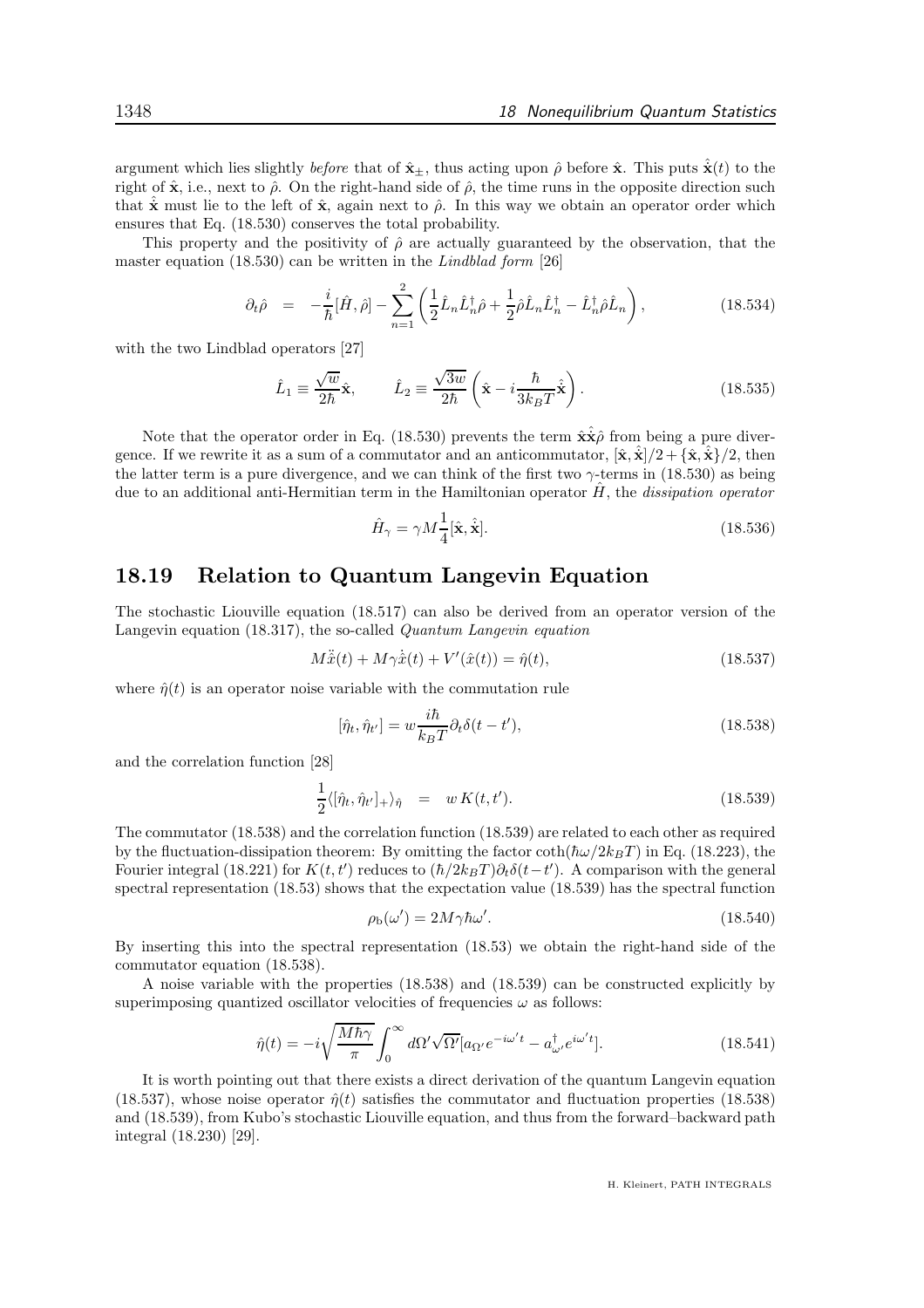argument which lies slightly *before* that of $\hat{\mathbf{x}}_\pm$, thus acting upon $\hat\rho$ before $\hat{\mathbf{x}}$. This puts $\hat{\dot{\mathbf{x}}}(t)$ to the right of $\hat{\mathbf{x}}$, i.e., next to $\hat\rho$. On the right-hand side of $\hat\rho$, the time runs in the opposite direction such that $\hat{\dot{\mathbf{x}}}$ must lie to the left of $\hat{\mathbf{x}}$, again next to $\hat\rho$. In this way we obtain an operator order which ensures that Eq. (18.530) conserves the total probability.

This property and the positivity of $\hat\rho$ are actually guaranteed by the observation, that the master equation (18.530) can be written in the *Lindblad form* [26]

$$\partial_t\hat\rho = -\frac{i}{\hbar}[\hat H,\hat\rho] - \sum_{n=1}^{2}\left(\frac{1}{2}\hat L_n\hat L_n^\dagger\hat\rho + \frac{1}{2}\hat\rho\hat L_n\hat L_n^\dagger - \hat L_n^\dagger\hat\rho\hat L_n\right), \tag{18.534}$$

with the two Lindblad operators [27]

$$\hat L_1 \equiv \frac{\sqrt{w}}{2\hbar}\hat{\mathbf{x}}, \qquad \hat L_2 \equiv \frac{\sqrt{3w}}{2\hbar}\left(\hat{\mathbf{x}} - i\frac{\hbar}{3k_BT}\hat{\dot{\mathbf{x}}}\right). \tag{18.535}$$

Note that the operator order in Eq. (18.530) prevents the term $\hat{\mathbf{x}}\hat{\dot{\mathbf{x}}}\hat\rho$ from being a pure divergence. If we rewrite it as a sum of a commutator and an anticommutator, $[\hat{\mathbf{x}},\hat{\dot{\mathbf{x}}}]/2+\{\hat{\mathbf{x}},\hat{\dot{\mathbf{x}}}\}/2$, then the latter term is a pure divergence, and we can think of the first two $\gamma$-terms in (18.530) as being due to an additional anti-Hermitian term in the Hamiltonian operator $\hat H$, the *dissipation operator*

$$\hat H_\gamma = \gamma M\frac{1}{4}[\hat{\mathbf{x}},\hat{\dot{\mathbf{x}}}]. \tag{18.536}$$

## 18.19 Relation to Quantum Langevin Equation

The stochastic Liouville equation (18.517) can also be derived from an operator version of the Langevin equation (18.317), the so-called *Quantum Langevin equation*

$$M\ddot{\hat x}(t) + M\gamma\dot{\hat x}(t) + V'(\hat x(t)) = \hat\eta(t), \tag{18.537}$$

where $\hat\eta(t)$ is an operator noise variable with the commutation rule

$$[\hat\eta_t,\hat\eta_{t'}] = w\frac{i\hbar}{k_BT}\partial_t\delta(t-t'), \tag{18.538}$$

and the correlation function [28]

$$\frac{1}{2}\langle[\hat\eta_t,\hat\eta_{t'}]_+\rangle_{\hat\eta} = w\,K(t,t'). \tag{18.539}$$

The commutator (18.538) and the correlation function (18.539) are related to each other as required by the fluctuation-dissipation theorem: By omitting the factor $\coth(\hbar\omega/2k_BT)$ in Eq. (18.223), the Fourier integral (18.221) for $K(t,t')$ reduces to $(\hbar/2k_BT)\partial_t\delta(t-t')$. A comparison with the general spectral representation (18.53) shows that the expectation value (18.539) has the spectral function

$$\rho_{\rm b}(\omega') = 2M\gamma\hbar\omega'. \tag{18.540}$$

By inserting this into the spectral representation (18.53) we obtain the right-hand side of the commutator equation (18.538).

A noise variable with the properties (18.538) and (18.539) can be constructed explicitly by superimposing quantized oscillator velocities of frequencies $\omega$ as follows:

$$\hat\eta(t) = -i\sqrt{\frac{M\hbar\gamma}{\pi}}\int_0^\infty d\Omega'\sqrt{\Omega'}[a_{\Omega'}e^{-i\omega' t} - a_{\omega'}^\dagger e^{i\omega' t}]. \tag{18.541}$$

It is worth pointing out that there exists a direct derivation of the quantum Langevin equation (18.537), whose noise operator $\hat\eta(t)$ satisfies the commutator and fluctuation properties (18.538) and (18.539), from Kubo's stochastic Liouville equation, and thus from the forward–backward path integral (18.230) [29].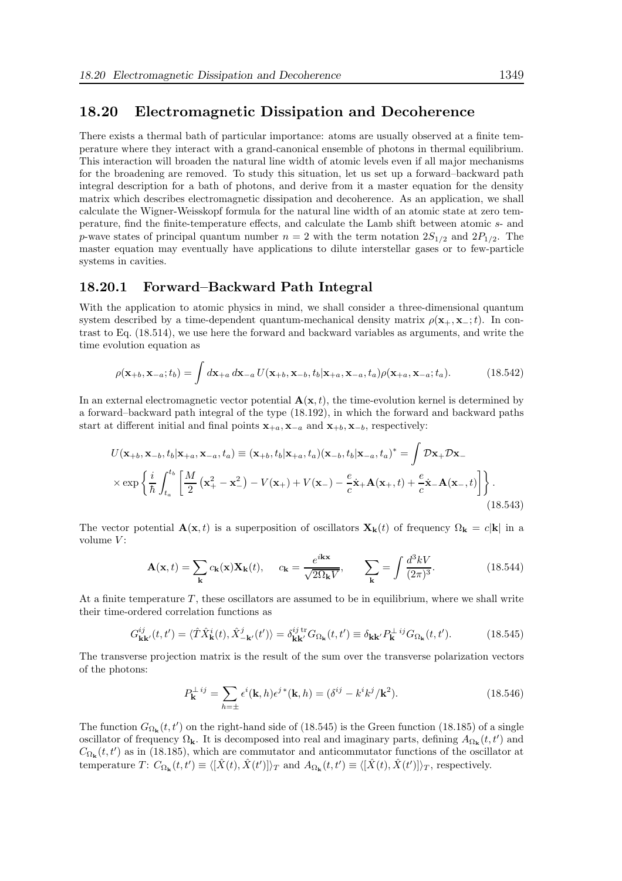## 18.20 Electromagnetic Dissipation and Decoherence

There exists a thermal bath of particular importance: atoms are usually observed at a finite temperature where they interact with a grand-canonical ensemble of photons in thermal equilibrium. This interaction will broaden the natural line width of atomic levels even if all major mechanisms for the broadening are removed. To study this situation, let us set up a forward–backward path integral description for a bath of photons, and derive from it a master equation for the density matrix which describes electromagnetic dissipation and decoherence. As an application, we shall calculate the Wigner-Weisskopf formula for the natural line width of an atomic state at zero temperature, find the finite-temperature effects, and calculate the Lamb shift between atomic $s$- and $p$-wave states of principal quantum number $n = 2$ with the term notation $2S_{1/2}$ and $2P_{1/2}$. The master equation may eventually have applications to dilute interstellar gases or to few-particle systems in cavities.

### 18.20.1 Forward–Backward Path Integral

With the application to atomic physics in mind, we shall consider a three-dimensional quantum system described by a time-dependent quantum-mechanical density matrix $\rho(\mathbf{x}_+, \mathbf{x}_-; t)$. In contrast to Eq. (18.514), we use here the forward and backward variables as arguments, and write the time evolution equation as

$$\rho(\mathbf{x}_{+b}, \mathbf{x}_{-a}; t_b) = \int d\mathbf{x}_{+a}\, d\mathbf{x}_{-a}\, U(\mathbf{x}_{+b}, \mathbf{x}_{-b}, t_b|\mathbf{x}_{+a}, \mathbf{x}_{-a}, t_a)\rho(\mathbf{x}_{+a}, \mathbf{x}_{-a}; t_a). \tag{18.542}$$

In an external electromagnetic vector potential $\mathbf{A}(\mathbf{x}, t)$, the time-evolution kernel is determined by a forward–backward path integral of the type (18.192), in which the forward and backward paths start at different initial and final points $\mathbf{x}_{+a}, \mathbf{x}_{-a}$ and $\mathbf{x}_{+b}, \mathbf{x}_{-b}$, respectively:

$$U(\mathbf{x}_{+b}, \mathbf{x}_{-b}, t_b|\mathbf{x}_{+a}, \mathbf{x}_{-a}, t_a) \equiv (\mathbf{x}_{+b}, t_b|\mathbf{x}_{+a}, t_a)(\mathbf{x}_{-b}, t_b|\mathbf{x}_{-a}, t_a)^* = \int \mathcal{D}\mathbf{x}_+ \mathcal{D}\mathbf{x}_-$$
$$\times \exp\left\{\frac{i}{\hbar}\int_{t_a}^{t_b}\left[\frac{M}{2}\left(\mathbf{x}_+^2 - \mathbf{x}_-^2\right) - V(\mathbf{x}_+) + V(\mathbf{x}_-) - \frac{e}{c}\dot{\mathbf{x}}_+\mathbf{A}(\mathbf{x}_+, t) + \frac{e}{c}\dot{\mathbf{x}}_-\mathbf{A}(\mathbf{x}_-, t)\right]\right\}. \tag{18.543}$$

The vector potential $\mathbf{A}(\mathbf{x}, t)$ is a superposition of oscillators $\mathbf{X}_{\mathbf{k}}(t)$ of frequency $\Omega_{\mathbf{k}} = c|\mathbf{k}|$ in a volume $V$:

$$\mathbf{A}(\mathbf{x}, t) = \sum_{\mathbf{k}} c_{\mathbf{k}}(\mathbf{x})\mathbf{X}_{\mathbf{k}}(t), \quad c_{\mathbf{k}} = \frac{e^{i\mathbf{k}\mathbf{x}}}{\sqrt{2\Omega_{\mathbf{k}}V}}, \quad \sum_{\mathbf{k}} = \int \frac{d^3kV}{(2\pi)^3}. \tag{18.544}$$

At a finite temperature $T$, these oscillators are assumed to be in equilibrium, where we shall write their time-ordered correlation functions as

$$G^{ij}_{\mathbf{k}\mathbf{k}'}(t, t') = \langle \hat{T}\hat{X}^i_{\mathbf{k}}(t), \hat{X}^j_{-\mathbf{k}'}(t')\rangle = \delta^{ij\,\mathrm{tr}}_{\mathbf{k}\mathbf{k}'} G_{\Omega_{\mathbf{k}}}(t, t') \equiv \delta_{\mathbf{k}\mathbf{k}'} P^{\perp\,ij}_{\mathbf{k}} G_{\Omega_{\mathbf{k}}}(t, t'). \tag{18.545}$$

The transverse projection matrix is the result of the sum over the transverse polarization vectors of the photons:

$$P^{\perp\,ij}_{\mathbf{k}} = \sum_{h=\pm} \epsilon^i(\mathbf{k}, h)\epsilon^{j\,*}(\mathbf{k}, h) = (\delta^{ij} - k^i k^j/\mathbf{k}^2). \tag{18.546}$$

The function $G_{\Omega_{\mathbf{k}}}(t, t')$ on the right-hand side of (18.545) is the Green function (18.185) of a single oscillator of frequency $\Omega_{\mathbf{k}}$. It is decomposed into real and imaginary parts, defining $A_{\Omega_{\mathbf{k}}}(t, t')$ and $C_{\Omega_{\mathbf{k}}}(t, t')$ as in (18.185), which are commutator and anticommutator functions of the oscillator at temperature $T$: $C_{\Omega_{\mathbf{k}}}(t, t') \equiv \langle[\hat{X}(t), \hat{X}(t')]\rangle_T$ and $A_{\Omega_{\mathbf{k}}}(t, t') \equiv \langle[\hat{X}(t), \hat{X}(t')]\rangle_T$, respectively.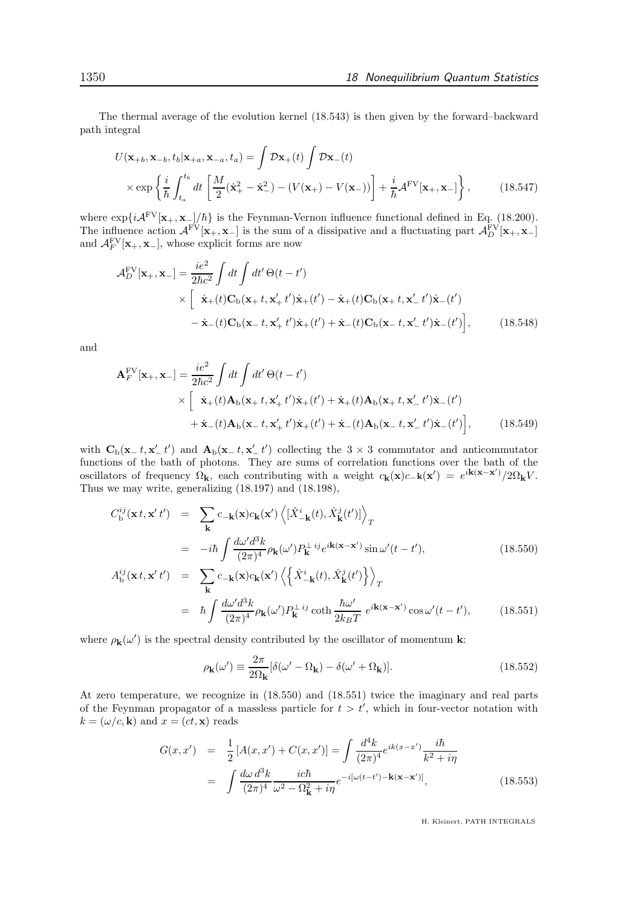The thermal average of the evolution kernel (18.543) is then given by the forward–backward path integral

$$
U(\mathbf{x}_{+b}, \mathbf{x}_{-b}, t_b|\mathbf{x}_{+a}, \mathbf{x}_{-a}, t_a) = \int \mathcal{D}\mathbf{x}_+(t) \int \mathcal{D}\mathbf{x}_-(t)
$$
$$
\times \exp\left\{ \frac{i}{\hbar}\int_{t_a}^{t_b} dt\, \left[ \frac{M}{2}(\dot{\mathbf{x}}_+^2 - \dot{\mathbf{x}}_-^2) - (V(\mathbf{x}_+) - V(\mathbf{x}_-)) \right] + \frac{i}{\hbar}\mathcal{A}^{\rm FV}[\mathbf{x}_+, \mathbf{x}_-] \right\}, \tag{18.547}
$$

where $\exp\{i\mathcal{A}^{\rm FV}[\mathbf{x}_+, \mathbf{x}_-]/\hbar\}$ is the Feynman-Vernon influence functional defined in Eq. (18.200). The influence action $\mathcal{A}^{\rm FV}[\mathbf{x}_+, \mathbf{x}_-]$ is the sum of a dissipative and a fluctuating part $\mathcal{A}_D^{\rm FV}[\mathbf{x}_+, \mathbf{x}_-]$ and $\mathcal{A}_F^{\rm FV}[\mathbf{x}_+, \mathbf{x}_-]$, whose explicit forms are now

$$
\mathcal{A}_D^{\rm FV}[\mathbf{x}_+, \mathbf{x}_-] = \frac{ie^2}{2\hbar c^2}\int dt \int dt'\, \Theta(t-t')
$$
$$
\times \Big[ \;\dot{\mathbf{x}}_+(t)\mathbf{C}_{\rm b}(\mathbf{x}_+\, t, \mathbf{x}'_+\, t')\dot{\mathbf{x}}_+(t') - \dot{\mathbf{x}}_+(t)\mathbf{C}_{\rm b}(\mathbf{x}_+\, t, \mathbf{x}'_-\, t')\dot{\mathbf{x}}_-(t')
$$
$$
- \dot{\mathbf{x}}_-(t)\mathbf{C}_{\rm b}(\mathbf{x}_-\, t, \mathbf{x}'_+\, t')\dot{\mathbf{x}}_+(t') + \dot{\mathbf{x}}_-(t)\mathbf{C}_{\rm b}(\mathbf{x}_-\, t, \mathbf{x}'_-\, t')\dot{\mathbf{x}}_-(t')\Big], \tag{18.548}
$$

and

$$
\mathbf{A}_F^{\rm FV}[\mathbf{x}_+, \mathbf{x}_-] = \frac{ie^2}{2\hbar c^2}\int dt \int dt'\, \Theta(t-t')
$$
$$
\times \Big[ \;\dot{\mathbf{x}}_+(t)\mathbf{A}_{\rm b}(\mathbf{x}_+\, t, \mathbf{x}'_+\, t')\dot{\mathbf{x}}_+(t') + \dot{\mathbf{x}}_+(t)\mathbf{A}_{\rm b}(\mathbf{x}_+\, t, \mathbf{x}'_-\, t')\dot{\mathbf{x}}_-(t')
$$
$$
+ \dot{\mathbf{x}}_-(t)\mathbf{A}_{\rm b}(\mathbf{x}_-\, t, \mathbf{x}'_+\, t')\dot{\mathbf{x}}_+(t') + \dot{\mathbf{x}}_-(t)\mathbf{A}_{\rm b}(\mathbf{x}_-\, t, \mathbf{x}'_-\, t')\dot{\mathbf{x}}_-(t')\Big], \tag{18.549}
$$

with $\mathbf{C}_{\rm b}(\mathbf{x}_-\, t, \mathbf{x}'_-\, t')$ and $\mathbf{A}_{\rm b}(\mathbf{x}_-\, t, \mathbf{x}'_-\, t')$ collecting the $3\times 3$ commutator and anticommutator functions of the bath of photons. They are sums of correlation functions over the bath of the oscillators of frequency $\Omega_{\mathbf{k}}$, each contributing with a weight $c_{\mathbf{k}}(\mathbf{x})c_{-\mathbf{k}}(\mathbf{x}') = e^{i\mathbf{k}(\mathbf{x}-\mathbf{x}')}/2\Omega_{\mathbf{k}}V$. Thus we may write, generalizing (18.197) and (18.198),

$$
\begin{aligned}
C_{\rm b}^{ij}(\mathbf{x}\, t, \mathbf{x}'\, t') &= \sum_{\mathbf{k}} c_{-\mathbf{k}}(\mathbf{x})c_{\mathbf{k}}(\mathbf{x}') \left\langle [\hat{X}^i_{-\mathbf{k}}(t), \hat{X}^j_{\mathbf{k}}(t')]\right\rangle_T \\
&= -i\hbar \int \frac{d\omega' d^3k}{(2\pi)^4}\rho_{\mathbf{k}}(\omega')P_{\mathbf{k}}^{\perp\, ij} e^{i\mathbf{k}(\mathbf{x}-\mathbf{x}')}\sin\omega'(t-t'),
\end{aligned} \tag{18.550}
$$

$$
\begin{aligned}
A_{\rm b}^{ij}(\mathbf{x}\, t, \mathbf{x}'\, t') &= \sum_{\mathbf{k}} c_{-\mathbf{k}}(\mathbf{x})c_{\mathbf{k}}(\mathbf{x}') \left\langle \left\{ \hat{X}^i_{-\mathbf{k}}(t), \hat{X}^j_{\mathbf{k}}(t')\right\}\right\rangle_T \\
&= \hbar \int \frac{d\omega' d^3k}{(2\pi)^4}\rho_{\mathbf{k}}(\omega')P_{\mathbf{k}}^{\perp\, ij}\coth\frac{\hbar\omega'}{2k_BT}\; e^{i\mathbf{k}(\mathbf{x}-\mathbf{x}')}\cos\omega'(t-t'),
\end{aligned} \tag{18.551}
$$

where $\rho_{\mathbf{k}}(\omega')$ is the spectral density contributed by the oscillator of momentum $\mathbf{k}$:

$$
\rho_{\mathbf{k}}(\omega') \equiv \frac{2\pi}{2\Omega_{\mathbf{k}}}[\delta(\omega'-\Omega_{\mathbf{k}}) - \delta(\omega'+\Omega_{\mathbf{k}})]. \tag{18.552}
$$

At zero temperature, we recognize in (18.550) and (18.551) twice the imaginary and real parts of the Feynman propagator of a massless particle for $t > t'$, which in four-vector notation with $k = (\omega/c, \mathbf{k})$ and $x = (ct, \mathbf{x})$ reads

$$
\begin{aligned}
G(x, x') &= \frac{1}{2}\left[A(x,x') + C(x,x')\right] = \int \frac{d^4k}{(2\pi)^4} e^{ik(x-x')}\frac{i\hbar}{k^2 + i\eta} \\
&= \int \frac{d\omega\, d^3k}{(2\pi)^4}\frac{ic\hbar}{\omega^2 - \Omega_{\mathbf{k}}^2 + i\eta} e^{-i[\omega(t-t') - \mathbf{k}(\mathbf{x}-\mathbf{x}')]},
\end{aligned} \tag{18.553}
$$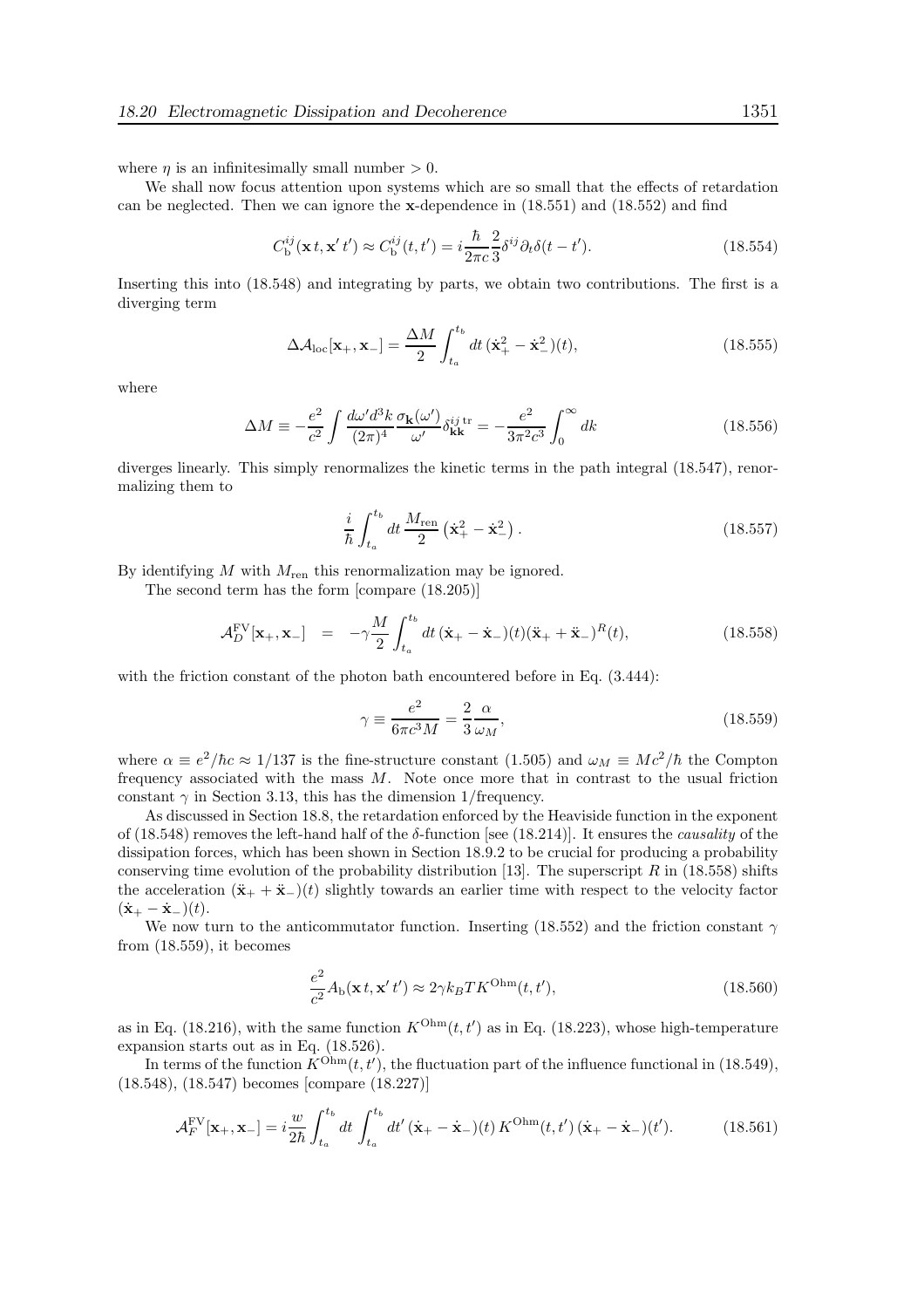where $\eta$ is an infinitesimally small number $> 0$.

We shall now focus attention upon systems which are so small that the effects of retardation can be neglected. Then we can ignore the $\mathbf{x}$-dependence in (18.551) and (18.552) and find

$$C_{\rm b}^{ij}(\mathbf{x}\,t,\mathbf{x}'\,t') \approx C_{\rm b}^{ij}(t,t') = i\frac{\hbar}{2\pi c}\frac{2}{3}\delta^{ij}\partial_t\delta(t-t'). \tag{18.554}$$

Inserting this into (18.548) and integrating by parts, we obtain two contributions. The first is a diverging term

$$\Delta\mathcal{A}_{\rm loc}[\mathbf{x}_+,\mathbf{x}_-] = \frac{\Delta M}{2}\int_{t_a}^{t_b} dt\,(\dot{\mathbf{x}}_+^2 - \dot{\mathbf{x}}_-^2)(t), \tag{18.555}$$

where

$$\Delta M \equiv -\frac{e^2}{c^2}\int \frac{d\omega' d^3k}{(2\pi)^4}\frac{\sigma_{\mathbf{k}}(\omega')}{\omega'}\delta_{\mathbf{kk}}^{ij\,{\rm tr}} = -\frac{e^2}{3\pi^2 c^3}\int_0^\infty dk \tag{18.556}$$

diverges linearly. This simply renormalizes the kinetic terms in the path integral (18.547), renormalizing them to

$$\frac{i}{\hbar}\int_{t_a}^{t_b} dt\,\frac{M_{\rm ren}}{2}\left(\dot{\mathbf{x}}_+^2 - \dot{\mathbf{x}}_-^2\right). \tag{18.557}$$

By identifying $M$ with $M_{\rm ren}$ this renormalization may be ignored.

The second term has the form [compare (18.205)]

$$\mathcal{A}_D^{\rm FV}[\mathbf{x}_+,\mathbf{x}_-] \;\;=\;\; -\gamma\frac{M}{2}\int_{t_a}^{t_b} dt\,(\dot{\mathbf{x}}_+ - \dot{\mathbf{x}}_-)(t)(\ddot{\mathbf{x}}_+ + \ddot{\mathbf{x}}_-)^R(t), \tag{18.558}$$

with the friction constant of the photon bath encountered before in Eq. (3.444):

$$\gamma \equiv \frac{e^2}{6\pi c^3 M} = \frac{2}{3}\frac{\alpha}{\omega_M}, \tag{18.559}$$

where $\alpha \equiv e^2/\hbar c \approx 1/137$ is the fine-structure constant (1.505) and $\omega_M \equiv Mc^2/\hbar$ the Compton frequency associated with the mass $M$. Note once more that in contrast to the usual friction constant $\gamma$ in Section 3.13, this has the dimension 1/frequency.

As discussed in Section 18.8, the retardation enforced by the Heaviside function in the exponent of (18.548) removes the left-hand half of the $\delta$-function [see (18.214)]. It ensures the *causality* of the dissipation forces, which has been shown in Section 18.9.2 to be crucial for producing a probability conserving time evolution of the probability distribution [13]. The superscript $R$ in (18.558) shifts the acceleration $(\ddot{\mathbf{x}}_+ + \ddot{\mathbf{x}}_-)(t)$ slightly towards an earlier time with respect to the velocity factor $(\dot{\mathbf{x}}_+ - \dot{\mathbf{x}}_-)(t)$.

We now turn to the anticommutator function. Inserting (18.552) and the friction constant $\gamma$ from (18.559), it becomes

$$\frac{e^2}{c^2}A_{\rm b}(\mathbf{x}\,t,\mathbf{x}'\,t') \approx 2\gamma k_B T K^{\rm Ohm}(t,t'), \tag{18.560}$$

as in Eq. (18.216), with the same function $K^{\rm Ohm}(t,t')$ as in Eq. (18.223), whose high-temperature expansion starts out as in Eq. (18.526).

In terms of the function $K^{\rm Ohm}(t,t')$, the fluctuation part of the influence functional in (18.549), (18.548), (18.547) becomes [compare (18.227)]

$$\mathcal{A}_F^{\rm FV}[\mathbf{x}_+,\mathbf{x}_-] = i\frac{w}{2\hbar}\int_{t_a}^{t_b} dt\int_{t_a}^{t_b} dt'\,(\dot{\mathbf{x}}_+ - \dot{\mathbf{x}}_-)(t)\,K^{\rm Ohm}(t,t')\,(\dot{\mathbf{x}}_+ - \dot{\mathbf{x}}_-)(t'). \tag{18.561}$$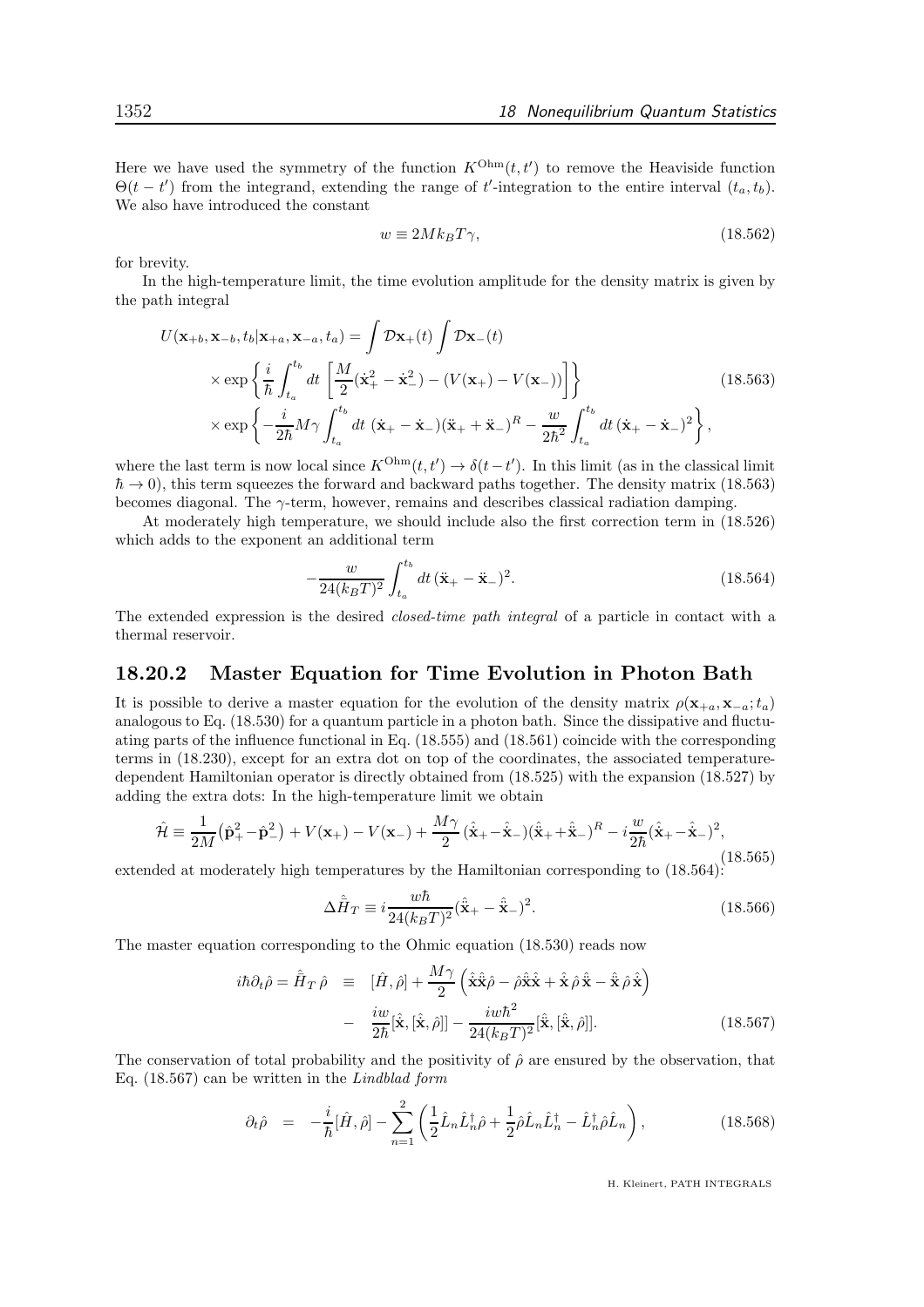Here we have used the symmetry of the function $K^{\rm Ohm}(t,t')$ to remove the Heaviside function $\Theta(t-t')$ from the integrand, extending the range of $t'$-integration to the entire interval $(t_a,t_b)$. We also have introduced the constant

$$w \equiv 2Mk_BT\gamma, \tag{18.562}$$

for brevity.

In the high-temperature limit, the time evolution amplitude for the density matrix is given by the path integral

$$\begin{aligned}
U(\mathbf{x}_{+b},\mathbf{x}_{-b},t_b|\mathbf{x}_{+a},\mathbf{x}_{-a},t_a) &= \int \mathcal{D}\mathbf{x}_+(t)\int \mathcal{D}\mathbf{x}_-(t)\\
&\times \exp\left\{\frac{i}{\hbar}\int_{t_a}^{t_b}dt\,\left[\frac{M}{2}(\dot{\mathbf{x}}_+^2-\dot{\mathbf{x}}_-^2)-(V(\mathbf{x}_+)-V(\mathbf{x}_-))\right]\right\}\\
&\times \exp\left\{-\frac{i}{2\hbar}M\gamma\int_{t_a}^{t_b}dt\;(\dot{\mathbf{x}}_+-\dot{\mathbf{x}}_-)(\ddot{\mathbf{x}}_++\ddot{\mathbf{x}}_-)^R-\frac{w}{2\hbar^2}\int_{t_a}^{t_b}dt\,(\dot{\mathbf{x}}_+-\dot{\mathbf{x}}_-)^2\right\},
\end{aligned} \tag{18.563}$$

where the last term is now local since $K^{\rm Ohm}(t,t')\to\delta(t-t')$. In this limit (as in the classical limit $\hbar\to 0$), this term squeezes the forward and backward paths together. The density matrix (18.563) becomes diagonal. The $\gamma$-term, however, remains and describes classical radiation damping.

At moderately high temperature, we should include also the first correction term in (18.526) which adds to the exponent an additional term

$$-\frac{w}{24(k_BT)^2}\int_{t_a}^{t_b}dt\,(\ddot{\mathbf{x}}_+-\ddot{\mathbf{x}}_-)^2. \tag{18.564}$$

The extended expression is the desired *closed-time path integral* of a particle in contact with a thermal reservoir.

## 18.20.2 Master Equation for Time Evolution in Photon Bath

It is possible to derive a master equation for the evolution of the density matrix $\rho(\mathbf{x}_{+a},\mathbf{x}_{-a};t_a)$ analogous to Eq. (18.530) for a quantum particle in a photon bath. Since the dissipative and fluctuating parts of the influence functional in Eq. (18.555) and (18.561) coincide with the corresponding terms in (18.230), except for an extra dot on top of the coordinates, the associated temperature-dependent Hamiltonian operator is directly obtained from (18.525) with the expansion (18.527) by adding the extra dots: In the high-temperature limit we obtain

$$\hat{\mathcal{H}} \equiv \frac{1}{2M}\big(\hat{\mathbf{p}}_+^2-\hat{\mathbf{p}}_-^2\big)+V(\mathbf{x}_+)-V(\mathbf{x}_-)+\frac{M\gamma}{2}\,(\hat{\dot{\mathbf{x}}}_+-\hat{\dot{\mathbf{x}}}_-)(\hat{\ddot{\mathbf{x}}}_++\hat{\ddot{\mathbf{x}}}_-)^R-i\frac{w}{2\hbar}(\hat{\dot{\mathbf{x}}}_+-\hat{\dot{\mathbf{x}}}_-)^2, \tag{18.565}$$

extended at moderately high temperatures by the Hamiltonian corresponding to (18.564):

$$\Delta\hat{\bar{H}}_T \equiv i\frac{w\hbar}{24(k_BT)^2}(\hat{\ddot{\mathbf{x}}}_+-\hat{\ddot{\mathbf{x}}}_-)^2. \tag{18.566}$$

The master equation corresponding to the Ohmic equation (18.530) reads now

$$\begin{aligned}
i\hbar\partial_t\hat\rho = \hat{\bar{H}}_T\,\hat\rho \;\;&\equiv\;\; [\hat H,\hat\rho]+\frac{M\gamma}{2}\left(\hat{\dot{\mathbf{x}}}\hat{\ddot{\mathbf{x}}}\hat\rho-\hat\rho\hat{\ddot{\mathbf{x}}}\hat{\dot{\mathbf{x}}}+\hat{\dot{\mathbf{x}}}\,\hat\rho\,\hat{\ddot{\mathbf{x}}}-\hat{\ddot{\mathbf{x}}}\,\hat\rho\,\hat{\dot{\mathbf{x}}}\right)\\
&-\;\;\frac{iw}{2\hbar}[\hat{\dot{\mathbf{x}}},[\hat{\dot{\mathbf{x}}},\hat\rho]]-\frac{iw\hbar^2}{24(k_BT)^2}[\hat{\ddot{\mathbf{x}}},[\hat{\ddot{\mathbf{x}}},\hat\rho]].
\end{aligned} \tag{18.567}$$

The conservation of total probability and the positivity of $\hat\rho$ are ensured by the observation, that Eq. (18.567) can be written in the *Lindblad form*

$$\partial_t\hat\rho \;\;=\;\; -\frac{i}{\hbar}[\hat H,\hat\rho]-\sum_{n=1}^{2}\left(\frac12\hat L_n\hat L_n^\dagger\hat\rho+\frac12\hat\rho\hat L_n\hat L_n^\dagger-\hat L_n^\dagger\hat\rho\hat L_n\right), \tag{18.568}$$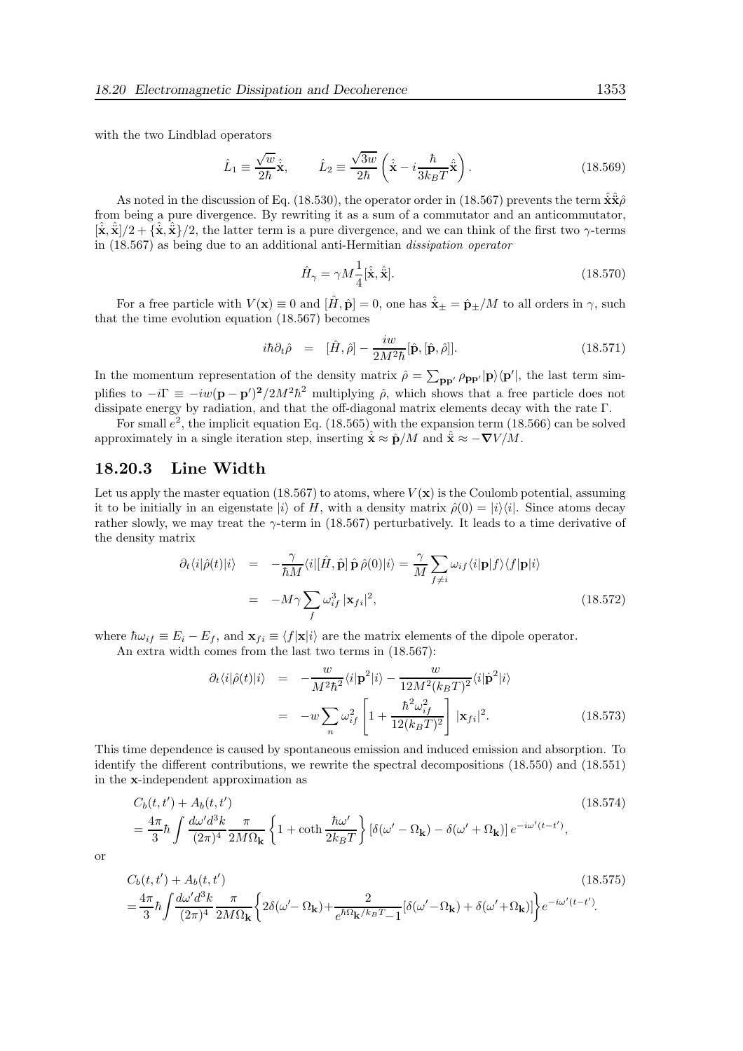with the two Lindblad operators

$$\hat{L}_1 \equiv \frac{\sqrt{w}}{2\hbar}\hat{\mathbf{x}}, \qquad \hat{L}_2 \equiv \frac{\sqrt{3w}}{2\hbar}\left(\hat{\dot{\mathbf{x}}} - i\frac{\hbar}{3k_BT}\hat{\ddot{\mathbf{x}}}\right). \tag{18.569}$$

As noted in the discussion of Eq. (18.530), the operator order in (18.567) prevents the term $\hat{\mathbf{x}}\hat{\dot{\mathbf{x}}}\hat{\rho}$ from being a pure divergence. By rewriting it as a sum of a commutator and an anticommutator, $[\hat{\mathbf{x}}, \hat{\dot{\mathbf{x}}}]/2 + \{\hat{\mathbf{x}}, \hat{\dot{\mathbf{x}}}\}/2$, the latter term is a pure divergence, and we can think of the first two $\gamma$-terms in (18.567) as being due to an additional anti-Hermitian *dissipation operator*

$$\hat{H}_\gamma = \gamma M \frac{1}{4}[\hat{\mathbf{x}}, \hat{\dot{\mathbf{x}}}]. \tag{18.570}$$

For a free particle with $V(\mathbf{x}) \equiv 0$ and $[\hat{H}, \hat{\mathbf{p}}] = 0$, one has $\hat{\dot{\mathbf{x}}}_\pm = \hat{\mathbf{p}}_\pm/M$ to all orders in $\gamma$, such that the time evolution equation (18.567) becomes

$$i\hbar\partial_t\hat{\rho} \;\; = \;\; [\hat{H}, \hat{\rho}] - \frac{iw}{2M^2\hbar}[\hat{\mathbf{p}}, [\hat{\mathbf{p}}, \hat{\rho}]]. \tag{18.571}$$

In the momentum representation of the density matrix $\hat{\rho} = \sum_{\mathbf{pp}'} \rho_{\mathbf{pp}'}|\mathbf{p}\rangle\langle\mathbf{p}'|$, the last term simplifies to $-i\Gamma \equiv -iw(\mathbf{p}-\mathbf{p}')^2/2M^2\hbar^2$ multiplying $\hat{\rho}$, which shows that a free particle does not dissipate energy by radiation, and that the off-diagonal matrix elements decay with the rate $\Gamma$.

For small $e^2$, the implicit equation Eq. (18.565) with the expansion term (18.566) can be solved approximately in a single iteration step, inserting $\hat{\dot{\mathbf{x}}} \approx \hat{\mathbf{p}}/M$ and $\hat{\ddot{\mathbf{x}}} \approx -\boldsymbol{\nabla}V/M$.

### 18.20.3 Line Width

Let us apply the master equation (18.567) to atoms, where $V(\mathbf{x})$ is the Coulomb potential, assuming it to be initially in an eigenstate $|i\rangle$ of $H$, with a density matrix $\hat{\rho}(0) = |i\rangle\langle i|$. Since atoms decay rather slowly, we may treat the $\gamma$-term in (18.567) perturbatively. It leads to a time derivative of the density matrix

$$\begin{aligned}
\partial_t\langle i|\hat{\rho}(t)|i\rangle &= -\frac{\gamma}{\hbar M}\langle i|[\hat{H}, \hat{\mathbf{p}}]\,\hat{\mathbf{p}}\,\hat{\rho}(0)|i\rangle = \frac{\gamma}{M}\sum_{f\neq i}\omega_{if}\langle i|\mathbf{p}|f\rangle\langle f|\mathbf{p}|i\rangle \\
&= -M\gamma\sum_f \omega_{if}^3\,|\mathbf{x}_{fi}|^2,
\end{aligned} \tag{18.572}$$

where $\hbar\omega_{if} \equiv E_i - E_f$, and $\mathbf{x}_{fi} \equiv \langle f|\mathbf{x}|i\rangle$ are the matrix elements of the dipole operator.

An extra width comes from the last two terms in (18.567):

$$\begin{aligned}
\partial_t\langle i|\hat{\rho}(t)|i\rangle &= -\frac{w}{M^2\hbar^2}\langle i|\mathbf{p}^2|i\rangle - \frac{w}{12M^2(k_BT)^2}\langle i|\dot{\mathbf{p}}^2|i\rangle \\
&= -w\sum_n \omega_{if}^2\left[1 + \frac{\hbar^2\omega_{if}^2}{12(k_BT)^2}\right]|\mathbf{x}_{fi}|^2.
\end{aligned} \tag{18.573}$$

This time dependence is caused by spontaneous emission and induced emission and absorption. To identify the different contributions, we rewrite the spectral decompositions (18.550) and (18.551) in the $\mathbf{x}$-independent approximation as

$$\begin{aligned}
&C_b(t,t') + A_b(t,t') \\
&= \frac{4\pi}{3}\hbar\int\frac{d\omega' d^3k}{(2\pi)^4}\frac{\pi}{2M\Omega_{\mathbf{k}}}\left\{1 + \coth\frac{\hbar\omega'}{2k_BT}\right\}[\delta(\omega'-\Omega_{\mathbf{k}}) - \delta(\omega'+\Omega_{\mathbf{k}})]\,e^{-i\omega'(t-t')},
\end{aligned} \tag{18.574}$$

or

$$\begin{aligned}
&C_b(t,t') + A_b(t,t') \\
&= \frac{4\pi}{3}\hbar\int\frac{d\omega' d^3k}{(2\pi)^4}\frac{\pi}{2M\Omega_{\mathbf{k}}}\left\{2\delta(\omega'-\Omega_{\mathbf{k}}) + \frac{2}{e^{\hbar\Omega_{\mathbf{k}}/k_BT}-1}[\delta(\omega'-\Omega_{\mathbf{k}}) + \delta(\omega'+\Omega_{\mathbf{k}})]\right\}e^{-i\omega'(t-t')}.
\end{aligned} \tag{18.575}$$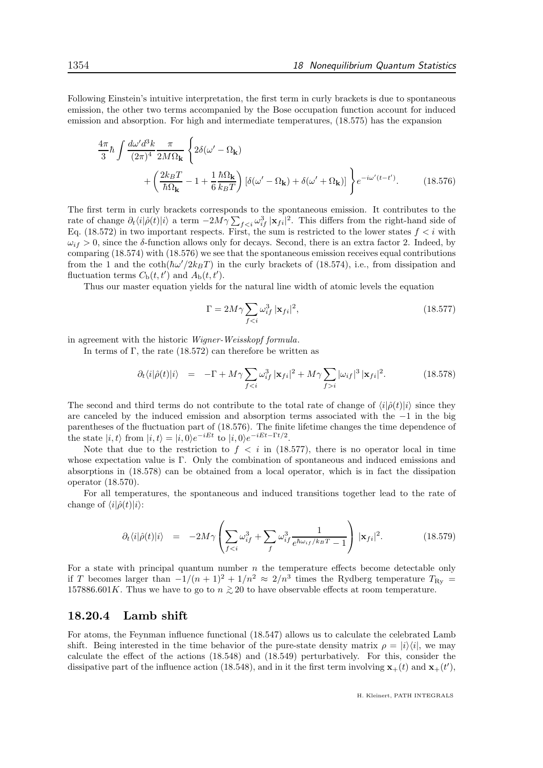Following Einstein's intuitive interpretation, the first term in curly brackets is due to spontaneous emission, the other two terms accompanied by the Bose occupation function account for induced emission and absorption. For high and intermediate temperatures, (18.575) has the expansion

$$\frac{4\pi}{3}\hbar \int \frac{d\omega' d^3k}{(2\pi)^4} \frac{\pi}{2M\Omega_{\mathbf{k}}} \left\{ 2\delta(\omega' - \Omega_{\mathbf{k}}) + \left( \frac{2k_BT}{\hbar\Omega_{\mathbf{k}}} - 1 + \frac{1}{6}\frac{\hbar\Omega_{\mathbf{k}}}{k_BT} \right) [\delta(\omega' - \Omega_{\mathbf{k}}) + \delta(\omega' + \Omega_{\mathbf{k}})] \right\} e^{-i\omega'(t-t')}. \tag{18.576}$$

The first term in curly brackets corresponds to the spontaneous emission. It contributes to the rate of change $\partial_t \langle i|\hat\rho(t)|i\rangle$ a term $-2M\gamma \sum_{f<i} \omega_{if}^3 |\mathbf{x}_{fi}|^2$. This differs from the right-hand side of Eq. (18.572) in two important respects. First, the sum is restricted to the lower states $f < i$ with $\omega_{if} > 0$, since the $\delta$-function allows only for decays. Second, there is an extra factor 2. Indeed, by comparing (18.574) with (18.576) we see that the spontaneous emission receives equal contributions from the 1 and the $\coth(\hbar\omega'/2k_BT)$ in the curly brackets of (18.574), i.e., from dissipation and fluctuation terms $C_{\rm b}(t,t')$ and $A_{\rm b}(t,t')$.

Thus our master equation yields for the natural line width of atomic levels the equation

$$\Gamma = 2M\gamma \sum_{f<i} \omega_{if}^3 |\mathbf{x}_{fi}|^2, \tag{18.577}$$

in agreement with the historic *Wigner-Weisskopf formula*.

In terms of $\Gamma$, the rate (18.572) can therefore be written as

$$\partial_t \langle i|\hat\rho(t)|i\rangle = -\Gamma + M\gamma \sum_{f<i} \omega_{if}^3 |\mathbf{x}_{fi}|^2 + M\gamma \sum_{f>i} |\omega_{if}|^3 |\mathbf{x}_{fi}|^2. \tag{18.578}$$

The second and third terms do not contribute to the total rate of change of $\langle i|\hat\rho(t)|i\rangle$ since they are canceled by the induced emission and absorption terms associated with the $-1$ in the big parentheses of the fluctuation part of (18.576). The finite lifetime changes the time dependence of the state $|i,t\rangle$ from $|i,t\rangle = |i,0\rangle e^{-iEt}$ to $|i,0\rangle e^{-iEt-\Gamma t/2}$.

Note that due to the restriction to $f < i$ in (18.577), there is no operator local in time whose expectation value is $\Gamma$. Only the combination of spontaneous and induced emissions and absorptions in (18.578) can be obtained from a local operator, which is in fact the dissipation operator (18.570).

For all temperatures, the spontaneous and induced transitions together lead to the rate of change of $\langle i|\hat\rho(t)|i\rangle$:

$$\partial_t \langle i|\hat\rho(t)|i\rangle = -2M\gamma \left( \sum_{f<i} \omega_{if}^3 + \sum_{f} \omega_{if}^3 \frac{1}{e^{\hbar\omega_{if}/k_BT} - 1} \right) |\mathbf{x}_{fi}|^2. \tag{18.579}$$

For a state with principal quantum number $n$ the temperature effects become detectable only if $T$ becomes larger than $-1/(n+1)^2 + 1/n^2 \approx 2/n^3$ times the Rydberg temperature $T_{\rm Ry} = 157886.601K$. Thus we have to go to $n \gtrsim 20$ to have observable effects at room temperature.

### 18.20.4 Lamb shift

For atoms, the Feynman influence functional (18.547) allows us to calculate the celebrated Lamb shift. Being interested in the time behavior of the pure-state density matrix $\rho = |i\rangle\langle i|$, we may calculate the effect of the actions (18.548) and (18.549) perturbatively. For this, consider the dissipative part of the influence action (18.548), and in it the first term involving $\mathbf{x}_+(t)$ and $\mathbf{x}_+(t')$,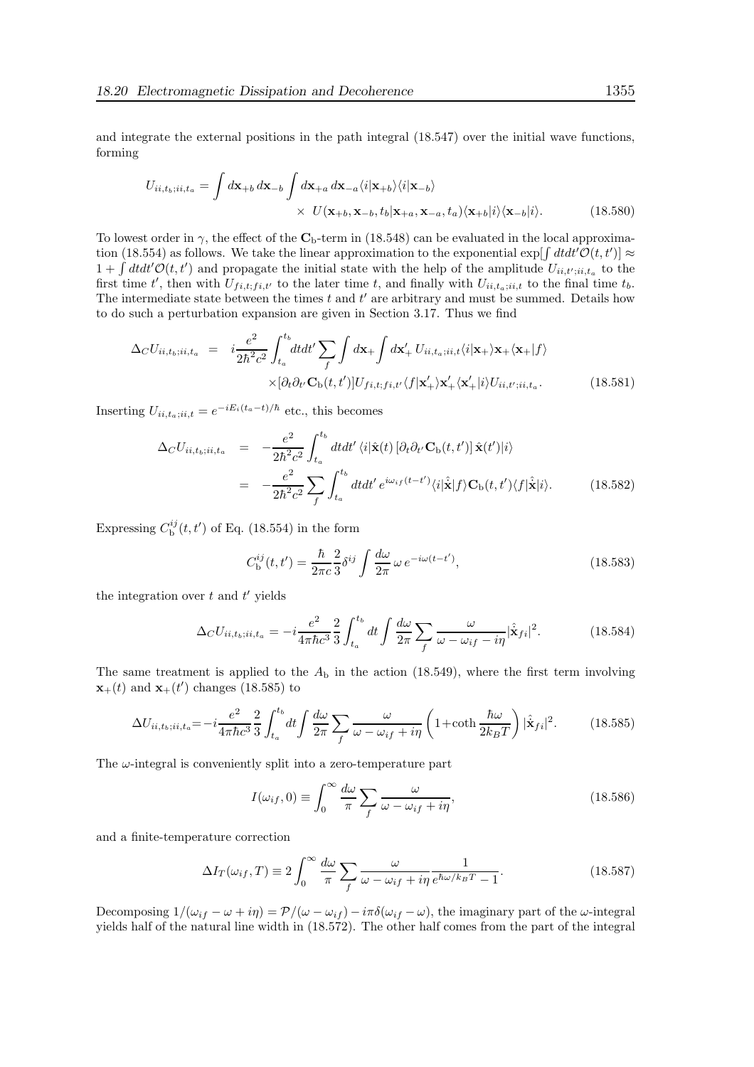and integrate the external positions in the path integral (18.547) over the initial wave functions, forming

$$U_{ii,t_b;ii,t_a} = \int d\mathbf{x}_{+b}\, d\mathbf{x}_{-b} \int d\mathbf{x}_{+a}\, d\mathbf{x}_{-a} \langle i|\mathbf{x}_{+b}\rangle\langle i|\mathbf{x}_{-b}\rangle \times\; U(\mathbf{x}_{+b}, \mathbf{x}_{-b}, t_b|\mathbf{x}_{+a}, \mathbf{x}_{-a}, t_a)\langle \mathbf{x}_{+b}|i\rangle\langle \mathbf{x}_{-b}|i\rangle. \tag{18.580}$$

To lowest order in $\gamma$, the effect of the $\mathbf{C}_{\rm b}$-term in (18.548) can be evaluated in the local approximation (18.554) as follows. We take the linear approximation to the exponential $\exp[\int dtdt'\mathcal{O}(t,t')] \approx 1 + \int dtdt'\mathcal{O}(t,t')$ and propagate the initial state with the help of the amplitude $U_{ii,t';ii,t_a}$ to the first time $t'$, then with $U_{fi,t;fi,t'}$ to the later time $t$, and finally with $U_{ii,t_a;ii,t}$ to the final time $t_b$. The intermediate state between the times $t$ and $t'$ are arbitrary and must be summed. Details how to do such a perturbation expansion are given in Section 3.17. Thus we find

$$\begin{aligned}\Delta_C U_{ii,t_b;ii,t_a} \;=\; & i\frac{e^2}{2\hbar^2 c^2}\int_{t_a}^{t_b} dtdt' \sum_f \int d\mathbf{x}_+ \int d\mathbf{x}'_+\, U_{ii,t_a;ii,t}\langle i|\mathbf{x}_+\rangle \mathbf{x}_+ \langle \mathbf{x}_+|f\rangle \\ & \times[\partial_t\partial_{t'}\mathbf{C}_{\rm b}(t,t')]U_{fi,t;fi,t'}\langle f|\mathbf{x}'_+\rangle \mathbf{x}'_+\langle \mathbf{x}'_+|i\rangle U_{ii,t';ii,t_a}.\end{aligned} \tag{18.581}$$

Inserting $U_{ii,t_a;ii,t} = e^{-iE_i(t_a-t)/\hbar}$ etc., this becomes

$$\begin{aligned}\Delta_C U_{ii,t_b;ii,t_a} \;&=\; -\frac{e^2}{2\hbar^2 c^2}\int_{t_a}^{t_b} dtdt'\,\langle i|\hat{\mathbf{x}}(t)\,[\partial_t\partial_{t'}\mathbf{C}_{\rm b}(t,t')]\,\hat{\mathbf{x}}(t')|i\rangle \\ &=\; -\frac{e^2}{2\hbar^2 c^2}\sum_f \int_{t_a}^{t_b} dtdt'\, e^{i\omega_{if}(t-t')}\langle i|\hat{\mathbf{x}}|f\rangle \mathbf{C}_{\rm b}(t,t')\langle f|\hat{\mathbf{x}}|i\rangle.\end{aligned} \tag{18.582}$$

Expressing $C^{ij}_{\rm b}(t,t')$ of Eq. (18.554) in the form

$$C^{ij}_{\rm b}(t,t') = \frac{\hbar}{2\pi c}\frac{2}{3}\delta^{ij}\int \frac{d\omega}{2\pi}\,\omega\, e^{-i\omega(t-t')}, \tag{18.583}$$

the integration over $t$ and $t'$ yields

$$\Delta_C U_{ii,t_b;ii,t_a} = -i\frac{e^2}{4\pi\hbar c^3}\frac{2}{3}\int_{t_a}^{t_b} dt \int \frac{d\omega}{2\pi}\sum_f \frac{\omega}{\omega-\omega_{if}-i\eta}|\hat{\mathbf{x}}_{fi}|^2. \tag{18.584}$$

The same treatment is applied to the $A_{\rm b}$ in the action (18.549), where the first term involving $\mathbf{x}_+(t)$ and $\mathbf{x}_+(t')$ changes (18.585) to

$$\Delta U_{ii,t_b;ii,t_a} = -i\frac{e^2}{4\pi\hbar c^3}\frac{2}{3}\int_{t_a}^{t_b} dt \int \frac{d\omega}{2\pi}\sum_f \frac{\omega}{\omega-\omega_{if}+i\eta}\left(1+\coth\frac{\hbar\omega}{2k_BT}\right)|\hat{\mathbf{x}}_{fi}|^2. \tag{18.585}$$

The $\omega$-integral is conveniently split into a zero-temperature part

$$I(\omega_{if},0) \equiv \int_0^\infty \frac{d\omega}{\pi}\sum_f \frac{\omega}{\omega-\omega_{if}+i\eta}, \tag{18.586}$$

and a finite-temperature correction

$$\Delta I_T(\omega_{if},T) \equiv 2\int_0^\infty \frac{d\omega}{\pi}\sum_f \frac{\omega}{\omega-\omega_{if}+i\eta}\frac{1}{e^{\hbar\omega/k_BT}-1}. \tag{18.587}$$

Decomposing $1/(\omega_{if}-\omega+i\eta) = \mathcal{P}/(\omega-\omega_{if}) - i\pi\delta(\omega_{if}-\omega)$, the imaginary part of the $\omega$-integral yields half of the natural line width in (18.572). The other half comes from the part of the integral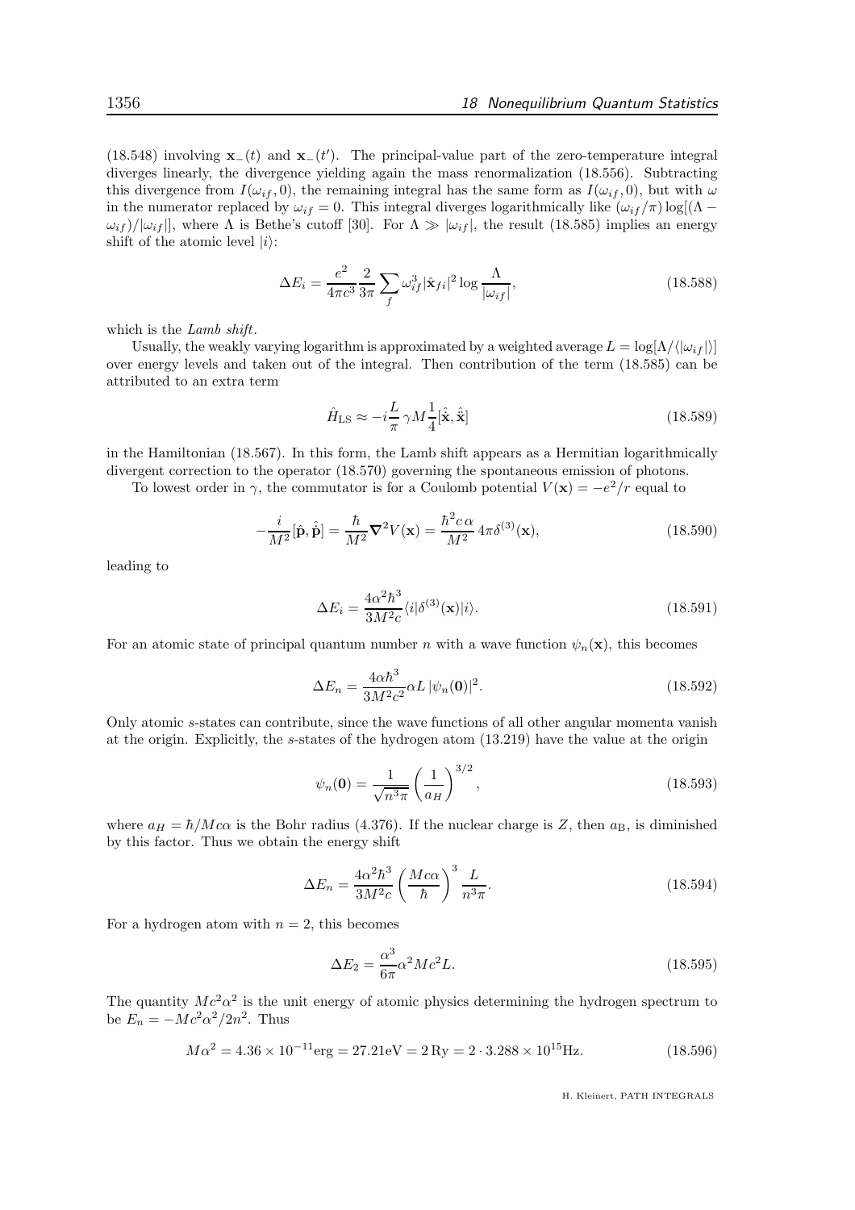(18.548) involving $\mathbf{x}_-(t)$ and $\mathbf{x}_-(t')$. The principal-value part of the zero-temperature integral diverges linearly, the divergence yielding again the mass renormalization (18.556). Subtracting this divergence from $I(\omega_{if}, 0)$, the remaining integral has the same form as $I(\omega_{if}, 0)$, but with $\omega$ in the numerator replaced by $\omega_{if} = 0$. This integral diverges logarithmically like $(\omega_{if}/\pi)\log[(\Lambda - \omega_{if})/|\omega_{if}|]$, where $\Lambda$ is Bethe's cutoff [30]. For $\Lambda \gg |\omega_{if}|$, the result (18.585) implies an energy shift of the atomic level $|i\rangle$:

$$\Delta E_i = \frac{e^2}{4\pi c^3}\frac{2}{3\pi}\sum_f \omega_{if}^3 |\hat{\mathbf{x}}_{fi}|^2 \log\frac{\Lambda}{|\omega_{if}|}, \tag{18.588}$$

which is the *Lamb shift*.

Usually, the weakly varying logarithm is approximated by a weighted average $L = \log[\Lambda/\langle|\omega_{if}|\rangle]$ over energy levels and taken out of the integral. Then contribution of the term (18.585) can be attributed to an extra term

$$\hat{H}_{\rm LS} \approx -i\frac{L}{\pi}\,\gamma M\frac{1}{4}[\hat{\mathbf{x}}, \hat{\dot{\mathbf{x}}}] \tag{18.589}$$

in the Hamiltonian (18.567). In this form, the Lamb shift appears as a Hermitian logarithmically divergent correction to the operator (18.570) governing the spontaneous emission of photons.

To lowest order in $\gamma$, the commutator is for a Coulomb potential $V(\mathbf{x}) = -e^2/r$ equal to

$$-\frac{i}{M^2}[\hat{\mathbf{p}}, \hat{\dot{\mathbf{p}}}] = \frac{\hbar}{M^2}\boldsymbol{\nabla}^2 V(\mathbf{x}) = \frac{\hbar^2 c\,\alpha}{M^2}\,4\pi\delta^{(3)}(\mathbf{x}), \tag{18.590}$$

leading to

$$\Delta E_i = \frac{4\alpha^2\hbar^3}{3M^2c}\langle i|\delta^{(3)}(\mathbf{x})|i\rangle. \tag{18.591}$$

For an atomic state of principal quantum number $n$ with a wave function $\psi_n(\mathbf{x})$, this becomes

$$\Delta E_n = \frac{4\alpha\hbar^3}{3M^2c^2}\alpha L\,|\psi_n(\mathbf{0})|^2. \tag{18.592}$$

Only atomic $s$-states can contribute, since the wave functions of all other angular momenta vanish at the origin. Explicitly, the $s$-states of the hydrogen atom (13.219) have the value at the origin

$$\psi_n(\mathbf{0}) = \frac{1}{\sqrt{n^3\pi}}\left(\frac{1}{a_H}\right)^{3/2}, \tag{18.593}$$

where $a_H = \hbar/Mc\alpha$ is the Bohr radius (4.376). If the nuclear charge is $Z$, then $a_{\rm B}$, is diminished by this factor. Thus we obtain the energy shift

$$\Delta E_n = \frac{4\alpha^2\hbar^3}{3M^2c}\left(\frac{Mc\alpha}{\hbar}\right)^3\frac{L}{n^3\pi}. \tag{18.594}$$

For a hydrogen atom with $n = 2$, this becomes

$$\Delta E_2 = \frac{\alpha^3}{6\pi}\alpha^2 Mc^2 L. \tag{18.595}$$

The quantity $Mc^2\alpha^2$ is the unit energy of atomic physics determining the hydrogen spectrum to be $E_n = -Mc^2\alpha^2/2n^2$. Thus

$$M\alpha^2 = 4.36\times10^{-11}{\rm erg} = 27.21{\rm eV} = 2\,{\rm Ry} = 2\cdot 3.288\times10^{15}{\rm Hz}. \tag{18.596}$$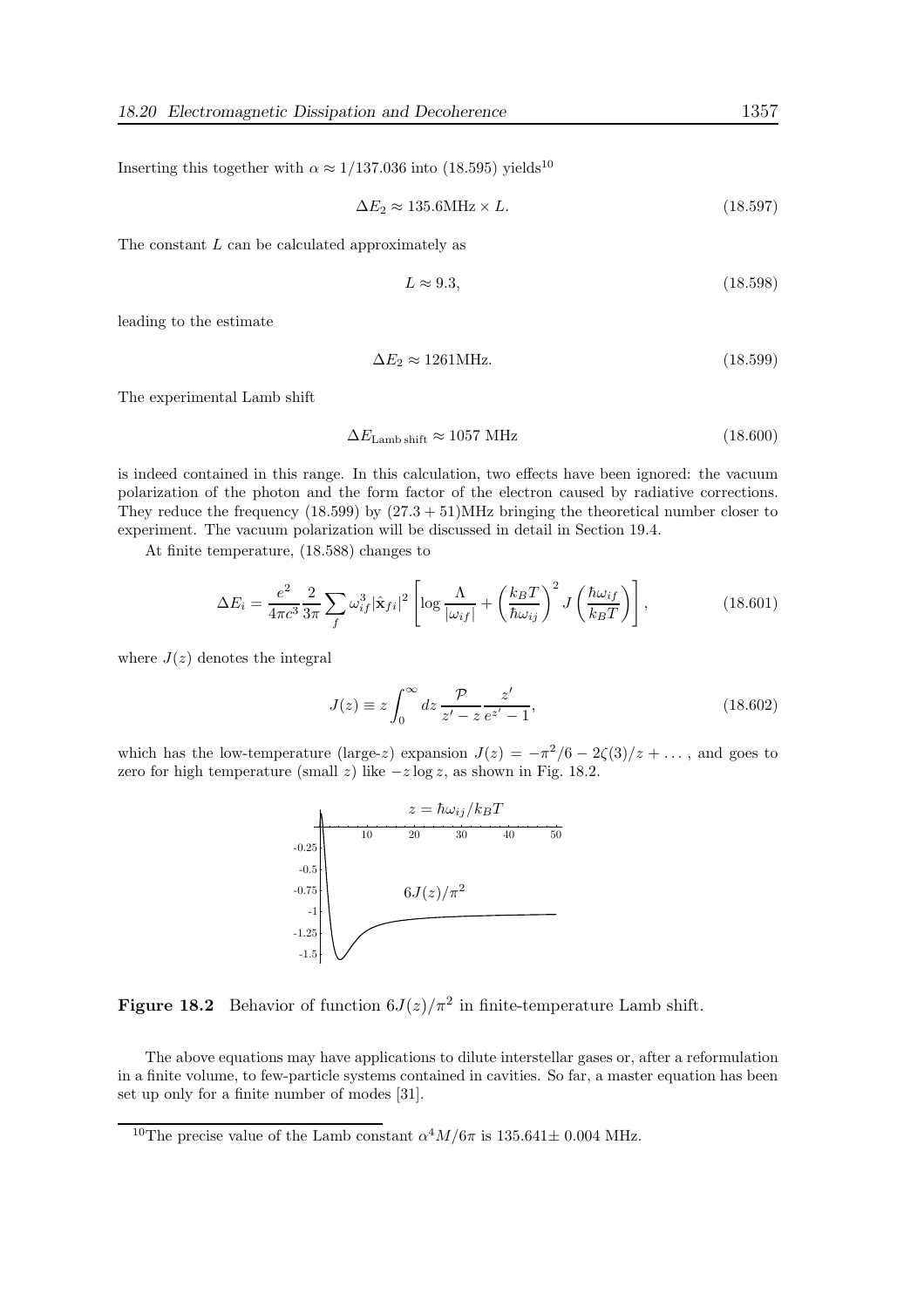Inserting this together with $\alpha \approx 1/137.036$ into (18.595) yields[10]

$$\Delta E_2 \approx 135.6\text{MHz} \times L. \tag{18.597}$$

The constant $L$ can be calculated approximately as

$$L \approx 9.3, \tag{18.598}$$

leading to the estimate

$$\Delta E_2 \approx 1261\text{MHz}. \tag{18.599}$$

The experimental Lamb shift

$$\Delta E_{\text{Lamb shift}} \approx 1057 \text{ MHz} \tag{18.600}$$

is indeed contained in this range. In this calculation, two effects have been ignored: the vacuum polarization of the photon and the form factor of the electron caused by radiative corrections. They reduce the frequency (18.599) by $(27.3 + 51)$MHz bringing the theoretical number closer to experiment. The vacuum polarization will be discussed in detail in Section 19.4.

At finite temperature, (18.588) changes to

$$\Delta E_i = \frac{e^2}{4\pi c^3} \frac{2}{3\pi} \sum_f \omega_{if}^3 |\hat{\mathbf{x}}_{fi}|^2 \left[ \log \frac{\Lambda}{|\omega_{if}|} + \left( \frac{k_B T}{\hbar \omega_{ij}} \right)^2 J\left( \frac{\hbar \omega_{if}}{k_B T} \right) \right], \tag{18.601}$$

where $J(z)$ denotes the integral

$$J(z) \equiv z \int_0^\infty dz \frac{\mathcal{P}}{z' - z} \frac{z'}{e^{z'} - 1}, \tag{18.602}$$

which has the low-temperature (large-$z$) expansion $J(z) = -\pi^2/6 - 2\zeta(3)/z + \dots$, and goes to zero for high temperature (small $z$) like $-z \log z$, as shown in Fig. 18.2.

**Figure 18.2** Behavior of function $6J(z)/\pi^2$ in finite-temperature Lamb shift.

The above equations may have applications to dilute interstellar gases or, after a reformulation in a finite volume, to few-particle systems contained in cavities. So far, a master equation has been set up only for a finite number of modes [31].

---

[10] The precise value of the Lamb constant $\alpha^4 M/6\pi$ is 135.641± 0.004 MHz.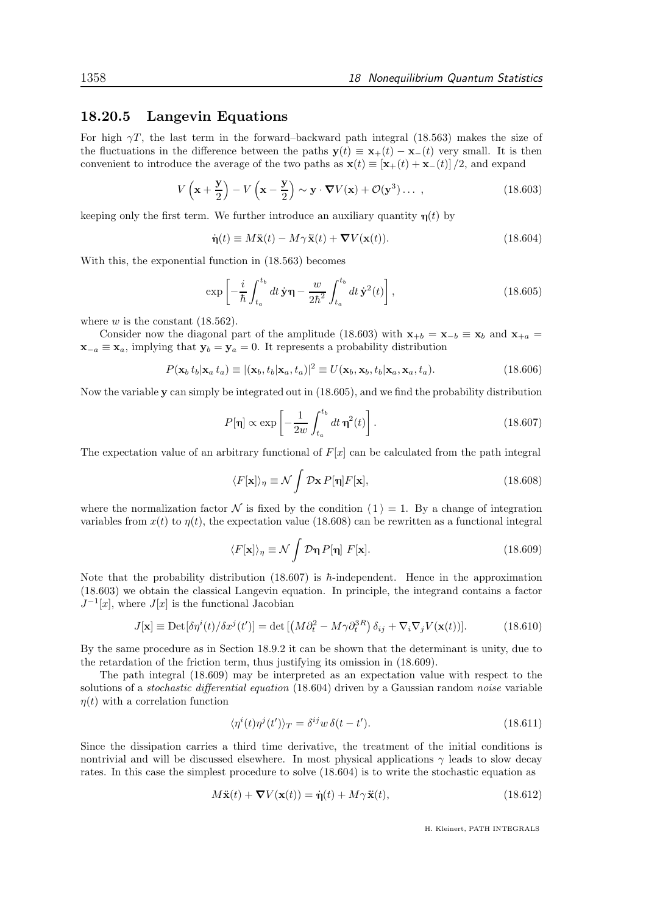### 18.20.5 Langevin Equations

For high $\gamma T$, the last term in the forward–backward path integral (18.563) makes the size of the fluctuations in the difference between the paths $\mathbf{y}(t) \equiv \mathbf{x}_+(t) - \mathbf{x}_-(t)$ very small. It is then convenient to introduce the average of the two paths as $\mathbf{x}(t) \equiv [\mathbf{x}_+(t) + \mathbf{x}_-(t)]/2$, and expand

$$V\left(\mathbf{x} + \frac{\mathbf{y}}{2}\right) - V\left(\mathbf{x} - \frac{\mathbf{y}}{2}\right) \sim \mathbf{y} \cdot \boldsymbol{\nabla} V(\mathbf{x}) + \mathcal{O}(\mathbf{y}^3)\dots \,, \tag{18.603}$$

keeping only the first term. We further introduce an auxiliary quantity $\boldsymbol{\eta}(t)$ by

$$\dot{\boldsymbol{\eta}}(t) \equiv M\ddot{\mathbf{x}}(t) - M\gamma\,\dddot{\mathbf{x}}(t) + \boldsymbol{\nabla} V(\mathbf{x}(t)). \tag{18.604}$$

With this, the exponential function in (18.563) becomes

$$\exp\left[-\frac{i}{\hbar}\int_{t_a}^{t_b} dt\,\dot{\mathbf{y}}\boldsymbol{\eta} - \frac{w}{2\hbar^2}\int_{t_a}^{t_b} dt\,\dot{\mathbf{y}}^2(t)\right], \tag{18.605}$$

where $w$ is the constant (18.562).

Consider now the diagonal part of the amplitude (18.603) with $\mathbf{x}_{+b} = \mathbf{x}_{-b} \equiv \mathbf{x}_b$ and $\mathbf{x}_{+a} = \mathbf{x}_{-a} \equiv \mathbf{x}_a$, implying that $\mathbf{y}_b = \mathbf{y}_a = 0$. It represents a probability distribution

$$P(\mathbf{x}_b\, t_b|\mathbf{x}_a\, t_a) \equiv |(\mathbf{x}_b, t_b|\mathbf{x}_a, t_a)|^2 \equiv U(\mathbf{x}_b, \mathbf{x}_b, t_b|\mathbf{x}_a, \mathbf{x}_a, t_a). \tag{18.606}$$

Now the variable $\mathbf{y}$ can simply be integrated out in (18.605), and we find the probability distribution

$$P[\boldsymbol{\eta}] \propto \exp\left[-\frac{1}{2w}\int_{t_a}^{t_b} dt\,\boldsymbol{\eta}^2(t)\right]. \tag{18.607}$$

The expectation value of an arbitrary functional of $F[x]$ can be calculated from the path integral

$$\langle F[\mathbf{x}]\rangle_\eta \equiv \mathcal{N}\int \mathcal{D}\mathbf{x}\, P[\boldsymbol{\eta}] F[\mathbf{x}], \tag{18.608}$$

where the normalization factor $\mathcal{N}$ is fixed by the condition $\langle\, 1\,\rangle = 1$. By a change of integration variables from $x(t)$ to $\eta(t)$, the expectation value (18.608) can be rewritten as a functional integral

$$\langle F[\mathbf{x}]\rangle_\eta \equiv \mathcal{N}\int \mathcal{D}\boldsymbol{\eta}\, P[\boldsymbol{\eta}]\; F[\mathbf{x}]. \tag{18.609}$$

Note that the probability distribution (18.607) is $\hbar$-independent. Hence in the approximation (18.603) we obtain the classical Langevin equation. In principle, the integrand contains a factor $J^{-1}[x]$, where $J[x]$ is the functional Jacobian

$$J[\mathbf{x}] \equiv \mathrm{Det}\,[\delta\eta^i(t)/\delta x^j(t')] = \det\left[\left(M\partial_t^2 - M\gamma\partial_t^{3R}\right)\delta_{ij} + \nabla_i\nabla_j V(\mathbf{x}(t))\right]. \tag{18.610}$$

By the same procedure as in Section 18.9.2 it can be shown that the determinant is unity, due to the retardation of the friction term, thus justifying its omission in (18.609).

The path integral (18.609) may be interpreted as an expectation value with respect to the solutions of a *stochastic differential equation* (18.604) driven by a Gaussian random *noise* variable $\eta(t)$ with a correlation function

$$\langle\eta^i(t)\eta^j(t')\rangle_T = \delta^{ij} w\,\delta(t - t'). \tag{18.611}$$

Since the dissipation carries a third time derivative, the treatment of the initial conditions is nontrivial and will be discussed elsewhere. In most physical applications $\gamma$ leads to slow decay rates. In this case the simplest procedure to solve (18.604) is to write the stochastic equation as

$$M\ddot{\mathbf{x}}(t) + \boldsymbol{\nabla} V(\mathbf{x}(t)) = \dot{\boldsymbol{\eta}}(t) + M\gamma\,\dddot{\mathbf{x}}(t), \tag{18.612}$$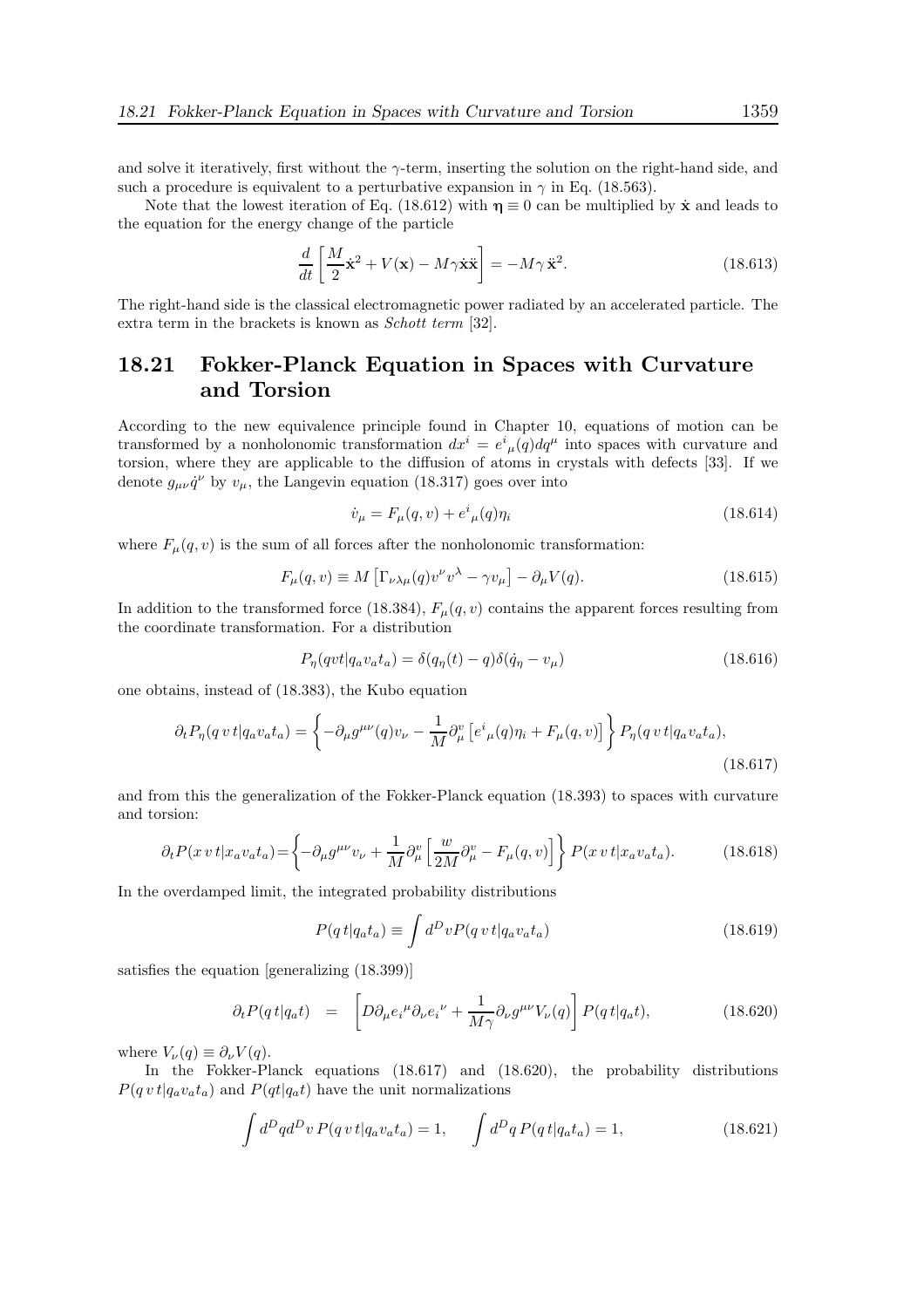and solve it iteratively, first without the $\gamma$-term, inserting the solution on the right-hand side, and such a procedure is equivalent to a perturbative expansion in $\gamma$ in Eq. (18.563).

Note that the lowest iteration of Eq. (18.612) with $\boldsymbol{\eta} \equiv 0$ can be multiplied by $\dot{\mathbf{x}}$ and leads to the equation for the energy change of the particle

$$
\frac{d}{dt}\left[\frac{M}{2}\dot{\mathbf{x}}^2 + V(\mathbf{x}) - M\gamma\dot{\mathbf{x}}\ddot{\mathbf{x}}\right] = -M\gamma\,\ddot{\mathbf{x}}^2. \tag{18.613}
$$

The right-hand side is the classical electromagnetic power radiated by an accelerated particle. The extra term in the brackets is known as *Schott term* [32].

## 18.21 Fokker-Planck Equation in Spaces with Curvature and Torsion

According to the new equivalence principle found in Chapter 10, equations of motion can be transformed by a nonholonomic transformation $dx^i = e^i{}_\mu(q)dq^\mu$ into spaces with curvature and torsion, where they are applicable to the diffusion of atoms in crystals with defects [33]. If we denote $g_{\mu\nu}\dot{q}^\nu$ by $v_\mu$, the Langevin equation (18.317) goes over into

$$
\dot{v}_\mu = F_\mu(q,v) + e^i{}_\mu(q)\eta_i \tag{18.614}
$$

where $F_\mu(q,v)$ is the sum of all forces after the nonholonomic transformation:

$$
F_\mu(q,v) \equiv M\left[\Gamma_{\nu\lambda\mu}(q)v^\nu v^\lambda - \gamma v_\mu\right] - \partial_\mu V(q). \tag{18.615}
$$

In addition to the transformed force (18.384), $F_\mu(q,v)$ contains the apparent forces resulting from the coordinate transformation. For a distribution

$$
P_\eta(qvt|q_a v_a t_a) = \delta(q_\eta(t) - q)\delta(\dot{q}_\eta - v_\mu) \tag{18.616}
$$

one obtains, instead of (18.383), the Kubo equation

$$
\partial_t P_\eta(q\,v\,t|q_a v_a t_a) = \left\{-\partial_\mu g^{\mu\nu}(q)v_\nu - \frac{1}{M}\partial^v_\mu\left[e^i{}_\mu(q)\eta_i + F_\mu(q,v)\right]\right\}P_\eta(q\,v\,t|q_a v_a t_a), \tag{18.617}
$$

and from this the generalization of the Fokker-Planck equation (18.393) to spaces with curvature and torsion:

$$
\partial_t P(x\,v\,t|x_a v_a t_a) = \left\{-\partial_\mu g^{\mu\nu}v_\nu + \frac{1}{M}\partial^v_\mu\left[\frac{w}{2M}\partial^v_\mu - F_\mu(q,v)\right]\right\}P(x\,v\,t|x_a v_a t_a). \tag{18.618}
$$

In the overdamped limit, the integrated probability distributions

$$
P(q\,t|q_a t_a) \equiv \int d^D v P(q\,v\,t|q_a v_a t_a) \tag{18.619}
$$

satisfies the equation [generalizing (18.399)]

$$
\partial_t P(q\,t|q_a t) = \left[D\partial_\mu e_i{}^\mu \partial_\nu e_i{}^\nu + \frac{1}{M\gamma}\partial_\nu g^{\mu\nu}V_\nu(q)\right]P(q\,t|q_a t), \tag{18.620}
$$

where $V_\nu(q) \equiv \partial_\nu V(q)$.

In the Fokker-Planck equations (18.617) and (18.620), the probability distributions $P(q\,v\,t|q_a v_a t_a)$ and $P(qt|q_a t)$ have the unit normalizations

$$
\int d^D q d^D v\, P(q\,v\,t|q_a v_a t_a) = 1, \qquad \int d^D q\, P(q\,t|q_a t_a) = 1, \tag{18.621}
$$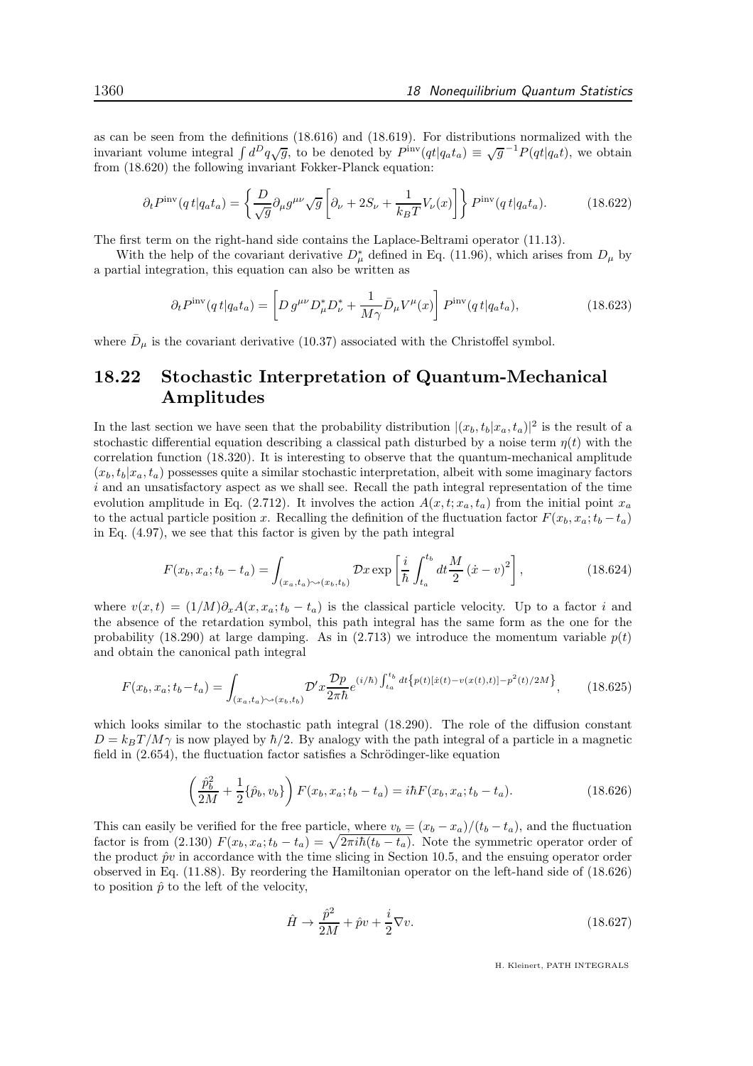as can be seen from the definitions (18.616) and (18.619). For distributions normalized with the invariant volume integral $\int d^D q\sqrt{g}$, to be denoted by $P^{\rm inv}(qt|q_a t_a) \equiv \sqrt{g}^{-1}P(qt|q_a t)$, we obtain from (18.620) the following invariant Fokker-Planck equation:

$$\partial_t P^{\rm inv}(q\,t|q_a t_a) = \left\{ \frac{D}{\sqrt{g}}\partial_\mu g^{\mu\nu}\sqrt{g}\left[\partial_\nu + 2S_\nu + \frac{1}{k_B T}V_\nu(x)\right]\right\} P^{\rm inv}(q\,t|q_a t_a). \tag{18.622}$$

The first term on the right-hand side contains the Laplace-Beltrami operator (11.13).

With the help of the covariant derivative $D^*_\mu$ defined in Eq. (11.96), which arises from $D_\mu$ by a partial integration, this equation can also be written as

$$\partial_t P^{\rm inv}(q\,t|q_a t_a) = \left[ D\, g^{\mu\nu} D^*_\mu D^*_\nu + \frac{1}{M\gamma}\bar{D}_\mu V^\mu(x)\right] P^{\rm inv}(q\,t|q_a t_a), \tag{18.623}$$

where $\bar{D}_\mu$ is the covariant derivative (10.37) associated with the Christoffel symbol.

## 18.22 Stochastic Interpretation of Quantum-Mechanical Amplitudes

In the last section we have seen that the probability distribution $|(x_b, t_b|x_a, t_a)|^2$ is the result of a stochastic differential equation describing a classical path disturbed by a noise term $\eta(t)$ with the correlation function (18.320). It is interesting to observe that the quantum-mechanical amplitude $(x_b, t_b|x_a, t_a)$ possesses quite a similar stochastic interpretation, albeit with some imaginary factors $i$ and an unsatisfactory aspect as we shall see. Recall the path integral representation of the time evolution amplitude in Eq. (2.712). It involves the action $A(x, t; x_a, t_a)$ from the initial point $x_a$ to the actual particle position $x$. Recalling the definition of the fluctuation factor $F(x_b, x_a; t_b - t_a)$ in Eq. (4.97), we see that this factor is given by the path integral

$$F(x_b, x_a; t_b - t_a) = \int_{(x_a,t_a)\rightsquigarrow(x_b,t_b)} \mathcal{D}x \exp\left[\frac{i}{\hbar}\int_{t_a}^{t_b} dt \frac{M}{2}\left(\dot{x} - v\right)^2\right], \tag{18.624}$$

where $v(x, t) = (1/M)\partial_x A(x, x_a; t_b - t_a)$ is the classical particle velocity. Up to a factor $i$ and the absence of the retardation symbol, this path integral has the same form as the one for the probability (18.290) at large damping. As in (2.713) we introduce the momentum variable $p(t)$ and obtain the canonical path integral

$$F(x_b, x_a; t_b - t_a) = \int_{(x_a,t_a)\rightsquigarrow(x_b,t_b)} \mathcal{D}'x \frac{\mathcal{D}p}{2\pi\hbar} e^{(i/\hbar)\int_{t_a}^{t_b} dt\left\{p(t)[\dot{x}(t) - v(x(t),t)] - p^2(t)/2M\right\}}, \tag{18.625}$$

which looks similar to the stochastic path integral (18.290). The role of the diffusion constant $D = k_B T/M\gamma$ is now played by $\hbar/2$. By analogy with the path integral of a particle in a magnetic field in (2.654), the fluctuation factor satisfies a Schrödinger-like equation

$$\left(\frac{\hat{p}_b^2}{2M} + \frac{1}{2}\{\hat{p}_b, v_b\}\right) F(x_b, x_a; t_b - t_a) = i\hbar F(x_b, x_a; t_b - t_a). \tag{18.626}$$

This can easily be verified for the free particle, where $v_b = (x_b - x_a)/(t_b - t_a)$, and the fluctuation factor is from (2.130) $F(x_b, x_a; t_b - t_a) = \sqrt{2\pi i\hbar(t_b - t_a)}$. Note the symmetric operator order of the product $\hat{p}v$ in accordance with the time slicing in Section 10.5, and the ensuing operator order observed in Eq. (11.88). By reordering the Hamiltonian operator on the left-hand side of (18.626) to position $\hat{p}$ to the left of the velocity,

$$\hat{H} \rightarrow \frac{\hat{p}^2}{2M} + \hat{p}v + \frac{i}{2}\nabla v. \tag{18.627}$$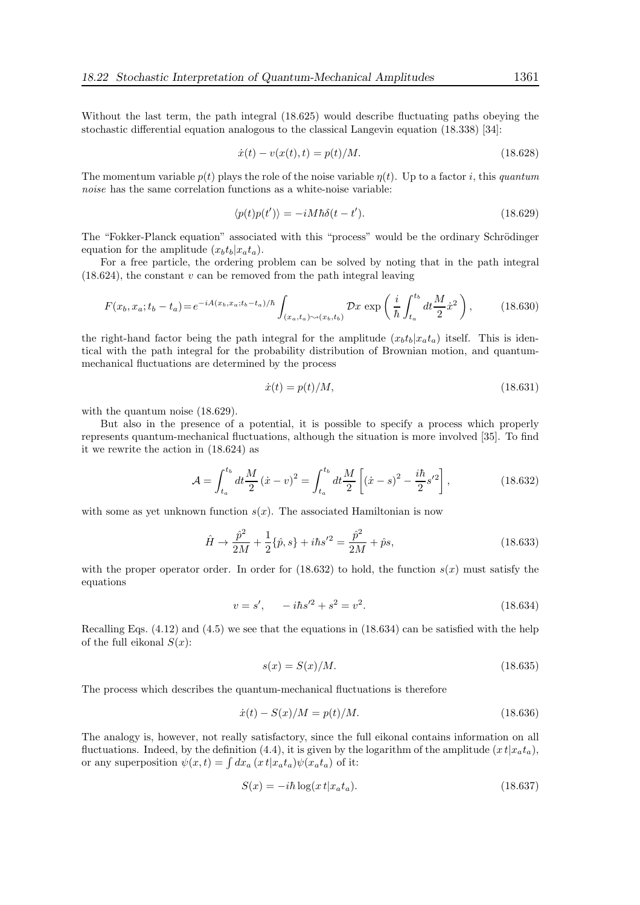Without the last term, the path integral (18.625) would describe fluctuating paths obeying the stochastic differential equation analogous to the classical Langevin equation (18.338) [34]:

$$\dot{x}(t) - v(x(t),t) = p(t)/M. \tag{18.628}$$

The momentum variable $p(t)$ plays the role of the noise variable $\eta(t)$. Up to a factor $i$, this *quantum noise* has the same correlation functions as a white-noise variable:

$$\langle p(t)p(t')\rangle = -iM\hbar\delta(t-t'). \tag{18.629}$$

The "Fokker-Planck equation" associated with this "process" would be the ordinary Schrödinger equation for the amplitude $(x_bt_b|x_at_a)$.

For a free particle, the ordering problem can be solved by noting that in the path integral (18.624), the constant $v$ can be removed from the path integral leaving

$$F(x_b,x_a;t_b-t_a) = e^{-iA(x_b,x_a;t_b-t_a)/\hbar}\int_{(x_a,t_a)\rightsquigarrow(x_b,t_b)}\mathcal{D}x\,\exp\left(\frac{i}{\hbar}\int_{t_a}^{t_b}dt\frac{M}{2}\dot{x}^2\right), \tag{18.630}$$

the right-hand factor being the path integral for the amplitude $(x_bt_b|x_at_a)$ itself. This is identical with the path integral for the probability distribution of Brownian motion, and quantum-mechanical fluctuations are determined by the process

$$\dot{x}(t) = p(t)/M, \tag{18.631}$$

with the quantum noise (18.629).

But also in the presence of a potential, it is possible to specify a process which properly represents quantum-mechanical fluctuations, although the situation is more involved [35]. To find it we rewrite the action in (18.624) as

$$\mathcal{A} = \int_{t_a}^{t_b}dt\frac{M}{2}(\dot{x}-v)^2 = \int_{t_a}^{t_b}dt\frac{M}{2}\left[(\dot{x}-s)^2 - \frac{i\hbar}{2}s'^2\right], \tag{18.632}$$

with some as yet unknown function $s(x)$. The associated Hamiltonian is now

$$\hat{H} \to \frac{\hat{p}^2}{2M} + \frac{1}{2}\{\hat{p},s\} + i\hbar s'^2 = \frac{\hat{p}^2}{2M} + \hat{p}s, \tag{18.633}$$

with the proper operator order. In order for (18.632) to hold, the function $s(x)$ must satisfy the equations

$$v = s', \qquad -i\hbar s'^2 + s^2 = v^2. \tag{18.634}$$

Recalling Eqs. (4.12) and (4.5) we see that the equations in (18.634) can be satisfied with the help of the full eikonal $S(x)$:

$$s(x) = S(x)/M. \tag{18.635}$$

The process which describes the quantum-mechanical fluctuations is therefore

$$\dot{x}(t) - S(x)/M = p(t)/M. \tag{18.636}$$

The analogy is, however, not really satisfactory, since the full eikonal contains information on all fluctuations. Indeed, by the definition (4.4), it is given by the logarithm of the amplitude $(x\,t|x_at_a)$, or any superposition $\psi(x,t) = \int dx_a\,(x\,t|x_at_a)\psi(x_at_a)$ of it:

$$S(x) = -i\hbar\log(x\,t|x_at_a). \tag{18.637}$$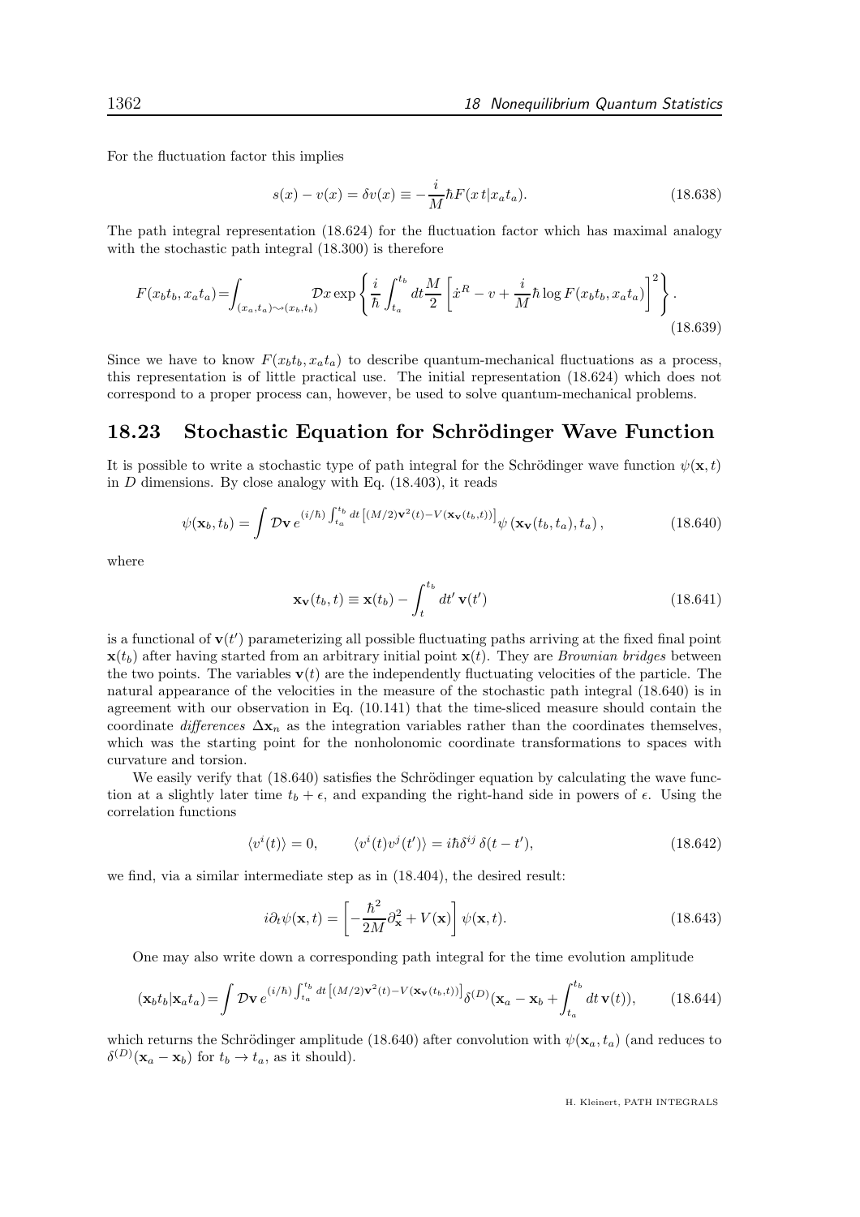For the fluctuation factor this implies

$$s(x) - v(x) = \delta v(x) \equiv -\frac{i}{M}\hbar F(x\,t|x_a t_a). \tag{18.638}$$

The path integral representation (18.624) for the fluctuation factor which has maximal analogy with the stochastic path integral (18.300) is therefore

$$F(x_b t_b, x_a t_a) = \int_{(x_a,t_a)\rightsquigarrow(x_b,t_b)} \mathcal{D}x \exp\left\{\frac{i}{\hbar}\int_{t_a}^{t_b} dt \frac{M}{2}\left[\dot{x}^R - v + \frac{i}{M}\hbar \log F(x_b t_b, x_a t_a)\right]^2\right\}. \tag{18.639}$$

Since we have to know $F(x_b t_b, x_a t_a)$ to describe quantum-mechanical fluctuations as a process, this representation is of little practical use. The initial representation (18.624) which does not correspond to a proper process can, however, be used to solve quantum-mechanical problems.

## 18.23 Stochastic Equation for Schrödinger Wave Function

It is possible to write a stochastic type of path integral for the Schrödinger wave function $\psi(\mathbf{x}, t)$ in $D$ dimensions. By close analogy with Eq. (18.403), it reads

$$\psi(\mathbf{x}_b, t_b) = \int \mathcal{D}\mathbf{v}\, e^{(i/\hbar)\int_{t_a}^{t_b} dt\,\left[(M/2)\mathbf{v}^2(t) - V(\mathbf{x}_\mathbf{v}(t_b,t))\right]} \psi\left(\mathbf{x}_\mathbf{v}(t_b, t_a), t_a\right), \tag{18.640}$$

where

$$\mathbf{x}_\mathbf{v}(t_b, t) \equiv \mathbf{x}(t_b) - \int_t^{t_b} dt'\, \mathbf{v}(t') \tag{18.641}$$

is a functional of $\mathbf{v}(t')$ parameterizing all possible fluctuating paths arriving at the fixed final point $\mathbf{x}(t_b)$ after having started from an arbitrary initial point $\mathbf{x}(t)$. They are *Brownian bridges* between the two points. The variables $\mathbf{v}(t)$ are the independently fluctuating velocities of the particle. The natural appearance of the velocities in the measure of the stochastic path integral (18.640) is in agreement with our observation in Eq. (10.141) that the time-sliced measure should contain the coordinate *differences* $\Delta\mathbf{x}_n$ as the integration variables rather than the coordinates themselves, which was the starting point for the nonholonomic coordinate transformations to spaces with curvature and torsion.

We easily verify that (18.640) satisfies the Schrödinger equation by calculating the wave function at a slightly later time $t_b + \epsilon$, and expanding the right-hand side in powers of $\epsilon$. Using the correlation functions

$$\langle v^i(t)\rangle = 0, \qquad \langle v^i(t) v^j(t')\rangle = i\hbar\delta^{ij}\,\delta(t - t'), \tag{18.642}$$

we find, via a similar intermediate step as in (18.404), the desired result:

$$i\partial_t \psi(\mathbf{x}, t) = \left[-\frac{\hbar^2}{2M}\partial_\mathbf{x}^2 + V(\mathbf{x})\right]\psi(\mathbf{x}, t). \tag{18.643}$$

One may also write down a corresponding path integral for the time evolution amplitude

$$(\mathbf{x}_b t_b|\mathbf{x}_a t_a) = \int \mathcal{D}\mathbf{v}\, e^{(i/\hbar)\int_{t_a}^{t_b} dt\,\left[(M/2)\mathbf{v}^2(t) - V(\mathbf{x}_\mathbf{v}(t_b,t))\right]} \delta^{(D)}(\mathbf{x}_a - \mathbf{x}_b + \int_{t_a}^{t_b} dt\,\mathbf{v}(t)), \tag{18.644}$$

which returns the Schrödinger amplitude (18.640) after convolution with $\psi(\mathbf{x}_a, t_a)$ (and reduces to $\delta^{(D)}(\mathbf{x}_a - \mathbf{x}_b)$ for $t_b \to t_a$, as it should).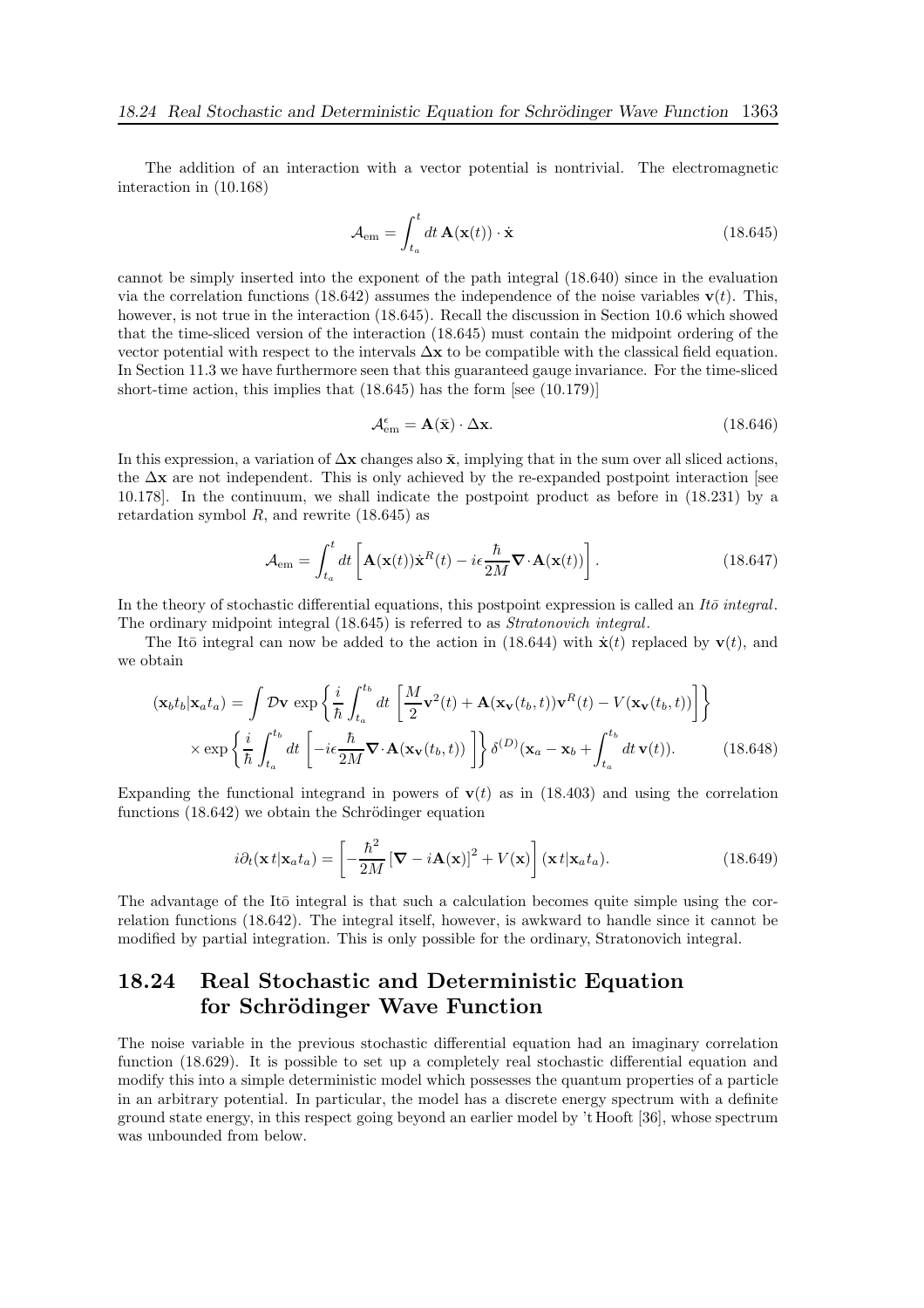The addition of an interaction with a vector potential is nontrivial. The electromagnetic interaction in (10.168)

$$\mathcal{A}_{\rm em} = \int_{t_a}^{t} dt \, \mathbf{A}(\mathbf{x}(t)) \cdot \dot{\mathbf{x}} \tag{18.645}$$

cannot be simply inserted into the exponent of the path integral (18.640) since in the evaluation via the correlation functions (18.642) assumes the independence of the noise variables $\mathbf{v}(t)$. This, however, is not true in the interaction (18.645). Recall the discussion in Section 10.6 which showed that the time-sliced version of the interaction (18.645) must contain the midpoint ordering of the vector potential with respect to the intervals $\Delta\mathbf{x}$ to be compatible with the classical field equation. In Section 11.3 we have furthermore seen that this guaranteed gauge invariance. For the time-sliced short-time action, this implies that (18.645) has the form [see (10.179)]

$$\mathcal{A}^{\epsilon}_{\rm em} = \mathbf{A}(\bar{\mathbf{x}}) \cdot \Delta\mathbf{x}. \tag{18.646}$$

In this expression, a variation of $\Delta\mathbf{x}$ changes also $\bar{\mathbf{x}}$, implying that in the sum over all sliced actions, the $\Delta\mathbf{x}$ are not independent. This is only achieved by the re-expanded postpoint interaction [see 10.178]. In the continuum, we shall indicate the postpoint product as before in (18.231) by a retardation symbol $R$, and rewrite (18.645) as

$$\mathcal{A}_{\rm em} = \int_{t_a}^{t} dt \left[ \mathbf{A}(\mathbf{x}(t)) \dot{\mathbf{x}}^R(t) - i\epsilon \frac{\hbar}{2M} \boldsymbol{\nabla}\cdot \mathbf{A}(\mathbf{x}(t)) \right]. \tag{18.647}$$

In the theory of stochastic differential equations, this postpoint expression is called an *Itō integral*. The ordinary midpoint integral (18.645) is referred to as *Stratonovich integral*.

The Itō integral can now be added to the action in (18.644) with $\dot{\mathbf{x}}(t)$ replaced by $\mathbf{v}(t)$, and we obtain

$$\begin{aligned}
(\mathbf{x}_b t_b | \mathbf{x}_a t_a) = \int \mathcal{D}\mathbf{v} \, \exp\left\{ \frac{i}{\hbar} \int_{t_a}^{t_b} dt \left[ \frac{M}{2} \mathbf{v}^2(t) + \mathbf{A}(\mathbf{x}_{\mathbf{v}}(t_b, t)) \mathbf{v}^R(t) - V(\mathbf{x}_{\mathbf{v}}(t_b, t)) \right] \right\} \\
\times \exp\left\{ \frac{i}{\hbar} \int_{t_a}^{t_b} dt \left[ -i\epsilon \frac{\hbar}{2M} \boldsymbol{\nabla}\cdot \mathbf{A}(\mathbf{x}_{\mathbf{v}}(t_b, t)) \right] \right\} \delta^{(D)}(\mathbf{x}_a - \mathbf{x}_b + \int_{t_a}^{t_b} dt \, \mathbf{v}(t)).
\end{aligned} \tag{18.648}$$

Expanding the functional integrand in powers of $\mathbf{v}(t)$ as in (18.403) and using the correlation functions (18.642) we obtain the Schrödinger equation

$$i\partial_t (\mathbf{x}\, t | \mathbf{x}_a t_a) = \left[ -\frac{\hbar^2}{2M} \left[ \boldsymbol{\nabla} - i\mathbf{A}(\mathbf{x}) \right]^2 + V(\mathbf{x}) \right] (\mathbf{x}\, t | \mathbf{x}_a t_a). \tag{18.649}$$

The advantage of the Itō integral is that such a calculation becomes quite simple using the correlation functions (18.642). The integral itself, however, is awkward to handle since it cannot be modified by partial integration. This is only possible for the ordinary, Stratonovich integral.

## 18.24 Real Stochastic and Deterministic Equation for Schrödinger Wave Function

The noise variable in the previous stochastic differential equation had an imaginary correlation function (18.629). It is possible to set up a completely real stochastic differential equation and modify this into a simple deterministic model which possesses the quantum properties of a particle in an arbitrary potential. In particular, the model has a discrete energy spectrum with a definite ground state energy, in this respect going beyond an earlier model by 't Hooft [36], whose spectrum was unbounded from below.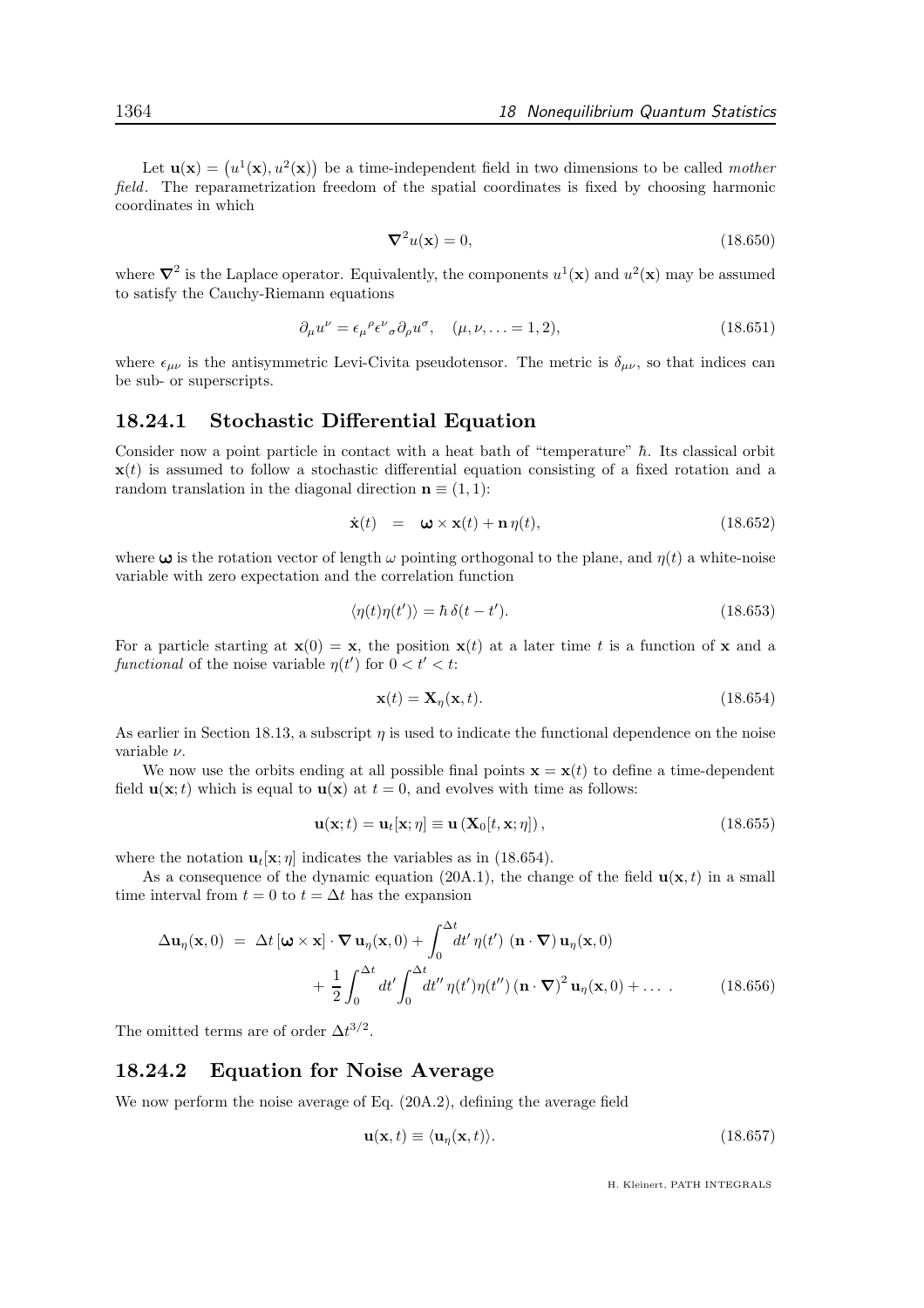Let $\mathbf{u}(\mathbf{x}) = \left(u^1(\mathbf{x}), u^2(\mathbf{x})\right)$ be a time-independent field in two dimensions to be called *mother field*. The reparametrization freedom of the spatial coordinates is fixed by choosing harmonic coordinates in which

$$\nabla^2 u(\mathbf{x}) = 0, \tag{18.650}$$

where $\nabla^2$ is the Laplace operator. Equivalently, the components $u^1(\mathbf{x})$ and $u^2(\mathbf{x})$ may be assumed to satisfy the Cauchy-Riemann equations

$$\partial_\mu u^\nu = \epsilon_\mu{}^\rho \epsilon^\nu{}_\sigma \partial_\rho u^\sigma, \quad (\mu, \nu, \ldots = 1, 2), \tag{18.651}$$

where $\epsilon_{\mu\nu}$ is the antisymmetric Levi-Civita pseudotensor. The metric is $\delta_{\mu\nu}$, so that indices can be sub- or superscripts.

### 18.24.1 Stochastic Differential Equation

Consider now a point particle in contact with a heat bath of "temperature" $\hbar$. Its classical orbit $\mathbf{x}(t)$ is assumed to follow a stochastic differential equation consisting of a fixed rotation and a random translation in the diagonal direction $\mathbf{n} \equiv (1, 1)$:

$$\dot{\mathbf{x}}(t) \;\; = \;\; \boldsymbol{\omega} \times \mathbf{x}(t) + \mathbf{n}\, \eta(t), \tag{18.652}$$

where $\boldsymbol{\omega}$ is the rotation vector of length $\omega$ pointing orthogonal to the plane, and $\eta(t)$ a white-noise variable with zero expectation and the correlation function

$$\langle \eta(t)\eta(t') \rangle = \hbar\, \delta(t - t'). \tag{18.653}$$

For a particle starting at $\mathbf{x}(0) = \mathbf{x}$, the position $\mathbf{x}(t)$ at a later time $t$ is a function of $\mathbf{x}$ and a *functional* of the noise variable $\eta(t')$ for $0 < t' < t$:

$$\mathbf{x}(t) = \mathbf{X}_\eta(\mathbf{x}, t). \tag{18.654}$$

As earlier in Section 18.13, a subscript $\eta$ is used to indicate the functional dependence on the noise variable $\nu$.

We now use the orbits ending at all possible final points $\mathbf{x} = \mathbf{x}(t)$ to define a time-dependent field $\mathbf{u}(\mathbf{x}; t)$ which is equal to $\mathbf{u}(\mathbf{x})$ at $t = 0$, and evolves with time as follows:

$$\mathbf{u}(\mathbf{x}; t) = \mathbf{u}_t[\mathbf{x}; \eta] \equiv \mathbf{u}\left(\mathbf{X}_0[t, \mathbf{x}; \eta]\right), \tag{18.655}$$

where the notation $\mathbf{u}_t[\mathbf{x}; \eta]$ indicates the variables as in (18.654).

As a consequence of the dynamic equation (20A.1), the change of the field $\mathbf{u}(\mathbf{x}, t)$ in a small time interval from $t = 0$ to $t = \Delta t$ has the expansion

$$\begin{aligned}
\Delta \mathbf{u}_\eta(\mathbf{x}, 0) \;\; = \;\; & \Delta t\, [\boldsymbol{\omega} \times \mathbf{x}] \cdot \nabla\, \mathbf{u}_\eta(\mathbf{x}, 0) + \int_0^{\Delta t} dt'\, \eta(t')\; (\mathbf{n} \cdot \nabla)\, \mathbf{u}_\eta(\mathbf{x}, 0) \\
& + \frac{1}{2} \int_0^{\Delta t} dt' \int_0^{\Delta t} dt''\, \eta(t')\eta(t'')\, (\mathbf{n} \cdot \nabla)^2\, \mathbf{u}_\eta(\mathbf{x}, 0) + \ldots \; .
\end{aligned} \tag{18.656}$$

The omitted terms are of order $\Delta t^{3/2}$.

### 18.24.2 Equation for Noise Average

We now perform the noise average of Eq. (20A.2), defining the average field

$$\mathbf{u}(\mathbf{x}, t) \equiv \langle \mathbf{u}_\eta(\mathbf{x}, t) \rangle. \tag{18.657}$$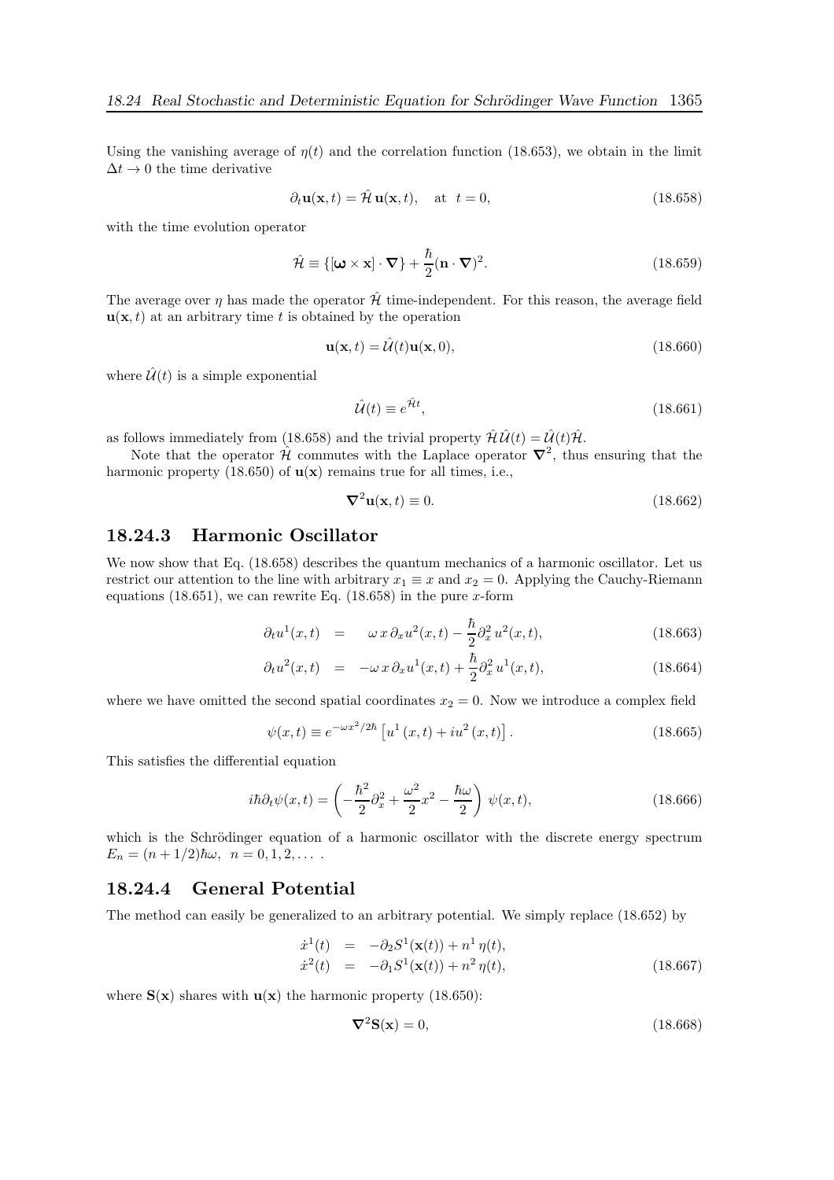Using the vanishing average of $\eta(t)$ and the correlation function (18.653), we obtain in the limit $\Delta t \to 0$ the time derivative

$$\partial_t \mathbf{u}(\mathbf{x},t) = \hat{\mathcal{H}}\, \mathbf{u}(\mathbf{x},t), \quad \text{at} \;\; t=0, \tag{18.658}$$

with the time evolution operator

$$\hat{\mathcal{H}} \equiv \{[\boldsymbol{\omega} \times \mathbf{x}] \cdot \boldsymbol{\nabla}\} + \frac{\hbar}{2}(\mathbf{n} \cdot \boldsymbol{\nabla})^2. \tag{18.659}$$

The average over $\eta$ has made the operator $\hat{\mathcal{H}}$ time-independent. For this reason, the average field $\mathbf{u}(\mathbf{x},t)$ at an arbitrary time $t$ is obtained by the operation

$$\mathbf{u}(\mathbf{x},t) = \hat{\mathcal{U}}(t)\mathbf{u}(\mathbf{x},0), \tag{18.660}$$

where $\hat{\mathcal{U}}(t)$ is a simple exponential

$$\hat{\mathcal{U}}(t) \equiv e^{\hat{\mathcal{H}}t}, \tag{18.661}$$

as follows immediately from (18.658) and the trivial property $\hat{\mathcal{H}}\hat{\mathcal{U}}(t) = \hat{\mathcal{U}}(t)\hat{\mathcal{H}}$.

Note that the operator $\hat{\mathcal{H}}$ commutes with the Laplace operator $\boldsymbol{\nabla}^2$, thus ensuring that the harmonic property (18.650) of $\mathbf{u}(\mathbf{x})$ remains true for all times, i.e.,

$$\boldsymbol{\nabla}^2 \mathbf{u}(\mathbf{x},t) \equiv 0. \tag{18.662}$$

## 18.24.3 Harmonic Oscillator

We now show that Eq. (18.658) describes the quantum mechanics of a harmonic oscillator. Let us restrict our attention to the line with arbitrary $x_1 \equiv x$ and $x_2 = 0$. Applying the Cauchy-Riemann equations (18.651), we can rewrite Eq. (18.658) in the pure $x$-form

$$\partial_t u^1(x,t) \;\; = \;\; \omega\, x\, \partial_x u^2(x,t) - \frac{\hbar}{2}\partial_x^2\, u^2(x,t), \tag{18.663}$$

$$\partial_t u^2(x,t) \;\; = \;\; -\omega\, x\, \partial_x u^1(x,t) + \frac{\hbar}{2}\partial_x^2\, u^1(x,t), \tag{18.664}$$

where we have omitted the second spatial coordinates $x_2 = 0$. Now we introduce a complex field

$$\psi(x,t) \equiv e^{-\omega x^2/2\hbar}\left[u^1(x,t) + i u^2(x,t)\right]. \tag{18.665}$$

This satisfies the differential equation

$$i\hbar\partial_t \psi(x,t) = \left(-\frac{\hbar^2}{2}\partial_x^2 + \frac{\omega^2}{2}x^2 - \frac{\hbar\omega}{2}\right)\, \psi(x,t), \tag{18.666}$$

which is the Schrödinger equation of a harmonic oscillator with the discrete energy spectrum $E_n = (n+1/2)\hbar\omega,\;\; n = 0,1,2,\ldots$ .

## 18.24.4 General Potential

The method can easily be generalized to an arbitrary potential. We simply replace (18.652) by

$$\begin{aligned} \dot{x}^1(t) \;\; &= \;\; -\partial_2 S^1(\mathbf{x}(t)) + n^1\, \eta(t), \\ \dot{x}^2(t) \;\; &= \;\; -\partial_1 S^1(\mathbf{x}(t)) + n^2\, \eta(t), \end{aligned} \tag{18.667}$$

where $\mathbf{S}(\mathbf{x})$ shares with $\mathbf{u}(\mathbf{x})$ the harmonic property (18.650):

$$\boldsymbol{\nabla}^2 \mathbf{S}(\mathbf{x}) = 0, \tag{18.668}$$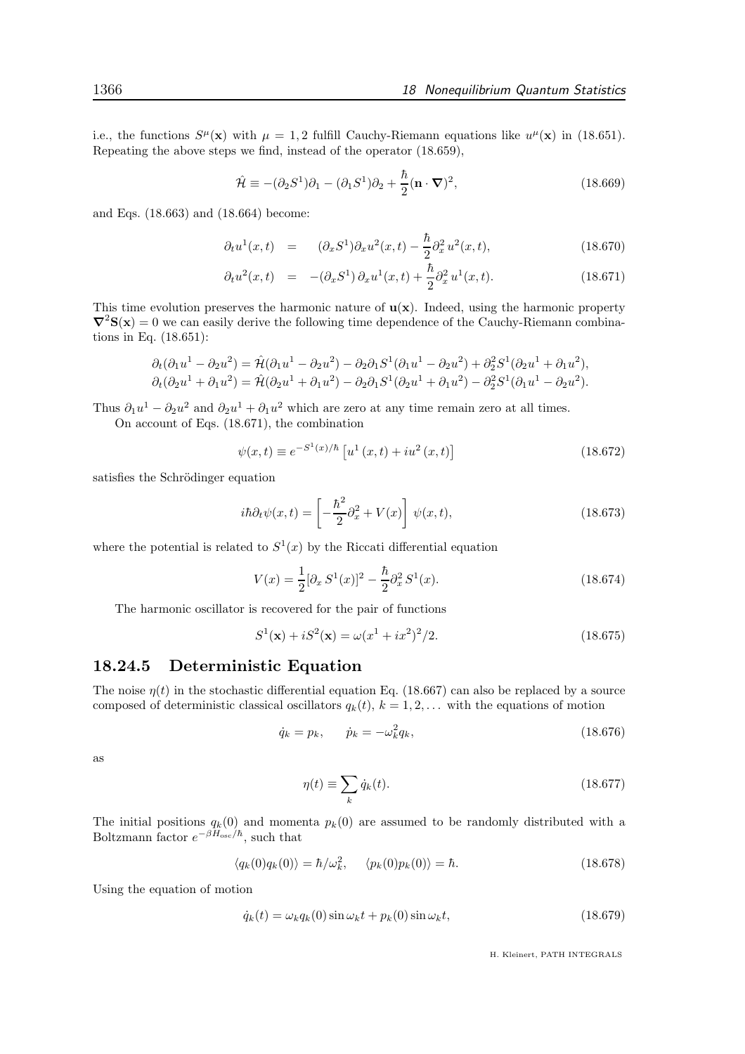i.e., the functions $S^\mu(\mathbf{x})$ with $\mu = 1, 2$ fulfill Cauchy-Riemann equations like $u^\mu(\mathbf{x})$ in (18.651). Repeating the above steps we find, instead of the operator (18.659),

$$\hat{\mathcal{H}} \equiv -(\partial_2 S^1)\partial_1 - (\partial_1 S^1)\partial_2 + \frac{\hbar}{2}(\mathbf{n}\cdot\boldsymbol{\nabla})^2, \tag{18.669}$$

and Eqs. (18.663) and (18.664) become:

$$\partial_t u^1(x,t) = (\partial_x S^1)\partial_x u^2(x,t) - \frac{\hbar}{2}\partial_x^2\, u^2(x,t), \tag{18.670}$$

$$\partial_t u^2(x,t) = -(\partial_x S^1)\,\partial_x u^1(x,t) + \frac{\hbar}{2}\partial_x^2\, u^1(x,t). \tag{18.671}$$

This time evolution preserves the harmonic nature of $\mathbf{u}(\mathbf{x})$. Indeed, using the harmonic property $\boldsymbol{\nabla}^2\mathbf{S}(\mathbf{x}) = 0$ we can easily derive the following time dependence of the Cauchy-Riemann combinations in Eq. (18.651):

$$\partial_t(\partial_1 u^1 - \partial_2 u^2) = \hat{\mathcal{H}}(\partial_1 u^1 - \partial_2 u^2) - \partial_2\partial_1 S^1(\partial_1 u^1 - \partial_2 u^2) + \partial_2^2 S^1(\partial_2 u^1 + \partial_1 u^2),$$
$$\partial_t(\partial_2 u^1 + \partial_1 u^2) = \hat{\mathcal{H}}(\partial_2 u^1 + \partial_1 u^2) - \partial_2\partial_1 S^1(\partial_2 u^1 + \partial_1 u^2) - \partial_2^2 S^1(\partial_1 u^1 - \partial_2 u^2).$$

Thus $\partial_1 u^1 - \partial_2 u^2$ and $\partial_2 u^1 + \partial_1 u^2$ which are zero at any time remain zero at all times.

On account of Eqs. (18.671), the combination

$$\psi(x,t) \equiv e^{-S^1(x)/\hbar}\left[u^1(x,t) + iu^2(x,t)\right] \tag{18.672}$$

satisfies the Schrödinger equation

$$i\hbar\partial_t\psi(x,t) = \left[-\frac{\hbar^2}{2}\partial_x^2 + V(x)\right]\,\psi(x,t), \tag{18.673}$$

where the potential is related to $S^1(x)$ by the Riccati differential equation

$$V(x) = \frac{1}{2}[\partial_x\, S^1(x)]^2 - \frac{\hbar}{2}\partial_x^2\, S^1(x). \tag{18.674}$$

The harmonic oscillator is recovered for the pair of functions

$$S^1(\mathbf{x}) + iS^2(\mathbf{x}) = \omega(x^1 + ix^2)^2/2. \tag{18.675}$$

### 18.24.5 Deterministic Equation

The noise $\eta(t)$ in the stochastic differential equation Eq. (18.667) can also be replaced by a source composed of deterministic classical oscillators $q_k(t)$, $k = 1, 2, \ldots$ with the equations of motion

$$\dot{q}_k = p_k, \qquad \dot{p}_k = -\omega_k^2 q_k, \tag{18.676}$$

as

$$\eta(t) \equiv \sum_k \dot{q}_k(t). \tag{18.677}$$

The initial positions $q_k(0)$ and momenta $p_k(0)$ are assumed to be randomly distributed with a Boltzmann factor $e^{-\beta H_{\rm osc}/\hbar}$, such that

$$\langle q_k(0)q_k(0)\rangle = \hbar/\omega_k^2, \qquad \langle p_k(0)p_k(0)\rangle = \hbar. \tag{18.678}$$

Using the equation of motion

$$\dot{q}_k(t) = \omega_k q_k(0)\sin\omega_k t + p_k(0)\sin\omega_k t, \tag{18.679}$$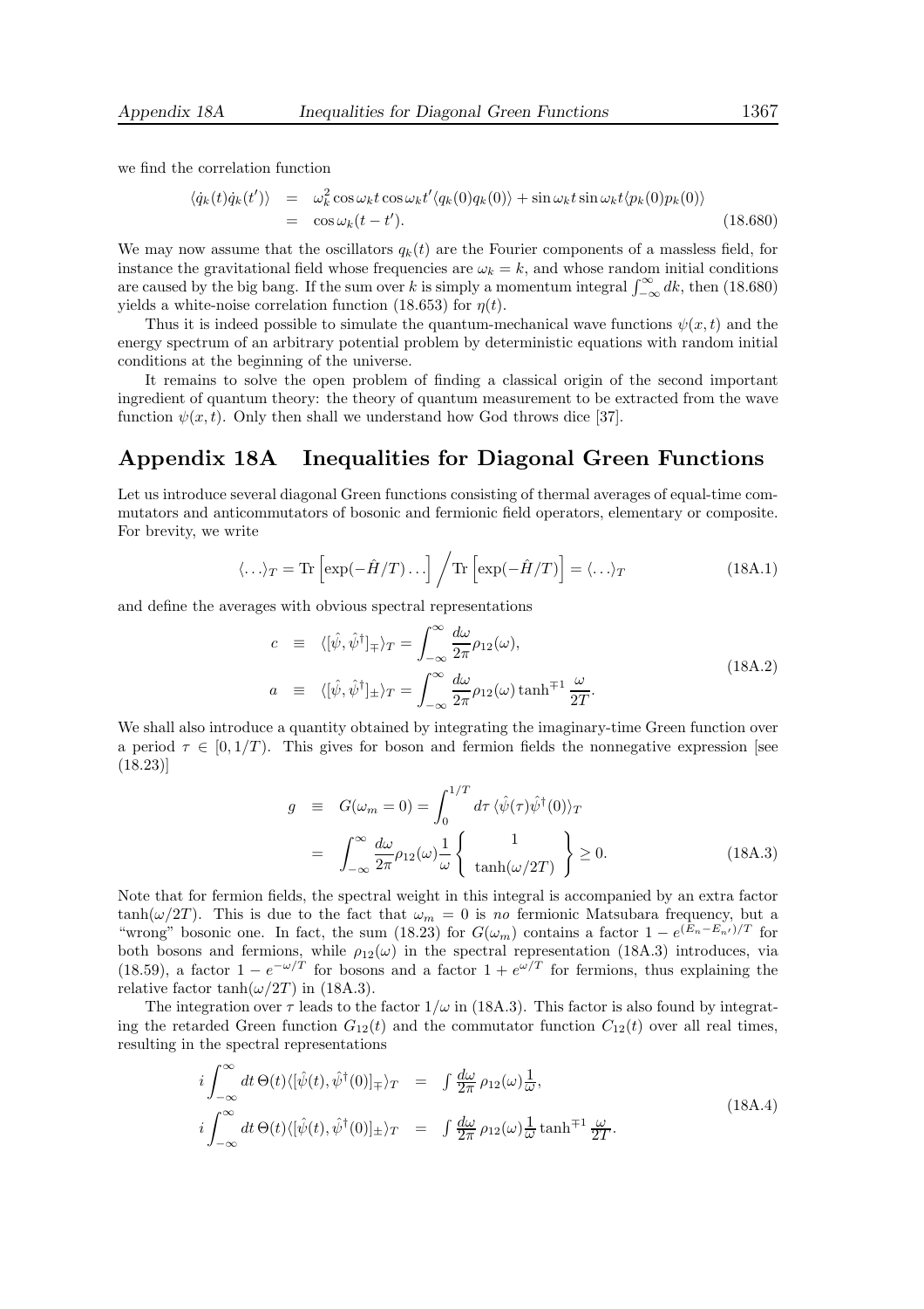we find the correlation function

$$
\begin{aligned}
\langle \dot{q}_k(t)\dot{q}_k(t')\rangle &= \omega_k^2 \cos\omega_k t \cos\omega_k t' \langle q_k(0)q_k(0)\rangle + \sin\omega_k t \sin\omega_k t \langle p_k(0)p_k(0)\rangle \\
&= \cos\omega_k(t-t'). \qquad (18.680)
\end{aligned}
$$

We may now assume that the oscillators $q_k(t)$ are the Fourier components of a massless field, for instance the gravitational field whose frequencies are $\omega_k = k$, and whose random initial conditions are caused by the big bang. If the sum over $k$ is simply a momentum integral $\int_{-\infty}^{\infty} dk$, then (18.680) yields a white-noise correlation function (18.653) for $\eta(t)$.

Thus it is indeed possible to simulate the quantum-mechanical wave functions $\psi(x,t)$ and the energy spectrum of an arbitrary potential problem by deterministic equations with random initial conditions at the beginning of the universe.

It remains to solve the open problem of finding a classical origin of the second important ingredient of quantum theory: the theory of quantum measurement to be extracted from the wave function $\psi(x,t)$. Only then shall we understand how God throws dice [37].

## Appendix 18A Inequalities for Diagonal Green Functions

Let us introduce several diagonal Green functions consisting of thermal averages of equal-time commutators and anticommutators of bosonic and fermionic field operators, elementary or composite. For brevity, we write

$$
\langle \dots \rangle_T = \mathrm{Tr}\left[\exp(-\hat{H}/T)\dots\right] \Big/ \mathrm{Tr}\left[\exp(-\hat{H}/T)\right] = \langle \dots \rangle_T \qquad (18A.1)
$$

and define the averages with obvious spectral representations

$$
\begin{aligned}
c &\equiv \langle [\hat{\psi}, \hat{\psi}^\dagger]_\mp \rangle_T = \int_{-\infty}^{\infty} \frac{d\omega}{2\pi} \rho_{12}(\omega), \\
a &\equiv \langle [\hat{\psi}, \hat{\psi}^\dagger]_\pm \rangle_T = \int_{-\infty}^{\infty} \frac{d\omega}{2\pi} \rho_{12}(\omega) \tanh^{\mp 1} \frac{\omega}{2T}.
\end{aligned} \qquad (18A.2)
$$

We shall also introduce a quantity obtained by integrating the imaginary-time Green function over a period $\tau \in [0, 1/T)$. This gives for boson and fermion fields the nonnegative expression [see (18.23)]

$$
\begin{aligned}
g &\equiv G(\omega_m = 0) = \int_0^{1/T} d\tau \, \langle \hat{\psi}(\tau)\hat{\psi}^\dagger(0)\rangle_T \\
&= \int_{-\infty}^{\infty} \frac{d\omega}{2\pi} \rho_{12}(\omega) \frac{1}{\omega} \left\{ \begin{array}{c} 1 \\ \tanh(\omega/2T) \end{array} \right\} \geq 0. \qquad (18A.3)
\end{aligned}
$$

Note that for fermion fields, the spectral weight in this integral is accompanied by an extra factor $\tanh(\omega/2T)$. This is due to the fact that $\omega_m = 0$ is *no* fermionic Matsubara frequency, but a "wrong" bosonic one. In fact, the sum (18.23) for $G(\omega_m)$ contains a factor $1 - e^{(E_n - E_{n'})/T}$ for both bosons and fermions, while $\rho_{12}(\omega)$ in the spectral representation (18A.3) introduces, via (18.59), a factor $1 - e^{-\omega/T}$ for bosons and a factor $1 + e^{\omega/T}$ for fermions, thus explaining the relative factor $\tanh(\omega/2T)$ in (18A.3).

The integration over $\tau$ leads to the factor $1/\omega$ in (18A.3). This factor is also found by integrating the retarded Green function $G_{12}(t)$ and the commutator function $C_{12}(t)$ over all real times, resulting in the spectral representations

$$
\begin{aligned}
i\int_{-\infty}^{\infty} dt \, \Theta(t) \langle [\hat{\psi}(t), \hat{\psi}^\dagger(0)]_\mp \rangle_T &= \int \frac{d\omega}{2\pi} \, \rho_{12}(\omega) \frac{1}{\omega}, \\
i\int_{-\infty}^{\infty} dt \, \Theta(t) \langle [\hat{\psi}(t), \hat{\psi}^\dagger(0)]_\pm \rangle_T &= \int \frac{d\omega}{2\pi} \, \rho_{12}(\omega) \frac{1}{\omega} \tanh^{\mp 1} \frac{\omega}{2T}.
\end{aligned} \qquad (18A.4)
$$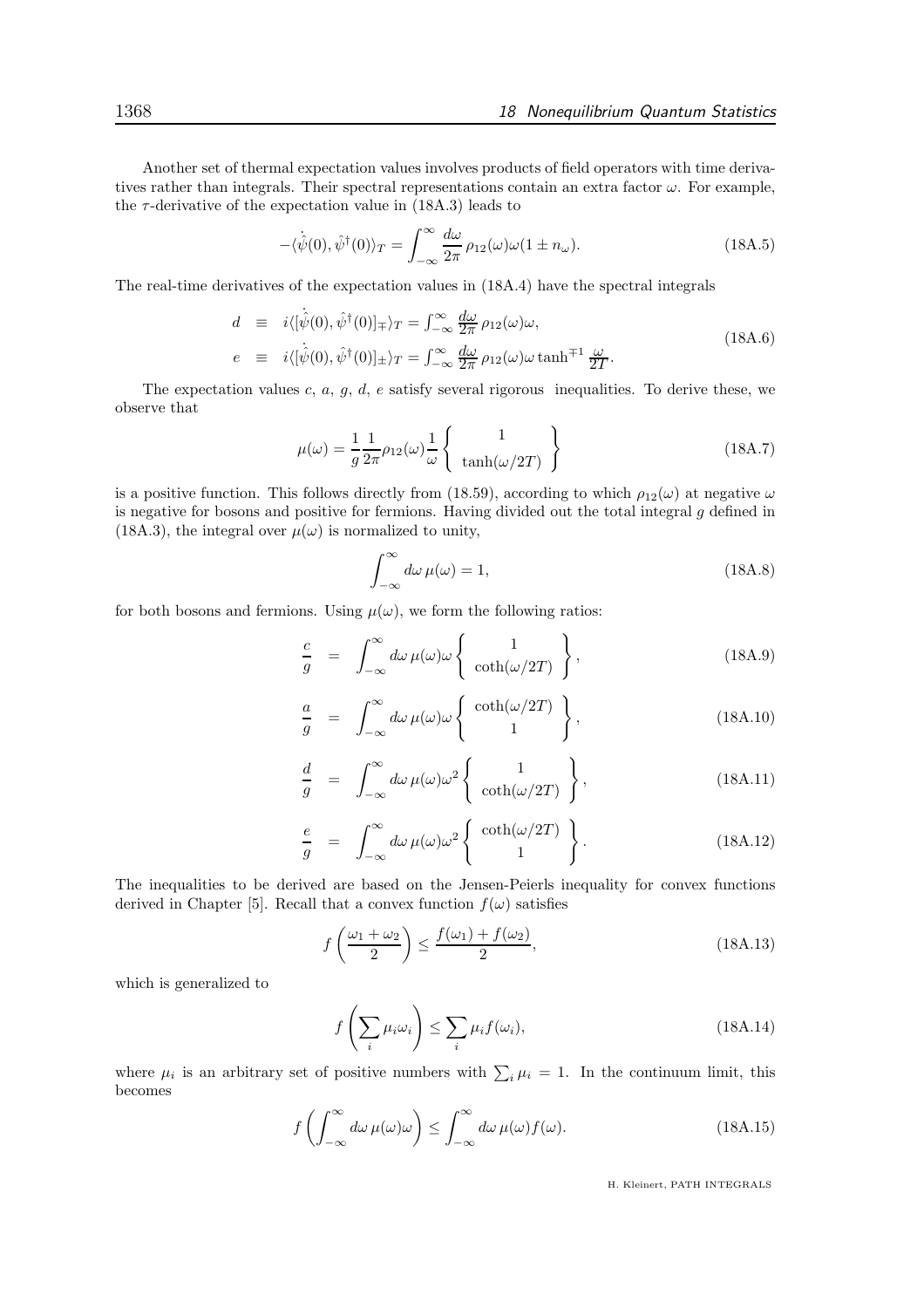Another set of thermal expectation values involves products of field operators with time derivatives rather than integrals. Their spectral representations contain an extra factor $\omega$. For example, the $\tau$-derivative of the expectation value in (18A.3) leads to

$$
-\langle \dot{\hat{\psi}}(0), \hat{\psi}^\dagger(0)\rangle_T = \int_{-\infty}^{\infty} \frac{d\omega}{2\pi}\, \rho_{12}(\omega)\omega(1 \pm n_\omega). \tag{18A.5}
$$

The real-time derivatives of the expectation values in (18A.4) have the spectral integrals

$$
\begin{aligned}
d &\equiv i\langle [\dot{\hat{\psi}}(0), \hat{\psi}^\dagger(0)]_\mp\rangle_T = \int_{-\infty}^{\infty} \frac{d\omega}{2\pi}\, \rho_{12}(\omega)\omega, \\
e &\equiv i\langle [\dot{\hat{\psi}}(0), \hat{\psi}^\dagger(0)]_\pm\rangle_T = \int_{-\infty}^{\infty} \frac{d\omega}{2\pi}\, \rho_{12}(\omega)\omega \tanh^{\mp 1} \frac{\omega}{2T}.
\end{aligned} \tag{18A.6}
$$

The expectation values $c$, $a$, $g$, $d$, $e$ satisfy several rigorous inequalities. To derive these, we observe that

$$
\mu(\omega) = \frac{1}{g}\frac{1}{2\pi}\rho_{12}(\omega)\frac{1}{\omega}\left\{ \begin{array}{c} 1 \\ \tanh(\omega/2T) \end{array} \right\} \tag{18A.7}
$$

is a positive function. This follows directly from (18.59), according to which $\rho_{12}(\omega)$ at negative $\omega$ is negative for bosons and positive for fermions. Having divided out the total integral $g$ defined in (18A.3), the integral over $\mu(\omega)$ is normalized to unity,

$$
\int_{-\infty}^{\infty} d\omega\, \mu(\omega) = 1, \tag{18A.8}
$$

for both bosons and fermions. Using $\mu(\omega)$, we form the following ratios:

$$
\frac{c}{g} = \int_{-\infty}^{\infty} d\omega\, \mu(\omega)\omega \left\{ \begin{array}{c} 1 \\ \coth(\omega/2T) \end{array} \right\}, \tag{18A.9}
$$

$$
\frac{a}{g} = \int_{-\infty}^{\infty} d\omega\, \mu(\omega)\omega \left\{ \begin{array}{c} \coth(\omega/2T) \\ 1 \end{array} \right\}, \tag{18A.10}
$$

$$
\frac{d}{g} = \int_{-\infty}^{\infty} d\omega\, \mu(\omega)\omega^2 \left\{ \begin{array}{c} 1 \\ \coth(\omega/2T) \end{array} \right\}, \tag{18A.11}
$$

$$
\frac{e}{g} = \int_{-\infty}^{\infty} d\omega\, \mu(\omega)\omega^2 \left\{ \begin{array}{c} \coth(\omega/2T) \\ 1 \end{array} \right\}. \tag{18A.12}
$$

The inequalities to be derived are based on the Jensen-Peierls inequality for convex functions derived in Chapter [5]. Recall that a convex function $f(\omega)$ satisfies

$$
f\left(\frac{\omega_1 + \omega_2}{2}\right) \le \frac{f(\omega_1) + f(\omega_2)}{2}, \tag{18A.13}
$$

which is generalized to

$$
f\left(\sum_i \mu_i \omega_i\right) \le \sum_i \mu_i f(\omega_i), \tag{18A.14}
$$

where $\mu_i$ is an arbitrary set of positive numbers with $\sum_i \mu_i = 1$. In the continuum limit, this becomes

$$
f\left(\int_{-\infty}^{\infty} d\omega\, \mu(\omega)\omega\right) \le \int_{-\infty}^{\infty} d\omega\, \mu(\omega) f(\omega). \tag{18A.15}
$$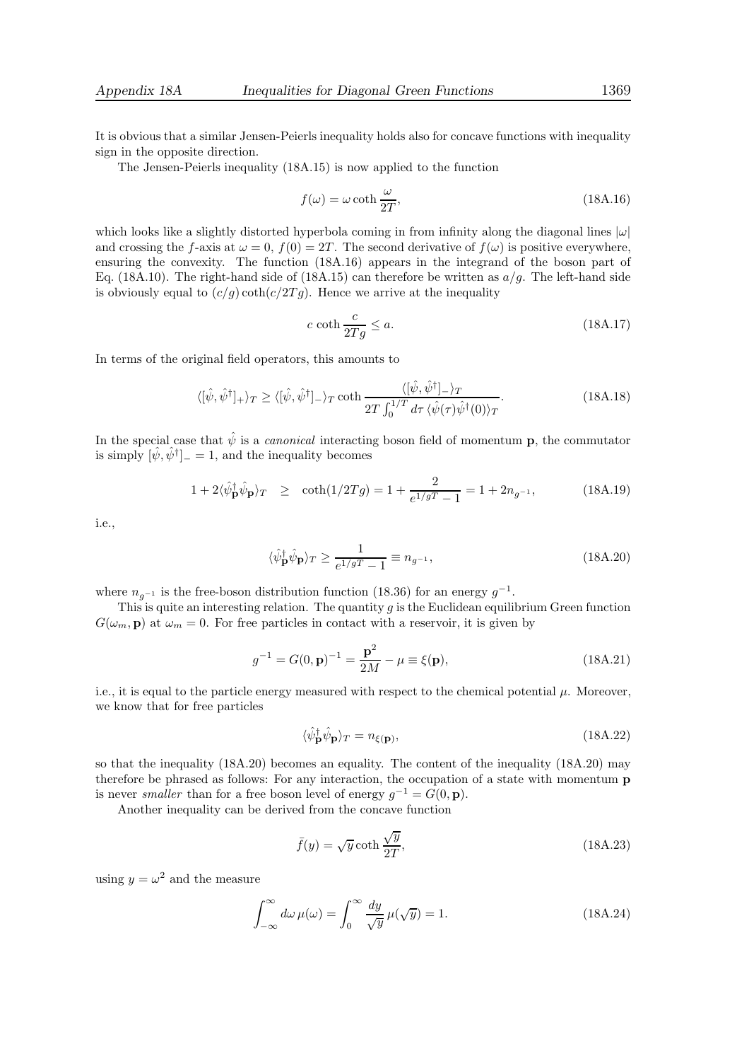It is obvious that a similar Jensen-Peierls inequality holds also for concave functions with inequality sign in the opposite direction.

The Jensen-Peierls inequality (18A.15) is now applied to the function

$$f(\omega) = \omega \coth \frac{\omega}{2T}, \tag{18A.16}$$

which looks like a slightly distorted hyperbola coming in from infinity along the diagonal lines $|\omega|$ and crossing the $f$-axis at $\omega = 0$, $f(0) = 2T$. The second derivative of $f(\omega)$ is positive everywhere, ensuring the convexity. The function (18A.16) appears in the integrand of the boson part of Eq. (18A.10). The right-hand side of (18A.15) can therefore be written as $a/g$. The left-hand side is obviously equal to $(c/g)\coth(c/2Tg)$. Hence we arrive at the inequality

$$c \coth \frac{c}{2Tg} \leq a. \tag{18A.17}$$

In terms of the original field operators, this amounts to

$$\langle[\hat{\psi}, \hat{\psi}^\dagger]_+\rangle_T \geq \langle[\hat{\psi}, \hat{\psi}^\dagger]_-\rangle_T \coth \frac{\langle[\hat{\psi}, \hat{\psi}^\dagger]_-\rangle_T}{2T\int_0^{1/T} d\tau\, \langle\hat{\psi}(\tau)\hat{\psi}^\dagger(0)\rangle_T}. \tag{18A.18}$$

In the special case that $\hat{\psi}$ is a *canonical* interacting boson field of momentum $\mathbf{p}$, the commutator is simply $[\hat{\psi}, \hat{\psi}^\dagger]_- = 1$, and the inequality becomes

$$1 + 2\langle\hat{\psi}^\dagger_{\mathbf{p}}\hat{\psi}_{\mathbf{p}}\rangle_T \quad \geq \quad \coth(1/2Tg) = 1 + \frac{2}{e^{1/gT} - 1} = 1 + 2n_{g^{-1}}, \tag{18A.19}$$

i.e.,

$$\langle\hat{\psi}^\dagger_{\mathbf{p}}\hat{\psi}_{\mathbf{p}}\rangle_T \geq \frac{1}{e^{1/gT} - 1} \equiv n_{g^{-1}}, \tag{18A.20}$$

where $n_{g^{-1}}$ is the free-boson distribution function (18.36) for an energy $g^{-1}$.

This is quite an interesting relation. The quantity $g$ is the Euclidean equilibrium Green function $G(\omega_m, \mathbf{p})$ at $\omega_m = 0$. For free particles in contact with a reservoir, it is given by

$$g^{-1} = G(0, \mathbf{p})^{-1} = \frac{\mathbf{p}^2}{2M} - \mu \equiv \xi(\mathbf{p}), \tag{18A.21}$$

i.e., it is equal to the particle energy measured with respect to the chemical potential $\mu$. Moreover, we know that for free particles

$$\langle\hat{\psi}^\dagger_{\mathbf{p}}\hat{\psi}_{\mathbf{p}}\rangle_T = n_{\xi(\mathbf{p})}, \tag{18A.22}$$

so that the inequality (18A.20) becomes an equality. The content of the inequality (18A.20) may therefore be phrased as follows: For any interaction, the occupation of a state with momentum $\mathbf{p}$ is never *smaller* than for a free boson level of energy $g^{-1} = G(0, \mathbf{p})$.

Another inequality can be derived from the concave function

$$\bar{f}(y) = \sqrt{y}\coth\frac{\sqrt{y}}{2T}, \tag{18A.23}$$

using $y = \omega^2$ and the measure

$$\int_{-\infty}^{\infty} d\omega\, \mu(\omega) = \int_0^\infty \frac{dy}{\sqrt{y}}\, \mu(\sqrt{y}) = 1. \tag{18A.24}$$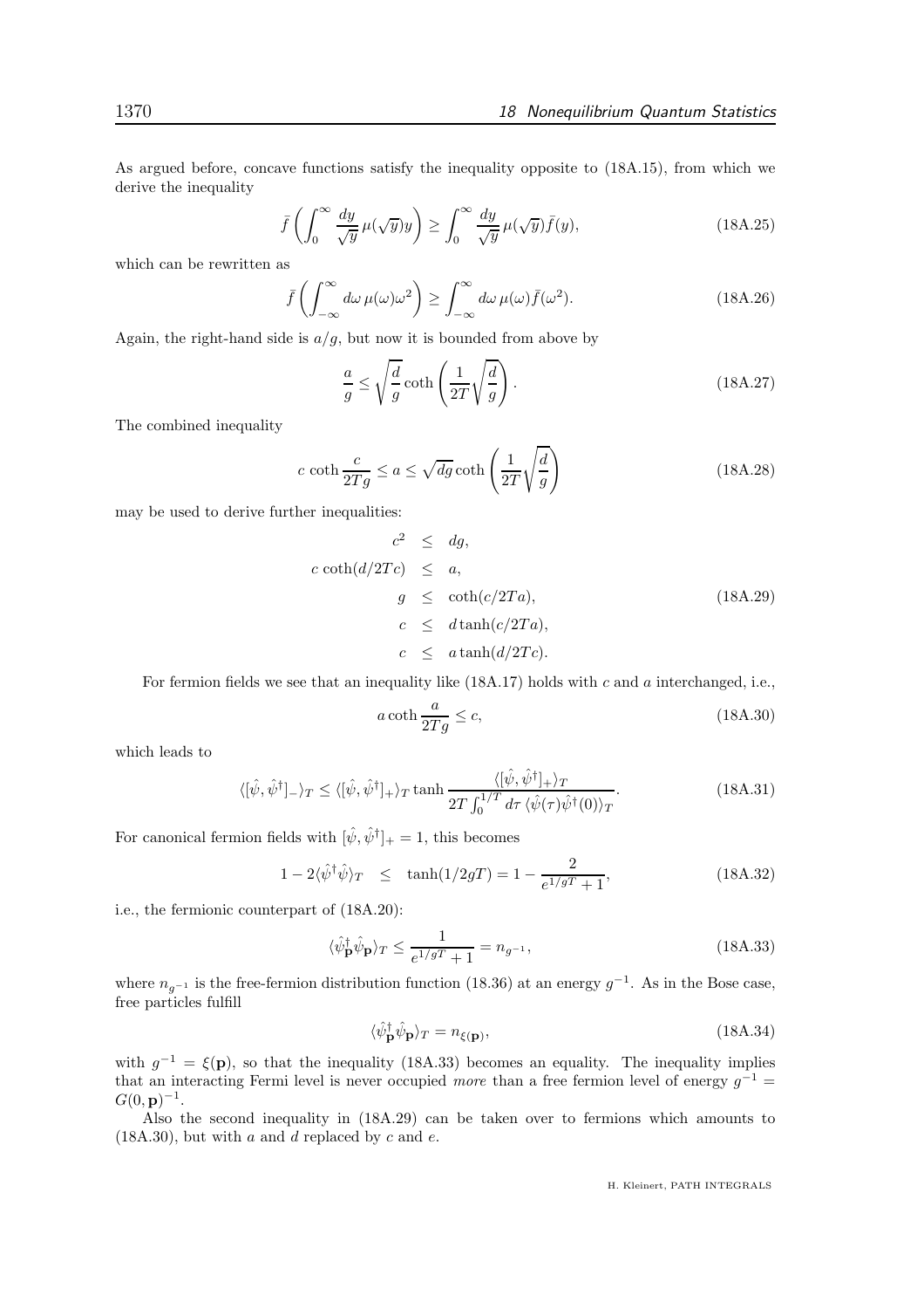As argued before, concave functions satisfy the inequality opposite to (18A.15), from which we derive the inequality

$$\bar{f}\left(\int_0^\infty \frac{dy}{\sqrt{y}}\,\mu(\sqrt{y})y\right) \geq \int_0^\infty \frac{dy}{\sqrt{y}}\,\mu(\sqrt{y})\bar{f}(y), \tag{18A.25}$$

which can be rewritten as

$$\bar{f}\left(\int_{-\infty}^\infty d\omega\,\mu(\omega)\omega^2\right) \geq \int_{-\infty}^\infty d\omega\,\mu(\omega)\bar{f}(\omega^2). \tag{18A.26}$$

Again, the right-hand side is $a/g$, but now it is bounded from above by

$$\frac{a}{g} \leq \sqrt{\frac{d}{g}}\coth\left(\frac{1}{2T}\sqrt{\frac{d}{g}}\right). \tag{18A.27}$$

The combined inequality

$$c\,\coth\frac{c}{2Tg} \leq a \leq \sqrt{dg}\coth\left(\frac{1}{2T}\sqrt{\frac{d}{g}}\right) \tag{18A.28}$$

may be used to derive further inequalities:

$$\begin{aligned}
c^2 &\leq dg,\\
c\,\coth(d/2Tc) &\leq a,\\
g &\leq \coth(c/2Ta),\\
c &\leq d\tanh(c/2Ta),\\
c &\leq a\tanh(d/2Tc).
\end{aligned} \tag{18A.29}$$

For fermion fields we see that an inequality like (18A.17) holds with $c$ and $a$ interchanged, i.e.,

$$a\coth\frac{a}{2Tg} \leq c, \tag{18A.30}$$

which leads to

$$\langle[\hat{\psi},\hat{\psi}^\dagger]_-\rangle_T \leq \langle[\hat{\psi},\hat{\psi}^\dagger]_+\rangle_T \tanh\frac{\langle[\hat{\psi},\hat{\psi}^\dagger]_+\rangle_T}{2T\int_0^{1/T}d\tau\,\langle\hat{\psi}(\tau)\hat{\psi}^\dagger(0)\rangle_T}. \tag{18A.31}$$

For canonical fermion fields with $[\hat{\psi},\hat{\psi}^\dagger]_+ = 1$, this becomes

$$1 - 2\langle\hat{\psi}^\dagger\hat{\psi}\rangle_T \quad\leq\quad \tanh(1/2gT) = 1 - \frac{2}{e^{1/gT}+1}, \tag{18A.32}$$

i.e., the fermionic counterpart of (18A.20):

$$\langle\hat{\psi}^\dagger_{\mathbf{p}}\hat{\psi}_{\mathbf{p}}\rangle_T \leq \frac{1}{e^{1/gT}+1} = n_{g^{-1}}, \tag{18A.33}$$

where $n_{g^{-1}}$ is the free-fermion distribution function (18.36) at an energy $g^{-1}$. As in the Bose case, free particles fulfill

$$\langle\hat{\psi}^\dagger_{\mathbf{p}}\hat{\psi}_{\mathbf{p}}\rangle_T = n_{\xi(\mathbf{p})}, \tag{18A.34}$$

with $g^{-1} = \xi(\mathbf{p})$, so that the inequality (18A.33) becomes an equality. The inequality implies that an interacting Fermi level is never occupied *more* than a free fermion level of energy $g^{-1} = G(0,\mathbf{p})^{-1}$.

Also the second inequality in (18A.29) can be taken over to fermions which amounts to (18A.30), but with $a$ and $d$ replaced by $c$ and $e$.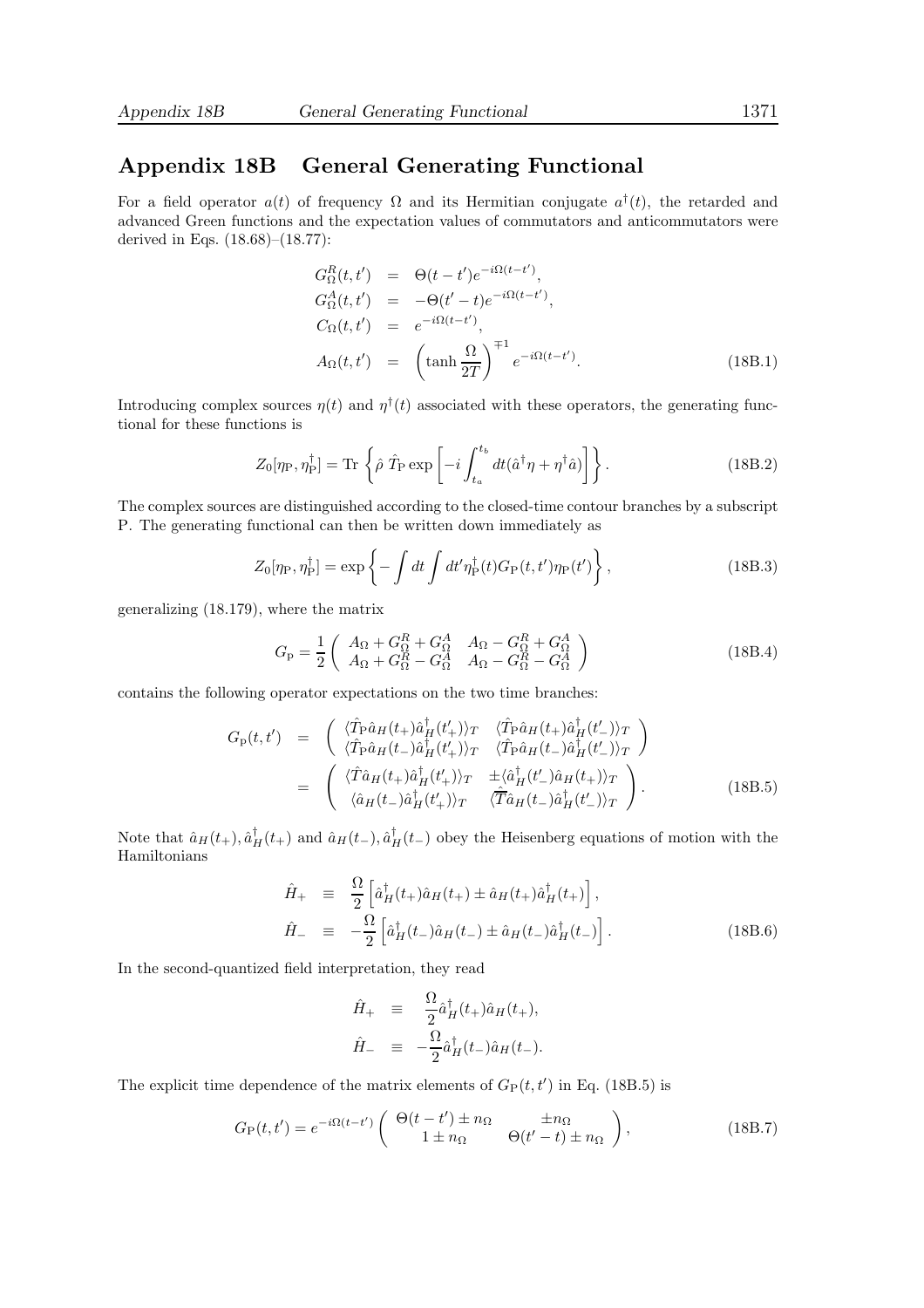## Appendix 18B General Generating Functional

For a field operator $a(t)$ of frequency $\Omega$ and its Hermitian conjugate $a^\dagger(t)$, the retarded and advanced Green functions and the expectation values of commutators and anticommutators were derived in Eqs. (18.68)–(18.77):

$$
\begin{aligned}
G^R_\Omega(t,t') &= \Theta(t-t')e^{-i\Omega(t-t')}, \\
G^A_\Omega(t,t') &= -\Theta(t'-t)e^{-i\Omega(t-t')}, \\
C_\Omega(t,t') &= e^{-i\Omega(t-t')}, \\
A_\Omega(t,t') &= \left(\tanh\frac{\Omega}{2T}\right)^{\mp 1} e^{-i\Omega(t-t')}.
\end{aligned} \tag{18B.1}
$$

Introducing complex sources $\eta(t)$ and $\eta^\dagger(t)$ associated with these operators, the generating functional for these functions is

$$
Z_0[\eta_{\rm P},\eta^\dagger_{\rm P}] = {\rm Tr}\left\{\hat\rho\; \hat T_{\rm P}\exp\left[-i\int_{t_a}^{t_b} dt(\hat a^\dagger\eta+\eta^\dagger\hat a)\right]\right\}. \tag{18B.2}
$$

The complex sources are distinguished according to the closed-time contour branches by a subscript P. The generating functional can then be written down immediately as

$$
Z_0[\eta_{\rm P},\eta^\dagger_{\rm P}] = \exp\left\{-\int dt\int dt' \eta^\dagger_{\rm P}(t)G_{\rm P}(t,t')\eta_{\rm P}(t')\right\}, \tag{18B.3}
$$

generalizing (18.179), where the matrix

$$
G_{\rm p} = \frac{1}{2}\left(\begin{array}{cc} A_\Omega+G^R_\Omega+G^A_\Omega & A_\Omega-G^R_\Omega+G^A_\Omega \\ A_\Omega+G^R_\Omega-G^A_\Omega & A_\Omega-G^R_\Omega-G^A_\Omega \end{array}\right) \tag{18B.4}
$$

contains the following operator expectations on the two time branches:

$$
\begin{aligned}
G_{\rm p}(t,t') &= \left(\begin{array}{cc} \langle \hat T_{\rm P}\hat a_H(t_+)\hat a^\dagger_H(t'_+)\rangle_T & \langle \hat T_{\rm P}\hat a_H(t_+)\hat a^\dagger_H(t'_-)\rangle_T \\ \langle \hat T_{\rm P}\hat a_H(t_-)\hat a^\dagger_H(t'_+)\rangle_T & \langle \hat T_{\rm P}\hat a_H(t_-)\hat a^\dagger_H(t'_-)\rangle_T \end{array}\right) \\
&= \left(\begin{array}{cc} \langle \hat T\hat a_H(t_+)\hat a^\dagger_H(t'_+)\rangle_T & \pm\langle \hat a^\dagger_H(t'_-)\hat a_H(t_+)\rangle_T \\ \langle \hat a_H(t_-)\hat a^\dagger_H(t'_+)\rangle_T & \langle \hat{\bar T}\hat a_H(t_-)\hat a^\dagger_H(t'_-)\rangle_T \end{array}\right).
\end{aligned} \tag{18B.5}
$$

Note that $\hat a_H(t_+),\hat a^\dagger_H(t_+)$ and $\hat a_H(t_-),\hat a^\dagger_H(t_-)$ obey the Heisenberg equations of motion with the Hamiltonians

$$
\begin{aligned}
\hat H_+ &\equiv \frac{\Omega}{2}\left[\hat a^\dagger_H(t_+)\hat a_H(t_+)\pm\hat a_H(t_+)\hat a^\dagger_H(t_+)\right], \\
\hat H_- &\equiv -\frac{\Omega}{2}\left[\hat a^\dagger_H(t_-)\hat a_H(t_-)\pm\hat a_H(t_-)\hat a^\dagger_H(t_-)\right].
\end{aligned} \tag{18B.6}
$$

In the second-quantized field interpretation, they read

$$
\begin{aligned}
\hat H_+ &\equiv \frac{\Omega}{2}\hat a^\dagger_H(t_+)\hat a_H(t_+), \\
\hat H_- &\equiv -\frac{\Omega}{2}\hat a^\dagger_H(t_-)\hat a_H(t_-).
\end{aligned}
$$

The explicit time dependence of the matrix elements of $G_{\rm P}(t,t')$ in Eq. (18B.5) is

$$
G_{\rm P}(t,t') = e^{-i\Omega(t-t')}\left(\begin{array}{cc} \Theta(t-t')\pm n_\Omega & \pm n_\Omega \\ 1\pm n_\Omega & \Theta(t'-t)\pm n_\Omega \end{array}\right), \tag{18B.7}
$$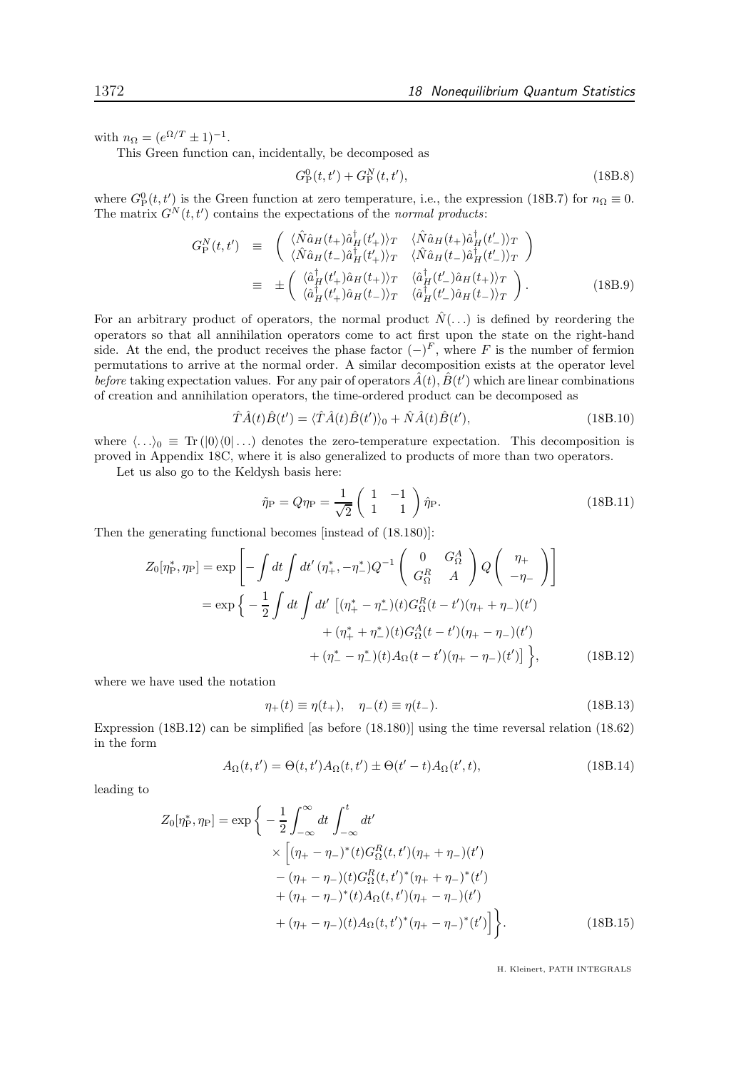with $n_\Omega = (e^{\Omega/T} \pm 1)^{-1}$.

This Green function can, incidentally, be decomposed as

$$G^0_{\rm P}(t,t') + G^N_{\rm P}(t,t'), \tag{18B.8}$$

where $G^0_{\rm P}(t,t')$ is the Green function at zero temperature, i.e., the expression (18B.7) for $n_\Omega \equiv 0$. The matrix $G^N(t,t')$ contains the expectations of the *normal products*:

$$\begin{aligned}
G^N_{\rm P}(t,t') &\equiv \begin{pmatrix} \langle \hat N \hat a_H(t_+) \hat a^\dagger_H(t'_+)\rangle_T & \langle \hat N \hat a_H(t_+) \hat a^\dagger_H(t'_-)\rangle_T \\ \langle \hat N \hat a_H(t_-) \hat a^\dagger_H(t'_+)\rangle_T & \langle \hat N \hat a_H(t_-) \hat a^\dagger_H(t'_-)\rangle_T \end{pmatrix} \\
&\equiv \pm \begin{pmatrix} \langle \hat a^\dagger_H(t'_+) \hat a_H(t_+)\rangle_T & \langle \hat a^\dagger_H(t'_-) \hat a_H(t_+)\rangle_T \\ \langle \hat a^\dagger_H(t'_+) \hat a_H(t_-)\rangle_T & \langle \hat a^\dagger_H(t'_-) \hat a_H(t_-)\rangle_T \end{pmatrix}.
\end{aligned} \tag{18B.9}$$

For an arbitrary product of operators, the normal product $\hat N(\ldots)$ is defined by reordering the operators so that all annihilation operators come to act first upon the state on the right-hand side. At the end, the product receives the phase factor $(-)^F$, where $F$ is the number of fermion permutations to arrive at the normal order. A similar decomposition exists at the operator level *before* taking expectation values. For any pair of operators $\hat A(t), \hat B(t')$ which are linear combinations of creation and annihilation operators, the time-ordered product can be decomposed as

$$\hat T \hat A(t) \hat B(t') = \langle \hat T \hat A(t) \hat B(t')\rangle_0 + \hat N \hat A(t) \hat B(t'), \tag{18B.10}$$

where $\langle \ldots \rangle_0 \equiv {\rm Tr}\,(|0\rangle\langle 0|\ldots)$ denotes the zero-temperature expectation. This decomposition is proved in Appendix 18C, where it is also generalized to products of more than two operators.

Let us also go to the Keldysh basis here:

$$\tilde\eta_{\rm P} = Q\eta_{\rm P} = \frac{1}{\sqrt{2}}\begin{pmatrix} 1 & -1 \\ 1 & 1 \end{pmatrix} \hat\eta_{\rm P}. \tag{18B.11}$$

Then the generating functional becomes [instead of (18.180)]:

$$\begin{aligned}
Z_0[\eta^*_{\rm P}, \eta_{\rm P}] &= \exp\left[-\int dt \int dt'\, (\eta^*_+, -\eta^*_-) Q^{-1} \begin{pmatrix} 0 & G^A_\Omega \\ G^R_\Omega & A \end{pmatrix} Q \begin{pmatrix} \eta_+ \\ -\eta_- \end{pmatrix}\right] \\
&= \exp\Big\{ -\frac{1}{2}\int dt \int dt' \, \big[(\eta^*_+ - \eta^*_-)(t) G^R_\Omega(t-t')(\eta_+ + \eta_-)(t') \\
&\qquad + (\eta^*_+ + \eta^*_-)(t) G^A_\Omega(t-t')(\eta_+ - \eta_-)(t') \\
&\qquad + (\eta^*_- - \eta^*_-)(t) A_\Omega(t-t')(\eta_+ - \eta_-)(t')\big] \Big\},
\end{aligned} \tag{18B.12}$$

where we have used the notation

$$\eta_+(t) \equiv \eta(t_+), \quad \eta_-(t) \equiv \eta(t_-). \tag{18B.13}$$

Expression (18B.12) can be simplified [as before (18.180)] using the time reversal relation (18.62) in the form

$$A_\Omega(t,t') = \Theta(t,t') A_\Omega(t,t') \pm \Theta(t'-t) A_\Omega(t',t), \tag{18B.14}$$

leading to

$$\begin{aligned}
Z_0[\eta^*_{\rm P}, \eta_{\rm P}] = \exp\Big\{ &-\frac{1}{2}\int_{-\infty}^{\infty} dt \int_{-\infty}^{t} dt' \\
&\times \Big[(\eta_+ - \eta_-)^*(t) G^R_\Omega(t,t')(\eta_+ + \eta_-)(t') \\
&- (\eta_+ - \eta_-)(t) G^R_\Omega(t,t')^*(\eta_+ + \eta_-)^*(t') \\
&+ (\eta_+ - \eta_-)^*(t) A_\Omega(t,t')(\eta_+ - \eta_-)(t') \\
&+ (\eta_+ - \eta_-)(t) A_\Omega(t,t')^*(\eta_+ - \eta_-)^*(t')\Big]\Big\}.
\end{aligned} \tag{18B.15}$$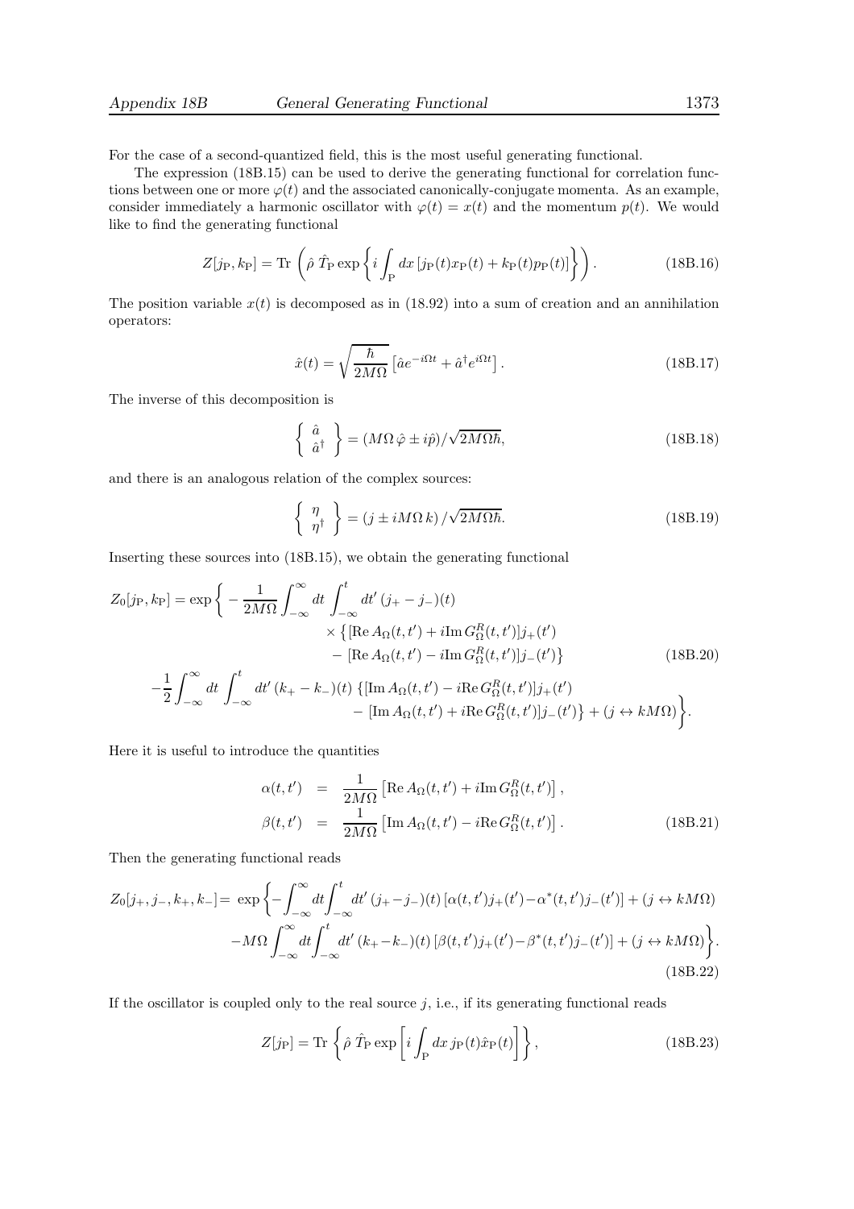For the case of a second-quantized field, this is the most useful generating functional.

The expression (18B.15) can be used to derive the generating functional for correlation functions between one or more $\varphi(t)$ and the associated canonically-conjugate momenta. As an example, consider immediately a harmonic oscillator with $\varphi(t) = x(t)$ and the momentum $p(t)$. We would like to find the generating functional

$$Z[j_{\rm P}, k_{\rm P}] = {\rm Tr}\,\left(\hat\rho\;\hat T_{\rm P}\exp\left\{i\int_{\rm P} dx\,[j_{\rm P}(t)x_{\rm P}(t) + k_{\rm P}(t)p_{\rm P}(t)]\right\}\right). \tag{18B.16}$$

The position variable $x(t)$ is decomposed as in (18.92) into a sum of creation and an annihilation operators:

$$\hat x(t) = \sqrt{\frac{\hbar}{2M\Omega}}\left[\hat a e^{-i\Omega t} + \hat a^\dagger e^{i\Omega t}\right]. \tag{18B.17}$$

The inverse of this decomposition is

$$\left\{\begin{array}{c}\hat a\\ \hat a^\dagger\end{array}\right\} = (M\Omega\,\hat\varphi \pm i\hat p)/\sqrt{2M\Omega\hbar}, \tag{18B.18}$$

and there is an analogous relation of the complex sources:

$$\left\{\begin{array}{c}\eta\\ \eta^\dagger\end{array}\right\} = (j \pm iM\Omega\,k)\,/\sqrt{2M\Omega\hbar}. \tag{18B.19}$$

Inserting these sources into (18B.15), we obtain the generating functional

$$\begin{aligned}
Z_0[j_{\rm P}, k_{\rm P}] = \exp\bigg\{ &-\frac{1}{2M\Omega}\int_{-\infty}^{\infty}dt\int_{-\infty}^{t}dt'\,(j_+ - j_-)(t)\\
&\qquad\times\left\{[{\rm Re}\,A_\Omega(t,t') + i{\rm Im}\,G^R_\Omega(t,t')]j_+(t')\right.\\
&\qquad\left. -\,[{\rm Re}\,A_\Omega(t,t') - i{\rm Im}\,G^R_\Omega(t,t')]j_-(t')\right\}\\
-\frac{1}{2}\int_{-\infty}^{\infty}dt\int_{-\infty}^{t}dt'\,&(k_+ - k_-)(t)\,\left\{[{\rm Im}\,A_\Omega(t,t') - i{\rm Re}\,G^R_\Omega(t,t')]j_+(t')\right.\\
&\left. -\,[{\rm Im}\,A_\Omega(t,t') + i{\rm Re}\,G^R_\Omega(t,t')]j_-(t')\right\} + (j \leftrightarrow kM\Omega)\bigg\}.
\end{aligned} \tag{18B.20}$$

Here it is useful to introduce the quantities

$$\begin{aligned}
\alpha(t,t') &= \frac{1}{2M\Omega}\left[{\rm Re}\,A_\Omega(t,t') + i{\rm Im}\,G^R_\Omega(t,t')\right],\\
\beta(t,t') &= \frac{1}{2M\Omega}\left[{\rm Im}\,A_\Omega(t,t') - i{\rm Re}\,G^R_\Omega(t,t')\right].
\end{aligned} \tag{18B.21}$$

Then the generating functional reads

$$\begin{aligned}
Z_0[j_+, j_-, k_+, k_-] = \exp\bigg\{&-\int_{-\infty}^{\infty}dt\int_{-\infty}^{t}dt'\,(j_+ - j_-)(t)\,[\alpha(t,t')j_+(t') - \alpha^*(t,t')j_-(t')] + (j \leftrightarrow kM\Omega)\\
&-M\Omega\int_{-\infty}^{\infty}dt\int_{-\infty}^{t}dt'\,(k_+ - k_-)(t)\,[\beta(t,t')j_+(t') - \beta^*(t,t')j_-(t')] + (j \leftrightarrow kM\Omega)\bigg\}.
\end{aligned} \tag{18B.22}$$

If the oscillator is coupled only to the real source $j$, i.e., if its generating functional reads

$$Z[j_{\rm P}] = {\rm Tr}\,\left\{\hat\rho\;\hat T_{\rm P}\exp\left[i\int_{\rm P} dx\,j_{\rm P}(t)\hat x_{\rm P}(t)\right]\right\}, \tag{18B.23}$$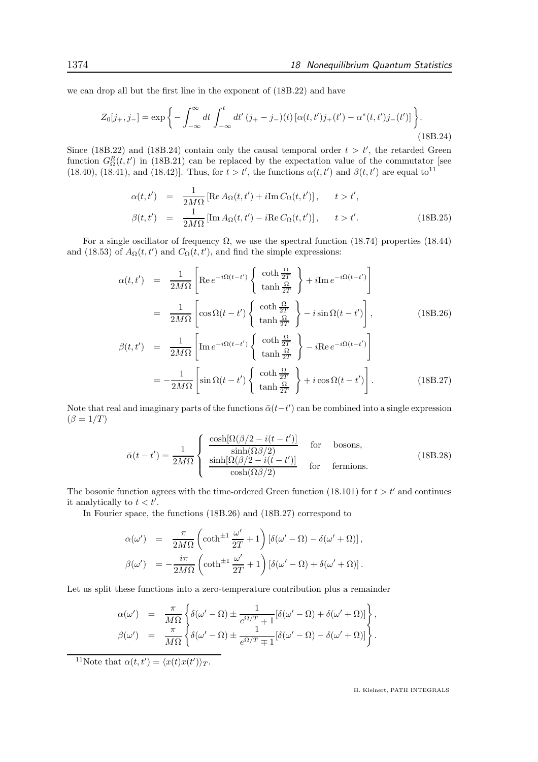we can drop all but the first line in the exponent of (18B.22) and have

$$
Z_0[j_+, j_-] = \exp\left\{ -\int_{-\infty}^{\infty} dt \int_{-\infty}^{t} dt' \, (j_+ - j_-)(t) \left[\alpha(t,t') j_+(t') - \alpha^*(t,t') j_-(t')\right] \right\}. \tag{18B.24}
$$

Since (18B.22) and (18B.24) contain only the causal temporal order $t > t'$, the retarded Green function $G^R_\Omega(t,t')$ in (18B.21) can be replaced by the expectation value of the commutator [see (18.40), (18.41), and (18.42)]. Thus, for $t > t'$, the functions $\alpha(t,t')$ and $\beta(t,t')$ are equal to[11]

$$
\begin{aligned}
\alpha(t,t') &= \frac{1}{2M\Omega}\left[\mathrm{Re}\, A_\Omega(t,t') + i \mathrm{Im}\, C_\Omega(t,t')\right], \qquad t > t', \\
\beta(t,t') &= \frac{1}{2M\Omega}\left[\mathrm{Im}\, A_\Omega(t,t') - i \mathrm{Re}\, C_\Omega(t,t')\right], \qquad t > t'.
\end{aligned} \tag{18B.25}
$$

For a single oscillator of frequency $\Omega$, we use the spectral function (18.74) properties (18.44) and (18.53) of $A_\Omega(t,t')$ and $C_\Omega(t,t')$, and find the simple expressions:

$$
\begin{aligned}
\alpha(t,t') &= \frac{1}{2M\Omega}\left[\mathrm{Re}\, e^{-i\Omega(t-t')} \left\{ \begin{array}{c} \coth\frac{\Omega}{2T} \\ \tanh\frac{\Omega}{2T} \end{array} \right\} + i \mathrm{Im}\, e^{-i\Omega(t-t')}\right] \\
&= \frac{1}{2M\Omega}\left[\cos\Omega(t-t') \left\{ \begin{array}{c} \coth\frac{\Omega}{2T} \\ \tanh\frac{\Omega}{2T} \end{array} \right\} - i \sin\Omega(t-t')\right],
\end{aligned} \tag{18B.26}
$$

$$
\begin{aligned}
\beta(t,t') &= \frac{1}{2M\Omega}\left[\mathrm{Im}\, e^{-i\Omega(t-t')} \left\{ \begin{array}{c} \coth\frac{\Omega}{2T} \\ \tanh\frac{\Omega}{2T} \end{array} \right\} - i \mathrm{Re}\, e^{-i\Omega(t-t')}\right] \\
&= -\frac{1}{2M\Omega}\left[\sin\Omega(t-t') \left\{ \begin{array}{c} \coth\frac{\Omega}{2T} \\ \tanh\frac{\Omega}{2T} \end{array} \right\} + i \cos\Omega(t-t')\right].
\end{aligned} \tag{18B.27}
$$

Note that real and imaginary parts of the functions $\bar{\alpha}(t-t')$ can be combined into a single expression ($\beta = 1/T$)

$$
\bar{\alpha}(t-t') = \frac{1}{2M\Omega} \left\{ \begin{array}{ll} \dfrac{\cosh[\Omega(\beta/2 - i(t-t')]}{\sinh(\Omega\beta/2)} & \text{for} \quad \text{bosons}, \\[2ex] \dfrac{\sinh[\Omega(\beta/2 - i(t-t')]}{\cosh(\Omega\beta/2)} & \text{for} \quad \text{fermions}. \end{array} \right. \tag{18B.28}
$$

The bosonic function agrees with the time-ordered Green function (18.101) for $t > t'$ and continues it analytically to $t < t'$.

In Fourier space, the functions (18B.26) and (18B.27) correspond to

$$
\begin{aligned}
\alpha(\omega') &= \frac{\pi}{2M\Omega}\left(\coth^{\pm 1}\frac{\omega'}{2T} + 1\right)\left[\delta(\omega' - \Omega) - \delta(\omega' + \Omega)\right], \\
\beta(\omega') &= -\frac{i\pi}{2M\Omega}\left(\coth^{\pm 1}\frac{\omega'}{2T} + 1\right)\left[\delta(\omega' - \Omega) + \delta(\omega' + \Omega)\right].
\end{aligned}
$$

Let us split these functions into a zero-temperature contribution plus a remainder

$$
\begin{aligned}
\alpha(\omega') &= \frac{\pi}{M\Omega}\left\{\delta(\omega' - \Omega) \pm \frac{1}{e^{\Omega/T} \mp 1}\left[\delta(\omega' - \Omega) + \delta(\omega' + \Omega)\right]\right\}, \\
\beta(\omega') &= \frac{\pi}{M\Omega}\left\{\delta(\omega' - \Omega) \pm \frac{1}{e^{\Omega/T} \mp 1}\left[\delta(\omega' - \Omega) - \delta(\omega' + \Omega)\right]\right\}.
\end{aligned}
$$

[11] Note that $\alpha(t,t') = \langle x(t) x(t') \rangle_T$.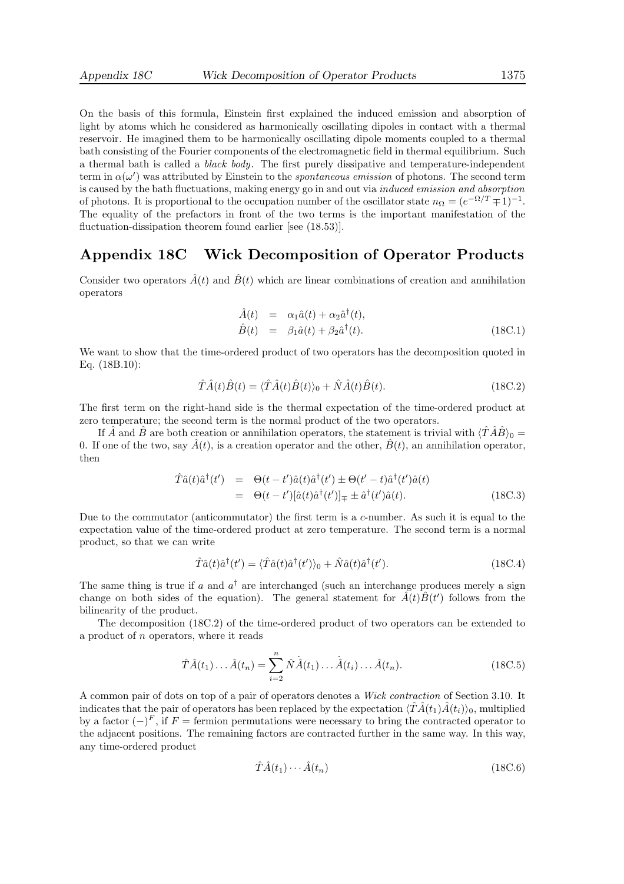On the basis of this formula, Einstein first explained the induced emission and absorption of light by atoms which he considered as harmonically oscillating dipoles in contact with a thermal reservoir. He imagined them to be harmonically oscillating dipole moments coupled to a thermal bath consisting of the Fourier components of the electromagnetic field in thermal equilibrium. Such a thermal bath is called a *black body*. The first purely dissipative and temperature-independent term in $\alpha(\omega')$ was attributed by Einstein to the *spontaneous emission* of photons. The second term is caused by the bath fluctuations, making energy go in and out via *induced emission and absorption* of photons. It is proportional to the occupation number of the oscillator state $n_\Omega = (e^{-\Omega/T} \mp 1)^{-1}$. The equality of the prefactors in front of the two terms is the important manifestation of the fluctuation-dissipation theorem found earlier [see (18.53)].

## Appendix 18C Wick Decomposition of Operator Products

Consider two operators $\hat{A}(t)$ and $\hat{B}(t)$ which are linear combinations of creation and annihilation operators

$$\begin{aligned} \hat{A}(t) &= \alpha_1 \hat{a}(t) + \alpha_2 \hat{a}^\dagger(t), \\ \hat{B}(t) &= \beta_1 \hat{a}(t) + \beta_2 \hat{a}^\dagger(t). \end{aligned} \tag{18C.1}$$

We want to show that the time-ordered product of two operators has the decomposition quoted in Eq. (18B.10):

$$\hat{T}\hat{A}(t)\hat{B}(t) = \langle \hat{T}\hat{A}(t)\hat{B}(t)\rangle_0 + \hat{N}\hat{A}(t)\hat{B}(t). \tag{18C.2}$$

The first term on the right-hand side is the thermal expectation of the time-ordered product at zero temperature; the second term is the normal product of the two operators.

If $\hat{A}$ and $\hat{B}$ are both creation or annihilation operators, the statement is trivial with $\langle \hat{T}\hat{A}\hat{B}\rangle_0 = 0$. If one of the two, say $\hat{A}(t)$, is a creation operator and the other, $\hat{B}(t)$, an annihilation operator, then

$$\begin{aligned} \hat{T}\hat{a}(t)\hat{a}^\dagger(t') &= \Theta(t-t')\hat{a}(t)\hat{a}^\dagger(t') \pm \Theta(t'-t)\hat{a}^\dagger(t')\hat{a}(t) \\ &= \Theta(t-t')[\hat{a}(t)\hat{a}^\dagger(t')]_\mp \pm \hat{a}^\dagger(t')\hat{a}(t). \end{aligned} \tag{18C.3}$$

Due to the commutator (anticommutator) the first term is a $c$-number. As such it is equal to the expectation value of the time-ordered product at zero temperature. The second term is a normal product, so that we can write

$$\hat{T}\hat{a}(t)\hat{a}^\dagger(t') = \langle \hat{T}\hat{a}(t)\hat{a}^\dagger(t')\rangle_0 + \hat{N}\hat{a}(t)\hat{a}^\dagger(t'). \tag{18C.4}$$

The same thing is true if $a$ and $a^\dagger$ are interchanged (such an interchange produces merely a sign change on both sides of the equation). The general statement for $\hat{A}(t)\hat{B}(t')$ follows from the bilinearity of the product.

The decomposition (18C.2) of the time-ordered product of two operators can be extended to a product of $n$ operators, where it reads

$$\hat{T}\hat{A}(t_1)\ldots\hat{A}(t_n) = \sum_{i=2}^{n} \hat{N}\dot{\hat{A}}(t_1)\ldots\dot{\hat{A}}(t_i)\ldots\hat{A}(t_n). \tag{18C.5}$$

A common pair of dots on top of a pair of operators denotes a *Wick contraction* of Section 3.10. It indicates that the pair of operators has been replaced by the expectation $\langle \hat{T}\hat{A}(t_1)\hat{A}(t_i)\rangle_0$, multiplied by a factor $(-)^F$, if $F =$ fermion permutations were necessary to bring the contracted operator to the adjacent positions. The remaining factors are contracted further in the same way. In this way, any time-ordered product

$$\hat{T}\hat{A}(t_1)\cdots\hat{A}(t_n) \tag{18C.6}$$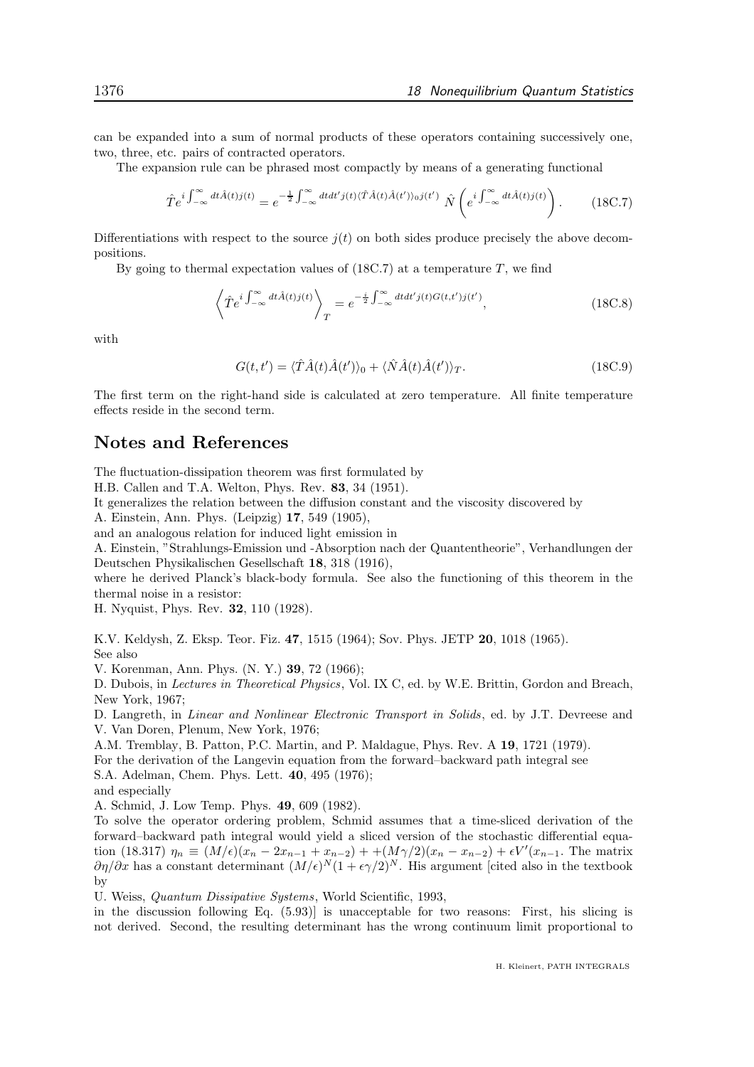can be expanded into a sum of normal products of these operators containing successively one, two, three, etc. pairs of contracted operators.

The expansion rule can be phrased most compactly by means of a generating functional

$$\hat{T}e^{i\int_{-\infty}^{\infty}dt\hat{A}(t)j(t)} = e^{-\frac{1}{2}\int_{-\infty}^{\infty}dtdt'j(t)\langle\hat{T}\hat{A}(t)\hat{A}(t')\rangle_0 j(t')}\ \hat{N}\left(e^{i\int_{-\infty}^{\infty}dt\hat{A}(t)j(t)}\right). \tag{18C.7}$$

Differentiations with respect to the source $j(t)$ on both sides produce precisely the above decompositions.

By going to thermal expectation values of (18C.7) at a temperature $T$, we find

$$\left\langle \hat{T}e^{i\int_{-\infty}^{\infty}dt\hat{A}(t)j(t)}\right\rangle_T = e^{-\frac{i}{2}\int_{-\infty}^{\infty}dtdt'j(t)G(t,t')j(t')}, \tag{18C.8}$$

with

$$G(t,t') = \langle\hat{T}\hat{A}(t)\hat{A}(t')\rangle_0 + \langle\hat{N}\hat{A}(t)\hat{A}(t')\rangle_T. \tag{18C.9}$$

The first term on the right-hand side is calculated at zero temperature. All finite temperature effects reside in the second term.

## Notes and References

The fluctuation-dissipation theorem was first formulated by
H.B. Callen and T.A. Welton, Phys. Rev. **83**, 34 (1951).
It generalizes the relation between the diffusion constant and the viscosity discovered by
A. Einstein, Ann. Phys. (Leipzig) **17**, 549 (1905),
and an analogous relation for induced light emission in
A. Einstein, "Strahlungs-Emission und -Absorption nach der Quantentheorie", Verhandlungen der Deutschen Physikalischen Gesellschaft **18**, 318 (1916),
where he derived Planck's black-body formula. See also the functioning of this theorem in the thermal noise in a resistor:
H. Nyquist, Phys. Rev. **32**, 110 (1928).

K.V. Keldysh, Z. Eksp. Teor. Fiz. **47**, 1515 (1964); Sov. Phys. JETP **20**, 1018 (1965).
See also
V. Korenman, Ann. Phys. (N. Y.) **39**, 72 (1966);
D. Dubois, in *Lectures in Theoretical Physics*, Vol. IX C, ed. by W.E. Brittin, Gordon and Breach, New York, 1967;
D. Langreth, in *Linear and Nonlinear Electronic Transport in Solids*, ed. by J.T. Devreese and V. Van Doren, Plenum, New York, 1976;
A.M. Tremblay, B. Patton, P.C. Martin, and P. Maldague, Phys. Rev. A **19**, 1721 (1979).
For the derivation of the Langevin equation from the forward–backward path integral see
S.A. Adelman, Chem. Phys. Lett. **40**, 495 (1976);
and especially
A. Schmid, J. Low Temp. Phys. **49**, 609 (1982).
To solve the operator ordering problem, Schmid assumes that a time-sliced derivation of the forward–backward path integral would yield a sliced version of the stochastic differential equation (18.317) $\eta_n \equiv (M/\epsilon)(x_n - 2x_{n-1} + x_{n-2}) + +(M\gamma/2)(x_n - x_{n-2}) + \epsilon V'(x_{n-1}$. The matrix $\partial\eta/\partial x$ has a constant determinant $(M/\epsilon)^N(1+\epsilon\gamma/2)^N$. His argument [cited also in the textbook by
U. Weiss, *Quantum Dissipative Systems*, World Scientific, 1993,
in the discussion following Eq. (5.93)] is unacceptable for two reasons: First, his slicing is not derived. Second, the resulting determinant has the wrong continuum limit proportional to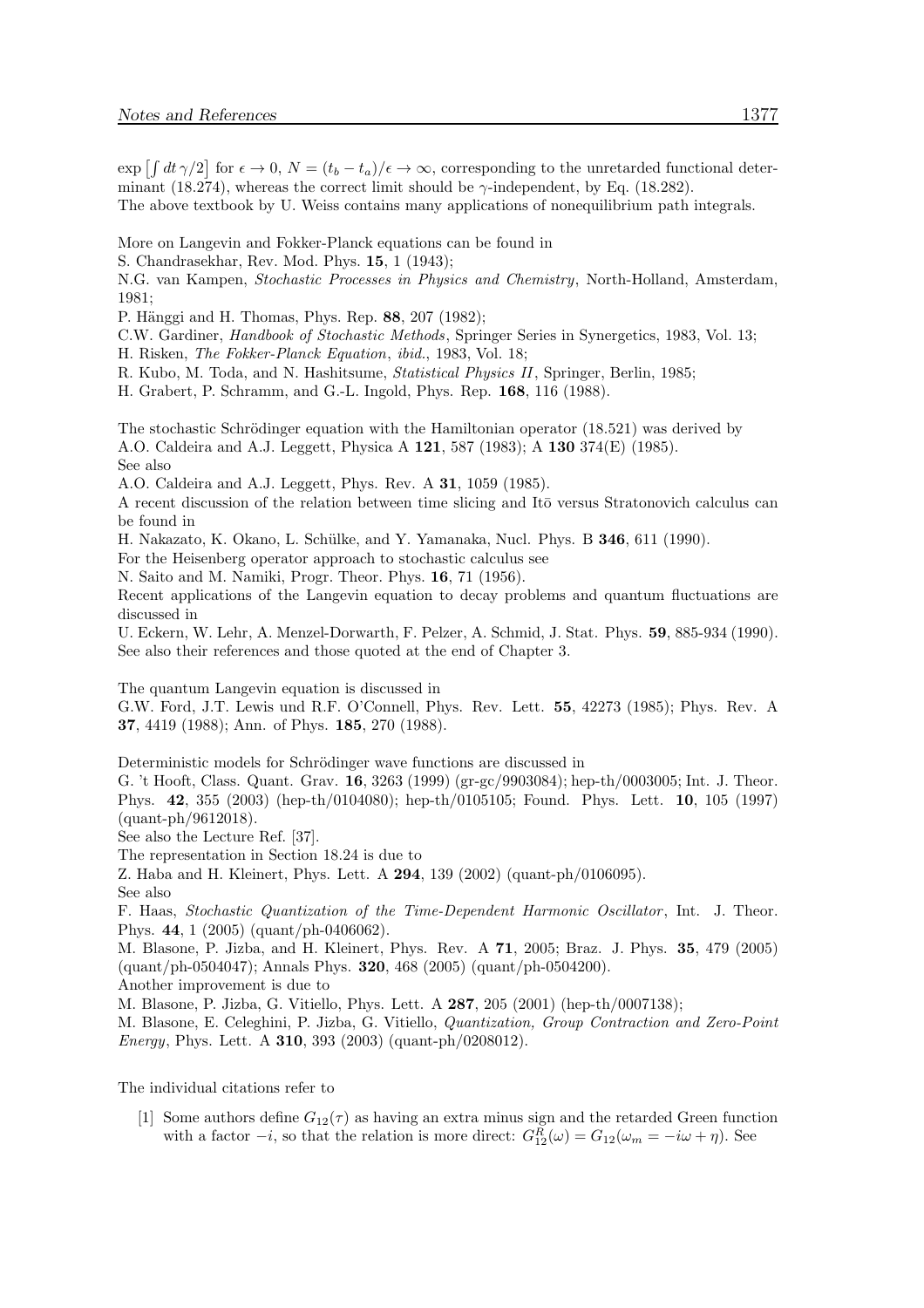$\exp\left[\int dt\,\gamma/2\right]$ for $\epsilon \to 0$, $N = (t_b - t_a)/\epsilon \to \infty$, corresponding to the unretarded functional determinant (18.274), whereas the correct limit should be $\gamma$-independent, by Eq. (18.282).
The above textbook by U. Weiss contains many applications of nonequilibrium path integrals.

More on Langevin and Fokker-Planck equations can be found in
S. Chandrasekhar, Rev. Mod. Phys. **15**, 1 (1943);
N.G. van Kampen, *Stochastic Processes in Physics and Chemistry*, North-Holland, Amsterdam, 1981;
P. Hänggi and H. Thomas, Phys. Rep. **88**, 207 (1982);
C.W. Gardiner, *Handbook of Stochastic Methods*, Springer Series in Synergetics, 1983, Vol. 13;
H. Risken, *The Fokker-Planck Equation*, *ibid.*, 1983, Vol. 18;
R. Kubo, M. Toda, and N. Hashitsume, *Statistical Physics II*, Springer, Berlin, 1985;
H. Grabert, P. Schramm, and G.-L. Ingold, Phys. Rep. **168**, 116 (1988).

The stochastic Schrödinger equation with the Hamiltonian operator (18.521) was derived by
A.O. Caldeira and A.J. Leggett, Physica A **121**, 587 (1983); A **130** 374(E) (1985).
See also
A.O. Caldeira and A.J. Leggett, Phys. Rev. A **31**, 1059 (1985).
A recent discussion of the relation between time slicing and Itō versus Stratonovich calculus can be found in
H. Nakazato, K. Okano, L. Schülke, and Y. Yamanaka, Nucl. Phys. B **346**, 611 (1990).
For the Heisenberg operator approach to stochastic calculus see
N. Saito and M. Namiki, Progr. Theor. Phys. **16**, 71 (1956).
Recent applications of the Langevin equation to decay problems and quantum fluctuations are discussed in
U. Eckern, W. Lehr, A. Menzel-Dorwarth, F. Pelzer, A. Schmid, J. Stat. Phys. **59**, 885-934 (1990).
See also their references and those quoted at the end of Chapter 3.

The quantum Langevin equation is discussed in
G.W. Ford, J.T. Lewis und R.F. O'Connell, Phys. Rev. Lett. **55**, 42273 (1985); Phys. Rev. A **37**, 4419 (1988); Ann. of Phys. **185**, 270 (1988).

Deterministic models for Schrödinger wave functions are discussed in
G. 't Hooft, Class. Quant. Grav. **16**, 3263 (1999) (gr-gc/9903084); hep-th/0003005; Int. J. Theor. Phys. **42**, 355 (2003) (hep-th/0104080); hep-th/0105105; Found. Phys. Lett. **10**, 105 (1997) (quant-ph/9612018).
See also the Lecture Ref. [37].
The representation in Section 18.24 is due to
Z. Haba and H. Kleinert, Phys. Lett. A **294**, 139 (2002) (quant-ph/0106095).
See also
F. Haas, *Stochastic Quantization of the Time-Dependent Harmonic Oscillator*, Int. J. Theor. Phys. **44**, 1 (2005) (quant/ph-0406062).
M. Blasone, P. Jizba, and H. Kleinert, Phys. Rev. A **71**, 2005; Braz. J. Phys. **35**, 479 (2005) (quant/ph-0504047); Annals Phys. **320**, 468 (2005) (quant/ph-0504200).
Another improvement is due to
M. Blasone, P. Jizba, G. Vitiello, Phys. Lett. A **287**, 205 (2001) (hep-th/0007138);
M. Blasone, E. Celeghini, P. Jizba, G. Vitiello, *Quantization, Group Contraction and Zero-Point Energy*, Phys. Lett. A **310**, 393 (2003) (quant-ph/0208012).

The individual citations refer to

[1] Some authors define $G_{12}(\tau)$ as having an extra minus sign and the retarded Green function with a factor $-i$, so that the relation is more direct: $G^R_{12}(\omega) = G_{12}(\omega_m = -i\omega + \eta)$. See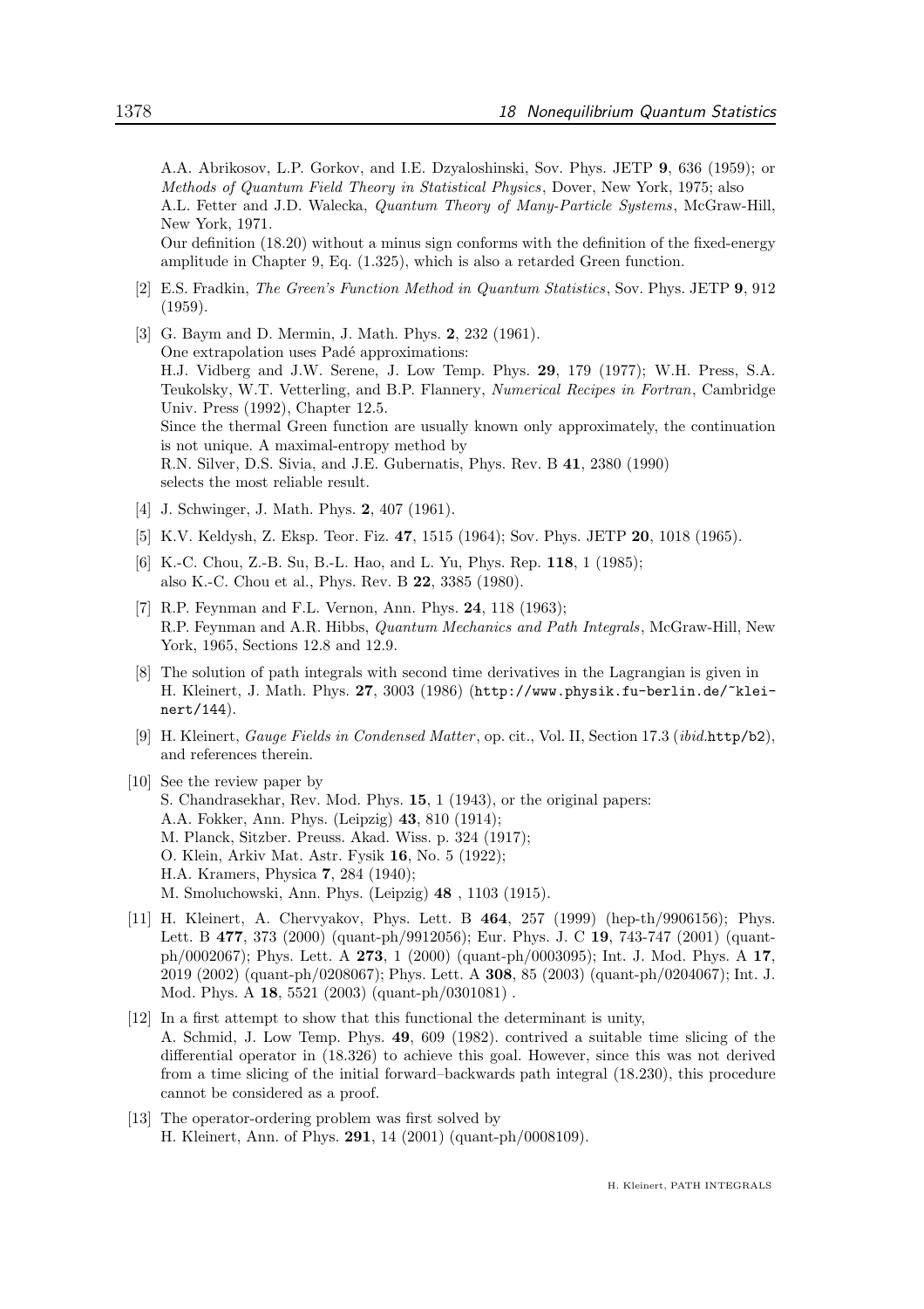A.A. Abrikosov, L.P. Gorkov, and I.E. Dzyaloshinski, Sov. Phys. JETP **9**, 636 (1959); or *Methods of Quantum Field Theory in Statistical Physics*, Dover, New York, 1975; also A.L. Fetter and J.D. Walecka, *Quantum Theory of Many-Particle Systems*, McGraw-Hill, New York, 1971.
Our definition (18.20) without a minus sign conforms with the definition of the fixed-energy amplitude in Chapter 9, Eq. (1.325), which is also a retarded Green function.

[2] E.S. Fradkin, *The Green's Function Method in Quantum Statistics*, Sov. Phys. JETP **9**, 912 (1959).

[3] G. Baym and D. Mermin, J. Math. Phys. **2**, 232 (1961).
One extrapolation uses Padé approximations:
H.J. Vidberg and J.W. Serene, J. Low Temp. Phys. **29**, 179 (1977); W.H. Press, S.A. Teukolsky, W.T. Vetterling, and B.P. Flannery, *Numerical Recipes in Fortran*, Cambridge Univ. Press (1992), Chapter 12.5.
Since the thermal Green function are usually known only approximately, the continuation is not unique. A maximal-entropy method by
R.N. Silver, D.S. Sivia, and J.E. Gubernatis, Phys. Rev. B **41**, 2380 (1990)
selects the most reliable result.

[4] J. Schwinger, J. Math. Phys. **2**, 407 (1961).

[5] K.V. Keldysh, Z. Eksp. Teor. Fiz. **47**, 1515 (1964); Sov. Phys. JETP **20**, 1018 (1965).

[6] K.-C. Chou, Z.-B. Su, B.-L. Hao, and L. Yu, Phys. Rep. **118**, 1 (1985);
also K.-C. Chou et al., Phys. Rev. B **22**, 3385 (1980).

[7] R.P. Feynman and F.L. Vernon, Ann. Phys. **24**, 118 (1963);
R.P. Feynman and A.R. Hibbs, *Quantum Mechanics and Path Integrals*, McGraw-Hill, New York, 1965, Sections 12.8 and 12.9.

[8] The solution of path integrals with second time derivatives in the Lagrangian is given in H. Kleinert, J. Math. Phys. **27**, 3003 (1986) (`http://www.physik.fu-berlin.de/~kleinert/144`).

[9] H. Kleinert, *Gauge Fields in Condensed Matter*, op. cit., Vol. II, Section 17.3 (*ibid.*`http/b2`), and references therein.

[10] See the review paper by
S. Chandrasekhar, Rev. Mod. Phys. **15**, 1 (1943), or the original papers:
A.A. Fokker, Ann. Phys. (Leipzig) **43**, 810 (1914);
M. Planck, Sitzber. Preuss. Akad. Wiss. p. 324 (1917);
O. Klein, Arkiv Mat. Astr. Fysik **16**, No. 5 (1922);
H.A. Kramers, Physica **7**, 284 (1940);
M. Smoluchowski, Ann. Phys. (Leipzig) **48** , 1103 (1915).

[11] H. Kleinert, A. Chervyakov, Phys. Lett. B **464**, 257 (1999) (hep-th/9906156); Phys. Lett. B **477**, 373 (2000) (quant-ph/9912056); Eur. Phys. J. C **19**, 743-747 (2001) (quant-ph/0002067); Phys. Lett. A **273**, 1 (2000) (quant-ph/0003095); Int. J. Mod. Phys. A **17**, 2019 (2002) (quant-ph/0208067); Phys. Lett. A **308**, 85 (2003) (quant-ph/0204067); Int. J. Mod. Phys. A **18**, 5521 (2003) (quant-ph/0301081) .

[12] In a first attempt to show that this functional the determinant is unity,
A. Schmid, J. Low Temp. Phys. **49**, 609 (1982). contrived a suitable time slicing of the differential operator in (18.326) to achieve this goal. However, since this was not derived from a time slicing of the initial forward–backwards path integral (18.230), this procedure cannot be considered as a proof.

[13] The operator-ordering problem was first solved by
H. Kleinert, Ann. of Phys. **291**, 14 (2001) (quant-ph/0008109).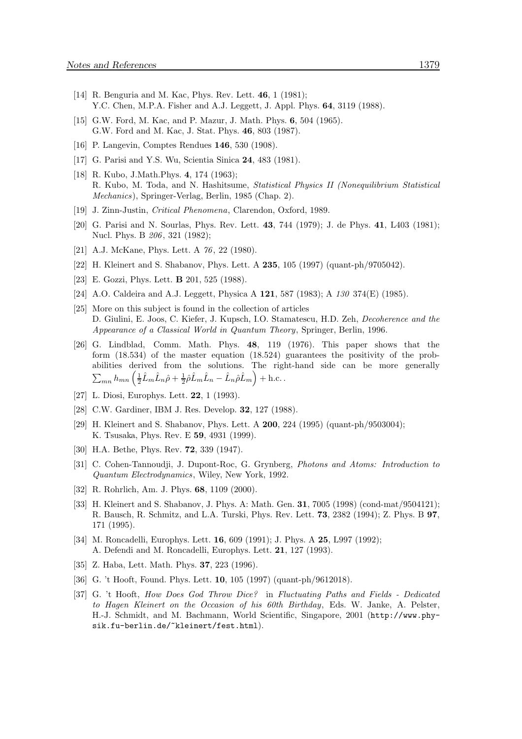[14] R. Benguria and M. Kac, Phys. Rev. Lett. **46**, 1 (1981);
Y.C. Chen, M.P.A. Fisher and A.J. Leggett, J. Appl. Phys. **64**, 3119 (1988).

[15] G.W. Ford, M. Kac, and P. Mazur, J. Math. Phys. **6**, 504 (1965).
G.W. Ford and M. Kac, J. Stat. Phys. **46**, 803 (1987).

[16] P. Langevin, Comptes Rendues **146**, 530 (1908).

[17] G. Parisi and Y.S. Wu, Scientia Sinica **24**, 483 (1981).

[18] R. Kubo, J.Math.Phys. **4**, 174 (1963);
R. Kubo, M. Toda, and N. Hashitsume, *Statistical Physics II (Nonequilibrium Statistical Mechanics)*, Springer-Verlag, Berlin, 1985 (Chap. 2).

[19] J. Zinn-Justin, *Critical Phenomena*, Clarendon, Oxford, 1989.

[20] G. Parisi and N. Sourlas, Phys. Rev. Lett. **43**, 744 (1979); J. de Phys. **41**, L403 (1981); Nucl. Phys. B *206*, 321 (1982);

[21] A.J. McKane, Phys. Lett. A *76*, 22 (1980).

[22] H. Kleinert and S. Shabanov, Phys. Lett. A **235**, 105 (1997) (quant-ph/9705042).

[23] E. Gozzi, Phys. Lett. **B** 201, 525 (1988).

[24] A.O. Caldeira and A.J. Leggett, Physica A **121**, 587 (1983); A *130* 374(E) (1985).

[25] More on this subject is found in the collection of articles
D. Giulini, E. Joos, C. Kiefer, J. Kupsch, I.O. Stamatescu, H.D. Zeh, *Decoherence and the Appearance of a Classical World in Quantum Theory*, Springer, Berlin, 1996.

[26] G. Lindblad, Comm. Math. Phys. **48**, 119 (1976). This paper shows that the form (18.534) of the master equation (18.524) guarantees the positivity of the probabilities derived from the solutions. The right-hand side can be more generally $\sum_{mn} h_{mn}\left(\frac{1}{2}\hat{L}_m\hat{L}_n\hat{\rho}+\frac{1}{2}\hat{\rho}\hat{L}_m\hat{L}_n-\hat{L}_n\hat{\rho}\hat{L}_m\right)+\text{h.c.}$.

[27] L. Diosi, Europhys. Lett. **22**, 1 (1993).

[28] C.W. Gardiner, IBM J. Res. Develop. **32**, 127 (1988).

[29] H. Kleinert and S. Shabanov, Phys. Lett. A **200**, 224 (1995) (quant-ph/9503004);
K. Tsusaka, Phys. Rev. E **59**, 4931 (1999).

[30] H.A. Bethe, Phys. Rev. **72**, 339 (1947).

[31] C. Cohen-Tannoudji, J. Dupont-Roc, G. Grynberg, *Photons and Atoms: Introduction to Quantum Electrodynamics*, Wiley, New York, 1992.

[32] R. Rohrlich, Am. J. Phys. **68**, 1109 (2000).

[33] H. Kleinert and S. Shabanov, J. Phys. A: Math. Gen. **31**, 7005 (1998) (cond-mat/9504121);
R. Bausch, R. Schmitz, and L.A. Turski, Phys. Rev. Lett. **73**, 2382 (1994); Z. Phys. B **97**, 171 (1995).

[34] M. Roncadelli, Europhys. Lett. **16**, 609 (1991); J. Phys. A **25**, L997 (1992);
A. Defendi and M. Roncadelli, Europhys. Lett. **21**, 127 (1993).

[35] Z. Haba, Lett. Math. Phys. **37**, 223 (1996).

[36] G. 't Hooft, Found. Phys. Lett. **10**, 105 (1997) (quant-ph/9612018).

[37] G. 't Hooft, *How Does God Throw Dice?* in *Fluctuating Paths and Fields - Dedicated to Hagen Kleinert on the Occasion of his 60th Birthday*, Eds. W. Janke, A. Pelster, H.-J. Schmidt, and M. Bachmann, World Scientific, Singapore, 2001 (`http://www.physik.fu-berlin.de/~kleinert/fest.html`).